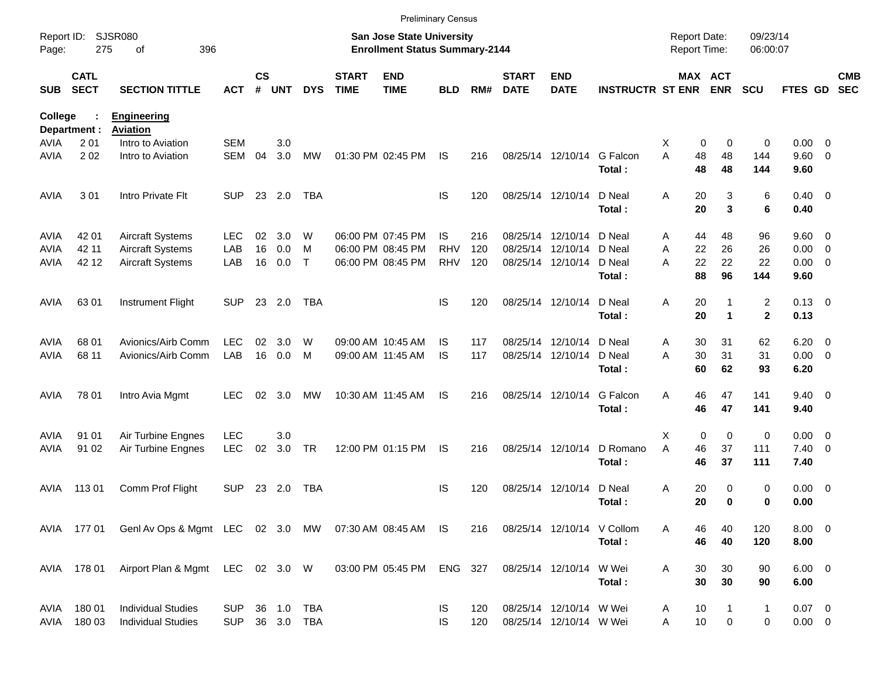Preliminary Census

Report ID: SJSR080

**San Jose State University**
**Enrollment Status Summary-2144**

Report Date: 09/23/14
Report Time: 06:00:07

**College : Engineering**
**Department : Aviation**

| SUB | CATL SECT | SECTION TITTLE | ACT | CS # | UNT | DYS | START TIME | END TIME | BLD | RM# | START DATE | END DATE | INSTRUCTR | ST | MAX ENR | ACT ENR | SCU | FTES | GD | CMB SEC |
|---|---|---|---|---|---|---|---|---|---|---|---|---|---|---|---|---|---|---|---|---|
| AVIA | 2 01 | Intro to Aviation | SEM | | 3.0 | | | | | | | | | X | 0 | 0 | 0 | 0.00 | 0 | |
| AVIA | 2 02 | Intro to Aviation | SEM | 04 | 3.0 | MW | 01:30 PM | 02:45 PM | IS | 216 | 08/25/14 | 12/10/14 | G Falcon | A | 48 | 48 | 144 | 9.60 | 0 | |
| | | | | | | | | | | | | | **Total :** | | **48** | **48** | **144** | **9.60** | | |
| AVIA | 3 01 | Intro Private Flt | SUP | 23 | 2.0 | TBA | | | IS | 120 | 08/25/14 | 12/10/14 | D Neal | A | 20 | 3 | 6 | 0.40 | 0 | |
| | | | | | | | | | | | | | **Total :** | | **20** | **3** | **6** | **0.40** | | |
| AVIA | 42 01 | Aircraft Systems | LEC | 02 | 3.0 | W | 06:00 PM | 07:45 PM | IS | 216 | 08/25/14 | 12/10/14 | D Neal | A | 44 | 48 | 96 | 9.60 | 0 | |
| AVIA | 42 11 | Aircraft Systems | LAB | 16 | 0.0 | M | 06:00 PM | 08:45 PM | RHV | 120 | 08/25/14 | 12/10/14 | D Neal | A | 22 | 26 | 26 | 0.00 | 0 | |
| AVIA | 42 12 | Aircraft Systems | LAB | 16 | 0.0 | T | 06:00 PM | 08:45 PM | RHV | 120 | 08/25/14 | 12/10/14 | D Neal | A | 22 | 22 | 22 | 0.00 | 0 | |
| | | | | | | | | | | | | | **Total :** | | **88** | **96** | **144** | **9.60** | | |
| AVIA | 63 01 | Instrument Flight | SUP | 23 | 2.0 | TBA | | | IS | 120 | 08/25/14 | 12/10/14 | D Neal | A | 20 | 1 | 2 | 0.13 | 0 | |
| | | | | | | | | | | | | | **Total :** | | **20** | **1** | **2** | **0.13** | | |
| AVIA | 68 01 | Avionics/Airb Comm | LEC | 02 | 3.0 | W | 09:00 AM | 10:45 AM | IS | 117 | 08/25/14 | 12/10/14 | D Neal | A | 30 | 31 | 62 | 6.20 | 0 | |
| AVIA | 68 11 | Avionics/Airb Comm | LAB | 16 | 0.0 | M | 09:00 AM | 11:45 AM | IS | 117 | 08/25/14 | 12/10/14 | D Neal | A | 30 | 31 | 31 | 0.00 | 0 | |
| | | | | | | | | | | | | | **Total :** | | **60** | **62** | **93** | **6.20** | | |
| AVIA | 78 01 | Intro Avia Mgmt | LEC | 02 | 3.0 | MW | 10:30 AM | 11:45 AM | IS | 216 | 08/25/14 | 12/10/14 | G Falcon | A | 46 | 47 | 141 | 9.40 | 0 | |
| | | | | | | | | | | | | | **Total :** | | **46** | **47** | **141** | **9.40** | | |
| AVIA | 91 01 | Air Turbine Engnes | LEC | | 3.0 | | | | | | | | | X | 0 | 0 | 0 | 0.00 | 0 | |
| AVIA | 91 02 | Air Turbine Engnes | LEC | 02 | 3.0 | TR | 12:00 PM | 01:15 PM | IS | 216 | 08/25/14 | 12/10/14 | D Romano | A | 46 | 37 | 111 | 7.40 | 0 | |
| | | | | | | | | | | | | | **Total :** | | **46** | **37** | **111** | **7.40** | | |
| AVIA | 113 01 | Comm Prof Flight | SUP | 23 | 2.0 | TBA | | | IS | 120 | 08/25/14 | 12/10/14 | D Neal | A | 20 | 0 | 0 | 0.00 | 0 | |
| | | | | | | | | | | | | | **Total :** | | **20** | **0** | **0** | **0.00** | | |
| AVIA | 177 01 | Genl Av Ops & Mgmt | LEC | 02 | 3.0 | MW | 07:30 AM | 08:45 AM | IS | 216 | 08/25/14 | 12/10/14 | V Collom | A | 46 | 40 | 120 | 8.00 | 0 | |
| | | | | | | | | | | | | | **Total :** | | **46** | **40** | **120** | **8.00** | | |
| AVIA | 178 01 | Airport Plan & Mgmt | LEC | 02 | 3.0 | W | 03:00 PM | 05:45 PM | ENG | 327 | 08/25/14 | 12/10/14 | W Wei | A | 30 | 30 | 90 | 6.00 | 0 | |
| | | | | | | | | | | | | | **Total :** | | **30** | **30** | **90** | **6.00** | | |
| AVIA | 180 01 | Individual Studies | SUP | 36 | 1.0 | TBA | | | IS | 120 | 08/25/14 | 12/10/14 | W Wei | A | 10 | 1 | 1 | 0.07 | 0 | |
| AVIA | 180 03 | Individual Studies | SUP | 36 | 3.0 | TBA | | | IS | 120 | 08/25/14 | 12/10/14 | W Wei | A | 10 | 0 | 0 | 0.00 | 0 | |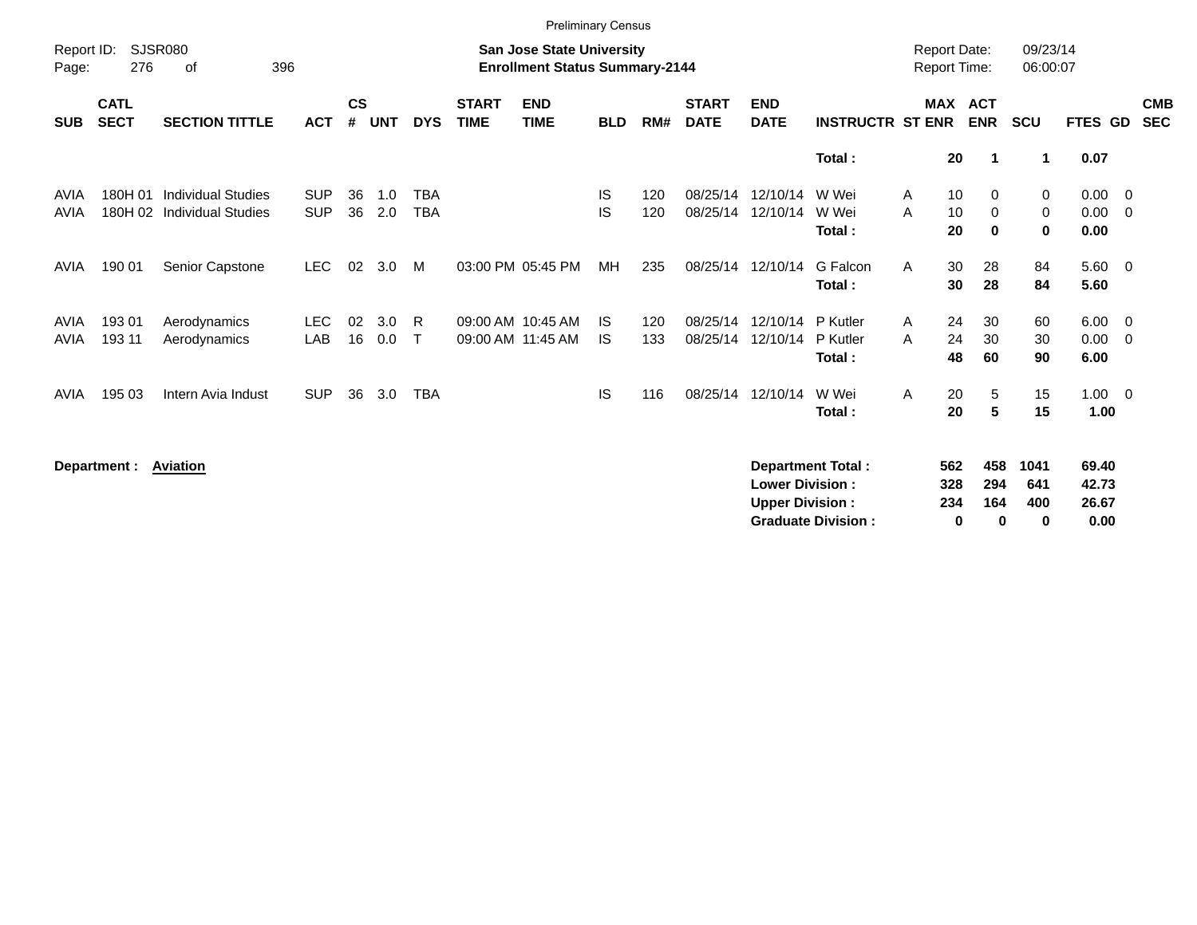Preliminary Census

Report ID: SJSR080

**San Jose State University**
**Enrollment Status Summary-2144**

Report Date: 09/23/14
Report Time: 06:00:07

| SUB | CATL SECT | SECTION TITTLE | ACT | CS # | UNT | DYS | START TIME | END TIME | BLD | RM# | START DATE | END DATE | INSTRUCTR | ST | MAX ENR | ACT ENR | SCU | FTES | GD | CMB SEC |
|---|---|---|---|---|---|---|---|---|---|---|---|---|---|---|---|---|---|---|---|---|
| | | | | | | | | | | | | | **Total :** | | **20** | **1** | **1** | **0.07** | | |
| AVIA | 180H 01 | Individual Studies | SUP | 36 | 1.0 | TBA | | | IS | 120 | 08/25/14 | 12/10/14 | W Wei | A | 10 | 0 | 0 | 0.00 | 0 | |
| AVIA | 180H 02 | Individual Studies | SUP | 36 | 2.0 | TBA | | | IS | 120 | 08/25/14 | 12/10/14 | W Wei | A | 10 | 0 | 0 | 0.00 | 0 | |
| | | | | | | | | | | | | | **Total :** | | **20** | **0** | **0** | **0.00** | | |
| AVIA | 190 01 | Senior Capstone | LEC | 02 | 3.0 | M | 03:00 PM | 05:45 PM | MH | 235 | 08/25/14 | 12/10/14 | G Falcon | A | 30 | 28 | 84 | 5.60 | 0 | |
| | | | | | | | | | | | | | **Total :** | | **30** | **28** | **84** | **5.60** | | |
| AVIA | 193 01 | Aerodynamics | LEC | 02 | 3.0 | R | 09:00 AM | 10:45 AM | IS | 120 | 08/25/14 | 12/10/14 | P Kutler | A | 24 | 30 | 60 | 6.00 | 0 | |
| AVIA | 193 11 | Aerodynamics | LAB | 16 | 0.0 | T | 09:00 AM | 11:45 AM | IS | 133 | 08/25/14 | 12/10/14 | P Kutler | A | 24 | 30 | 30 | 0.00 | 0 | |
| | | | | | | | | | | | | | **Total :** | | **48** | **60** | **90** | **6.00** | | |
| AVIA | 195 03 | Intern Avia Indust | SUP | 36 | 3.0 | TBA | | | IS | 116 | 08/25/14 | 12/10/14 | W Wei | A | 20 | 5 | 15 | 1.00 | 0 | |
| | | | | | | | | | | | | | **Total :** | | **20** | **5** | **15** | **1.00** | | |

**Department : Aviation**

| | MAX ENR | ACT ENR | SCU | FTES |
|---|---|---|---|---|
| **Department Total :** | **562** | **458** | **1041** | **69.40** |
| **Lower Division :** | **328** | **294** | **641** | **42.73** |
| **Upper Division :** | **234** | **164** | **400** | **26.67** |
| **Graduate Division :** | **0** | **0** | **0** | **0.00** |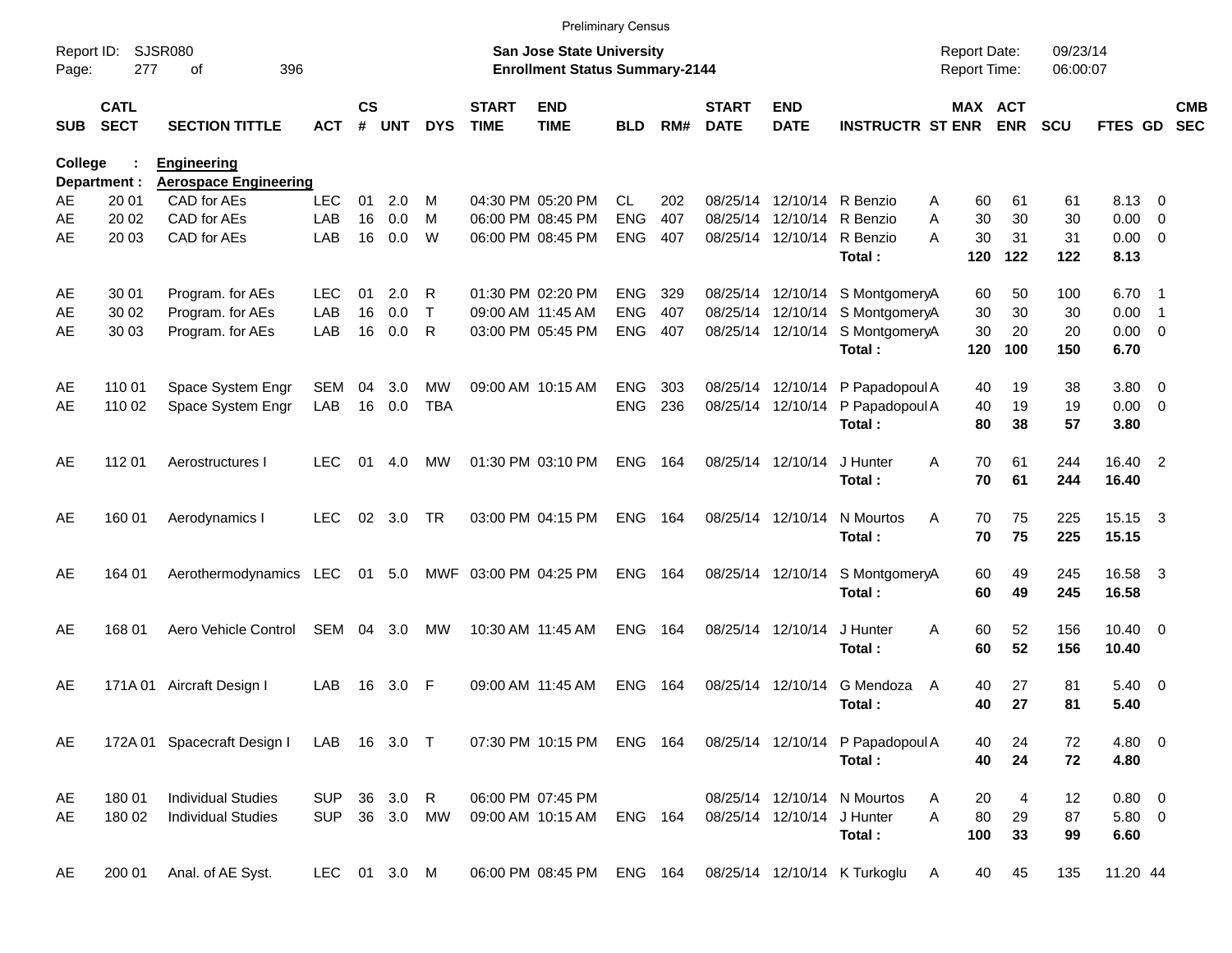Preliminary Census

Report ID: SJSR080
Page: 277 of 396

**San Jose State University**
**Enrollment Status Summary-2144**

Report Date: 09/23/14
Report Time: 06:00:07

| SUB | CATL SECT | SECTION TITTLE | ACT | CS # | UNT | DYS | START TIME | END TIME | BLD | RM# | START DATE | END DATE | INSTRUCTR | ST | MAX ENR | ACT ENR | SCU | FTES | GD | CMB SEC |
|---|---|---|---|---|---|---|---|---|---|---|---|---|---|---|---|---|---|---|---|---|
| **College :** | | **Engineering** | | | | | | | | | | | | | | | | | | |
| **Department :** | | **Aerospace Engineering** | | | | | | | | | | | | | | | | | | |
| AE | 20 01 | CAD for AEs | LEC | 01 | 2.0 | M | 04:30 PM | 05:20 PM | CL | 202 | 08/25/14 | 12/10/14 | R Benzio | A | 60 | 61 | 61 | 8.13 | 0 | |
| AE | 20 02 | CAD for AEs | LAB | 16 | 0.0 | M | 06:00 PM | 08:45 PM | ENG | 407 | 08/25/14 | 12/10/14 | R Benzio | A | 30 | 30 | 30 | 0.00 | 0 | |
| AE | 20 03 | CAD for AEs | LAB | 16 | 0.0 | W | 06:00 PM | 08:45 PM | ENG | 407 | 08/25/14 | 12/10/14 | R Benzio | A | 30 | 31 | 31 | 0.00 | 0 | |
| | | | | | | | | | | | | | **Total :** | | **120** | **122** | **122** | **8.13** | | |
| AE | 30 01 | Program. for AEs | LEC | 01 | 2.0 | R | 01:30 PM | 02:20 PM | ENG | 329 | 08/25/14 | 12/10/14 | S Montgomery | A | 60 | 50 | 100 | 6.70 | 1 | |
| AE | 30 02 | Program. for AEs | LAB | 16 | 0.0 | T | 09:00 AM | 11:45 AM | ENG | 407 | 08/25/14 | 12/10/14 | S Montgomery | A | 30 | 30 | 30 | 0.00 | 1 | |
| AE | 30 03 | Program. for AEs | LAB | 16 | 0.0 | R | 03:00 PM | 05:45 PM | ENG | 407 | 08/25/14 | 12/10/14 | S Montgomery | A | 30 | 20 | 20 | 0.00 | 0 | |
| | | | | | | | | | | | | | **Total :** | | **120** | **100** | **150** | **6.70** | | |
| AE | 110 01 | Space System Engr | SEM | 04 | 3.0 | MW | 09:00 AM | 10:15 AM | ENG | 303 | 08/25/14 | 12/10/14 | P Papadopoul | A | 40 | 19 | 38 | 3.80 | 0 | |
| AE | 110 02 | Space System Engr | LAB | 16 | 0.0 | TBA | | | ENG | 236 | 08/25/14 | 12/10/14 | P Papadopoul | A | 40 | 19 | 19 | 0.00 | 0 | |
| | | | | | | | | | | | | | **Total :** | | **80** | **38** | **57** | **3.80** | | |
| AE | 112 01 | Aerostructures I | LEC | 01 | 4.0 | MW | 01:30 PM | 03:10 PM | ENG | 164 | 08/25/14 | 12/10/14 | J Hunter | A | 70 | 61 | 244 | 16.40 | 2 | |
| | | | | | | | | | | | | | **Total :** | | **70** | **61** | **244** | **16.40** | | |
| AE | 160 01 | Aerodynamics I | LEC | 02 | 3.0 | TR | 03:00 PM | 04:15 PM | ENG | 164 | 08/25/14 | 12/10/14 | N Mourtos | A | 70 | 75 | 225 | 15.15 | 3 | |
| | | | | | | | | | | | | | **Total :** | | **70** | **75** | **225** | **15.15** | | |
| AE | 164 01 | Aerothermodynamics | LEC | 01 | 5.0 | MWF | 03:00 PM | 04:25 PM | ENG | 164 | 08/25/14 | 12/10/14 | S Montgomery | A | 60 | 49 | 245 | 16.58 | 3 | |
| | | | | | | | | | | | | | **Total :** | | **60** | **49** | **245** | **16.58** | | |
| AE | 168 01 | Aero Vehicle Control | SEM | 04 | 3.0 | MW | 10:30 AM | 11:45 AM | ENG | 164 | 08/25/14 | 12/10/14 | J Hunter | A | 60 | 52 | 156 | 10.40 | 0 | |
| | | | | | | | | | | | | | **Total :** | | **60** | **52** | **156** | **10.40** | | |
| AE | 171A 01 | Aircraft Design I | LAB | 16 | 3.0 | F | 09:00 AM | 11:45 AM | ENG | 164 | 08/25/14 | 12/10/14 | G Mendoza | A | 40 | 27 | 81 | 5.40 | 0 | |
| | | | | | | | | | | | | | **Total :** | | **40** | **27** | **81** | **5.40** | | |
| AE | 172A 01 | Spacecraft Design I | LAB | 16 | 3.0 | T | 07:30 PM | 10:15 PM | ENG | 164 | 08/25/14 | 12/10/14 | P Papadopoul | A | 40 | 24 | 72 | 4.80 | 0 | |
| | | | | | | | | | | | | | **Total :** | | **40** | **24** | **72** | **4.80** | | |
| AE | 180 01 | Individual Studies | SUP | 36 | 3.0 | R | 06:00 PM | 07:45 PM | | | 08/25/14 | 12/10/14 | N Mourtos | A | 20 | 4 | 12 | 0.80 | 0 | |
| AE | 180 02 | Individual Studies | SUP | 36 | 3.0 | MW | 09:00 AM | 10:15 AM | ENG | 164 | 08/25/14 | 12/10/14 | J Hunter | A | 80 | 29 | 87 | 5.80 | 0 | |
| | | | | | | | | | | | | | **Total :** | | **100** | **33** | **99** | **6.60** | | |
| AE | 200 01 | Anal. of AE Syst. | LEC | 01 | 3.0 | M | 06:00 PM | 08:45 PM | ENG | 164 | 08/25/14 | 12/10/14 | K Turkoglu | A | 40 | 45 | 135 | 11.20 | 44 | |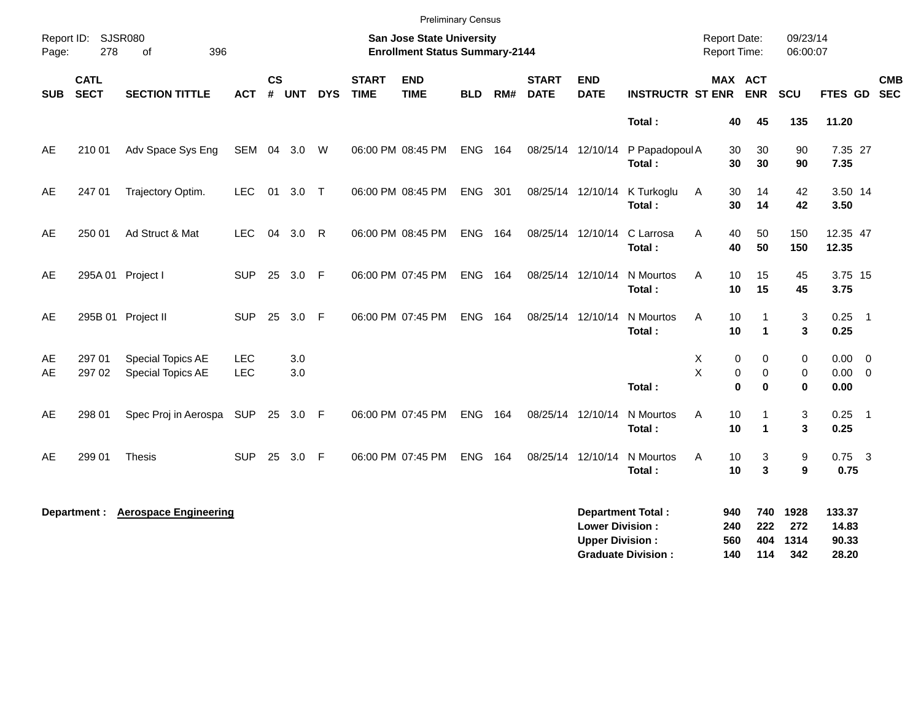Preliminary Census

Report ID: SJSR080
Page: 278 of 396

**San Jose State University**
**Enrollment Status Summary-2144**

Report Date: 09/23/14
Report Time: 06:00:07

| SUB | CATL SECT | SECTION TITTLE | ACT | CS # | UNT | DYS | START TIME | END TIME | BLD | RM# | START DATE | END DATE | INSTRUCTR | ST | MAX ENR | ACT ENR | SCU | FTES | GD | CMB SEC |
|---|---|---|---|---|---|---|---|---|---|---|---|---|---|---|---|---|---|---|---|---|
| | | | | | | | | | | | | | **Total :** | | **40** | **45** | **135** | **11.20** | | |
| AE | 210 01 | Adv Space Sys Eng | SEM | 04 | 3.0 | W | 06:00 PM | 08:45 PM | ENG | 164 | 08/25/14 | 12/10/14 | P Papadopoul | A | 30 | 30 | 90 | 7.35 | 27 | |
| | | | | | | | | | | | | | **Total :** | | **30** | **30** | **90** | **7.35** | | |
| AE | 247 01 | Trajectory Optim. | LEC | 01 | 3.0 | T | 06:00 PM | 08:45 PM | ENG | 301 | 08/25/14 | 12/10/14 | K Turkoglu | A | 30 | 14 | 42 | 3.50 | 14 | |
| | | | | | | | | | | | | | **Total :** | | **30** | **14** | **42** | **3.50** | | |
| AE | 250 01 | Ad Struct & Mat | LEC | 04 | 3.0 | R | 06:00 PM | 08:45 PM | ENG | 164 | 08/25/14 | 12/10/14 | C Larrosa | A | 40 | 50 | 150 | 12.35 | 47 | |
| | | | | | | | | | | | | | **Total :** | | **40** | **50** | **150** | **12.35** | | |
| AE | 295A 01 | Project I | SUP | 25 | 3.0 | F | 06:00 PM | 07:45 PM | ENG | 164 | 08/25/14 | 12/10/14 | N Mourtos | A | 10 | 15 | 45 | 3.75 | 15 | |
| | | | | | | | | | | | | | **Total :** | | **10** | **15** | **45** | **3.75** | | |
| AE | 295B 01 | Project II | SUP | 25 | 3.0 | F | 06:00 PM | 07:45 PM | ENG | 164 | 08/25/14 | 12/10/14 | N Mourtos | A | 10 | 1 | 3 | 0.25 | 1 | |
| | | | | | | | | | | | | | **Total :** | | **10** | **1** | **3** | **0.25** | | |
| AE | 297 01 | Special Topics AE | LEC | | 3.0 | | | | | | | | | X | 0 | 0 | 0 | 0.00 | 0 | |
| AE | 297 02 | Special Topics AE | LEC | | 3.0 | | | | | | | | | X | 0 | 0 | 0 | 0.00 | 0 | |
| | | | | | | | | | | | | | **Total :** | | **0** | **0** | **0** | **0.00** | | |
| AE | 298 01 | Spec Proj in Aerospa | SUP | 25 | 3.0 | F | 06:00 PM | 07:45 PM | ENG | 164 | 08/25/14 | 12/10/14 | N Mourtos | A | 10 | 1 | 3 | 0.25 | 1 | |
| | | | | | | | | | | | | | **Total :** | | **10** | **1** | **3** | **0.25** | | |
| AE | 299 01 | Thesis | SUP | 25 | 3.0 | F | 06:00 PM | 07:45 PM | ENG | 164 | 08/25/14 | 12/10/14 | N Mourtos | A | 10 | 3 | 9 | 0.75 | 3 | |
| | | | | | | | | | | | | | **Total :** | | **10** | **3** | **9** | **0.75** | | |

**Department :** **Aerospace Engineering**

| | MAX ENR | ACT ENR | SCU | FTES |
|---|---|---|---|---|
| **Department Total :** | **940** | **740** | **1928** | **133.37** |
| **Lower Division :** | **240** | **222** | **272** | **14.83** |
| **Upper Division :** | **560** | **404** | **1314** | **90.33** |
| **Graduate Division :** | **140** | **114** | **342** | **28.20** |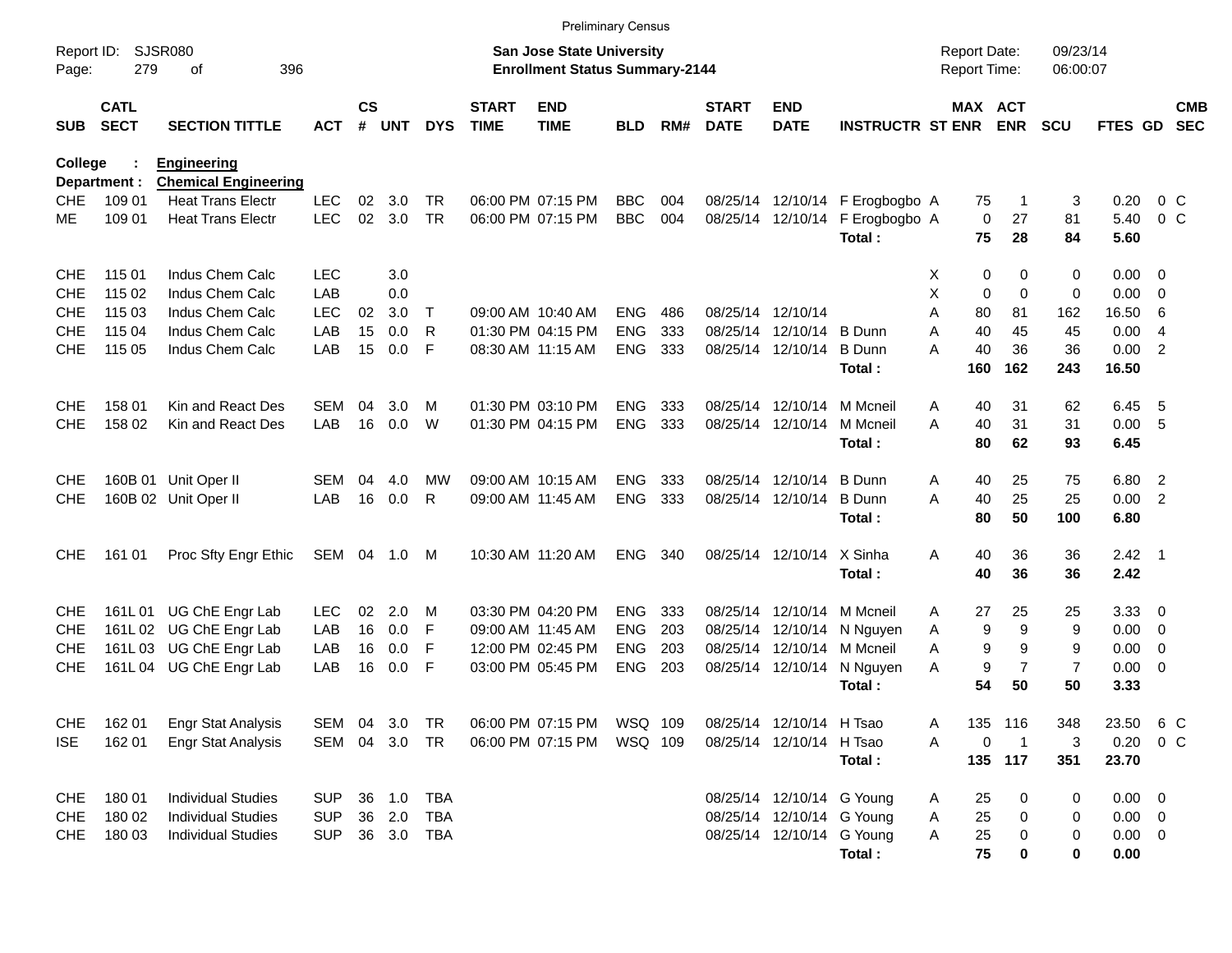Preliminary Census

Report ID: SJSR080
Page: 279 of 396

**San Jose State University**
**Enrollment Status Summary-2144**

Report Date: 09/23/14
Report Time: 06:00:07

College : **Engineering**
Department : **Chemical Engineering**

| SUB | CATL SECT | SECTION TITTLE | ACT | CS # | UNT | DYS | START TIME | END TIME | BLD | RM# | START DATE | END DATE | INSTRUCTR | ST | MAX ENR | ACT ENR | SCU | FTES | GD | CMB SEC |
|---|---|---|---|---|---|---|---|---|---|---|---|---|---|---|---|---|---|---|---|---|
| CHE | 109 01 | Heat Trans Electr | LEC | 02 | 3.0 | TR | 06:00 PM | 07:15 PM | BBC | 004 | 08/25/14 | 12/10/14 | F Erogbogbo | A | 75 | 1 | 3 | 0.20 | 0 | C |
| ME | 109 01 | Heat Trans Electr | LEC | 02 | 3.0 | TR | 06:00 PM | 07:15 PM | BBC | 004 | 08/25/14 | 12/10/14 | F Erogbogbo | A | 0 | 27 | 81 | 5.40 | 0 | C |
| | | | | | | | | | | | | | **Total :** | | **75** | **28** | **84** | **5.60** | | |
| CHE | 115 01 | Indus Chem Calc | LEC | | 3.0 | | | | | | | | | X | 0 | 0 | 0 | 0.00 | 0 | |
| CHE | 115 02 | Indus Chem Calc | LAB | | 0.0 | | | | | | | | | X | 0 | 0 | 0 | 0.00 | 0 | |
| CHE | 115 03 | Indus Chem Calc | LEC | 02 | 3.0 | T | 09:00 AM | 10:40 AM | ENG | 486 | 08/25/14 | 12/10/14 | | A | 80 | 81 | 162 | 16.50 | 6 | |
| CHE | 115 04 | Indus Chem Calc | LAB | 15 | 0.0 | R | 01:30 PM | 04:15 PM | ENG | 333 | 08/25/14 | 12/10/14 | B Dunn | A | 40 | 45 | 45 | 0.00 | 4 | |
| CHE | 115 05 | Indus Chem Calc | LAB | 15 | 0.0 | F | 08:30 AM | 11:15 AM | ENG | 333 | 08/25/14 | 12/10/14 | B Dunn | A | 40 | 36 | 36 | 0.00 | 2 | |
| | | | | | | | | | | | | | **Total :** | | **160** | **162** | **243** | **16.50** | | |
| CHE | 158 01 | Kin and React Des | SEM | 04 | 3.0 | M | 01:30 PM | 03:10 PM | ENG | 333 | 08/25/14 | 12/10/14 | M Mcneil | A | 40 | 31 | 62 | 6.45 | 5 | |
| CHE | 158 02 | Kin and React Des | LAB | 16 | 0.0 | W | 01:30 PM | 04:15 PM | ENG | 333 | 08/25/14 | 12/10/14 | M Mcneil | A | 40 | 31 | 31 | 0.00 | 5 | |
| | | | | | | | | | | | | | **Total :** | | **80** | **62** | **93** | **6.45** | | |
| CHE | 160B 01 | Unit Oper II | SEM | 04 | 4.0 | MW | 09:00 AM | 10:15 AM | ENG | 333 | 08/25/14 | 12/10/14 | B Dunn | A | 40 | 25 | 75 | 6.80 | 2 | |
| CHE | 160B 02 | Unit Oper II | LAB | 16 | 0.0 | R | 09:00 AM | 11:45 AM | ENG | 333 | 08/25/14 | 12/10/14 | B Dunn | A | 40 | 25 | 25 | 0.00 | 2 | |
| | | | | | | | | | | | | | **Total :** | | **80** | **50** | **100** | **6.80** | | |
| CHE | 161 01 | Proc Sfty Engr Ethic | SEM | 04 | 1.0 | M | 10:30 AM | 11:20 AM | ENG | 340 | 08/25/14 | 12/10/14 | X Sinha | A | 40 | 36 | 36 | 2.42 | 1 | |
| | | | | | | | | | | | | | **Total :** | | **40** | **36** | **36** | **2.42** | | |
| CHE | 161L 01 | UG ChE Engr Lab | LEC | 02 | 2.0 | M | 03:30 PM | 04:20 PM | ENG | 333 | 08/25/14 | 12/10/14 | M Mcneil | A | 27 | 25 | 25 | 3.33 | 0 | |
| CHE | 161L 02 | UG ChE Engr Lab | LAB | 16 | 0.0 | F | 09:00 AM | 11:45 AM | ENG | 203 | 08/25/14 | 12/10/14 | N Nguyen | A | 9 | 9 | 9 | 0.00 | 0 | |
| CHE | 161L 03 | UG ChE Engr Lab | LAB | 16 | 0.0 | F | 12:00 PM | 02:45 PM | ENG | 203 | 08/25/14 | 12/10/14 | M Mcneil | A | 9 | 9 | 9 | 0.00 | 0 | |
| CHE | 161L 04 | UG ChE Engr Lab | LAB | 16 | 0.0 | F | 03:00 PM | 05:45 PM | ENG | 203 | 08/25/14 | 12/10/14 | N Nguyen | A | 9 | 7 | 7 | 0.00 | 0 | |
| | | | | | | | | | | | | | **Total :** | | **54** | **50** | **50** | **3.33** | | |
| CHE | 162 01 | Engr Stat Analysis | SEM | 04 | 3.0 | TR | 06:00 PM | 07:15 PM | WSQ | 109 | 08/25/14 | 12/10/14 | H Tsao | A | 135 | 116 | 348 | 23.50 | 6 | C |
| ISE | 162 01 | Engr Stat Analysis | SEM | 04 | 3.0 | TR | 06:00 PM | 07:15 PM | WSQ | 109 | 08/25/14 | 12/10/14 | H Tsao | A | 0 | 1 | 3 | 0.20 | 0 | C |
| | | | | | | | | | | | | | **Total :** | | **135** | **117** | **351** | **23.70** | | |
| CHE | 180 01 | Individual Studies | SUP | 36 | 1.0 | TBA | | | | | 08/25/14 | 12/10/14 | G Young | A | 25 | 0 | 0 | 0.00 | 0 | |
| CHE | 180 02 | Individual Studies | SUP | 36 | 2.0 | TBA | | | | | 08/25/14 | 12/10/14 | G Young | A | 25 | 0 | 0 | 0.00 | 0 | |
| CHE | 180 03 | Individual Studies | SUP | 36 | 3.0 | TBA | | | | | 08/25/14 | 12/10/14 | G Young | A | 25 | 0 | 0 | 0.00 | 0 | |
| | | | | | | | | | | | | | **Total :** | | **75** | **0** | **0** | **0.00** | | |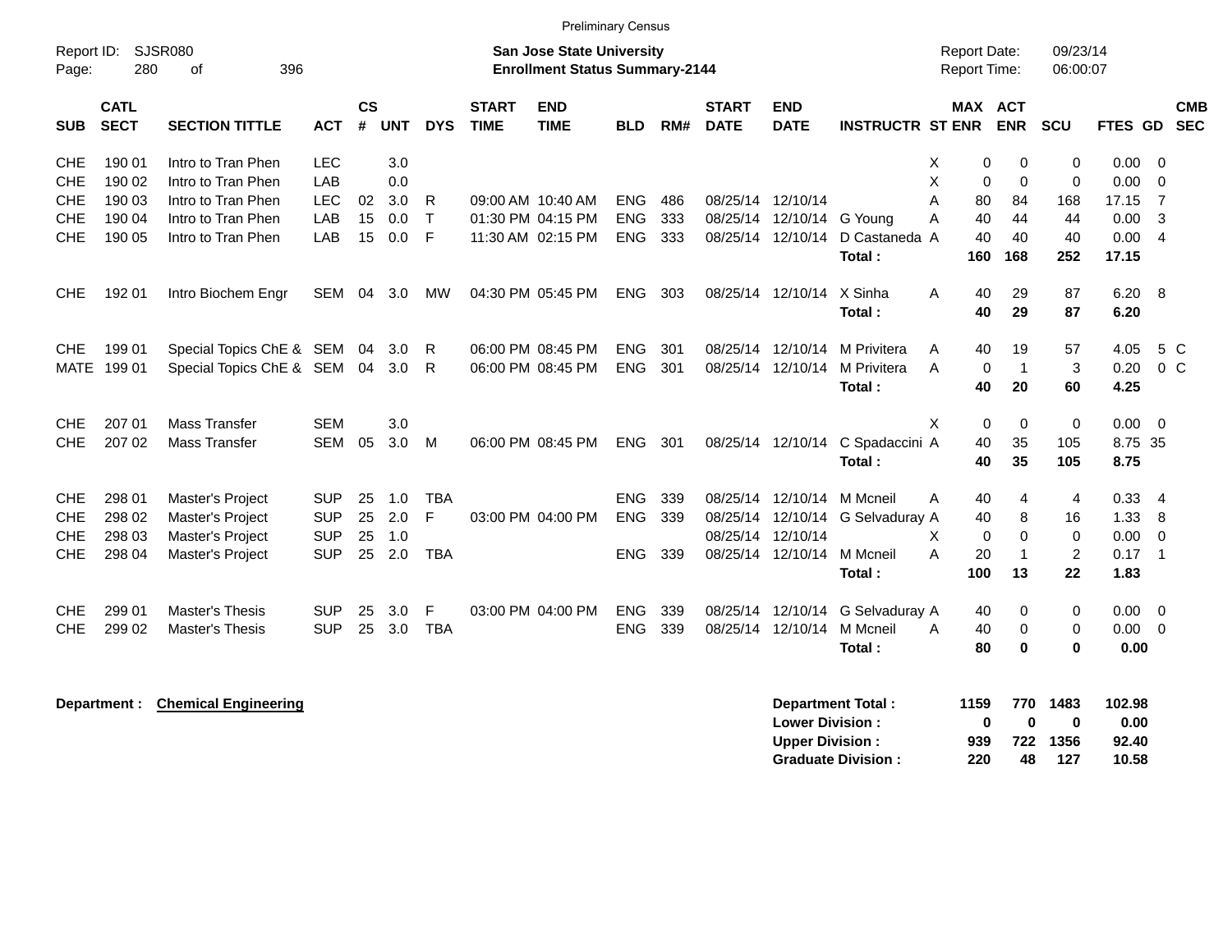Preliminary Census

Report ID: SJSR080

**San Jose State University**
**Enrollment Status Summary-2144**

Report Date: 09/23/14
Report Time: 06:00:07

| SUB | CATL SECT | SECTION TITTLE | ACT | CS # | UNT | DYS | START TIME | END TIME | BLD | RM# | START DATE | END DATE | INSTRUCTR | ST | MAX ENR | ACT ENR | SCU | FTES | GD | CMB SEC |
|---|---|---|---|---|---|---|---|---|---|---|---|---|---|---|---|---|---|---|---|---|
| CHE | 190 01 | Intro to Tran Phen | LEC | | 3.0 | | | | | | | | | X | 0 | 0 | 0 | 0.00 | 0 | |
| CHE | 190 02 | Intro to Tran Phen | LAB | | 0.0 | | | | | | | | | X | 0 | 0 | 0 | 0.00 | 0 | |
| CHE | 190 03 | Intro to Tran Phen | LEC | 02 | 3.0 | R | 09:00 AM | 10:40 AM | ENG | 486 | 08/25/14 | 12/10/14 | | A | 80 | 84 | 168 | 17.15 | 7 | |
| CHE | 190 04 | Intro to Tran Phen | LAB | 15 | 0.0 | T | 01:30 PM | 04:15 PM | ENG | 333 | 08/25/14 | 12/10/14 | G Young | A | 40 | 44 | 44 | 0.00 | 3 | |
| CHE | 190 05 | Intro to Tran Phen | LAB | 15 | 0.0 | F | 11:30 AM | 02:15 PM | ENG | 333 | 08/25/14 | 12/10/14 | D Castaneda | A | 40 | 40 | 40 | 0.00 | 4 | |
| | | | | | | | | | | | | | **Total :** | | **160** | **168** | **252** | **17.15** | | |
| CHE | 192 01 | Intro Biochem Engr | SEM | 04 | 3.0 | MW | 04:30 PM | 05:45 PM | ENG | 303 | 08/25/14 | 12/10/14 | X Sinha | A | 40 | 29 | 87 | 6.20 | 8 | |
| | | | | | | | | | | | | | **Total :** | | **40** | **29** | **87** | **6.20** | | |
| CHE | 199 01 | Special Topics ChE & | SEM | 04 | 3.0 | R | 06:00 PM | 08:45 PM | ENG | 301 | 08/25/14 | 12/10/14 | M Privitera | A | 40 | 19 | 57 | 4.05 | 5 | C |
| MATE | 199 01 | Special Topics ChE & | SEM | 04 | 3.0 | R | 06:00 PM | 08:45 PM | ENG | 301 | 08/25/14 | 12/10/14 | M Privitera | A | 0 | 1 | 3 | 0.20 | 0 | C |
| | | | | | | | | | | | | | **Total :** | | **40** | **20** | **60** | **4.25** | | |
| CHE | 207 01 | Mass Transfer | SEM | | 3.0 | | | | | | | | | X | 0 | 0 | 0 | 0.00 | 0 | |
| CHE | 207 02 | Mass Transfer | SEM | 05 | 3.0 | M | 06:00 PM | 08:45 PM | ENG | 301 | 08/25/14 | 12/10/14 | C Spadaccini | A | 40 | 35 | 105 | 8.75 | 35 | |
| | | | | | | | | | | | | | **Total :** | | **40** | **35** | **105** | **8.75** | | |
| CHE | 298 01 | Master's Project | SUP | 25 | 1.0 | TBA | | | ENG | 339 | 08/25/14 | 12/10/14 | M Mcneil | A | 40 | 4 | 4 | 0.33 | 4 | |
| CHE | 298 02 | Master's Project | SUP | 25 | 2.0 | F | 03:00 PM | 04:00 PM | ENG | 339 | 08/25/14 | 12/10/14 | G Selvaduray | A | 40 | 8 | 16 | 1.33 | 8 | |
| CHE | 298 03 | Master's Project | SUP | 25 | 1.0 | | | | | | 08/25/14 | 12/10/14 | | X | 0 | 0 | 0 | 0.00 | 0 | |
| CHE | 298 04 | Master's Project | SUP | 25 | 2.0 | TBA | | | ENG | 339 | 08/25/14 | 12/10/14 | M Mcneil | A | 20 | 1 | 2 | 0.17 | 1 | |
| | | | | | | | | | | | | | **Total :** | | **100** | **13** | **22** | **1.83** | | |
| CHE | 299 01 | Master's Thesis | SUP | 25 | 3.0 | F | 03:00 PM | 04:00 PM | ENG | 339 | 08/25/14 | 12/10/14 | G Selvaduray | A | 40 | 0 | 0 | 0.00 | 0 | |
| CHE | 299 02 | Master's Thesis | SUP | 25 | 3.0 | TBA | | | ENG | 339 | 08/25/14 | 12/10/14 | M Mcneil | A | 40 | 0 | 0 | 0.00 | 0 | |
| | | | | | | | | | | | | | **Total :** | | **80** | **0** | **0** | **0.00** | | |

**Department : Chemical Engineering**

| | MAX ENR | ACT ENR | SCU | FTES |
|---|---|---|---|---|
| **Department Total :** | **1159** | **770** | **1483** | **102.98** |
| **Lower Division :** | **0** | **0** | **0** | **0.00** |
| **Upper Division :** | **939** | **722** | **1356** | **92.40** |
| **Graduate Division :** | **220** | **48** | **127** | **10.58** |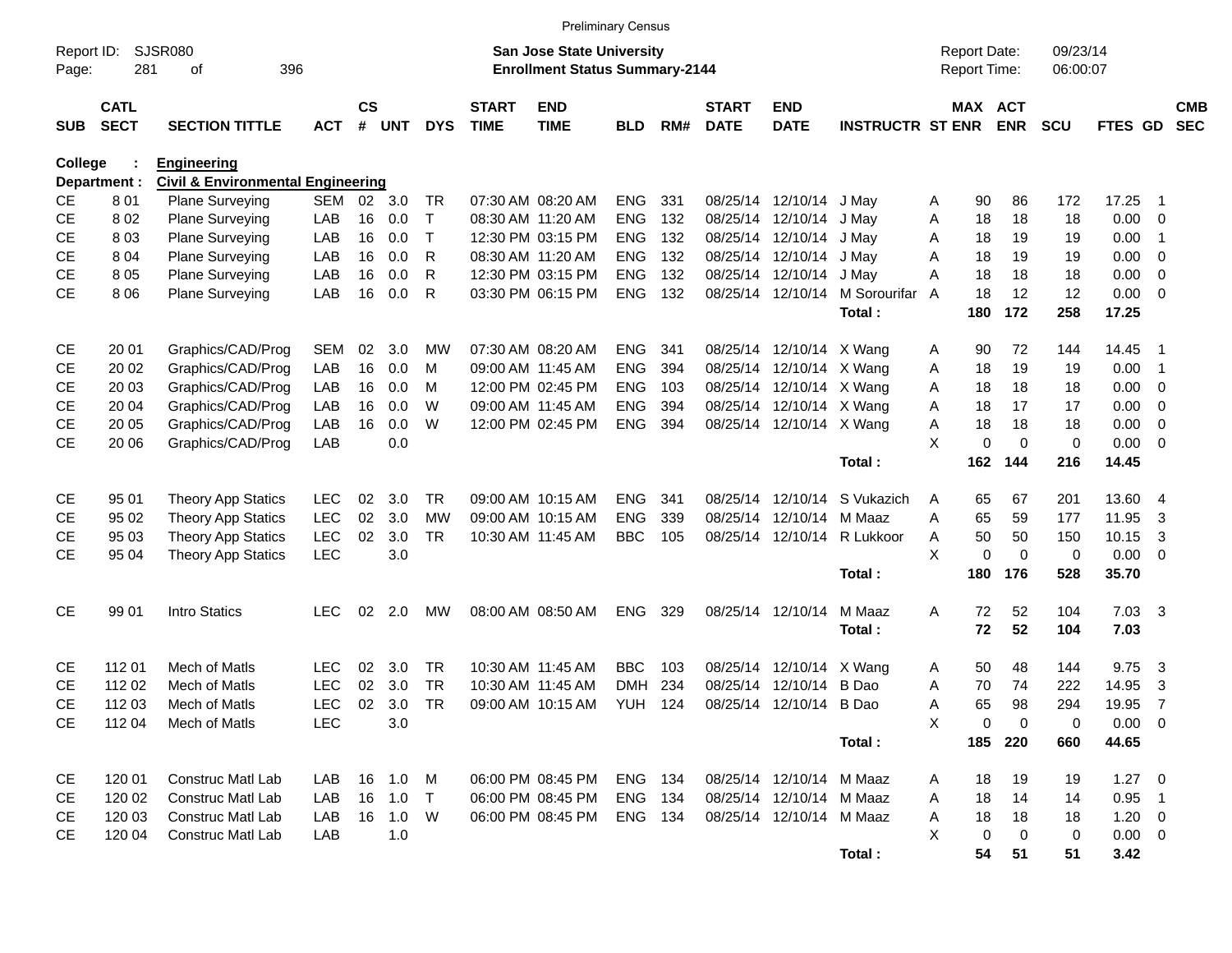Preliminary Census

Report ID: SJSR080
Page: 281 of 396

**San Jose State University**
**Enrollment Status Summary-2144**

Report Date: 09/23/14
Report Time: 06:00:07

**College : Engineering**
**Department : Civil & Environmental Engineering**

| SUB | CATL SECT | SECTION TITTLE | ACT | CS # | UNT | DYS | START TIME | END TIME | BLD | RM# | START DATE | END DATE | INSTRUCTR | ST | MAX ENR | ACT ENR | SCU | FTES | GD | CMB SEC |
|---|---|---|---|---|---|---|---|---|---|---|---|---|---|---|---|---|---|---|---|---|
| CE | 8 01 | Plane Surveying | SEM | 02 | 3.0 | TR | 07:30 AM | 08:20 AM | ENG | 331 | 08/25/14 | 12/10/14 | J May | A | 90 | 86 | 172 | 17.25 | 1 | |
| CE | 8 02 | Plane Surveying | LAB | 16 | 0.0 | T | 08:30 AM | 11:20 AM | ENG | 132 | 08/25/14 | 12/10/14 | J May | A | 18 | 18 | 18 | 0.00 | 0 | |
| CE | 8 03 | Plane Surveying | LAB | 16 | 0.0 | T | 12:30 PM | 03:15 PM | ENG | 132 | 08/25/14 | 12/10/14 | J May | A | 18 | 19 | 19 | 0.00 | 1 | |
| CE | 8 04 | Plane Surveying | LAB | 16 | 0.0 | R | 08:30 AM | 11:20 AM | ENG | 132 | 08/25/14 | 12/10/14 | J May | A | 18 | 19 | 19 | 0.00 | 0 | |
| CE | 8 05 | Plane Surveying | LAB | 16 | 0.0 | R | 12:30 PM | 03:15 PM | ENG | 132 | 08/25/14 | 12/10/14 | J May | A | 18 | 18 | 18 | 0.00 | 0 | |
| CE | 8 06 | Plane Surveying | LAB | 16 | 0.0 | R | 03:30 PM | 06:15 PM | ENG | 132 | 08/25/14 | 12/10/14 | M Sorourifar | A | 18 | 12 | 12 | 0.00 | 0 | |
| | | | | | | | | | | | | | **Total :** | | **180** | **172** | **258** | **17.25** | | |
| CE | 20 01 | Graphics/CAD/Prog | SEM | 02 | 3.0 | MW | 07:30 AM | 08:20 AM | ENG | 341 | 08/25/14 | 12/10/14 | X Wang | A | 90 | 72 | 144 | 14.45 | 1 | |
| CE | 20 02 | Graphics/CAD/Prog | LAB | 16 | 0.0 | M | 09:00 AM | 11:45 AM | ENG | 394 | 08/25/14 | 12/10/14 | X Wang | A | 18 | 19 | 19 | 0.00 | 1 | |
| CE | 20 03 | Graphics/CAD/Prog | LAB | 16 | 0.0 | M | 12:00 PM | 02:45 PM | ENG | 103 | 08/25/14 | 12/10/14 | X Wang | A | 18 | 18 | 18 | 0.00 | 0 | |
| CE | 20 04 | Graphics/CAD/Prog | LAB | 16 | 0.0 | W | 09:00 AM | 11:45 AM | ENG | 394 | 08/25/14 | 12/10/14 | X Wang | A | 18 | 17 | 17 | 0.00 | 0 | |
| CE | 20 05 | Graphics/CAD/Prog | LAB | 16 | 0.0 | W | 12:00 PM | 02:45 PM | ENG | 394 | 08/25/14 | 12/10/14 | X Wang | A | 18 | 18 | 18 | 0.00 | 0 | |
| CE | 20 06 | Graphics/CAD/Prog | LAB | | 0.0 | | | | | | | | | X | 0 | 0 | 0 | 0.00 | 0 | |
| | | | | | | | | | | | | | **Total :** | | **162** | **144** | **216** | **14.45** | | |
| CE | 95 01 | Theory App Statics | LEC | 02 | 3.0 | TR | 09:00 AM | 10:15 AM | ENG | 341 | 08/25/14 | 12/10/14 | S Vukazich | A | 65 | 67 | 201 | 13.60 | 4 | |
| CE | 95 02 | Theory App Statics | LEC | 02 | 3.0 | MW | 09:00 AM | 10:15 AM | ENG | 339 | 08/25/14 | 12/10/14 | M Maaz | A | 65 | 59 | 177 | 11.95 | 3 | |
| CE | 95 03 | Theory App Statics | LEC | 02 | 3.0 | TR | 10:30 AM | 11:45 AM | BBC | 105 | 08/25/14 | 12/10/14 | R Lukkoor | A | 50 | 50 | 150 | 10.15 | 3 | |
| CE | 95 04 | Theory App Statics | LEC | | 3.0 | | | | | | | | | X | 0 | 0 | 0 | 0.00 | 0 | |
| | | | | | | | | | | | | | **Total :** | | **180** | **176** | **528** | **35.70** | | |
| CE | 99 01 | Intro Statics | LEC | 02 | 2.0 | MW | 08:00 AM | 08:50 AM | ENG | 329 | 08/25/14 | 12/10/14 | M Maaz | A | 72 | 52 | 104 | 7.03 | 3 | |
| | | | | | | | | | | | | | **Total :** | | **72** | **52** | **104** | **7.03** | | |
| CE | 112 01 | Mech of Matls | LEC | 02 | 3.0 | TR | 10:30 AM | 11:45 AM | BBC | 103 | 08/25/14 | 12/10/14 | X Wang | A | 50 | 48 | 144 | 9.75 | 3 | |
| CE | 112 02 | Mech of Matls | LEC | 02 | 3.0 | TR | 10:30 AM | 11:45 AM | DMH | 234 | 08/25/14 | 12/10/14 | B Dao | A | 70 | 74 | 222 | 14.95 | 3 | |
| CE | 112 03 | Mech of Matls | LEC | 02 | 3.0 | TR | 09:00 AM | 10:15 AM | YUH | 124 | 08/25/14 | 12/10/14 | B Dao | A | 65 | 98 | 294 | 19.95 | 7 | |
| CE | 112 04 | Mech of Matls | LEC | | 3.0 | | | | | | | | | X | 0 | 0 | 0 | 0.00 | 0 | |
| | | | | | | | | | | | | | **Total :** | | **185** | **220** | **660** | **44.65** | | |
| CE | 120 01 | Construc Matl Lab | LAB | 16 | 1.0 | M | 06:00 PM | 08:45 PM | ENG | 134 | 08/25/14 | 12/10/14 | M Maaz | A | 18 | 19 | 19 | 1.27 | 0 | |
| CE | 120 02 | Construc Matl Lab | LAB | 16 | 1.0 | T | 06:00 PM | 08:45 PM | ENG | 134 | 08/25/14 | 12/10/14 | M Maaz | A | 18 | 14 | 14 | 0.95 | 1 | |
| CE | 120 03 | Construc Matl Lab | LAB | 16 | 1.0 | W | 06:00 PM | 08:45 PM | ENG | 134 | 08/25/14 | 12/10/14 | M Maaz | A | 18 | 18 | 18 | 1.20 | 0 | |
| CE | 120 04 | Construc Matl Lab | LAB | | 1.0 | | | | | | | | | X | 0 | 0 | 0 | 0.00 | 0 | |
| | | | | | | | | | | | | | **Total :** | | **54** | **51** | **51** | **3.42** | | |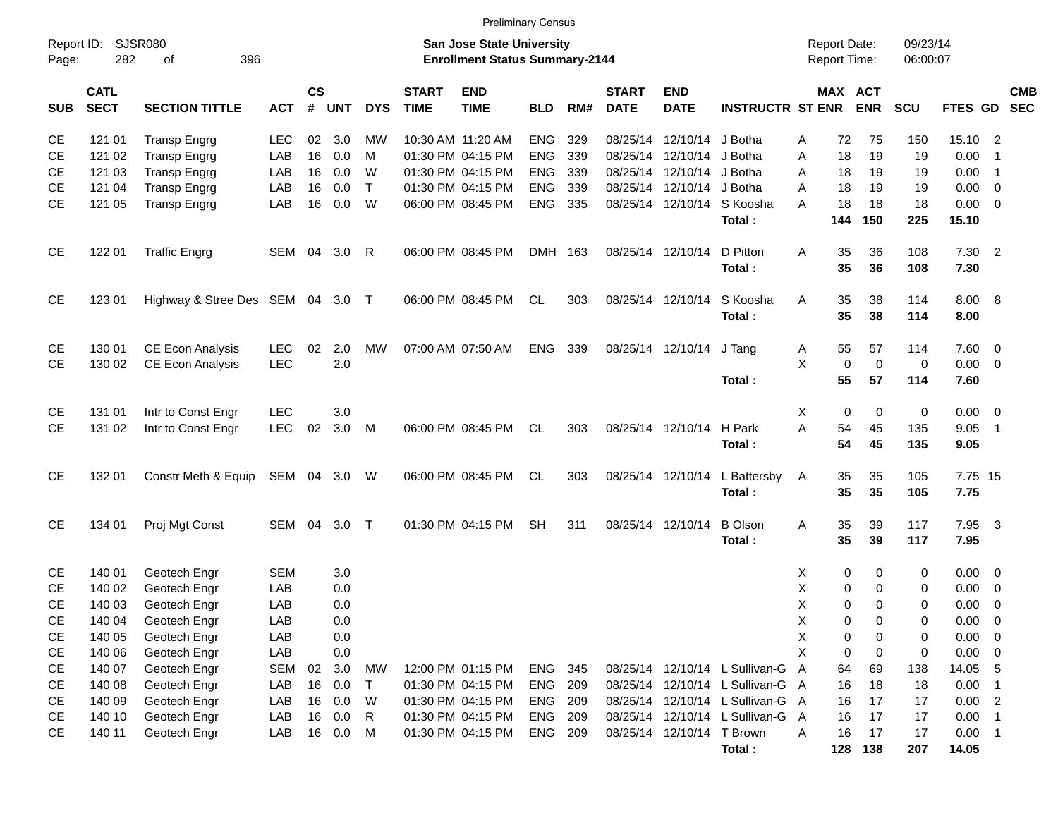Preliminary Census

Report ID: SJSR080
Page: 282 of 396

**San Jose State University**
**Enrollment Status Summary-2144**

Report Date: 09/23/14
Report Time: 06:00:07

| SUB | CATL SECT | SECTION TITTLE | ACT | CS # | UNT | DYS | START TIME | END TIME | BLD | RM# | START DATE | END DATE | INSTRUCTR | ST | MAX ENR | ACT ENR | SCU | FTES | GD | CMB SEC |
|---|---|---|---|---|---|---|---|---|---|---|---|---|---|---|---|---|---|---|---|---|
| CE | 121 01 | Transp Engrg | LEC | 02 | 3.0 | MW | 10:30 AM | 11:20 AM | ENG | 329 | 08/25/14 | 12/10/14 | J Botha | A | 72 | 75 | 150 | 15.10 | 2 | |
| CE | 121 02 | Transp Engrg | LAB | 16 | 0.0 | M | 01:30 PM | 04:15 PM | ENG | 339 | 08/25/14 | 12/10/14 | J Botha | A | 18 | 19 | 19 | 0.00 | 1 | |
| CE | 121 03 | Transp Engrg | LAB | 16 | 0.0 | W | 01:30 PM | 04:15 PM | ENG | 339 | 08/25/14 | 12/10/14 | J Botha | A | 18 | 19 | 19 | 0.00 | 1 | |
| CE | 121 04 | Transp Engrg | LAB | 16 | 0.0 | T | 01:30 PM | 04:15 PM | ENG | 339 | 08/25/14 | 12/10/14 | J Botha | A | 18 | 19 | 19 | 0.00 | 0 | |
| CE | 121 05 | Transp Engrg | LAB | 16 | 0.0 | W | 06:00 PM | 08:45 PM | ENG | 335 | 08/25/14 | 12/10/14 | S Koosha | A | 18 | 18 | 18 | 0.00 | 0 | |
| | | | | | | | | | | | | | **Total :** | | **144** | **150** | **225** | **15.10** | | |
| CE | 122 01 | Traffic Engrg | SEM | 04 | 3.0 | R | 06:00 PM | 08:45 PM | DMH | 163 | 08/25/14 | 12/10/14 | D Pitton | A | 35 | 36 | 108 | 7.30 | 2 | |
| | | | | | | | | | | | | | **Total :** | | **35** | **36** | **108** | **7.30** | | |
| CE | 123 01 | Highway & Stree Des | SEM | 04 | 3.0 | T | 06:00 PM | 08:45 PM | CL | 303 | 08/25/14 | 12/10/14 | S Koosha | A | 35 | 38 | 114 | 8.00 | 8 | |
| | | | | | | | | | | | | | **Total :** | | **35** | **38** | **114** | **8.00** | | |
| CE | 130 01 | CE Econ Analysis | LEC | 02 | 2.0 | MW | 07:00 AM | 07:50 AM | ENG | 339 | 08/25/14 | 12/10/14 | J Tang | A | 55 | 57 | 114 | 7.60 | 0 | |
| CE | 130 02 | CE Econ Analysis | LEC | | 2.0 | | | | | | | | | X | 0 | 0 | 0 | 0.00 | 0 | |
| | | | | | | | | | | | | | **Total :** | | **55** | **57** | **114** | **7.60** | | |
| CE | 131 01 | Intr to Const Engr | LEC | | 3.0 | | | | | | | | | X | 0 | 0 | 0 | 0.00 | 0 | |
| CE | 131 02 | Intr to Const Engr | LEC | 02 | 3.0 | M | 06:00 PM | 08:45 PM | CL | 303 | 08/25/14 | 12/10/14 | H Park | A | 54 | 45 | 135 | 9.05 | 1 | |
| | | | | | | | | | | | | | **Total :** | | **54** | **45** | **135** | **9.05** | | |
| CE | 132 01 | Constr Meth & Equip | SEM | 04 | 3.0 | W | 06:00 PM | 08:45 PM | CL | 303 | 08/25/14 | 12/10/14 | L Battersby | A | 35 | 35 | 105 | 7.75 | 15 | |
| | | | | | | | | | | | | | **Total :** | | **35** | **35** | **105** | **7.75** | | |
| CE | 134 01 | Proj Mgt Const | SEM | 04 | 3.0 | T | 01:30 PM | 04:15 PM | SH | 311 | 08/25/14 | 12/10/14 | B Olson | A | 35 | 39 | 117 | 7.95 | 3 | |
| | | | | | | | | | | | | | **Total :** | | **35** | **39** | **117** | **7.95** | | |
| CE | 140 01 | Geotech Engr | SEM | | 3.0 | | | | | | | | | X | 0 | 0 | 0 | 0.00 | 0 | |
| CE | 140 02 | Geotech Engr | LAB | | 0.0 | | | | | | | | | X | 0 | 0 | 0 | 0.00 | 0 | |
| CE | 140 03 | Geotech Engr | LAB | | 0.0 | | | | | | | | | X | 0 | 0 | 0 | 0.00 | 0 | |
| CE | 140 04 | Geotech Engr | LAB | | 0.0 | | | | | | | | | X | 0 | 0 | 0 | 0.00 | 0 | |
| CE | 140 05 | Geotech Engr | LAB | | 0.0 | | | | | | | | | X | 0 | 0 | 0 | 0.00 | 0 | |
| CE | 140 06 | Geotech Engr | LAB | | 0.0 | | | | | | | | | X | 0 | 0 | 0 | 0.00 | 0 | |
| CE | 140 07 | Geotech Engr | SEM | 02 | 3.0 | MW | 12:00 PM | 01:15 PM | ENG | 345 | 08/25/14 | 12/10/14 | L Sullivan-G | A | 64 | 69 | 138 | 14.05 | 5 | |
| CE | 140 08 | Geotech Engr | LAB | 16 | 0.0 | T | 01:30 PM | 04:15 PM | ENG | 209 | 08/25/14 | 12/10/14 | L Sullivan-G | A | 16 | 18 | 18 | 0.00 | 1 | |
| CE | 140 09 | Geotech Engr | LAB | 16 | 0.0 | W | 01:30 PM | 04:15 PM | ENG | 209 | 08/25/14 | 12/10/14 | L Sullivan-G | A | 16 | 17 | 17 | 0.00 | 2 | |
| CE | 140 10 | Geotech Engr | LAB | 16 | 0.0 | R | 01:30 PM | 04:15 PM | ENG | 209 | 08/25/14 | 12/10/14 | L Sullivan-G | A | 16 | 17 | 17 | 0.00 | 1 | |
| CE | 140 11 | Geotech Engr | LAB | 16 | 0.0 | M | 01:30 PM | 04:15 PM | ENG | 209 | 08/25/14 | 12/10/14 | T Brown | A | 16 | 17 | 17 | 0.00 | 1 | |
| | | | | | | | | | | | | | **Total :** | | **128** | **138** | **207** | **14.05** | | |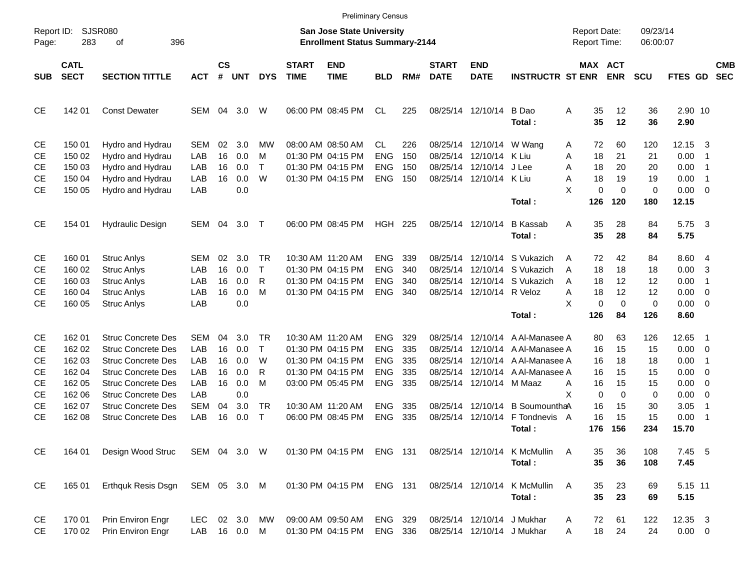Preliminary Census

Report ID: SJSR080

**San Jose State University**
**Enrollment Status Summary-2144**

Report Date: 09/23/14
Report Time: 06:00:07

| SUB | CATL SECT | SECTION TITTLE | ACT | CS # | UNT | DYS | START TIME | END TIME | BLD | RM# | START DATE | END DATE | INSTRUCTR | ST | MAX ENR | ACT ENR | SCU | FTES | GD | CMB SEC |
|---|---|---|---|---|---|---|---|---|---|---|---|---|---|---|---|---|---|---|---|---|
| CE | 142 01 | Const Dewater | SEM | 04 | 3.0 | W | 06:00 PM | 08:45 PM | CL | 225 | 08/25/14 | 12/10/14 | B Dao | A | 35 | 12 | 36 | 2.90 | 10 | |
| | | | | | | | | | | | | | **Total :** | | **35** | **12** | **36** | **2.90** | | |
| CE | 150 01 | Hydro and Hydrau | SEM | 02 | 3.0 | MW | 08:00 AM | 08:50 AM | CL | 226 | 08/25/14 | 12/10/14 | W Wang | A | 72 | 60 | 120 | 12.15 | 3 | |
| CE | 150 02 | Hydro and Hydrau | LAB | 16 | 0.0 | M | 01:30 PM | 04:15 PM | ENG | 150 | 08/25/14 | 12/10/14 | K Liu | A | 18 | 21 | 21 | 0.00 | 1 | |
| CE | 150 03 | Hydro and Hydrau | LAB | 16 | 0.0 | T | 01:30 PM | 04:15 PM | ENG | 150 | 08/25/14 | 12/10/14 | J Lee | A | 18 | 20 | 20 | 0.00 | 1 | |
| CE | 150 04 | Hydro and Hydrau | LAB | 16 | 0.0 | W | 01:30 PM | 04:15 PM | ENG | 150 | 08/25/14 | 12/10/14 | K Liu | A | 18 | 19 | 19 | 0.00 | 1 | |
| CE | 150 05 | Hydro and Hydrau | LAB | | 0.0 | | | | | | | | | X | 0 | 0 | 0 | 0.00 | 0 | |
| | | | | | | | | | | | | | **Total :** | | **126** | **120** | **180** | **12.15** | | |
| CE | 154 01 | Hydraulic Design | SEM | 04 | 3.0 | T | 06:00 PM | 08:45 PM | HGH | 225 | 08/25/14 | 12/10/14 | B Kassab | A | 35 | 28 | 84 | 5.75 | 3 | |
| | | | | | | | | | | | | | **Total :** | | **35** | **28** | **84** | **5.75** | | |
| CE | 160 01 | Struc Anlys | SEM | 02 | 3.0 | TR | 10:30 AM | 11:20 AM | ENG | 339 | 08/25/14 | 12/10/14 | S Vukazich | A | 72 | 42 | 84 | 8.60 | 4 | |
| CE | 160 02 | Struc Anlys | LAB | 16 | 0.0 | T | 01:30 PM | 04:15 PM | ENG | 340 | 08/25/14 | 12/10/14 | S Vukazich | A | 18 | 18 | 18 | 0.00 | 3 | |
| CE | 160 03 | Struc Anlys | LAB | 16 | 0.0 | R | 01:30 PM | 04:15 PM | ENG | 340 | 08/25/14 | 12/10/14 | S Vukazich | A | 18 | 12 | 12 | 0.00 | 1 | |
| CE | 160 04 | Struc Anlys | LAB | 16 | 0.0 | M | 01:30 PM | 04:15 PM | ENG | 340 | 08/25/14 | 12/10/14 | R Veloz | A | 18 | 12 | 12 | 0.00 | 0 | |
| CE | 160 05 | Struc Anlys | LAB | | 0.0 | | | | | | | | | X | 0 | 0 | 0 | 0.00 | 0 | |
| | | | | | | | | | | | | | **Total :** | | **126** | **84** | **126** | **8.60** | | |
| CE | 162 01 | Struc Concrete Des | SEM | 04 | 3.0 | TR | 10:30 AM | 11:20 AM | ENG | 329 | 08/25/14 | 12/10/14 | A Al-Manasee | A | 80 | 63 | 126 | 12.65 | 1 | |
| CE | 162 02 | Struc Concrete Des | LAB | 16 | 0.0 | T | 01:30 PM | 04:15 PM | ENG | 335 | 08/25/14 | 12/10/14 | A Al-Manasee | A | 16 | 15 | 15 | 0.00 | 0 | |
| CE | 162 03 | Struc Concrete Des | LAB | 16 | 0.0 | W | 01:30 PM | 04:15 PM | ENG | 335 | 08/25/14 | 12/10/14 | A Al-Manasee | A | 16 | 18 | 18 | 0.00 | 1 | |
| CE | 162 04 | Struc Concrete Des | LAB | 16 | 0.0 | R | 01:30 PM | 04:15 PM | ENG | 335 | 08/25/14 | 12/10/14 | A Al-Manasee | A | 16 | 15 | 15 | 0.00 | 0 | |
| CE | 162 05 | Struc Concrete Des | LAB | 16 | 0.0 | M | 03:00 PM | 05:45 PM | ENG | 335 | 08/25/14 | 12/10/14 | M Maaz | A | 16 | 15 | 15 | 0.00 | 0 | |
| CE | 162 06 | Struc Concrete Des | LAB | | 0.0 | | | | | | | | | X | 0 | 0 | 0 | 0.00 | 0 | |
| CE | 162 07 | Struc Concrete Des | SEM | 04 | 3.0 | TR | 10:30 AM | 11:20 AM | ENG | 335 | 08/25/14 | 12/10/14 | B Soumountha | A | 16 | 15 | 30 | 3.05 | 1 | |
| CE | 162 08 | Struc Concrete Des | LAB | 16 | 0.0 | T | 06:00 PM | 08:45 PM | ENG | 335 | 08/25/14 | 12/10/14 | F Tondnevis | A | 16 | 15 | 15 | 0.00 | 1 | |
| | | | | | | | | | | | | | **Total :** | | **176** | **156** | **234** | **15.70** | | |
| CE | 164 01 | Design Wood Struc | SEM | 04 | 3.0 | W | 01:30 PM | 04:15 PM | ENG | 131 | 08/25/14 | 12/10/14 | K McMullin | A | 35 | 36 | 108 | 7.45 | 5 | |
| | | | | | | | | | | | | | **Total :** | | **35** | **36** | **108** | **7.45** | | |
| CE | 165 01 | Erthquk Resis Dsgn | SEM | 05 | 3.0 | M | 01:30 PM | 04:15 PM | ENG | 131 | 08/25/14 | 12/10/14 | K McMullin | A | 35 | 23 | 69 | 5.15 | 11 | |
| | | | | | | | | | | | | | **Total :** | | **35** | **23** | **69** | **5.15** | | |
| CE | 170 01 | Prin Environ Engr | LEC | 02 | 3.0 | MW | 09:00 AM | 09:50 AM | ENG | 329 | 08/25/14 | 12/10/14 | J Mukhar | A | 72 | 61 | 122 | 12.35 | 3 | |
| CE | 170 02 | Prin Environ Engr | LAB | 16 | 0.0 | M | 01:30 PM | 04:15 PM | ENG | 336 | 08/25/14 | 12/10/14 | J Mukhar | A | 18 | 24 | 24 | 0.00 | 0 | |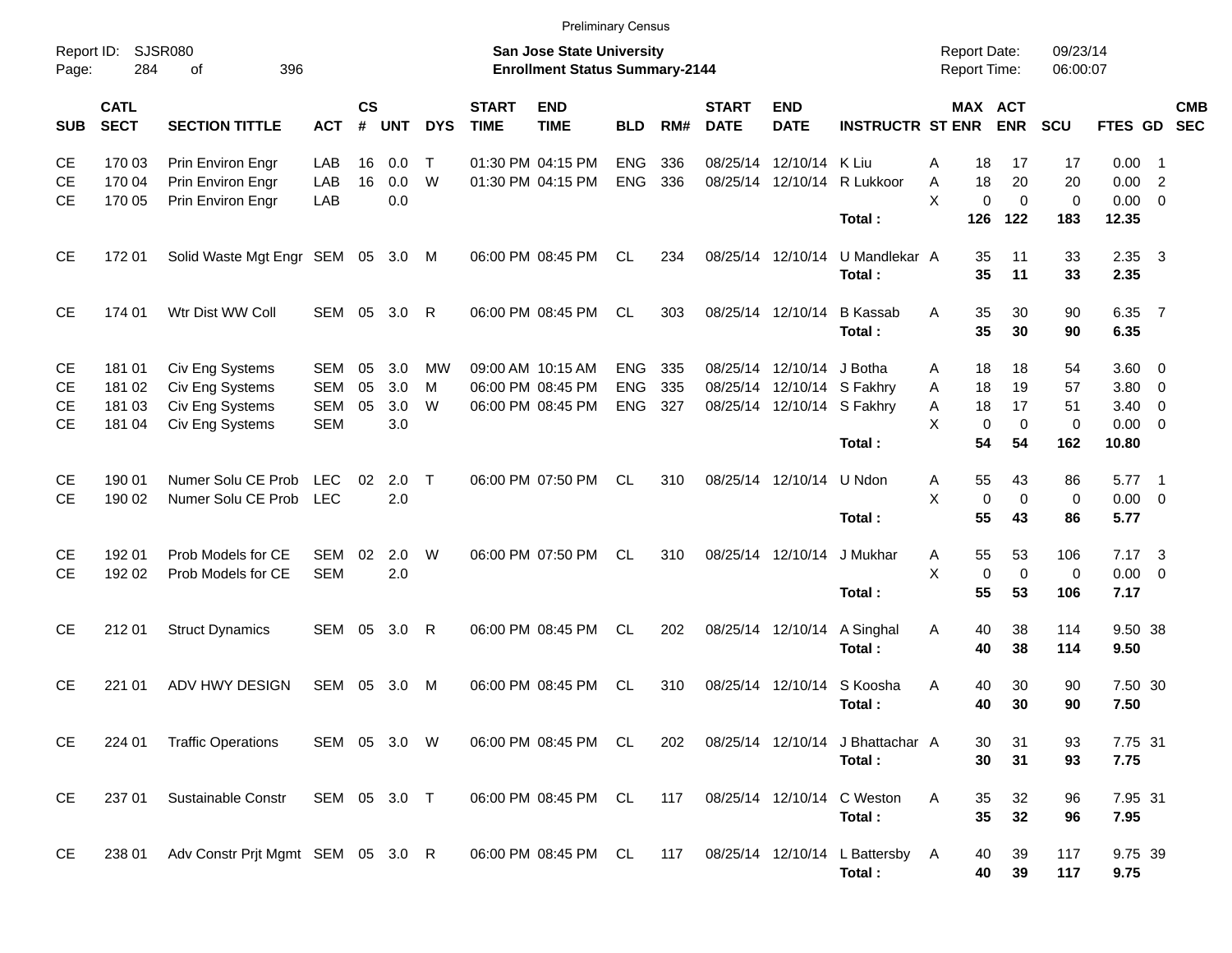Preliminary Census

Report ID: SJSR080
Page: 284 of 396

**San Jose State University**
**Enrollment Status Summary-2144**

Report Date: 09/23/14
Report Time: 06:00:07

| SUB | CATL SECT | SECTION TITTLE | ACT | CS # | UNT | DYS | START TIME | END TIME | BLD | RM# | START DATE | END DATE | INSTRUCTR | ST | MAX ENR | ACT ENR | SCU | FTES | GD | CMB SEC |
|---|---|---|---|---|---|---|---|---|---|---|---|---|---|---|---|---|---|---|---|---|
| CE | 170 03 | Prin Environ Engr | LAB | 16 | 0.0 | T | 01:30 PM | 04:15 PM | ENG | 336 | 08/25/14 | 12/10/14 | K Liu | A | 18 | 17 | 17 | 0.00 | 1 | |
| CE | 170 04 | Prin Environ Engr | LAB | 16 | 0.0 | W | 01:30 PM | 04:15 PM | ENG | 336 | 08/25/14 | 12/10/14 | R Lukkoor | A | 18 | 20 | 20 | 0.00 | 2 | |
| CE | 170 05 | Prin Environ Engr | LAB | | 0.0 | | | | | | | | | X | 0 | 0 | 0 | 0.00 | 0 | |
| | | | | | | | | | | | | | **Total :** | | **126** | **122** | **183** | **12.35** | | |
| CE | 172 01 | Solid Waste Mgt Engr | SEM | 05 | 3.0 | M | 06:00 PM | 08:45 PM | CL | 234 | 08/25/14 | 12/10/14 | U Mandlekar | A | 35 | 11 | 33 | 2.35 | 3 | |
| | | | | | | | | | | | | | **Total :** | | **35** | **11** | **33** | **2.35** | | |
| CE | 174 01 | Wtr Dist WW Coll | SEM | 05 | 3.0 | R | 06:00 PM | 08:45 PM | CL | 303 | 08/25/14 | 12/10/14 | B Kassab | A | 35 | 30 | 90 | 6.35 | 7 | |
| | | | | | | | | | | | | | **Total :** | | **35** | **30** | **90** | **6.35** | | |
| CE | 181 01 | Civ Eng Systems | SEM | 05 | 3.0 | MW | 09:00 AM | 10:15 AM | ENG | 335 | 08/25/14 | 12/10/14 | J Botha | A | 18 | 18 | 54 | 3.60 | 0 | |
| CE | 181 02 | Civ Eng Systems | SEM | 05 | 3.0 | M | 06:00 PM | 08:45 PM | ENG | 335 | 08/25/14 | 12/10/14 | S Fakhry | A | 18 | 19 | 57 | 3.80 | 0 | |
| CE | 181 03 | Civ Eng Systems | SEM | 05 | 3.0 | W | 06:00 PM | 08:45 PM | ENG | 327 | 08/25/14 | 12/10/14 | S Fakhry | A | 18 | 17 | 51 | 3.40 | 0 | |
| CE | 181 04 | Civ Eng Systems | SEM | | 3.0 | | | | | | | | | X | 0 | 0 | 0 | 0.00 | 0 | |
| | | | | | | | | | | | | | **Total :** | | **54** | **54** | **162** | **10.80** | | |
| CE | 190 01 | Numer Solu CE Prob | LEC | 02 | 2.0 | T | 06:00 PM | 07:50 PM | CL | 310 | 08/25/14 | 12/10/14 | U Ndon | A | 55 | 43 | 86 | 5.77 | 1 | |
| CE | 190 02 | Numer Solu CE Prob | LEC | | 2.0 | | | | | | | | | X | 0 | 0 | 0 | 0.00 | 0 | |
| | | | | | | | | | | | | | **Total :** | | **55** | **43** | **86** | **5.77** | | |
| CE | 192 01 | Prob Models for CE | SEM | 02 | 2.0 | W | 06:00 PM | 07:50 PM | CL | 310 | 08/25/14 | 12/10/14 | J Mukhar | A | 55 | 53 | 106 | 7.17 | 3 | |
| CE | 192 02 | Prob Models for CE | SEM | | 2.0 | | | | | | | | | X | 0 | 0 | 0 | 0.00 | 0 | |
| | | | | | | | | | | | | | **Total :** | | **55** | **53** | **106** | **7.17** | | |
| CE | 212 01 | Struct Dynamics | SEM | 05 | 3.0 | R | 06:00 PM | 08:45 PM | CL | 202 | 08/25/14 | 12/10/14 | A Singhal | A | 40 | 38 | 114 | 9.50 | 38 | |
| | | | | | | | | | | | | | **Total :** | | **40** | **38** | **114** | **9.50** | | |
| CE | 221 01 | ADV HWY DESIGN | SEM | 05 | 3.0 | M | 06:00 PM | 08:45 PM | CL | 310 | 08/25/14 | 12/10/14 | S Koosha | A | 40 | 30 | 90 | 7.50 | 30 | |
| | | | | | | | | | | | | | **Total :** | | **40** | **30** | **90** | **7.50** | | |
| CE | 224 01 | Traffic Operations | SEM | 05 | 3.0 | W | 06:00 PM | 08:45 PM | CL | 202 | 08/25/14 | 12/10/14 | J Bhattachar | A | 30 | 31 | 93 | 7.75 | 31 | |
| | | | | | | | | | | | | | **Total :** | | **30** | **31** | **93** | **7.75** | | |
| CE | 237 01 | Sustainable Constr | SEM | 05 | 3.0 | T | 06:00 PM | 08:45 PM | CL | 117 | 08/25/14 | 12/10/14 | C Weston | A | 35 | 32 | 96 | 7.95 | 31 | |
| | | | | | | | | | | | | | **Total :** | | **35** | **32** | **96** | **7.95** | | |
| CE | 238 01 | Adv Constr Prjt Mgmt | SEM | 05 | 3.0 | R | 06:00 PM | 08:45 PM | CL | 117 | 08/25/14 | 12/10/14 | L Battersby | A | 40 | 39 | 117 | 9.75 | 39 | |
| | | | | | | | | | | | | | **Total :** | | **40** | **39** | **117** | **9.75** | | |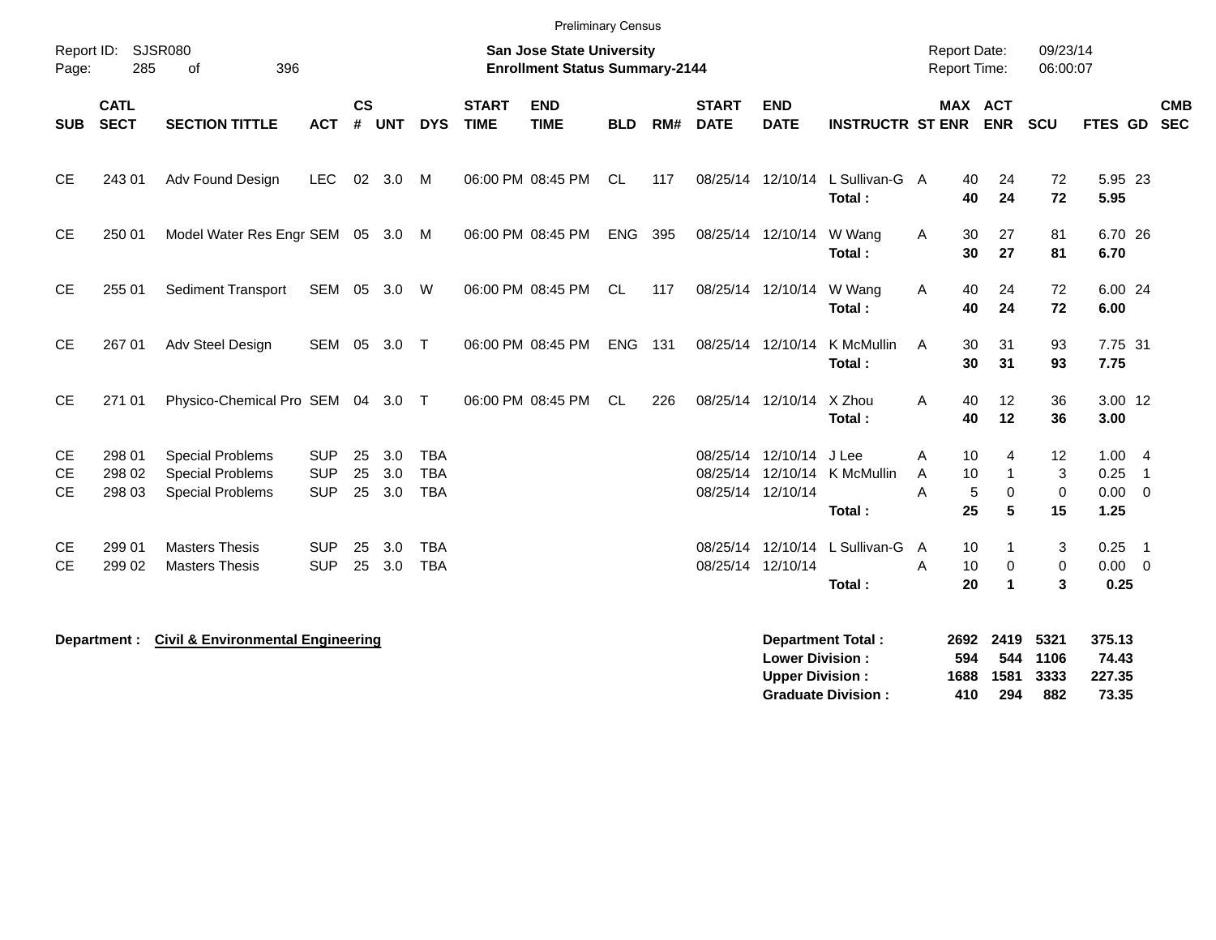Preliminary Census

Report ID: SJSR080

**San Jose State University**
**Enrollment Status Summary-2144**

Report Date: 09/23/14
Report Time: 06:00:07

| SUB | CATL SECT | SECTION TITTLE | ACT | CS # | UNT | DYS | START TIME | END TIME | BLD | RM# | START DATE | END DATE | INSTRUCTR | ST | MAX ENR | ACT ENR | SCU | FTES | GD | CMB SEC |
|---|---|---|---|---|---|---|---|---|---|---|---|---|---|---|---|---|---|---|---|---|
| CE | 243 01 | Adv Found Design | LEC | 02 | 3.0 | M | 06:00 PM | 08:45 PM | CL | 117 | 08/25/14 | 12/10/14 | L Sullivan-G | A | 40 | 24 | 72 | 5.95 | 23 | |
| | | | | | | | | | | | | | **Total :** | | **40** | **24** | **72** | **5.95** | | |
| CE | 250 01 | Model Water Res Engr | SEM | 05 | 3.0 | M | 06:00 PM | 08:45 PM | ENG | 395 | 08/25/14 | 12/10/14 | W Wang | A | 30 | 27 | 81 | 6.70 | 26 | |
| | | | | | | | | | | | | | **Total :** | | **30** | **27** | **81** | **6.70** | | |
| CE | 255 01 | Sediment Transport | SEM | 05 | 3.0 | W | 06:00 PM | 08:45 PM | CL | 117 | 08/25/14 | 12/10/14 | W Wang | A | 40 | 24 | 72 | 6.00 | 24 | |
| | | | | | | | | | | | | | **Total :** | | **40** | **24** | **72** | **6.00** | | |
| CE | 267 01 | Adv Steel Design | SEM | 05 | 3.0 | T | 06:00 PM | 08:45 PM | ENG | 131 | 08/25/14 | 12/10/14 | K McMullin | A | 30 | 31 | 93 | 7.75 | 31 | |
| | | | | | | | | | | | | | **Total :** | | **30** | **31** | **93** | **7.75** | | |
| CE | 271 01 | Physico-Chemical Pro | SEM | 04 | 3.0 | T | 06:00 PM | 08:45 PM | CL | 226 | 08/25/14 | 12/10/14 | X Zhou | A | 40 | 12 | 36 | 3.00 | 12 | |
| | | | | | | | | | | | | | **Total :** | | **40** | **12** | **36** | **3.00** | | |
| CE | 298 01 | Special Problems | SUP | 25 | 3.0 | TBA | | | | | 08/25/14 | 12/10/14 | J Lee | A | 10 | 4 | 12 | 1.00 | 4 | |
| CE | 298 02 | Special Problems | SUP | 25 | 3.0 | TBA | | | | | 08/25/14 | 12/10/14 | K McMullin | A | 10 | 1 | 3 | 0.25 | 1 | |
| CE | 298 03 | Special Problems | SUP | 25 | 3.0 | TBA | | | | | 08/25/14 | 12/10/14 | | A | 5 | 0 | 0 | 0.00 | 0 | |
| | | | | | | | | | | | | | **Total :** | | **25** | **5** | **15** | **1.25** | | |
| CE | 299 01 | Masters Thesis | SUP | 25 | 3.0 | TBA | | | | | 08/25/14 | 12/10/14 | L Sullivan-G | A | 10 | 1 | 3 | 0.25 | 1 | |
| CE | 299 02 | Masters Thesis | SUP | 25 | 3.0 | TBA | | | | | 08/25/14 | 12/10/14 | | A | 10 | 0 | 0 | 0.00 | 0 | |
| | | | | | | | | | | | | | **Total :** | | **20** | **1** | **3** | **0.25** | | |

**Department : Civil & Environmental Engineering**

| | MAX ENR | ACT ENR | SCU | FTES |
|---|---|---|---|---|
| **Department Total :** | **2692** | **2419** | **5321** | **375.13** |
| **Lower Division :** | **594** | **544** | **1106** | **74.43** |
| **Upper Division :** | **1688** | **1581** | **3333** | **227.35** |
| **Graduate Division :** | **410** | **294** | **882** | **73.35** |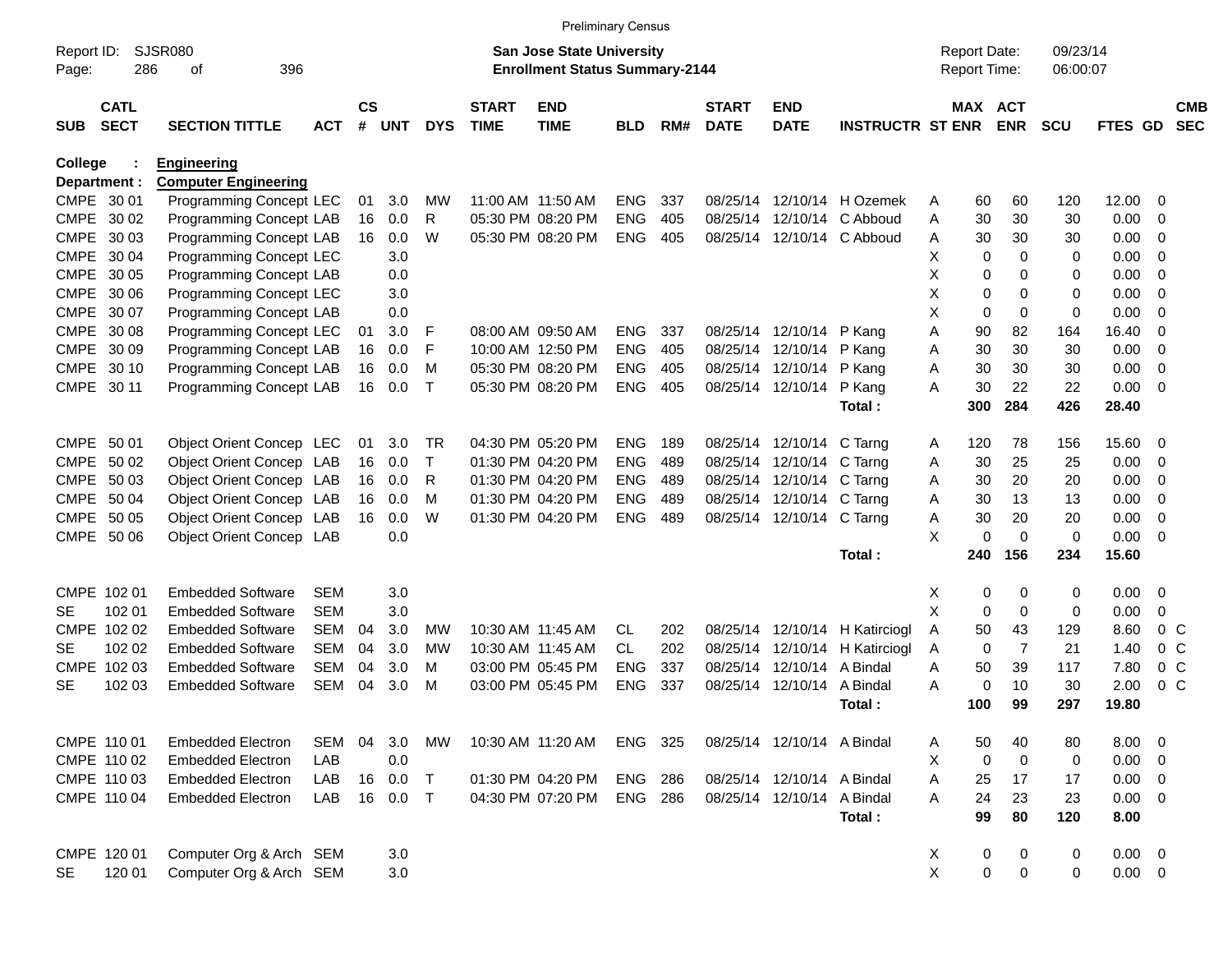Preliminary Census

Report ID: SJSR080

**San Jose State University**
**Enrollment Status Summary-2144**

Report Date: 09/23/14
Report Time: 06:00:07

**College : Engineering**
**Department : Computer Engineering**

| SUB | CATL SECT | SECTION TITTLE | ACT | CS # | UNT | DYS | START TIME | END TIME | BLD | RM# | START DATE | END DATE | INSTRUCTR | ST | MAX ENR | ACT ENR | SCU | FTES | GD | CMB SEC |
|---|---|---|---|---|---|---|---|---|---|---|---|---|---|---|---|---|---|---|---|---|
| CMPE | 30 01 | Programming Concept | LEC | 01 | 3.0 | MW | 11:00 AM | 11:50 AM | ENG | 337 | 08/25/14 | 12/10/14 | H Ozemek | A | 60 | 60 | 120 | 12.00 | 0 | |
| CMPE | 30 02 | Programming Concept | LAB | 16 | 0.0 | R | 05:30 PM | 08:20 PM | ENG | 405 | 08/25/14 | 12/10/14 | C Abboud | A | 30 | 30 | 30 | 0.00 | 0 | |
| CMPE | 30 03 | Programming Concept | LAB | 16 | 0.0 | W | 05:30 PM | 08:20 PM | ENG | 405 | 08/25/14 | 12/10/14 | C Abboud | A | 30 | 30 | 30 | 0.00 | 0 | |
| CMPE | 30 04 | Programming Concept | LEC | | 3.0 | | | | | | | | | X | 0 | 0 | 0 | 0.00 | 0 | |
| CMPE | 30 05 | Programming Concept | LAB | | 0.0 | | | | | | | | | X | 0 | 0 | 0 | 0.00 | 0 | |
| CMPE | 30 06 | Programming Concept | LEC | | 3.0 | | | | | | | | | X | 0 | 0 | 0 | 0.00 | 0 | |
| CMPE | 30 07 | Programming Concept | LAB | | 0.0 | | | | | | | | | X | 0 | 0 | 0 | 0.00 | 0 | |
| CMPE | 30 08 | Programming Concept | LEC | 01 | 3.0 | F | 08:00 AM | 09:50 AM | ENG | 337 | 08/25/14 | 12/10/14 | P Kang | A | 90 | 82 | 164 | 16.40 | 0 | |
| CMPE | 30 09 | Programming Concept | LAB | 16 | 0.0 | F | 10:00 AM | 12:50 PM | ENG | 405 | 08/25/14 | 12/10/14 | P Kang | A | 30 | 30 | 30 | 0.00 | 0 | |
| CMPE | 30 10 | Programming Concept | LAB | 16 | 0.0 | M | 05:30 PM | 08:20 PM | ENG | 405 | 08/25/14 | 12/10/14 | P Kang | A | 30 | 30 | 30 | 0.00 | 0 | |
| CMPE | 30 11 | Programming Concept | LAB | 16 | 0.0 | T | 05:30 PM | 08:20 PM | ENG | 405 | 08/25/14 | 12/10/14 | P Kang | A | 30 | 22 | 22 | 0.00 | 0 | |
| | | | | | | | | | | | | | **Total :** | | **300** | **284** | **426** | **28.40** | | |
| CMPE | 50 01 | Object Orient Concep | LEC | 01 | 3.0 | TR | 04:30 PM | 05:20 PM | ENG | 189 | 08/25/14 | 12/10/14 | C Tarng | A | 120 | 78 | 156 | 15.60 | 0 | |
| CMPE | 50 02 | Object Orient Concep | LAB | 16 | 0.0 | T | 01:30 PM | 04:20 PM | ENG | 489 | 08/25/14 | 12/10/14 | C Tarng | A | 30 | 25 | 25 | 0.00 | 0 | |
| CMPE | 50 03 | Object Orient Concep | LAB | 16 | 0.0 | R | 01:30 PM | 04:20 PM | ENG | 489 | 08/25/14 | 12/10/14 | C Tarng | A | 30 | 20 | 20 | 0.00 | 0 | |
| CMPE | 50 04 | Object Orient Concep | LAB | 16 | 0.0 | M | 01:30 PM | 04:20 PM | ENG | 489 | 08/25/14 | 12/10/14 | C Tarng | A | 30 | 13 | 13 | 0.00 | 0 | |
| CMPE | 50 05 | Object Orient Concep | LAB | 16 | 0.0 | W | 01:30 PM | 04:20 PM | ENG | 489 | 08/25/14 | 12/10/14 | C Tarng | A | 30 | 20 | 20 | 0.00 | 0 | |
| CMPE | 50 06 | Object Orient Concep | LAB | | 0.0 | | | | | | | | | X | 0 | 0 | 0 | 0.00 | 0 | |
| | | | | | | | | | | | | | **Total :** | | **240** | **156** | **234** | **15.60** | | |
| CMPE | 102 01 | Embedded Software | SEM | | 3.0 | | | | | | | | | X | 0 | 0 | 0 | 0.00 | 0 | |
| SE | 102 01 | Embedded Software | SEM | | 3.0 | | | | | | | | | X | 0 | 0 | 0 | 0.00 | 0 | |
| CMPE | 102 02 | Embedded Software | SEM | 04 | 3.0 | MW | 10:30 AM | 11:45 AM | CL | 202 | 08/25/14 | 12/10/14 | H Katirciogl | A | 50 | 43 | 129 | 8.60 | 0 | C |
| SE | 102 02 | Embedded Software | SEM | 04 | 3.0 | MW | 10:30 AM | 11:45 AM | CL | 202 | 08/25/14 | 12/10/14 | H Katirciogl | A | 0 | 7 | 21 | 1.40 | 0 | C |
| CMPE | 102 03 | Embedded Software | SEM | 04 | 3.0 | M | 03:00 PM | 05:45 PM | ENG | 337 | 08/25/14 | 12/10/14 | A Bindal | A | 50 | 39 | 117 | 7.80 | 0 | C |
| SE | 102 03 | Embedded Software | SEM | 04 | 3.0 | M | 03:00 PM | 05:45 PM | ENG | 337 | 08/25/14 | 12/10/14 | A Bindal | A | 0 | 10 | 30 | 2.00 | 0 | C |
| | | | | | | | | | | | | | **Total :** | | **100** | **99** | **297** | **19.80** | | |
| CMPE | 110 01 | Embedded Electron | SEM | 04 | 3.0 | MW | 10:30 AM | 11:20 AM | ENG | 325 | 08/25/14 | 12/10/14 | A Bindal | A | 50 | 40 | 80 | 8.00 | 0 | |
| CMPE | 110 02 | Embedded Electron | LAB | | 0.0 | | | | | | | | | X | 0 | 0 | 0 | 0.00 | 0 | |
| CMPE | 110 03 | Embedded Electron | LAB | 16 | 0.0 | T | 01:30 PM | 04:20 PM | ENG | 286 | 08/25/14 | 12/10/14 | A Bindal | A | 25 | 17 | 17 | 0.00 | 0 | |
| CMPE | 110 04 | Embedded Electron | LAB | 16 | 0.0 | T | 04:30 PM | 07:20 PM | ENG | 286 | 08/25/14 | 12/10/14 | A Bindal | A | 24 | 23 | 23 | 0.00 | 0 | |
| | | | | | | | | | | | | | **Total :** | | **99** | **80** | **120** | **8.00** | | |
| CMPE | 120 01 | Computer Org & Arch | SEM | | 3.0 | | | | | | | | | X | 0 | 0 | 0 | 0.00 | 0 | |
| SE | 120 01 | Computer Org & Arch | SEM | | 3.0 | | | | | | | | | X | 0 | 0 | 0 | 0.00 | 0 | |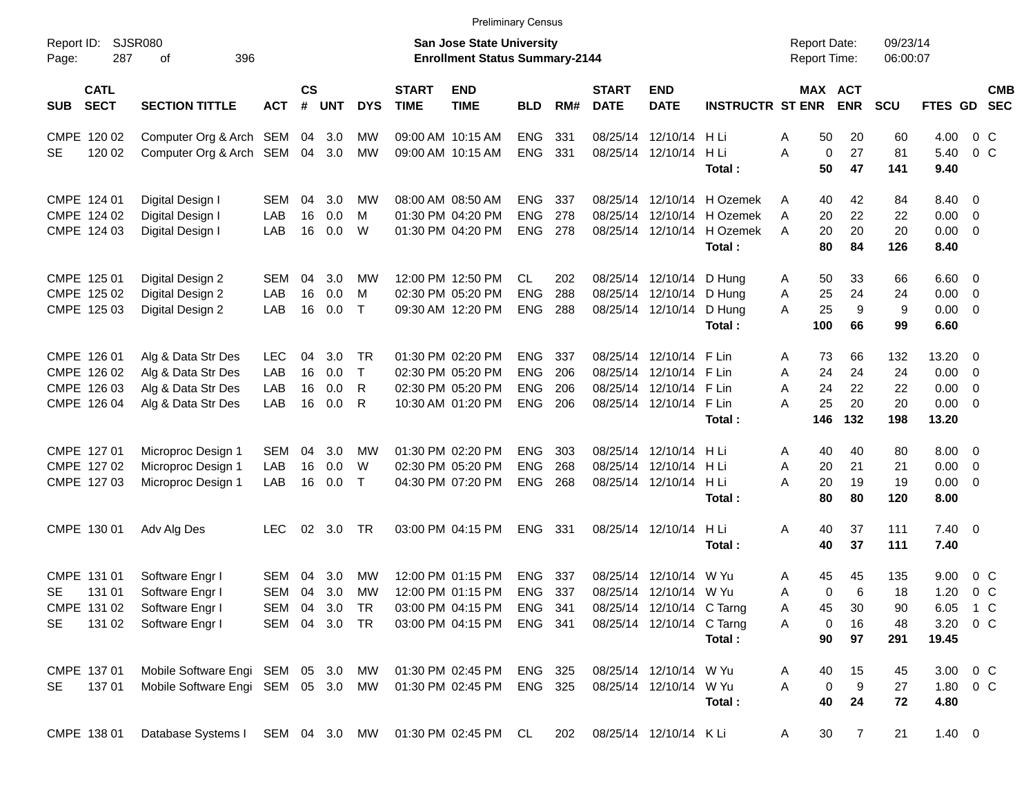Preliminary Census

Report ID: SJSR080
Page: 287 of 396

**San Jose State University**
**Enrollment Status Summary-2144**

Report Date: 09/23/14
Report Time: 06:00:07

| SUB | CATL SECT | SECTION TITTLE | ACT | CS # | UNT | DYS | START TIME | END TIME | BLD | RM# | START DATE | END DATE | INSTRUCTR | ST | MAX ENR | ACT ENR | SCU | FTES | GD | CMB SEC |
|---|---|---|---|---|---|---|---|---|---|---|---|---|---|---|---|---|---|---|---|---|
| CMPE | 120 02 | Computer Org & Arch | SEM | 04 | 3.0 | MW | 09:00 AM | 10:15 AM | ENG | 331 | 08/25/14 | 12/10/14 | H Li | A | 50 | 20 | 60 | 4.00 | 0 | C |
| SE | 120 02 | Computer Org & Arch | SEM | 04 | 3.0 | MW | 09:00 AM | 10:15 AM | ENG | 331 | 08/25/14 | 12/10/14 | H Li | A | 0 | 27 | 81 | 5.40 | 0 | C |
| | | | | | | | | | | | | | **Total :** | | **50** | **47** | **141** | **9.40** | | |
| CMPE | 124 01 | Digital Design I | SEM | 04 | 3.0 | MW | 08:00 AM | 08:50 AM | ENG | 337 | 08/25/14 | 12/10/14 | H Ozemek | A | 40 | 42 | 84 | 8.40 | 0 | |
| CMPE | 124 02 | Digital Design I | LAB | 16 | 0.0 | M | 01:30 PM | 04:20 PM | ENG | 278 | 08/25/14 | 12/10/14 | H Ozemek | A | 20 | 22 | 22 | 0.00 | 0 | |
| CMPE | 124 03 | Digital Design I | LAB | 16 | 0.0 | W | 01:30 PM | 04:20 PM | ENG | 278 | 08/25/14 | 12/10/14 | H Ozemek | A | 20 | 20 | 20 | 0.00 | 0 | |
| | | | | | | | | | | | | | **Total :** | | **80** | **84** | **126** | **8.40** | | |
| CMPE | 125 01 | Digital Design 2 | SEM | 04 | 3.0 | MW | 12:00 PM | 12:50 PM | CL | 202 | 08/25/14 | 12/10/14 | D Hung | A | 50 | 33 | 66 | 6.60 | 0 | |
| CMPE | 125 02 | Digital Design 2 | LAB | 16 | 0.0 | M | 02:30 PM | 05:20 PM | ENG | 288 | 08/25/14 | 12/10/14 | D Hung | A | 25 | 24 | 24 | 0.00 | 0 | |
| CMPE | 125 03 | Digital Design 2 | LAB | 16 | 0.0 | T | 09:30 AM | 12:20 PM | ENG | 288 | 08/25/14 | 12/10/14 | D Hung | A | 25 | 9 | 9 | 0.00 | 0 | |
| | | | | | | | | | | | | | **Total :** | | **100** | **66** | **99** | **6.60** | | |
| CMPE | 126 01 | Alg & Data Str Des | LEC | 04 | 3.0 | TR | 01:30 PM | 02:20 PM | ENG | 337 | 08/25/14 | 12/10/14 | F Lin | A | 73 | 66 | 132 | 13.20 | 0 | |
| CMPE | 126 02 | Alg & Data Str Des | LAB | 16 | 0.0 | T | 02:30 PM | 05:20 PM | ENG | 206 | 08/25/14 | 12/10/14 | F Lin | A | 24 | 24 | 24 | 0.00 | 0 | |
| CMPE | 126 03 | Alg & Data Str Des | LAB | 16 | 0.0 | R | 02:30 PM | 05:20 PM | ENG | 206 | 08/25/14 | 12/10/14 | F Lin | A | 24 | 22 | 22 | 0.00 | 0 | |
| CMPE | 126 04 | Alg & Data Str Des | LAB | 16 | 0.0 | R | 10:30 AM | 01:20 PM | ENG | 206 | 08/25/14 | 12/10/14 | F Lin | A | 25 | 20 | 20 | 0.00 | 0 | |
| | | | | | | | | | | | | | **Total :** | | **146** | **132** | **198** | **13.20** | | |
| CMPE | 127 01 | Microproc Design 1 | SEM | 04 | 3.0 | MW | 01:30 PM | 02:20 PM | ENG | 303 | 08/25/14 | 12/10/14 | H Li | A | 40 | 40 | 80 | 8.00 | 0 | |
| CMPE | 127 02 | Microproc Design 1 | LAB | 16 | 0.0 | W | 02:30 PM | 05:20 PM | ENG | 268 | 08/25/14 | 12/10/14 | H Li | A | 20 | 21 | 21 | 0.00 | 0 | |
| CMPE | 127 03 | Microproc Design 1 | LAB | 16 | 0.0 | T | 04:30 PM | 07:20 PM | ENG | 268 | 08/25/14 | 12/10/14 | H Li | A | 20 | 19 | 19 | 0.00 | 0 | |
| | | | | | | | | | | | | | **Total :** | | **80** | **80** | **120** | **8.00** | | |
| CMPE | 130 01 | Adv Alg Des | LEC | 02 | 3.0 | TR | 03:00 PM | 04:15 PM | ENG | 331 | 08/25/14 | 12/10/14 | H Li | A | 40 | 37 | 111 | 7.40 | 0 | |
| | | | | | | | | | | | | | **Total :** | | **40** | **37** | **111** | **7.40** | | |
| CMPE | 131 01 | Software Engr I | SEM | 04 | 3.0 | MW | 12:00 PM | 01:15 PM | ENG | 337 | 08/25/14 | 12/10/14 | W Yu | A | 45 | 45 | 135 | 9.00 | 0 | C |
| SE | 131 01 | Software Engr I | SEM | 04 | 3.0 | MW | 12:00 PM | 01:15 PM | ENG | 337 | 08/25/14 | 12/10/14 | W Yu | A | 0 | 6 | 18 | 1.20 | 0 | C |
| CMPE | 131 02 | Software Engr I | SEM | 04 | 3.0 | TR | 03:00 PM | 04:15 PM | ENG | 341 | 08/25/14 | 12/10/14 | C Tarng | A | 45 | 30 | 90 | 6.05 | 1 | C |
| SE | 131 02 | Software Engr I | SEM | 04 | 3.0 | TR | 03:00 PM | 04:15 PM | ENG | 341 | 08/25/14 | 12/10/14 | C Tarng | A | 0 | 16 | 48 | 3.20 | 0 | C |
| | | | | | | | | | | | | | **Total :** | | **90** | **97** | **291** | **19.45** | | |
| CMPE | 137 01 | Mobile Software Engi | SEM | 05 | 3.0 | MW | 01:30 PM | 02:45 PM | ENG | 325 | 08/25/14 | 12/10/14 | W Yu | A | 40 | 15 | 45 | 3.00 | 0 | C |
| SE | 137 01 | Mobile Software Engi | SEM | 05 | 3.0 | MW | 01:30 PM | 02:45 PM | ENG | 325 | 08/25/14 | 12/10/14 | W Yu | A | 0 | 9 | 27 | 1.80 | 0 | C |
| | | | | | | | | | | | | | **Total :** | | **40** | **24** | **72** | **4.80** | | |
| CMPE | 138 01 | Database Systems I | SEM | 04 | 3.0 | MW | 01:30 PM | 02:45 PM | CL | 202 | 08/25/14 | 12/10/14 | K Li | A | 30 | 7 | 21 | 1.40 | 0 | |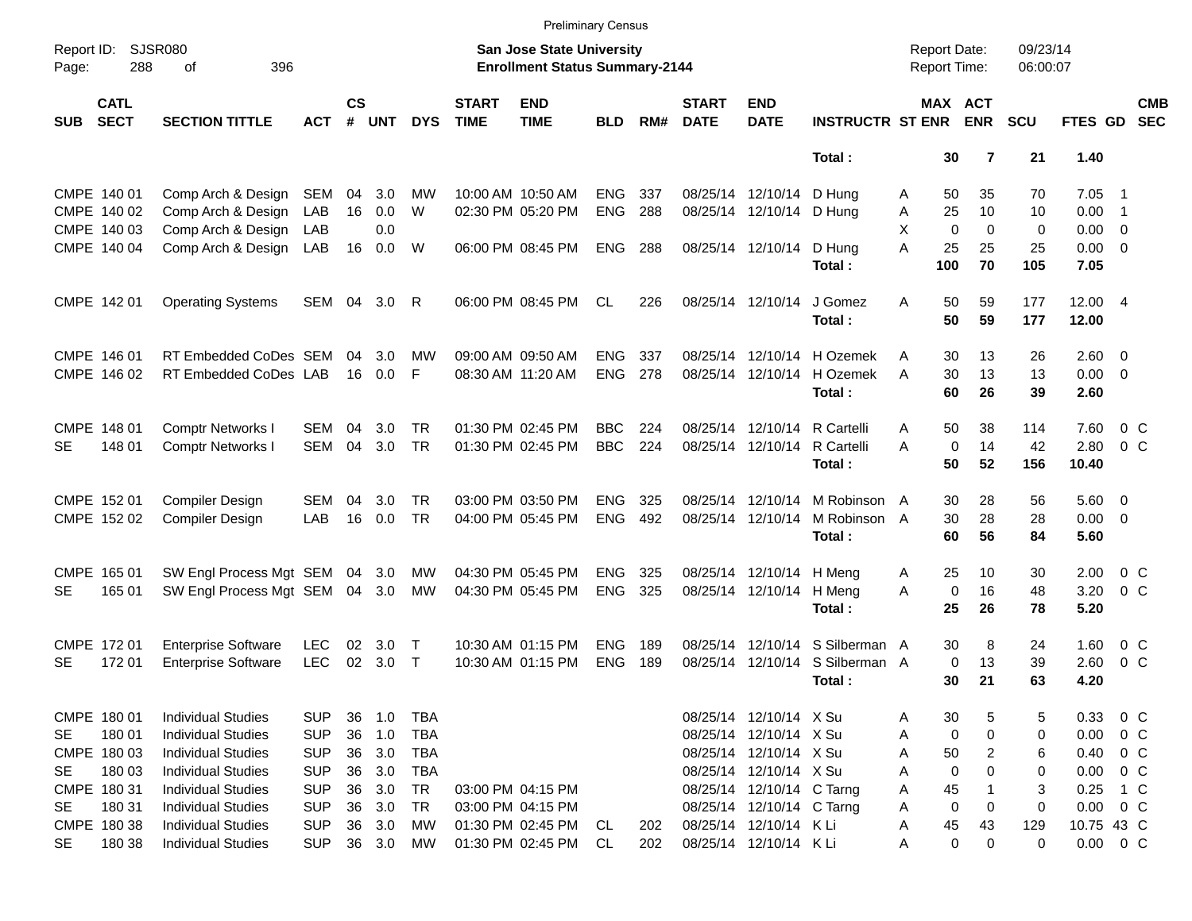Preliminary Census

Report ID: SJSR080
Page: 288 of 396

**San Jose State University**
**Enrollment Status Summary-2144**

Report Date: 09/23/14
Report Time: 06:00:07

| SUB | CATL SECT | SECTION TITTLE | ACT | CS # | UNT | DYS | START TIME | END TIME | BLD | RM# | START DATE | END DATE | INSTRUCTR | ST | MAX ENR | ACT ENR | SCU | FTES | GD | CMB SEC |
|---|---|---|---|---|---|---|---|---|---|---|---|---|---|---|---|---|---|---|---|---|
| | | | | | | | | | | | | | **Total :** | | **30** | **7** | **21** | **1.40** | | |
| CMPE | 140 01 | Comp Arch & Design | SEM | 04 | 3.0 | MW | 10:00 AM | 10:50 AM | ENG | 337 | 08/25/14 | 12/10/14 | D Hung | A | 50 | 35 | 70 | 7.05 | 1 | |
| CMPE | 140 02 | Comp Arch & Design | LAB | 16 | 0.0 | W | 02:30 PM | 05:20 PM | ENG | 288 | 08/25/14 | 12/10/14 | D Hung | A | 25 | 10 | 10 | 0.00 | 1 | |
| CMPE | 140 03 | Comp Arch & Design | LAB | | 0.0 | | | | | | | | | X | 0 | 0 | 0 | 0.00 | 0 | |
| CMPE | 140 04 | Comp Arch & Design | LAB | 16 | 0.0 | W | 06:00 PM | 08:45 PM | ENG | 288 | 08/25/14 | 12/10/14 | D Hung | A | 25 | 25 | 25 | 0.00 | 0 | |
| | | | | | | | | | | | | | **Total :** | | **100** | **70** | **105** | **7.05** | | |
| CMPE | 142 01 | Operating Systems | SEM | 04 | 3.0 | R | 06:00 PM | 08:45 PM | CL | 226 | 08/25/14 | 12/10/14 | J Gomez | A | 50 | 59 | 177 | 12.00 | 4 | |
| | | | | | | | | | | | | | **Total :** | | **50** | **59** | **177** | **12.00** | | |
| CMPE | 146 01 | RT Embedded CoDes | SEM | 04 | 3.0 | MW | 09:00 AM | 09:50 AM | ENG | 337 | 08/25/14 | 12/10/14 | H Ozemek | A | 30 | 13 | 26 | 2.60 | 0 | |
| CMPE | 146 02 | RT Embedded CoDes | LAB | 16 | 0.0 | F | 08:30 AM | 11:20 AM | ENG | 278 | 08/25/14 | 12/10/14 | H Ozemek | A | 30 | 13 | 13 | 0.00 | 0 | |
| | | | | | | | | | | | | | **Total :** | | **60** | **26** | **39** | **2.60** | | |
| CMPE | 148 01 | Comptr Networks I | SEM | 04 | 3.0 | TR | 01:30 PM | 02:45 PM | BBC | 224 | 08/25/14 | 12/10/14 | R Cartelli | A | 50 | 38 | 114 | 7.60 | 0 | C |
| SE | 148 01 | Comptr Networks I | SEM | 04 | 3.0 | TR | 01:30 PM | 02:45 PM | BBC | 224 | 08/25/14 | 12/10/14 | R Cartelli | A | 0 | 14 | 42 | 2.80 | 0 | C |
| | | | | | | | | | | | | | **Total :** | | **50** | **52** | **156** | **10.40** | | |
| CMPE | 152 01 | Compiler Design | SEM | 04 | 3.0 | TR | 03:00 PM | 03:50 PM | ENG | 325 | 08/25/14 | 12/10/14 | M Robinson | A | 30 | 28 | 56 | 5.60 | 0 | |
| CMPE | 152 02 | Compiler Design | LAB | 16 | 0.0 | TR | 04:00 PM | 05:45 PM | ENG | 492 | 08/25/14 | 12/10/14 | M Robinson | A | 30 | 28 | 28 | 0.00 | 0 | |
| | | | | | | | | | | | | | **Total :** | | **60** | **56** | **84** | **5.60** | | |
| CMPE | 165 01 | SW Engl Process Mgt | SEM | 04 | 3.0 | MW | 04:30 PM | 05:45 PM | ENG | 325 | 08/25/14 | 12/10/14 | H Meng | A | 25 | 10 | 30 | 2.00 | 0 | C |
| SE | 165 01 | SW Engl Process Mgt | SEM | 04 | 3.0 | MW | 04:30 PM | 05:45 PM | ENG | 325 | 08/25/14 | 12/10/14 | H Meng | A | 0 | 16 | 48 | 3.20 | 0 | C |
| | | | | | | | | | | | | | **Total :** | | **25** | **26** | **78** | **5.20** | | |
| CMPE | 172 01 | Enterprise Software | LEC | 02 | 3.0 | T | 10:30 AM | 01:15 PM | ENG | 189 | 08/25/14 | 12/10/14 | S Silberman | A | 30 | 8 | 24 | 1.60 | 0 | C |
| SE | 172 01 | Enterprise Software | LEC | 02 | 3.0 | T | 10:30 AM | 01:15 PM | ENG | 189 | 08/25/14 | 12/10/14 | S Silberman | A | 0 | 13 | 39 | 2.60 | 0 | C |
| | | | | | | | | | | | | | **Total :** | | **30** | **21** | **63** | **4.20** | | |
| CMPE | 180 01 | Individual Studies | SUP | 36 | 1.0 | TBA | | | | | 08/25/14 | 12/10/14 | X Su | A | 30 | 5 | 5 | 0.33 | 0 | C |
| SE | 180 01 | Individual Studies | SUP | 36 | 1.0 | TBA | | | | | 08/25/14 | 12/10/14 | X Su | A | 0 | 0 | 0 | 0.00 | 0 | C |
| CMPE | 180 03 | Individual Studies | SUP | 36 | 3.0 | TBA | | | | | 08/25/14 | 12/10/14 | X Su | A | 50 | 2 | 6 | 0.40 | 0 | C |
| SE | 180 03 | Individual Studies | SUP | 36 | 3.0 | TBA | | | | | 08/25/14 | 12/10/14 | X Su | A | 0 | 0 | 0 | 0.00 | 0 | C |
| CMPE | 180 31 | Individual Studies | SUP | 36 | 3.0 | TR | 03:00 PM | 04:15 PM | | | 08/25/14 | 12/10/14 | C Tarng | A | 45 | 1 | 3 | 0.25 | 1 | C |
| SE | 180 31 | Individual Studies | SUP | 36 | 3.0 | TR | 03:00 PM | 04:15 PM | | | 08/25/14 | 12/10/14 | C Tarng | A | 0 | 0 | 0 | 0.00 | 0 | C |
| CMPE | 180 38 | Individual Studies | SUP | 36 | 3.0 | MW | 01:30 PM | 02:45 PM | CL | 202 | 08/25/14 | 12/10/14 | K Li | A | 45 | 43 | 129 | 10.75 | 43 | C |
| SE | 180 38 | Individual Studies | SUP | 36 | 3.0 | MW | 01:30 PM | 02:45 PM | CL | 202 | 08/25/14 | 12/10/14 | K Li | A | 0 | 0 | 0 | 0.00 | 0 | C |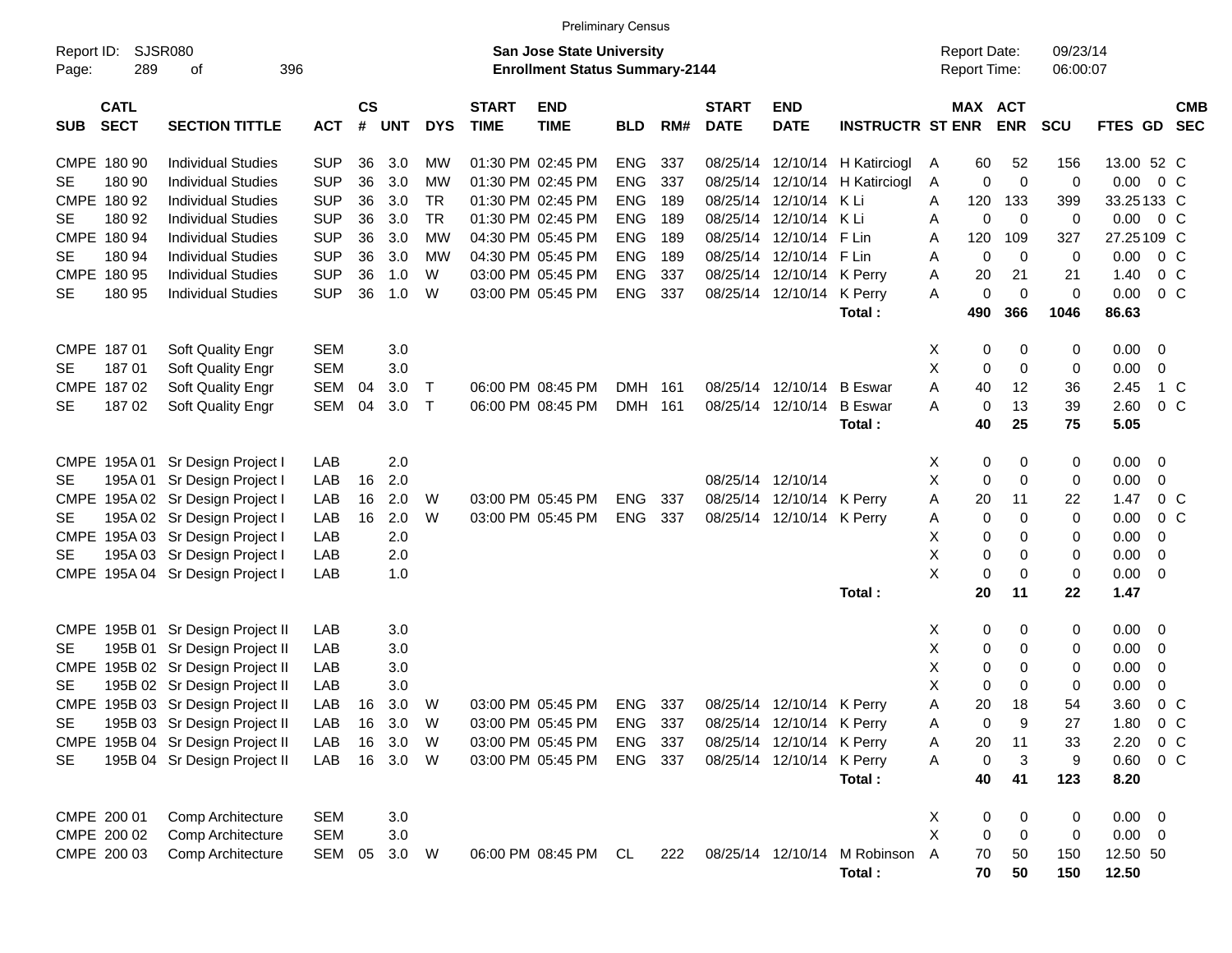Preliminary Census

Report ID: SJSR080
Page: 289 of 396

**San Jose State University**
**Enrollment Status Summary-2144**

Report Date: 09/23/14
Report Time: 06:00:07

| SUB | CATL SECT | SECTION TITTLE | ACT | CS # | UNT | DYS | START TIME | END TIME | BLD | RM# | START DATE | END DATE | INSTRUCTR | ST | MAX ENR | ACT ENR | SCU | FTES | GD | CMB SEC |
|---|---|---|---|---|---|---|---|---|---|---|---|---|---|---|---|---|---|---|---|---|
| CMPE | 180 90 | Individual Studies | SUP | 36 | 3.0 | MW | 01:30 PM | 02:45 PM | ENG | 337 | 08/25/14 | 12/10/14 | H Katircioglu | A | 60 | 52 | 156 | 13.00 | 52 | C |
| SE | 180 90 | Individual Studies | SUP | 36 | 3.0 | MW | 01:30 PM | 02:45 PM | ENG | 337 | 08/25/14 | 12/10/14 | H Katircioglu | A | 0 | 0 | 0 | 0.00 | 0 | C |
| CMPE | 180 92 | Individual Studies | SUP | 36 | 3.0 | TR | 01:30 PM | 02:45 PM | ENG | 189 | 08/25/14 | 12/10/14 | K Li | A | 120 | 133 | 399 | 33.25 | 133 | C |
| SE | 180 92 | Individual Studies | SUP | 36 | 3.0 | TR | 01:30 PM | 02:45 PM | ENG | 189 | 08/25/14 | 12/10/14 | K Li | A | 0 | 0 | 0 | 0.00 | 0 | C |
| CMPE | 180 94 | Individual Studies | SUP | 36 | 3.0 | MW | 04:30 PM | 05:45 PM | ENG | 189 | 08/25/14 | 12/10/14 | F Lin | A | 120 | 109 | 327 | 27.25 | 109 | C |
| SE | 180 94 | Individual Studies | SUP | 36 | 3.0 | MW | 04:30 PM | 05:45 PM | ENG | 189 | 08/25/14 | 12/10/14 | F Lin | A | 0 | 0 | 0 | 0.00 | 0 | C |
| CMPE | 180 95 | Individual Studies | SUP | 36 | 1.0 | W | 03:00 PM | 05:45 PM | ENG | 337 | 08/25/14 | 12/10/14 | K Perry | A | 20 | 21 | 21 | 1.40 | 0 | C |
| SE | 180 95 | Individual Studies | SUP | 36 | 1.0 | W | 03:00 PM | 05:45 PM | ENG | 337 | 08/25/14 | 12/10/14 | K Perry | A | 0 | 0 | 0 | 0.00 | 0 | C |
| | | | | | | | | | | | | | **Total :** | | **490** | **366** | **1046** | **86.63** | | |
| CMPE | 187 01 | Soft Quality Engr | SEM | | 3.0 | | | | | | | | | X | 0 | 0 | 0 | 0.00 | 0 | |
| SE | 187 01 | Soft Quality Engr | SEM | | 3.0 | | | | | | | | | X | 0 | 0 | 0 | 0.00 | 0 | |
| CMPE | 187 02 | Soft Quality Engr | SEM | 04 | 3.0 | T | 06:00 PM | 08:45 PM | DMH | 161 | 08/25/14 | 12/10/14 | B Eswar | A | 40 | 12 | 36 | 2.45 | 1 | C |
| SE | 187 02 | Soft Quality Engr | SEM | 04 | 3.0 | T | 06:00 PM | 08:45 PM | DMH | 161 | 08/25/14 | 12/10/14 | B Eswar | A | 0 | 13 | 39 | 2.60 | 0 | C |
| | | | | | | | | | | | | | **Total :** | | **40** | **25** | **75** | **5.05** | | |
| CMPE | 195A 01 | Sr Design Project I | LAB | | 2.0 | | | | | | | | | X | 0 | 0 | 0 | 0.00 | 0 | |
| SE | 195A 01 | Sr Design Project I | LAB | 16 | 2.0 | | | | | | 08/25/14 | 12/10/14 | | X | 0 | 0 | 0 | 0.00 | 0 | |
| CMPE | 195A 02 | Sr Design Project I | LAB | 16 | 2.0 | W | 03:00 PM | 05:45 PM | ENG | 337 | 08/25/14 | 12/10/14 | K Perry | A | 20 | 11 | 22 | 1.47 | 0 | C |
| SE | 195A 02 | Sr Design Project I | LAB | 16 | 2.0 | W | 03:00 PM | 05:45 PM | ENG | 337 | 08/25/14 | 12/10/14 | K Perry | A | 0 | 0 | 0 | 0.00 | 0 | C |
| CMPE | 195A 03 | Sr Design Project I | LAB | | 2.0 | | | | | | | | | X | 0 | 0 | 0 | 0.00 | 0 | |
| SE | 195A 03 | Sr Design Project I | LAB | | 2.0 | | | | | | | | | X | 0 | 0 | 0 | 0.00 | 0 | |
| CMPE | 195A 04 | Sr Design Project I | LAB | | 1.0 | | | | | | | | | X | 0 | 0 | 0 | 0.00 | 0 | |
| | | | | | | | | | | | | | **Total :** | | **20** | **11** | **22** | **1.47** | | |
| CMPE | 195B 01 | Sr Design Project II | LAB | | 3.0 | | | | | | | | | X | 0 | 0 | 0 | 0.00 | 0 | |
| SE | 195B 01 | Sr Design Project II | LAB | | 3.0 | | | | | | | | | X | 0 | 0 | 0 | 0.00 | 0 | |
| CMPE | 195B 02 | Sr Design Project II | LAB | | 3.0 | | | | | | | | | X | 0 | 0 | 0 | 0.00 | 0 | |
| SE | 195B 02 | Sr Design Project II | LAB | | 3.0 | | | | | | | | | X | 0 | 0 | 0 | 0.00 | 0 | |
| CMPE | 195B 03 | Sr Design Project II | LAB | 16 | 3.0 | W | 03:00 PM | 05:45 PM | ENG | 337 | 08/25/14 | 12/10/14 | K Perry | A | 20 | 18 | 54 | 3.60 | 0 | C |
| SE | 195B 03 | Sr Design Project II | LAB | 16 | 3.0 | W | 03:00 PM | 05:45 PM | ENG | 337 | 08/25/14 | 12/10/14 | K Perry | A | 0 | 9 | 27 | 1.80 | 0 | C |
| CMPE | 195B 04 | Sr Design Project II | LAB | 16 | 3.0 | W | 03:00 PM | 05:45 PM | ENG | 337 | 08/25/14 | 12/10/14 | K Perry | A | 20 | 11 | 33 | 2.20 | 0 | C |
| SE | 195B 04 | Sr Design Project II | LAB | 16 | 3.0 | W | 03:00 PM | 05:45 PM | ENG | 337 | 08/25/14 | 12/10/14 | K Perry | A | 0 | 3 | 9 | 0.60 | 0 | C |
| | | | | | | | | | | | | | **Total :** | | **40** | **41** | **123** | **8.20** | | |
| CMPE | 200 01 | Comp Architecture | SEM | | 3.0 | | | | | | | | | X | 0 | 0 | 0 | 0.00 | 0 | |
| CMPE | 200 02 | Comp Architecture | SEM | | 3.0 | | | | | | | | | X | 0 | 0 | 0 | 0.00 | 0 | |
| CMPE | 200 03 | Comp Architecture | SEM | 05 | 3.0 | W | 06:00 PM | 08:45 PM | CL | 222 | 08/25/14 | 12/10/14 | M Robinson | A | 70 | 50 | 150 | 12.50 | 50 | |
| | | | | | | | | | | | | | **Total :** | | **70** | **50** | **150** | **12.50** | | |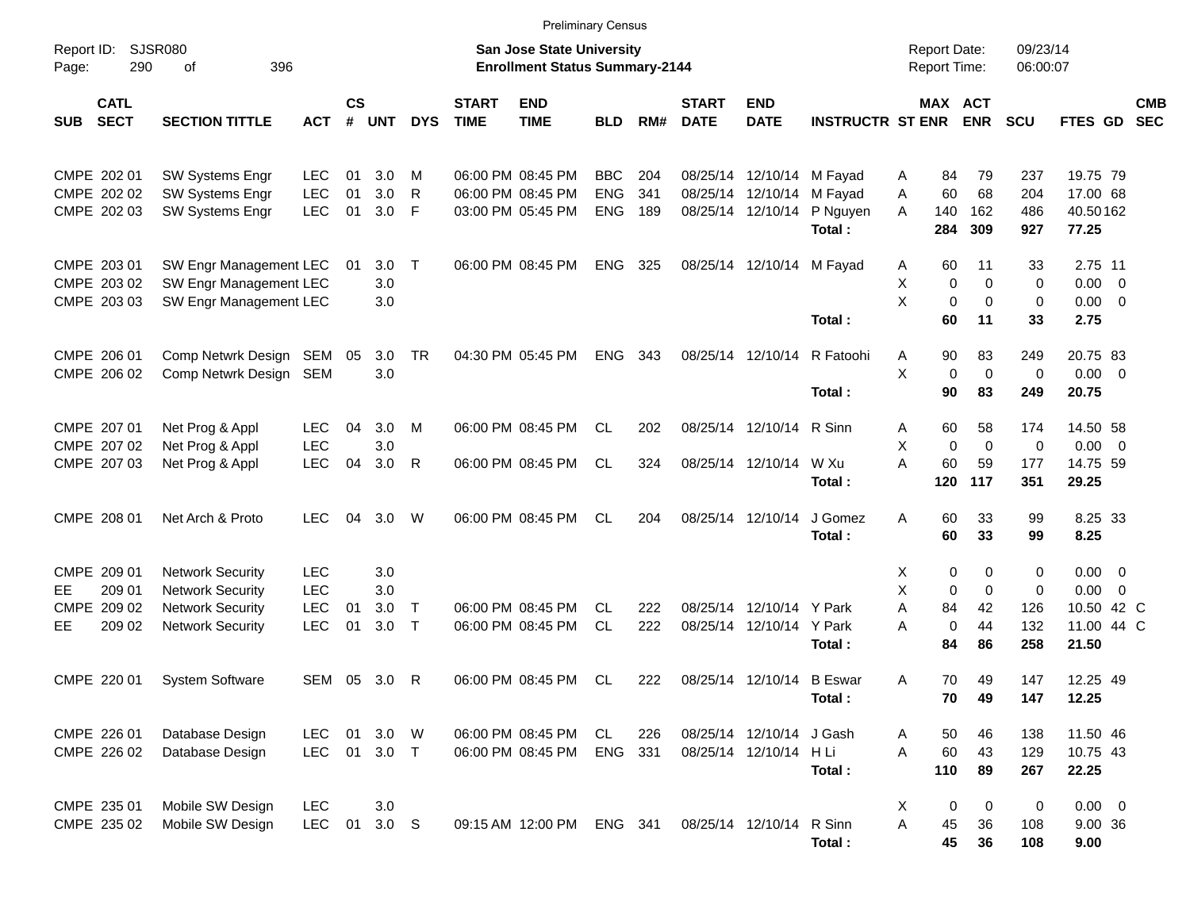Preliminary Census

Report ID: SJSR080

**San Jose State University**
**Enrollment Status Summary-2144**

Report Date: 09/23/14
Report Time: 06:00:07

| SUB | CATL SECT | SECTION TITTLE | ACT | CS # | UNT | DYS | START TIME | END TIME | BLD | RM# | START DATE | END DATE | INSTRUCTR | ST | MAX ENR | ACT ENR | SCU | FTES | GD | CMB SEC |
|---|---|---|---|---|---|---|---|---|---|---|---|---|---|---|---|---|---|---|---|---|
| CMPE | 202 01 | SW Systems Engr | LEC | 01 | 3.0 | M | 06:00 PM | 08:45 PM | BBC | 204 | 08/25/14 | 12/10/14 | M Fayad | A | 84 | 79 | 237 | 19.75 | 79 | |
| CMPE | 202 02 | SW Systems Engr | LEC | 01 | 3.0 | R | 06:00 PM | 08:45 PM | ENG | 341 | 08/25/14 | 12/10/14 | M Fayad | A | 60 | 68 | 204 | 17.00 | 68 | |
| CMPE | 202 03 | SW Systems Engr | LEC | 01 | 3.0 | F | 03:00 PM | 05:45 PM | ENG | 189 | 08/25/14 | 12/10/14 | P Nguyen | A | 140 | 162 | 486 | 40.50 | 162 | |
| | | | | | | | | | | | | | **Total :** | | **284** | **309** | **927** | **77.25** | | |
| CMPE | 203 01 | SW Engr Management | LEC | 01 | 3.0 | T | 06:00 PM | 08:45 PM | ENG | 325 | 08/25/14 | 12/10/14 | M Fayad | A | 60 | 11 | 33 | 2.75 | 11 | |
| CMPE | 203 02 | SW Engr Management | LEC | | 3.0 | | | | | | | | | X | 0 | 0 | 0 | 0.00 | 0 | |
| CMPE | 203 03 | SW Engr Management | LEC | | 3.0 | | | | | | | | | X | 0 | 0 | 0 | 0.00 | 0 | |
| | | | | | | | | | | | | | **Total :** | | **60** | **11** | **33** | **2.75** | | |
| CMPE | 206 01 | Comp Netwrk Design | SEM | 05 | 3.0 | TR | 04:30 PM | 05:45 PM | ENG | 343 | 08/25/14 | 12/10/14 | R Fatoohi | A | 90 | 83 | 249 | 20.75 | 83 | |
| CMPE | 206 02 | Comp Netwrk Design | SEM | | 3.0 | | | | | | | | | X | 0 | 0 | 0 | 0.00 | 0 | |
| | | | | | | | | | | | | | **Total :** | | **90** | **83** | **249** | **20.75** | | |
| CMPE | 207 01 | Net Prog & Appl | LEC | 04 | 3.0 | M | 06:00 PM | 08:45 PM | CL | 202 | 08/25/14 | 12/10/14 | R Sinn | A | 60 | 58 | 174 | 14.50 | 58 | |
| CMPE | 207 02 | Net Prog & Appl | LEC | | 3.0 | | | | | | | | | X | 0 | 0 | 0 | 0.00 | 0 | |
| CMPE | 207 03 | Net Prog & Appl | LEC | 04 | 3.0 | R | 06:00 PM | 08:45 PM | CL | 324 | 08/25/14 | 12/10/14 | W Xu | A | 60 | 59 | 177 | 14.75 | 59 | |
| | | | | | | | | | | | | | **Total :** | | **120** | **117** | **351** | **29.25** | | |
| CMPE | 208 01 | Net Arch & Proto | LEC | 04 | 3.0 | W | 06:00 PM | 08:45 PM | CL | 204 | 08/25/14 | 12/10/14 | J Gomez | A | 60 | 33 | 99 | 8.25 | 33 | |
| | | | | | | | | | | | | | **Total :** | | **60** | **33** | **99** | **8.25** | | |
| CMPE | 209 01 | Network Security | LEC | | 3.0 | | | | | | | | | X | 0 | 0 | 0 | 0.00 | 0 | |
| EE | 209 01 | Network Security | LEC | | 3.0 | | | | | | | | | X | 0 | 0 | 0 | 0.00 | 0 | |
| CMPE | 209 02 | Network Security | LEC | 01 | 3.0 | T | 06:00 PM | 08:45 PM | CL | 222 | 08/25/14 | 12/10/14 | Y Park | A | 84 | 42 | 126 | 10.50 | 42 | C |
| EE | 209 02 | Network Security | LEC | 01 | 3.0 | T | 06:00 PM | 08:45 PM | CL | 222 | 08/25/14 | 12/10/14 | Y Park | A | 0 | 44 | 132 | 11.00 | 44 | C |
| | | | | | | | | | | | | | **Total :** | | **84** | **86** | **258** | **21.50** | | |
| CMPE | 220 01 | System Software | SEM | 05 | 3.0 | R | 06:00 PM | 08:45 PM | CL | 222 | 08/25/14 | 12/10/14 | B Eswar | A | 70 | 49 | 147 | 12.25 | 49 | |
| | | | | | | | | | | | | | **Total :** | | **70** | **49** | **147** | **12.25** | | |
| CMPE | 226 01 | Database Design | LEC | 01 | 3.0 | W | 06:00 PM | 08:45 PM | CL | 226 | 08/25/14 | 12/10/14 | J Gash | A | 50 | 46 | 138 | 11.50 | 46 | |
| CMPE | 226 02 | Database Design | LEC | 01 | 3.0 | T | 06:00 PM | 08:45 PM | ENG | 331 | 08/25/14 | 12/10/14 | H Li | A | 60 | 43 | 129 | 10.75 | 43 | |
| | | | | | | | | | | | | | **Total :** | | **110** | **89** | **267** | **22.25** | | |
| CMPE | 235 01 | Mobile SW Design | LEC | | 3.0 | | | | | | | | | X | 0 | 0 | 0 | 0.00 | 0 | |
| CMPE | 235 02 | Mobile SW Design | LEC | 01 | 3.0 | S | 09:15 AM | 12:00 PM | ENG | 341 | 08/25/14 | 12/10/14 | R Sinn | A | 45 | 36 | 108 | 9.00 | 36 | |
| | | | | | | | | | | | | | **Total :** | | **45** | **36** | **108** | **9.00** | | |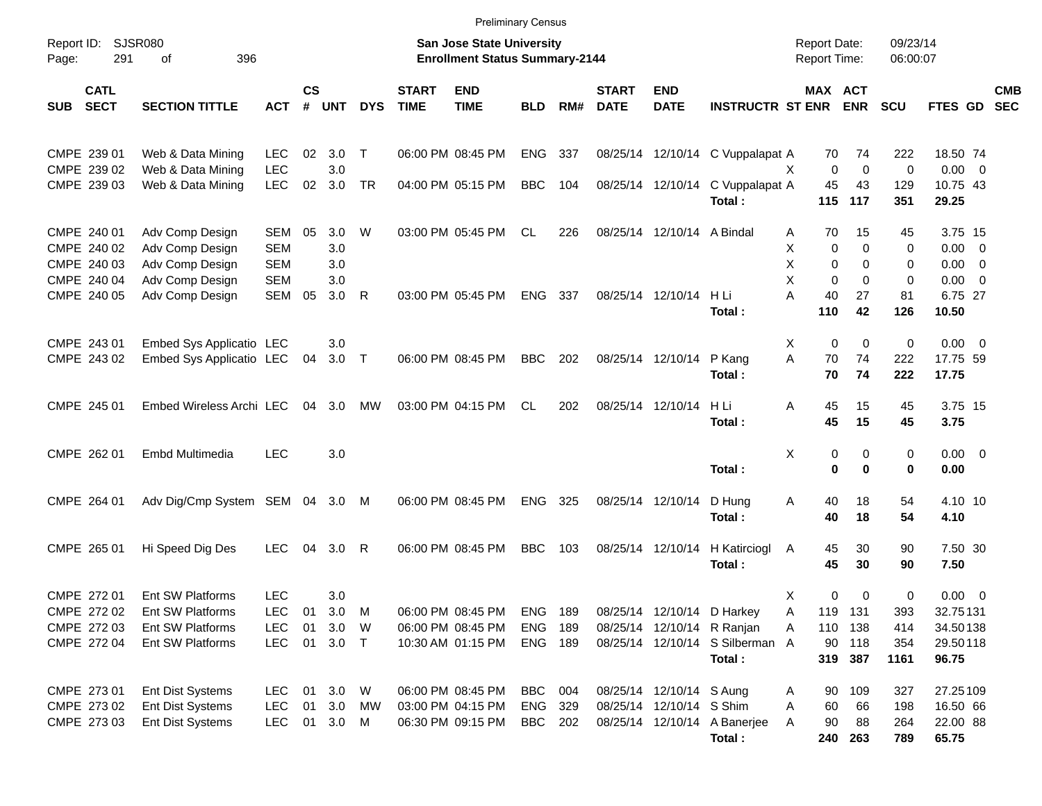Preliminary Census

Report ID: SJSR080

**San Jose State University**
**Enrollment Status Summary-2144**

Report Date: 09/23/14
Report Time: 06:00:07

| SUB | CATL SECT | SECTION TITTLE | ACT | CS # | UNT | DYS | START TIME | END TIME | BLD | RM# | START DATE | END DATE | INSTRUCTR | ST | MAX ENR | ACT ENR | SCU | FTES | GD | CMB SEC |
|---|---|---|---|---|---|---|---|---|---|---|---|---|---|---|---|---|---|---|---|---|
| CMPE | 239 01 | Web & Data Mining | LEC | 02 | 3.0 | T | 06:00 PM | 08:45 PM | ENG | 337 | 08/25/14 | 12/10/14 | C Vuppalapat | A | 70 | 74 | 222 | 18.50 | 74 | |
| CMPE | 239 02 | Web & Data Mining | LEC | | 3.0 | | | | | | | | | X | 0 | 0 | 0 | 0.00 | 0 | |
| CMPE | 239 03 | Web & Data Mining | LEC | 02 | 3.0 | TR | 04:00 PM | 05:15 PM | BBC | 104 | 08/25/14 | 12/10/14 | C Vuppalapat | A | 45 | 43 | 129 | 10.75 | 43 | |
| | | | | | | | | | | | | | **Total :** | | **115** | **117** | **351** | **29.25** | | |
| CMPE | 240 01 | Adv Comp Design | SEM | 05 | 3.0 | W | 03:00 PM | 05:45 PM | CL | 226 | 08/25/14 | 12/10/14 | A Bindal | A | 70 | 15 | 45 | 3.75 | 15 | |
| CMPE | 240 02 | Adv Comp Design | SEM | | 3.0 | | | | | | | | | X | 0 | 0 | 0 | 0.00 | 0 | |
| CMPE | 240 03 | Adv Comp Design | SEM | | 3.0 | | | | | | | | | X | 0 | 0 | 0 | 0.00 | 0 | |
| CMPE | 240 04 | Adv Comp Design | SEM | | 3.0 | | | | | | | | | X | 0 | 0 | 0 | 0.00 | 0 | |
| CMPE | 240 05 | Adv Comp Design | SEM | 05 | 3.0 | R | 03:00 PM | 05:45 PM | ENG | 337 | 08/25/14 | 12/10/14 | H Li | A | 40 | 27 | 81 | 6.75 | 27 | |
| | | | | | | | | | | | | | **Total :** | | **110** | **42** | **126** | **10.50** | | |
| CMPE | 243 01 | Embed Sys Applicatio | LEC | | 3.0 | | | | | | | | | X | 0 | 0 | 0 | 0.00 | 0 | |
| CMPE | 243 02 | Embed Sys Applicatio | LEC | 04 | 3.0 | T | 06:00 PM | 08:45 PM | BBC | 202 | 08/25/14 | 12/10/14 | P Kang | A | 70 | 74 | 222 | 17.75 | 59 | |
| | | | | | | | | | | | | | **Total :** | | **70** | **74** | **222** | **17.75** | | |
| CMPE | 245 01 | Embed Wireless Archi | LEC | 04 | 3.0 | MW | 03:00 PM | 04:15 PM | CL | 202 | 08/25/14 | 12/10/14 | H Li | A | 45 | 15 | 45 | 3.75 | 15 | |
| | | | | | | | | | | | | | **Total :** | | **45** | **15** | **45** | **3.75** | | |
| CMPE | 262 01 | Embd Multimedia | LEC | | 3.0 | | | | | | | | | X | 0 | 0 | 0 | 0.00 | 0 | |
| | | | | | | | | | | | | | **Total :** | | **0** | **0** | **0** | **0.00** | | |
| CMPE | 264 01 | Adv Dig/Cmp System | SEM | 04 | 3.0 | M | 06:00 PM | 08:45 PM | ENG | 325 | 08/25/14 | 12/10/14 | D Hung | A | 40 | 18 | 54 | 4.10 | 10 | |
| | | | | | | | | | | | | | **Total :** | | **40** | **18** | **54** | **4.10** | | |
| CMPE | 265 01 | Hi Speed Dig Des | LEC | 04 | 3.0 | R | 06:00 PM | 08:45 PM | BBC | 103 | 08/25/14 | 12/10/14 | H Katirciogl | A | 45 | 30 | 90 | 7.50 | 30 | |
| | | | | | | | | | | | | | **Total :** | | **45** | **30** | **90** | **7.50** | | |
| CMPE | 272 01 | Ent SW Platforms | LEC | | 3.0 | | | | | | | | | X | 0 | 0 | 0 | 0.00 | 0 | |
| CMPE | 272 02 | Ent SW Platforms | LEC | 01 | 3.0 | M | 06:00 PM | 08:45 PM | ENG | 189 | 08/25/14 | 12/10/14 | D Harkey | A | 119 | 131 | 393 | 32.75 | 131 | |
| CMPE | 272 03 | Ent SW Platforms | LEC | 01 | 3.0 | W | 06:00 PM | 08:45 PM | ENG | 189 | 08/25/14 | 12/10/14 | R Ranjan | A | 110 | 138 | 414 | 34.50 | 138 | |
| CMPE | 272 04 | Ent SW Platforms | LEC | 01 | 3.0 | T | 10:30 AM | 01:15 PM | ENG | 189 | 08/25/14 | 12/10/14 | S Silberman | A | 90 | 118 | 354 | 29.50 | 118 | |
| | | | | | | | | | | | | | **Total :** | | **319** | **387** | **1161** | **96.75** | | |
| CMPE | 273 01 | Ent Dist Systems | LEC | 01 | 3.0 | W | 06:00 PM | 08:45 PM | BBC | 004 | 08/25/14 | 12/10/14 | S Aung | A | 90 | 109 | 327 | 27.25 | 109 | |
| CMPE | 273 02 | Ent Dist Systems | LEC | 01 | 3.0 | MW | 03:00 PM | 04:15 PM | ENG | 329 | 08/25/14 | 12/10/14 | S Shim | A | 60 | 66 | 198 | 16.50 | 66 | |
| CMPE | 273 03 | Ent Dist Systems | LEC | 01 | 3.0 | M | 06:30 PM | 09:15 PM | BBC | 202 | 08/25/14 | 12/10/14 | A Banerjee | A | 90 | 88 | 264 | 22.00 | 88 | |
| | | | | | | | | | | | | | **Total :** | | **240** | **263** | **789** | **65.75** | | |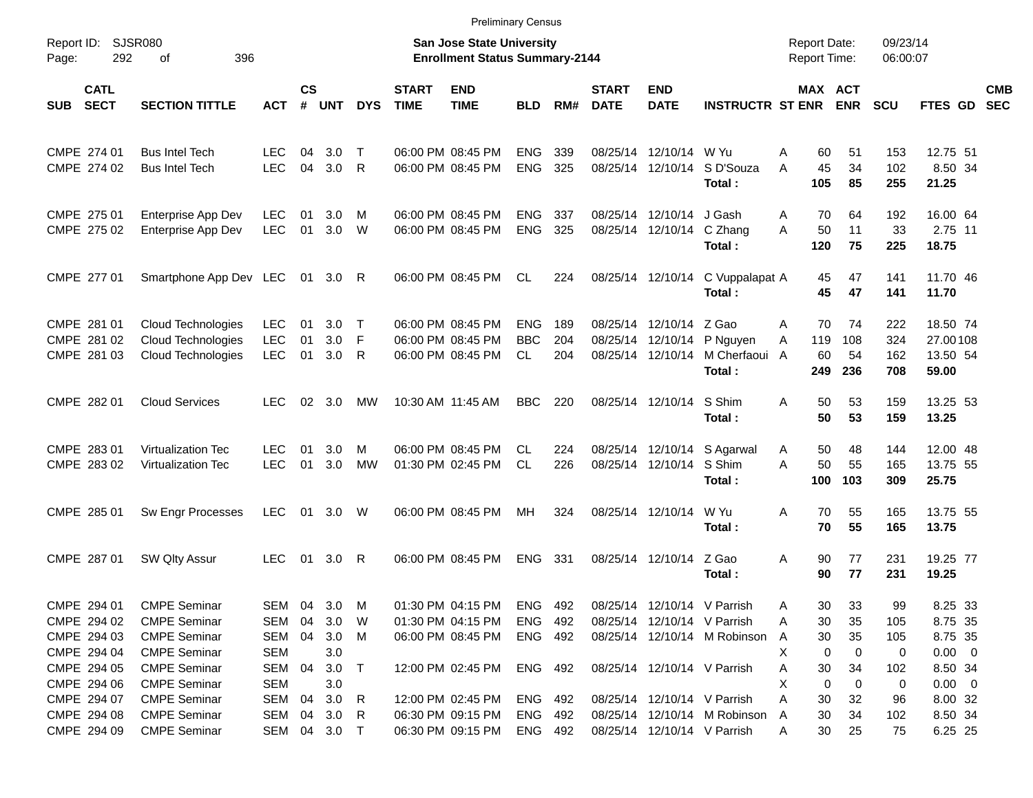Preliminary Census

Report ID: SJSR080
Page: 292 of 396

**San Jose State University**
**Enrollment Status Summary-2144**

Report Date: 09/23/14
Report Time: 06:00:07

| SUB | CATL SECT | SECTION TITTLE | ACT | CS # | UNT | DYS | START TIME | END TIME | BLD | RM# | START DATE | END DATE | INSTRUCTR | ST | MAX ENR | ACT ENR | SCU | FTES | GD | CMB SEC |
|---|---|---|---|---|---|---|---|---|---|---|---|---|---|---|---|---|---|---|---|---|
| CMPE | 274 01 | Bus Intel Tech | LEC | 04 | 3.0 | T | 06:00 PM | 08:45 PM | ENG | 339 | 08/25/14 | 12/10/14 | W Yu | A | 60 | 51 | 153 | 12.75 | 51 | |
| CMPE | 274 02 | Bus Intel Tech | LEC | 04 | 3.0 | R | 06:00 PM | 08:45 PM | ENG | 325 | 08/25/14 | 12/10/14 | S D'Souza | A | 45 | 34 | 102 | 8.50 | 34 | |
| | | | | | | | | | | | | | **Total :** | | **105** | **85** | **255** | **21.25** | | |
| CMPE | 275 01 | Enterprise App Dev | LEC | 01 | 3.0 | M | 06:00 PM | 08:45 PM | ENG | 337 | 08/25/14 | 12/10/14 | J Gash | A | 70 | 64 | 192 | 16.00 | 64 | |
| CMPE | 275 02 | Enterprise App Dev | LEC | 01 | 3.0 | W | 06:00 PM | 08:45 PM | ENG | 325 | 08/25/14 | 12/10/14 | C Zhang | A | 50 | 11 | 33 | 2.75 | 11 | |
| | | | | | | | | | | | | | **Total :** | | **120** | **75** | **225** | **18.75** | | |
| CMPE | 277 01 | Smartphone App Dev | LEC | 01 | 3.0 | R | 06:00 PM | 08:45 PM | CL | 224 | 08/25/14 | 12/10/14 | C Vuppalapat | A | 45 | 47 | 141 | 11.70 | 46 | |
| | | | | | | | | | | | | | **Total :** | | **45** | **47** | **141** | **11.70** | | |
| CMPE | 281 01 | Cloud Technologies | LEC | 01 | 3.0 | T | 06:00 PM | 08:45 PM | ENG | 189 | 08/25/14 | 12/10/14 | Z Gao | A | 70 | 74 | 222 | 18.50 | 74 | |
| CMPE | 281 02 | Cloud Technologies | LEC | 01 | 3.0 | F | 06:00 PM | 08:45 PM | BBC | 204 | 08/25/14 | 12/10/14 | P Nguyen | A | 119 | 108 | 324 | 27.00 | 108 | |
| CMPE | 281 03 | Cloud Technologies | LEC | 01 | 3.0 | R | 06:00 PM | 08:45 PM | CL | 204 | 08/25/14 | 12/10/14 | M Cherfaoui | A | 60 | 54 | 162 | 13.50 | 54 | |
| | | | | | | | | | | | | | **Total :** | | **249** | **236** | **708** | **59.00** | | |
| CMPE | 282 01 | Cloud Services | LEC | 02 | 3.0 | MW | 10:30 AM | 11:45 AM | BBC | 220 | 08/25/14 | 12/10/14 | S Shim | A | 50 | 53 | 159 | 13.25 | 53 | |
| | | | | | | | | | | | | | **Total :** | | **50** | **53** | **159** | **13.25** | | |
| CMPE | 283 01 | Virtualization Tec | LEC | 01 | 3.0 | M | 06:00 PM | 08:45 PM | CL | 224 | 08/25/14 | 12/10/14 | S Agarwal | A | 50 | 48 | 144 | 12.00 | 48 | |
| CMPE | 283 02 | Virtualization Tec | LEC | 01 | 3.0 | MW | 01:30 PM | 02:45 PM | CL | 226 | 08/25/14 | 12/10/14 | S Shim | A | 50 | 55 | 165 | 13.75 | 55 | |
| | | | | | | | | | | | | | **Total :** | | **100** | **103** | **309** | **25.75** | | |
| CMPE | 285 01 | Sw Engr Processes | LEC | 01 | 3.0 | W | 06:00 PM | 08:45 PM | MH | 324 | 08/25/14 | 12/10/14 | W Yu | A | 70 | 55 | 165 | 13.75 | 55 | |
| | | | | | | | | | | | | | **Total :** | | **70** | **55** | **165** | **13.75** | | |
| CMPE | 287 01 | SW Qlty Assur | LEC | 01 | 3.0 | R | 06:00 PM | 08:45 PM | ENG | 331 | 08/25/14 | 12/10/14 | Z Gao | A | 90 | 77 | 231 | 19.25 | 77 | |
| | | | | | | | | | | | | | **Total :** | | **90** | **77** | **231** | **19.25** | | |
| CMPE | 294 01 | CMPE Seminar | SEM | 04 | 3.0 | M | 01:30 PM | 04:15 PM | ENG | 492 | 08/25/14 | 12/10/14 | V Parrish | A | 30 | 33 | 99 | 8.25 | 33 | |
| CMPE | 294 02 | CMPE Seminar | SEM | 04 | 3.0 | W | 01:30 PM | 04:15 PM | ENG | 492 | 08/25/14 | 12/10/14 | V Parrish | A | 30 | 35 | 105 | 8.75 | 35 | |
| CMPE | 294 03 | CMPE Seminar | SEM | 04 | 3.0 | M | 06:00 PM | 08:45 PM | ENG | 492 | 08/25/14 | 12/10/14 | M Robinson | A | 30 | 35 | 105 | 8.75 | 35 | |
| CMPE | 294 04 | CMPE Seminar | SEM | | 3.0 | | | | | | | | | X | 0 | 0 | 0 | 0.00 | 0 | |
| CMPE | 294 05 | CMPE Seminar | SEM | 04 | 3.0 | T | 12:00 PM | 02:45 PM | ENG | 492 | 08/25/14 | 12/10/14 | V Parrish | A | 30 | 34 | 102 | 8.50 | 34 | |
| CMPE | 294 06 | CMPE Seminar | SEM | | 3.0 | | | | | | | | | X | 0 | 0 | 0 | 0.00 | 0 | |
| CMPE | 294 07 | CMPE Seminar | SEM | 04 | 3.0 | R | 12:00 PM | 02:45 PM | ENG | 492 | 08/25/14 | 12/10/14 | V Parrish | A | 30 | 32 | 96 | 8.00 | 32 | |
| CMPE | 294 08 | CMPE Seminar | SEM | 04 | 3.0 | R | 06:30 PM | 09:15 PM | ENG | 492 | 08/25/14 | 12/10/14 | M Robinson | A | 30 | 34 | 102 | 8.50 | 34 | |
| CMPE | 294 09 | CMPE Seminar | SEM | 04 | 3.0 | T | 06:30 PM | 09:15 PM | ENG | 492 | 08/25/14 | 12/10/14 | V Parrish | A | 30 | 25 | 75 | 6.25 | 25 | |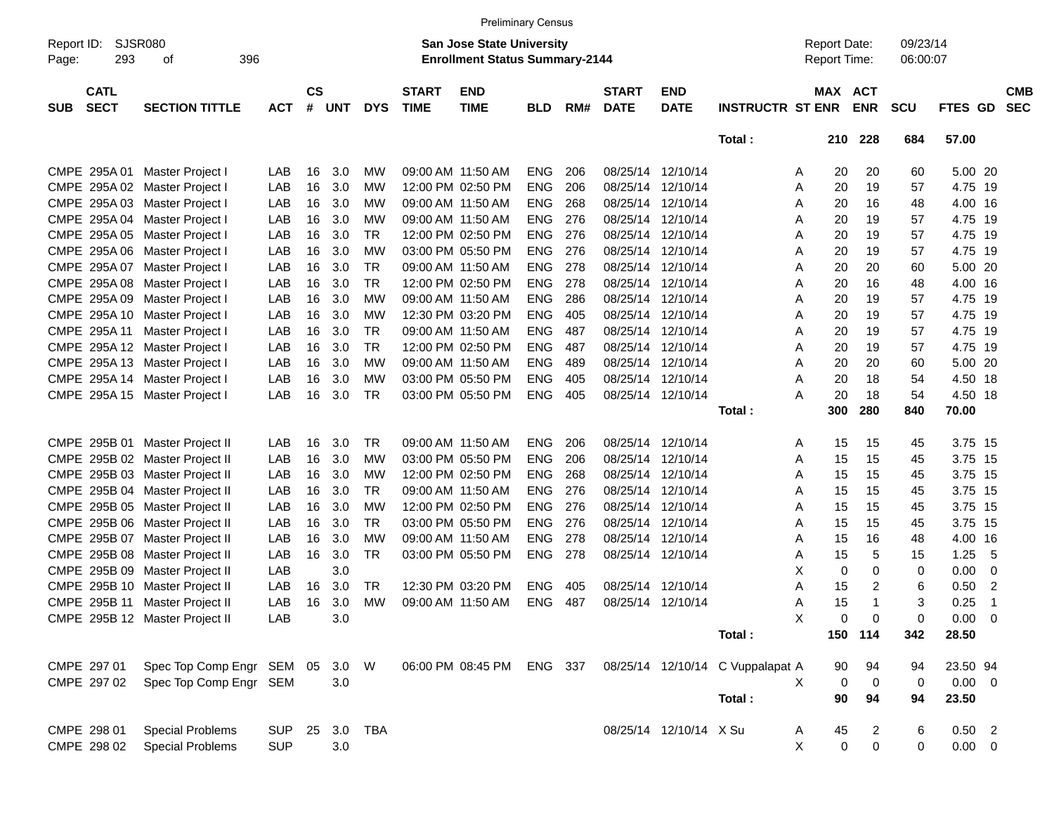Preliminary Census

Report ID: SJSR080

**San Jose State University**
**Enrollment Status Summary-2144**

Report Date: 09/23/14
Report Time: 06:00:07

| SUB | CATL SECT | SECTION TITTLE | ACT | CS # | UNT | DYS | START TIME | END TIME | BLD | RM# | START DATE | END DATE | INSTRUCTR | ST | MAX ENR | ACT ENR | SCU | FTES | GD | CMB SEC |
|---|---|---|---|---|---|---|---|---|---|---|---|---|---|---|---|---|---|---|---|---|
| | | | | | | | | | | | | | Total : | | 210 | 228 | 684 | 57.00 | | |
| CMPE | 295A 01 | Master Project I | LAB | 16 | 3.0 | MW | 09:00 AM | 11:50 AM | ENG | 206 | 08/25/14 | 12/10/14 | | A | 20 | 20 | 60 | 5.00 | 20 | |
| CMPE | 295A 02 | Master Project I | LAB | 16 | 3.0 | MW | 12:00 PM | 02:50 PM | ENG | 206 | 08/25/14 | 12/10/14 | | A | 20 | 19 | 57 | 4.75 | 19 | |
| CMPE | 295A 03 | Master Project I | LAB | 16 | 3.0 | MW | 09:00 AM | 11:50 AM | ENG | 268 | 08/25/14 | 12/10/14 | | A | 20 | 16 | 48 | 4.00 | 16 | |
| CMPE | 295A 04 | Master Project I | LAB | 16 | 3.0 | MW | 09:00 AM | 11:50 AM | ENG | 276 | 08/25/14 | 12/10/14 | | A | 20 | 19 | 57 | 4.75 | 19 | |
| CMPE | 295A 05 | Master Project I | LAB | 16 | 3.0 | TR | 12:00 PM | 02:50 PM | ENG | 276 | 08/25/14 | 12/10/14 | | A | 20 | 19 | 57 | 4.75 | 19 | |
| CMPE | 295A 06 | Master Project I | LAB | 16 | 3.0 | MW | 03:00 PM | 05:50 PM | ENG | 276 | 08/25/14 | 12/10/14 | | A | 20 | 19 | 57 | 4.75 | 19 | |
| CMPE | 295A 07 | Master Project I | LAB | 16 | 3.0 | TR | 09:00 AM | 11:50 AM | ENG | 278 | 08/25/14 | 12/10/14 | | A | 20 | 20 | 60 | 5.00 | 20 | |
| CMPE | 295A 08 | Master Project I | LAB | 16 | 3.0 | TR | 12:00 PM | 02:50 PM | ENG | 278 | 08/25/14 | 12/10/14 | | A | 20 | 16 | 48 | 4.00 | 16 | |
| CMPE | 295A 09 | Master Project I | LAB | 16 | 3.0 | MW | 09:00 AM | 11:50 AM | ENG | 286 | 08/25/14 | 12/10/14 | | A | 20 | 19 | 57 | 4.75 | 19 | |
| CMPE | 295A 10 | Master Project I | LAB | 16 | 3.0 | MW | 12:30 PM | 03:20 PM | ENG | 405 | 08/25/14 | 12/10/14 | | A | 20 | 19 | 57 | 4.75 | 19 | |
| CMPE | 295A 11 | Master Project I | LAB | 16 | 3.0 | TR | 09:00 AM | 11:50 AM | ENG | 487 | 08/25/14 | 12/10/14 | | A | 20 | 19 | 57 | 4.75 | 19 | |
| CMPE | 295A 12 | Master Project I | LAB | 16 | 3.0 | TR | 12:00 PM | 02:50 PM | ENG | 487 | 08/25/14 | 12/10/14 | | A | 20 | 19 | 57 | 4.75 | 19 | |
| CMPE | 295A 13 | Master Project I | LAB | 16 | 3.0 | MW | 09:00 AM | 11:50 AM | ENG | 489 | 08/25/14 | 12/10/14 | | A | 20 | 20 | 60 | 5.00 | 20 | |
| CMPE | 295A 14 | Master Project I | LAB | 16 | 3.0 | MW | 03:00 PM | 05:50 PM | ENG | 405 | 08/25/14 | 12/10/14 | | A | 20 | 18 | 54 | 4.50 | 18 | |
| CMPE | 295A 15 | Master Project I | LAB | 16 | 3.0 | TR | 03:00 PM | 05:50 PM | ENG | 405 | 08/25/14 | 12/10/14 | | A | 20 | 18 | 54 | 4.50 | 18 | |
| | | | | | | | | | | | | | Total : | | 300 | 280 | 840 | 70.00 | | |
| CMPE | 295B 01 | Master Project II | LAB | 16 | 3.0 | TR | 09:00 AM | 11:50 AM | ENG | 206 | 08/25/14 | 12/10/14 | | A | 15 | 15 | 45 | 3.75 | 15 | |
| CMPE | 295B 02 | Master Project II | LAB | 16 | 3.0 | MW | 03:00 PM | 05:50 PM | ENG | 206 | 08/25/14 | 12/10/14 | | A | 15 | 15 | 45 | 3.75 | 15 | |
| CMPE | 295B 03 | Master Project II | LAB | 16 | 3.0 | MW | 12:00 PM | 02:50 PM | ENG | 268 | 08/25/14 | 12/10/14 | | A | 15 | 15 | 45 | 3.75 | 15 | |
| CMPE | 295B 04 | Master Project II | LAB | 16 | 3.0 | TR | 09:00 AM | 11:50 AM | ENG | 276 | 08/25/14 | 12/10/14 | | A | 15 | 15 | 45 | 3.75 | 15 | |
| CMPE | 295B 05 | Master Project II | LAB | 16 | 3.0 | MW | 12:00 PM | 02:50 PM | ENG | 276 | 08/25/14 | 12/10/14 | | A | 15 | 15 | 45 | 3.75 | 15 | |
| CMPE | 295B 06 | Master Project II | LAB | 16 | 3.0 | TR | 03:00 PM | 05:50 PM | ENG | 276 | 08/25/14 | 12/10/14 | | A | 15 | 15 | 45 | 3.75 | 15 | |
| CMPE | 295B 07 | Master Project II | LAB | 16 | 3.0 | MW | 09:00 AM | 11:50 AM | ENG | 278 | 08/25/14 | 12/10/14 | | A | 15 | 16 | 48 | 4.00 | 16 | |
| CMPE | 295B 08 | Master Project II | LAB | 16 | 3.0 | TR | 03:00 PM | 05:50 PM | ENG | 278 | 08/25/14 | 12/10/14 | | A | 15 | 5 | 15 | 1.25 | 5 | |
| CMPE | 295B 09 | Master Project II | LAB | | 3.0 | | | | | | | | | X | 0 | 0 | 0 | 0.00 | 0 | |
| CMPE | 295B 10 | Master Project II | LAB | 16 | 3.0 | TR | 12:30 PM | 03:20 PM | ENG | 405 | 08/25/14 | 12/10/14 | | A | 15 | 2 | 6 | 0.50 | 2 | |
| CMPE | 295B 11 | Master Project II | LAB | 16 | 3.0 | MW | 09:00 AM | 11:50 AM | ENG | 487 | 08/25/14 | 12/10/14 | | A | 15 | 1 | 3 | 0.25 | 1 | |
| CMPE | 295B 12 | Master Project II | LAB | | 3.0 | | | | | | | | | X | 0 | 0 | 0 | 0.00 | 0 | |
| | | | | | | | | | | | | | Total : | | 150 | 114 | 342 | 28.50 | | |
| CMPE | 297 01 | Spec Top Comp Engr | SEM | 05 | 3.0 | W | 06:00 PM | 08:45 PM | ENG | 337 | 08/25/14 | 12/10/14 | C Vuppalapat | A | 90 | 94 | 94 | 23.50 | 94 | |
| CMPE | 297 02 | Spec Top Comp Engr | SEM | | 3.0 | | | | | | | | | X | 0 | 0 | 0 | 0.00 | 0 | |
| | | | | | | | | | | | | | Total : | | 90 | 94 | 94 | 23.50 | | |
| CMPE | 298 01 | Special Problems | SUP | 25 | 3.0 | TBA | | | | | 08/25/14 | 12/10/14 | X Su | A | 45 | 2 | 6 | 0.50 | 2 | |
| CMPE | 298 02 | Special Problems | SUP | | 3.0 | | | | | | | | | X | 0 | 0 | 0 | 0.00 | 0 | |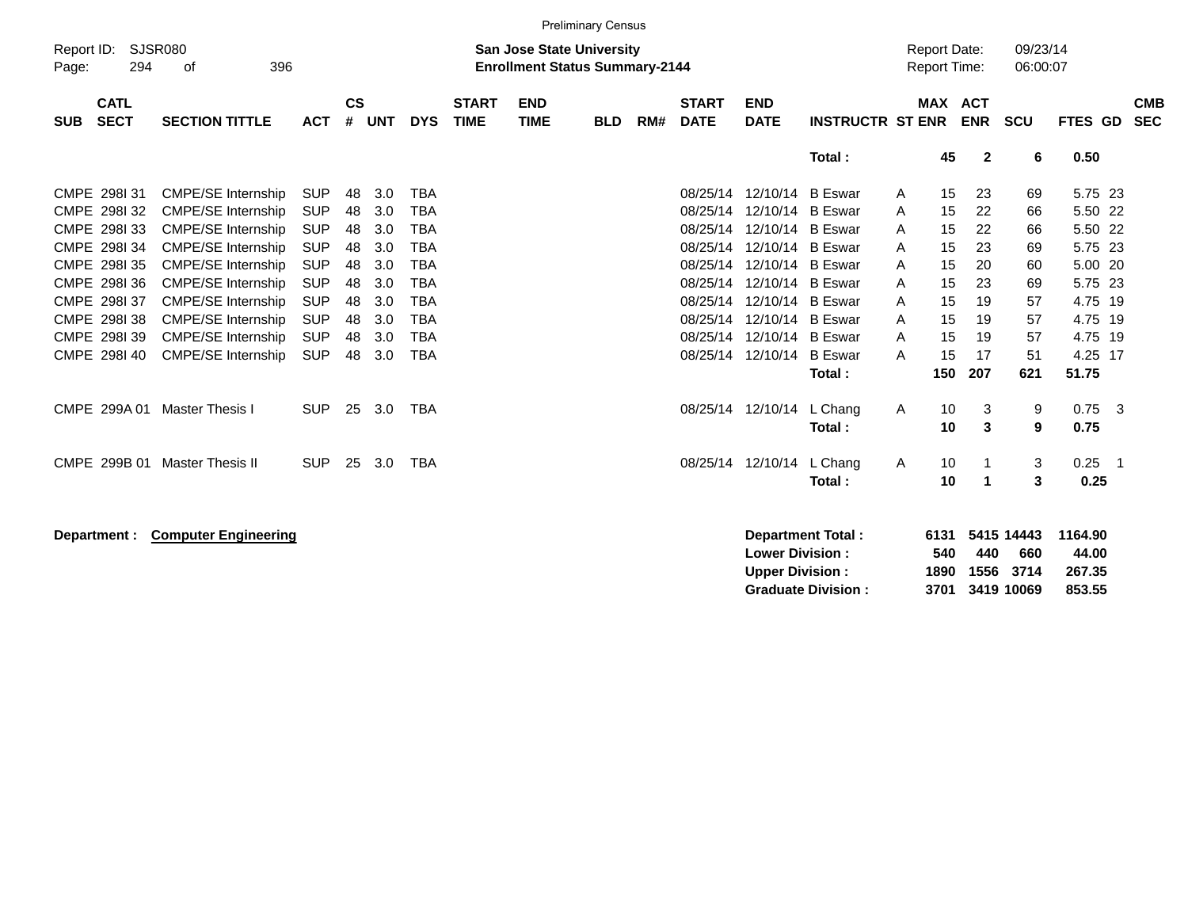Preliminary Census

Report ID: SJSR080

**San Jose State University**
**Enrollment Status Summary-2144**

Report Date: 09/23/14
Report Time: 06:00:07

| SUB | CATL SECT | SECTION TITTLE | ACT | CS # | UNT | DYS | START TIME | END TIME | BLD | RM# | START DATE | END DATE | INSTRUCTR | ST | MAX ENR | ACT ENR | SCU | FTES | GD | CMB SEC |
|---|---|---|---|---|---|---|---|---|---|---|---|---|---|---|---|---|---|---|---|---|
| | | | | | | | | | | | | | **Total :** | | **45** | **2** | **6** | **0.50** | | |
| CMPE | 298I 31 | CMPE/SE Internship | SUP | 48 | 3.0 | TBA | | | | | 08/25/14 | 12/10/14 | B Eswar | A | 15 | 23 | 69 | 5.75 | 23 | |
| CMPE | 298I 32 | CMPE/SE Internship | SUP | 48 | 3.0 | TBA | | | | | 08/25/14 | 12/10/14 | B Eswar | A | 15 | 22 | 66 | 5.50 | 22 | |
| CMPE | 298I 33 | CMPE/SE Internship | SUP | 48 | 3.0 | TBA | | | | | 08/25/14 | 12/10/14 | B Eswar | A | 15 | 22 | 66 | 5.50 | 22 | |
| CMPE | 298I 34 | CMPE/SE Internship | SUP | 48 | 3.0 | TBA | | | | | 08/25/14 | 12/10/14 | B Eswar | A | 15 | 23 | 69 | 5.75 | 23 | |
| CMPE | 298I 35 | CMPE/SE Internship | SUP | 48 | 3.0 | TBA | | | | | 08/25/14 | 12/10/14 | B Eswar | A | 15 | 20 | 60 | 5.00 | 20 | |
| CMPE | 298I 36 | CMPE/SE Internship | SUP | 48 | 3.0 | TBA | | | | | 08/25/14 | 12/10/14 | B Eswar | A | 15 | 23 | 69 | 5.75 | 23 | |
| CMPE | 298I 37 | CMPE/SE Internship | SUP | 48 | 3.0 | TBA | | | | | 08/25/14 | 12/10/14 | B Eswar | A | 15 | 19 | 57 | 4.75 | 19 | |
| CMPE | 298I 38 | CMPE/SE Internship | SUP | 48 | 3.0 | TBA | | | | | 08/25/14 | 12/10/14 | B Eswar | A | 15 | 19 | 57 | 4.75 | 19 | |
| CMPE | 298I 39 | CMPE/SE Internship | SUP | 48 | 3.0 | TBA | | | | | 08/25/14 | 12/10/14 | B Eswar | A | 15 | 19 | 57 | 4.75 | 19 | |
| CMPE | 298I 40 | CMPE/SE Internship | SUP | 48 | 3.0 | TBA | | | | | 08/25/14 | 12/10/14 | B Eswar | A | 15 | 17 | 51 | 4.25 | 17 | |
| | | | | | | | | | | | | | **Total :** | | **150** | **207** | **621** | **51.75** | | |
| CMPE | 299A 01 | Master Thesis I | SUP | 25 | 3.0 | TBA | | | | | 08/25/14 | 12/10/14 | L Chang | A | 10 | 3 | 9 | 0.75 | 3 | |
| | | | | | | | | | | | | | **Total :** | | **10** | **3** | **9** | **0.75** | | |
| CMPE | 299B 01 | Master Thesis II | SUP | 25 | 3.0 | TBA | | | | | 08/25/14 | 12/10/14 | L Chang | A | 10 | 1 | 3 | 0.25 | 1 | |
| | | | | | | | | | | | | | **Total :** | | **10** | **1** | **3** | **0.25** | | |

**Department :** **Computer Engineering**

| | MAX ENR | ACT ENR | SCU | FTES |
|---|---|---|---|---|
| **Department Total :** | **6131** | **5415** | **14443** | **1164.90** |
| **Lower Division :** | **540** | **440** | **660** | **44.00** |
| **Upper Division :** | **1890** | **1556** | **3714** | **267.35** |
| **Graduate Division :** | **3701** | **3419** | **10069** | **853.55** |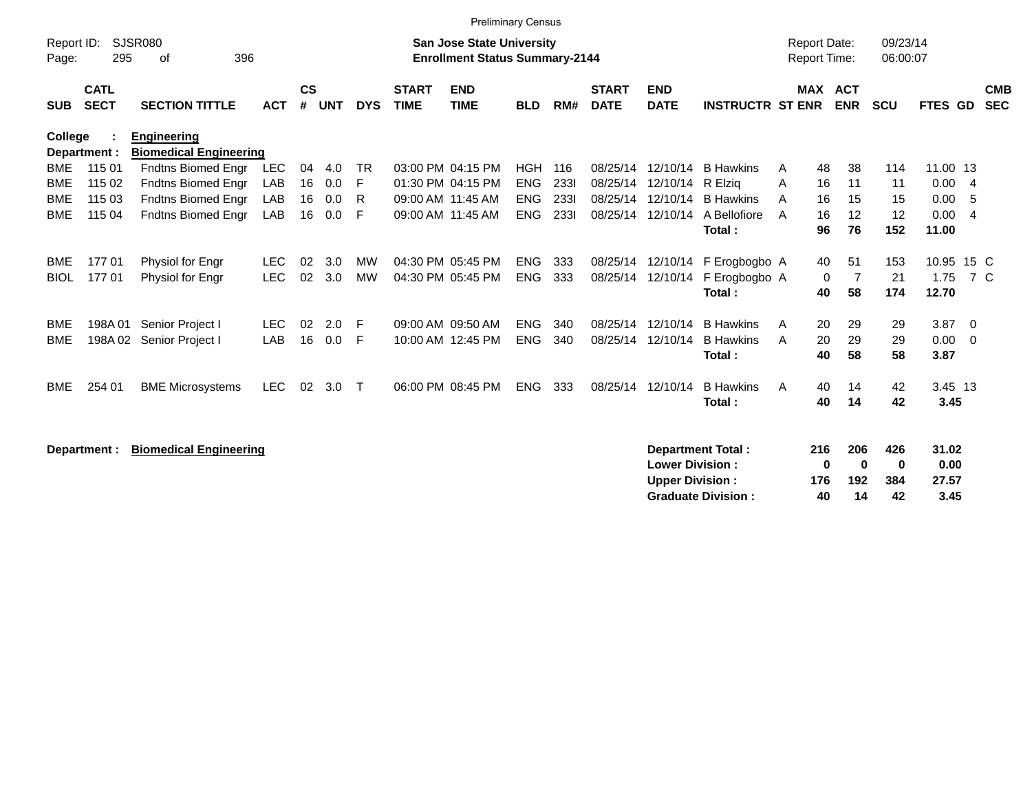Preliminary Census

Report ID: SJSR080

**San Jose State University**
**Enrollment Status Summary-2144**

Report Date: 09/23/14
Report Time: 06:00:07

| SUB | CATL SECT | SECTION TITTLE | ACT | CS # | UNT | DYS | START TIME | END TIME | BLD | RM# | START DATE | END DATE | INSTRUCTR | ST | MAX ENR | ACT ENR | SCU | FTES | GD | CMB SEC |
|---|---|---|---|---|---|---|---|---|---|---|---|---|---|---|---|---|---|---|---|---|
| **College :** | | **Engineering** | | | | | | | | | | | | | | | | | | |
| **Department :** | | **Biomedical Engineering** | | | | | | | | | | | | | | | | | | |
| BME | 115 01 | Fndtns Biomed Engr | LEC | 04 | 4.0 | TR | 03:00 PM | 04:15 PM | HGH | 116 | 08/25/14 | 12/10/14 | B Hawkins | A | 48 | 38 | 114 | 11.00 | 13 | |
| BME | 115 02 | Fndtns Biomed Engr | LAB | 16 | 0.0 | F | 01:30 PM | 04:15 PM | ENG | 233I | 08/25/14 | 12/10/14 | R Elziq | A | 16 | 11 | 11 | 0.00 | 4 | |
| BME | 115 03 | Fndtns Biomed Engr | LAB | 16 | 0.0 | R | 09:00 AM | 11:45 AM | ENG | 233I | 08/25/14 | 12/10/14 | B Hawkins | A | 16 | 15 | 15 | 0.00 | 5 | |
| BME | 115 04 | Fndtns Biomed Engr | LAB | 16 | 0.0 | F | 09:00 AM | 11:45 AM | ENG | 233I | 08/25/14 | 12/10/14 | A Bellofiore | A | 16 | 12 | 12 | 0.00 | 4 | |
| | | | | | | | | | | | | | **Total :** | | **96** | **76** | **152** | **11.00** | | |
| BME | 177 01 | Physiol for Engr | LEC | 02 | 3.0 | MW | 04:30 PM | 05:45 PM | ENG | 333 | 08/25/14 | 12/10/14 | F Erogbogbo | A | 40 | 51 | 153 | 10.95 | 15 | C |
| BIOL | 177 01 | Physiol for Engr | LEC | 02 | 3.0 | MW | 04:30 PM | 05:45 PM | ENG | 333 | 08/25/14 | 12/10/14 | F Erogbogbo | A | 0 | 7 | 21 | 1.75 | 7 | C |
| | | | | | | | | | | | | | **Total :** | | **40** | **58** | **174** | **12.70** | | |
| BME | 198A 01 | Senior Project I | LEC | 02 | 2.0 | F | 09:00 AM | 09:50 AM | ENG | 340 | 08/25/14 | 12/10/14 | B Hawkins | A | 20 | 29 | 29 | 3.87 | 0 | |
| BME | 198A 02 | Senior Project I | LAB | 16 | 0.0 | F | 10:00 AM | 12:45 PM | ENG | 340 | 08/25/14 | 12/10/14 | B Hawkins | A | 20 | 29 | 29 | 0.00 | 0 | |
| | | | | | | | | | | | | | **Total :** | | **40** | **58** | **58** | **3.87** | | |
| BME | 254 01 | BME Microsystems | LEC | 02 | 3.0 | T | 06:00 PM | 08:45 PM | ENG | 333 | 08/25/14 | 12/10/14 | B Hawkins | A | 40 | 14 | 42 | 3.45 | 13 | |
| | | | | | | | | | | | | | **Total :** | | **40** | **14** | **42** | **3.45** | | |

**Department :** **Biomedical Engineering**

| | MAX ENR | ACT ENR | SCU | FTES |
|---|---|---|---|---|
| **Department Total :** | **216** | **206** | **426** | **31.02** |
| **Lower Division :** | **0** | **0** | **0** | **0.00** |
| **Upper Division :** | **176** | **192** | **384** | **27.57** |
| **Graduate Division :** | **40** | **14** | **42** | **3.45** |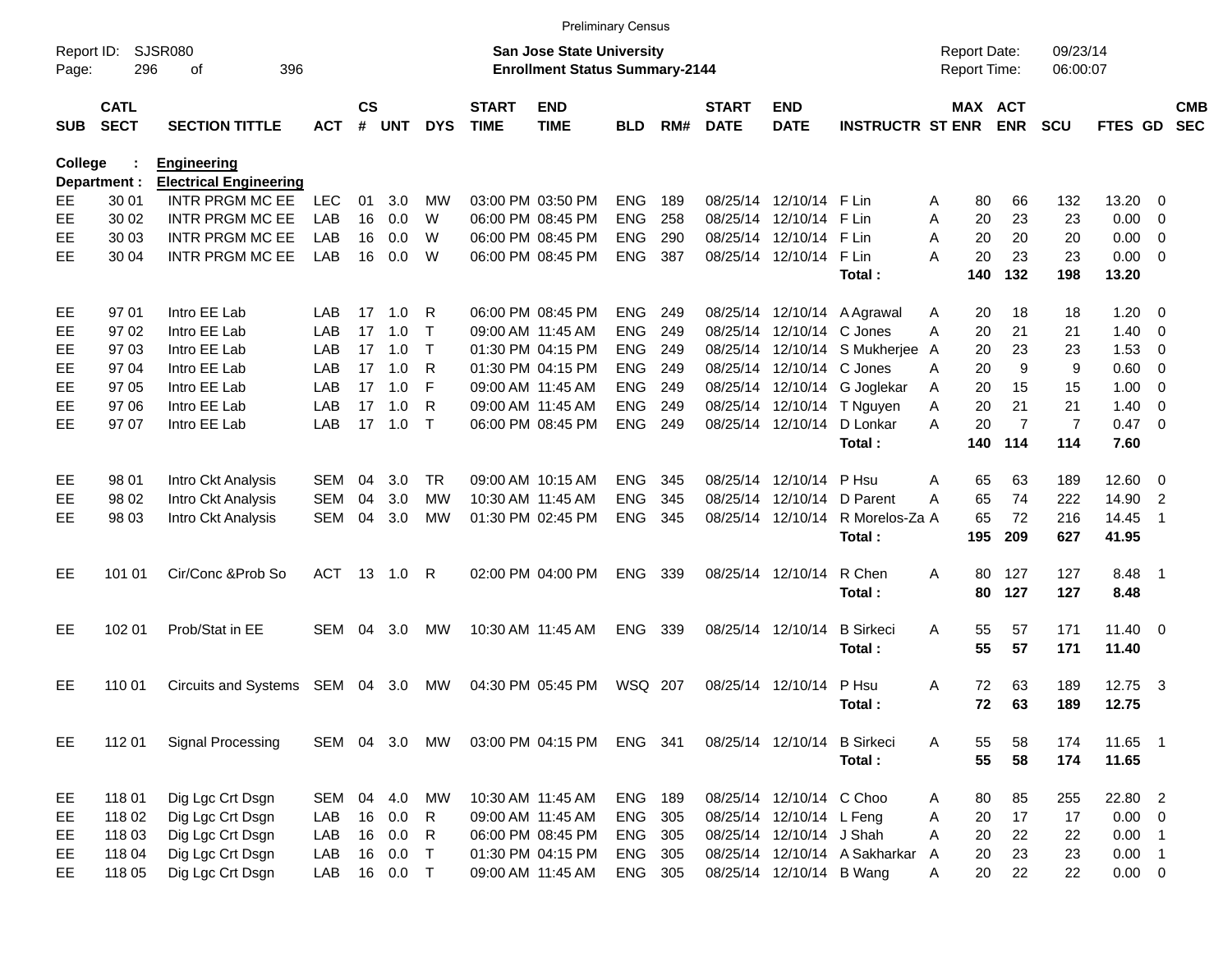Preliminary Census

Report ID: SJSR080
Page: 296 of 396

**San Jose State University**
**Enrollment Status Summary-2144**

Report Date: 09/23/14
Report Time: 06:00:07

College : **Engineering**
Department : **Electrical Engineering**

| SUB | CATL SECT | SECTION TITTLE | ACT | CS # | UNT | DYS | START TIME | END TIME | BLD | RM# | START DATE | END DATE | INSTRUCTR | ST | MAX ENR | ACT ENR | SCU | FTES | GD | CMB SEC |
|---|---|---|---|---|---|---|---|---|---|---|---|---|---|---|---|---|---|---|---|---|
| EE | 30 01 | INTR PRGM MC EE | LEC | 01 | 3.0 | MW | 03:00 PM | 03:50 PM | ENG | 189 | 08/25/14 | 12/10/14 | F Lin | A | 80 | 66 | 132 | 13.20 | 0 | |
| EE | 30 02 | INTR PRGM MC EE | LAB | 16 | 0.0 | W | 06:00 PM | 08:45 PM | ENG | 258 | 08/25/14 | 12/10/14 | F Lin | A | 20 | 23 | 23 | 0.00 | 0 | |
| EE | 30 03 | INTR PRGM MC EE | LAB | 16 | 0.0 | W | 06:00 PM | 08:45 PM | ENG | 290 | 08/25/14 | 12/10/14 | F Lin | A | 20 | 20 | 20 | 0.00 | 0 | |
| EE | 30 04 | INTR PRGM MC EE | LAB | 16 | 0.0 | W | 06:00 PM | 08:45 PM | ENG | 387 | 08/25/14 | 12/10/14 | F Lin | A | 20 | 23 | 23 | 0.00 | 0 | |
| | | | | | | | | | | | | | **Total :** | | **140** | **132** | **198** | **13.20** | | |
| EE | 97 01 | Intro EE Lab | LAB | 17 | 1.0 | R | 06:00 PM | 08:45 PM | ENG | 249 | 08/25/14 | 12/10/14 | A Agrawal | A | 20 | 18 | 18 | 1.20 | 0 | |
| EE | 97 02 | Intro EE Lab | LAB | 17 | 1.0 | T | 09:00 AM | 11:45 AM | ENG | 249 | 08/25/14 | 12/10/14 | C Jones | A | 20 | 21 | 21 | 1.40 | 0 | |
| EE | 97 03 | Intro EE Lab | LAB | 17 | 1.0 | T | 01:30 PM | 04:15 PM | ENG | 249 | 08/25/14 | 12/10/14 | S Mukherjee | A | 20 | 23 | 23 | 1.53 | 0 | |
| EE | 97 04 | Intro EE Lab | LAB | 17 | 1.0 | R | 01:30 PM | 04:15 PM | ENG | 249 | 08/25/14 | 12/10/14 | C Jones | A | 20 | 9 | 9 | 0.60 | 0 | |
| EE | 97 05 | Intro EE Lab | LAB | 17 | 1.0 | F | 09:00 AM | 11:45 AM | ENG | 249 | 08/25/14 | 12/10/14 | G Joglekar | A | 20 | 15 | 15 | 1.00 | 0 | |
| EE | 97 06 | Intro EE Lab | LAB | 17 | 1.0 | R | 09:00 AM | 11:45 AM | ENG | 249 | 08/25/14 | 12/10/14 | T Nguyen | A | 20 | 21 | 21 | 1.40 | 0 | |
| EE | 97 07 | Intro EE Lab | LAB | 17 | 1.0 | T | 06:00 PM | 08:45 PM | ENG | 249 | 08/25/14 | 12/10/14 | D Lonkar | A | 20 | 7 | 7 | 0.47 | 0 | |
| | | | | | | | | | | | | | **Total :** | | **140** | **114** | **114** | **7.60** | | |
| EE | 98 01 | Intro Ckt Analysis | SEM | 04 | 3.0 | TR | 09:00 AM | 10:15 AM | ENG | 345 | 08/25/14 | 12/10/14 | P Hsu | A | 65 | 63 | 189 | 12.60 | 0 | |
| EE | 98 02 | Intro Ckt Analysis | SEM | 04 | 3.0 | MW | 10:30 AM | 11:45 AM | ENG | 345 | 08/25/14 | 12/10/14 | D Parent | A | 65 | 74 | 222 | 14.90 | 2 | |
| EE | 98 03 | Intro Ckt Analysis | SEM | 04 | 3.0 | MW | 01:30 PM | 02:45 PM | ENG | 345 | 08/25/14 | 12/10/14 | R Morelos-Za | A | 65 | 72 | 216 | 14.45 | 1 | |
| | | | | | | | | | | | | | **Total :** | | **195** | **209** | **627** | **41.95** | | |
| EE | 101 01 | Cir/Conc &Prob So | ACT | 13 | 1.0 | R | 02:00 PM | 04:00 PM | ENG | 339 | 08/25/14 | 12/10/14 | R Chen | A | 80 | 127 | 127 | 8.48 | 1 | |
| | | | | | | | | | | | | | **Total :** | | **80** | **127** | **127** | **8.48** | | |
| EE | 102 01 | Prob/Stat in EE | SEM | 04 | 3.0 | MW | 10:30 AM | 11:45 AM | ENG | 339 | 08/25/14 | 12/10/14 | B Sirkeci | A | 55 | 57 | 171 | 11.40 | 0 | |
| | | | | | | | | | | | | | **Total :** | | **55** | **57** | **171** | **11.40** | | |
| EE | 110 01 | Circuits and Systems | SEM | 04 | 3.0 | MW | 04:30 PM | 05:45 PM | WSQ | 207 | 08/25/14 | 12/10/14 | P Hsu | A | 72 | 63 | 189 | 12.75 | 3 | |
| | | | | | | | | | | | | | **Total :** | | **72** | **63** | **189** | **12.75** | | |
| EE | 112 01 | Signal Processing | SEM | 04 | 3.0 | MW | 03:00 PM | 04:15 PM | ENG | 341 | 08/25/14 | 12/10/14 | B Sirkeci | A | 55 | 58 | 174 | 11.65 | 1 | |
| | | | | | | | | | | | | | **Total :** | | **55** | **58** | **174** | **11.65** | | |
| EE | 118 01 | Dig Lgc Crt Dsgn | SEM | 04 | 4.0 | MW | 10:30 AM | 11:45 AM | ENG | 189 | 08/25/14 | 12/10/14 | C Choo | A | 80 | 85 | 255 | 22.80 | 2 | |
| EE | 118 02 | Dig Lgc Crt Dsgn | LAB | 16 | 0.0 | R | 09:00 AM | 11:45 AM | ENG | 305 | 08/25/14 | 12/10/14 | L Feng | A | 20 | 17 | 17 | 0.00 | 0 | |
| EE | 118 03 | Dig Lgc Crt Dsgn | LAB | 16 | 0.0 | R | 06:00 PM | 08:45 PM | ENG | 305 | 08/25/14 | 12/10/14 | J Shah | A | 20 | 22 | 22 | 0.00 | 1 | |
| EE | 118 04 | Dig Lgc Crt Dsgn | LAB | 16 | 0.0 | T | 01:30 PM | 04:15 PM | ENG | 305 | 08/25/14 | 12/10/14 | A Sakharkar | A | 20 | 23 | 23 | 0.00 | 1 | |
| EE | 118 05 | Dig Lgc Crt Dsgn | LAB | 16 | 0.0 | T | 09:00 AM | 11:45 AM | ENG | 305 | 08/25/14 | 12/10/14 | B Wang | A | 20 | 22 | 22 | 0.00 | 0 | |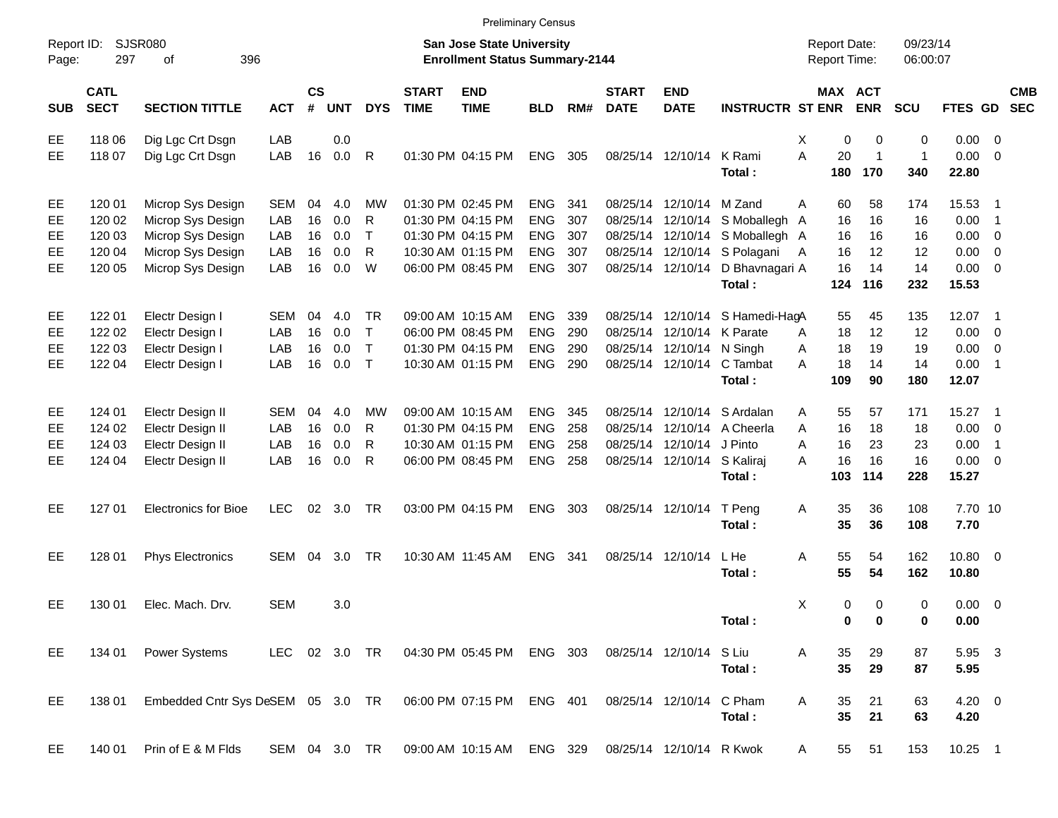Preliminary Census

Report ID: SJSR080

**San Jose State University**
**Enrollment Status Summary-2144**

Report Date: 09/23/14
Report Time: 06:00:07

| SUB | CATL SECT | SECTION TITTLE | ACT | CS # | UNT | DYS | START TIME | END TIME | BLD | RM# | START DATE | END DATE | INSTRUCTR | ST | MAX ENR | ACT ENR | SCU | FTES | GD | CMB SEC |
|---|---|---|---|---|---|---|---|---|---|---|---|---|---|---|---|---|---|---|---|---|
| EE | 118 06 | Dig Lgc Crt Dsgn | LAB | | 0.0 | | | | | | | | | X | 0 | 0 | 0 | 0.00 | 0 | |
| EE | 118 07 | Dig Lgc Crt Dsgn | LAB | 16 | 0.0 | R | 01:30 PM | 04:15 PM | ENG | 305 | 08/25/14 | 12/10/14 | K Rami | A | 20 | 1 | 1 | 0.00 | 0 | |
| | | | | | | | | | | | | | **Total :** | | **180** | **170** | **340** | **22.80** | | |
| EE | 120 01 | Microp Sys Design | SEM | 04 | 4.0 | MW | 01:30 PM | 02:45 PM | ENG | 341 | 08/25/14 | 12/10/14 | M Zand | A | 60 | 58 | 174 | 15.53 | 1 | |
| EE | 120 02 | Microp Sys Design | LAB | 16 | 0.0 | R | 01:30 PM | 04:15 PM | ENG | 307 | 08/25/14 | 12/10/14 | S Moballegh | A | 16 | 16 | 16 | 0.00 | 1 | |
| EE | 120 03 | Microp Sys Design | LAB | 16 | 0.0 | T | 01:30 PM | 04:15 PM | ENG | 307 | 08/25/14 | 12/10/14 | S Moballegh | A | 16 | 16 | 16 | 0.00 | 0 | |
| EE | 120 04 | Microp Sys Design | LAB | 16 | 0.0 | R | 10:30 AM | 01:15 PM | ENG | 307 | 08/25/14 | 12/10/14 | S Polagani | A | 16 | 12 | 12 | 0.00 | 0 | |
| EE | 120 05 | Microp Sys Design | LAB | 16 | 0.0 | W | 06:00 PM | 08:45 PM | ENG | 307 | 08/25/14 | 12/10/14 | D Bhavnagari | A | 16 | 14 | 14 | 0.00 | 0 | |
| | | | | | | | | | | | | | **Total :** | | **124** | **116** | **232** | **15.53** | | |
| EE | 122 01 | Electr Design I | SEM | 04 | 4.0 | TR | 09:00 AM | 10:15 AM | ENG | 339 | 08/25/14 | 12/10/14 | S Hamedi-Hag | A | 55 | 45 | 135 | 12.07 | 1 | |
| EE | 122 02 | Electr Design I | LAB | 16 | 0.0 | T | 06:00 PM | 08:45 PM | ENG | 290 | 08/25/14 | 12/10/14 | K Parate | A | 18 | 12 | 12 | 0.00 | 0 | |
| EE | 122 03 | Electr Design I | LAB | 16 | 0.0 | T | 01:30 PM | 04:15 PM | ENG | 290 | 08/25/14 | 12/10/14 | N Singh | A | 18 | 19 | 19 | 0.00 | 0 | |
| EE | 122 04 | Electr Design I | LAB | 16 | 0.0 | T | 10:30 AM | 01:15 PM | ENG | 290 | 08/25/14 | 12/10/14 | C Tambat | A | 18 | 14 | 14 | 0.00 | 1 | |
| | | | | | | | | | | | | | **Total :** | | **109** | **90** | **180** | **12.07** | | |
| EE | 124 01 | Electr Design II | SEM | 04 | 4.0 | MW | 09:00 AM | 10:15 AM | ENG | 345 | 08/25/14 | 12/10/14 | S Ardalan | A | 55 | 57 | 171 | 15.27 | 1 | |
| EE | 124 02 | Electr Design II | LAB | 16 | 0.0 | R | 01:30 PM | 04:15 PM | ENG | 258 | 08/25/14 | 12/10/14 | A Cheerla | A | 16 | 18 | 18 | 0.00 | 0 | |
| EE | 124 03 | Electr Design II | LAB | 16 | 0.0 | R | 10:30 AM | 01:15 PM | ENG | 258 | 08/25/14 | 12/10/14 | J Pinto | A | 16 | 23 | 23 | 0.00 | 1 | |
| EE | 124 04 | Electr Design II | LAB | 16 | 0.0 | R | 06:00 PM | 08:45 PM | ENG | 258 | 08/25/14 | 12/10/14 | S Kaliraj | A | 16 | 16 | 16 | 0.00 | 0 | |
| | | | | | | | | | | | | | **Total :** | | **103** | **114** | **228** | **15.27** | | |
| EE | 127 01 | Electronics for Bioe | LEC | 02 | 3.0 | TR | 03:00 PM | 04:15 PM | ENG | 303 | 08/25/14 | 12/10/14 | T Peng | A | 35 | 36 | 108 | 7.70 | 10 | |
| | | | | | | | | | | | | | **Total :** | | **35** | **36** | **108** | **7.70** | | |
| EE | 128 01 | Phys Electronics | SEM | 04 | 3.0 | TR | 10:30 AM | 11:45 AM | ENG | 341 | 08/25/14 | 12/10/14 | L He | A | 55 | 54 | 162 | 10.80 | 0 | |
| | | | | | | | | | | | | | **Total :** | | **55** | **54** | **162** | **10.80** | | |
| EE | 130 01 | Elec. Mach. Drv. | SEM | | 3.0 | | | | | | | | | X | 0 | 0 | 0 | 0.00 | 0 | |
| | | | | | | | | | | | | | **Total :** | | **0** | **0** | **0** | **0.00** | | |
| EE | 134 01 | Power Systems | LEC | 02 | 3.0 | TR | 04:30 PM | 05:45 PM | ENG | 303 | 08/25/14 | 12/10/14 | S Liu | A | 35 | 29 | 87 | 5.95 | 3 | |
| | | | | | | | | | | | | | **Total :** | | **35** | **29** | **87** | **5.95** | | |
| EE | 138 01 | Embedded Cntr Sys De | SEM | 05 | 3.0 | TR | 06:00 PM | 07:15 PM | ENG | 401 | 08/25/14 | 12/10/14 | C Pham | A | 35 | 21 | 63 | 4.20 | 0 | |
| | | | | | | | | | | | | | **Total :** | | **35** | **21** | **63** | **4.20** | | |
| EE | 140 01 | Prin of E & M Flds | SEM | 04 | 3.0 | TR | 09:00 AM | 10:15 AM | ENG | 329 | 08/25/14 | 12/10/14 | R Kwok | A | 55 | 51 | 153 | 10.25 | 1 | |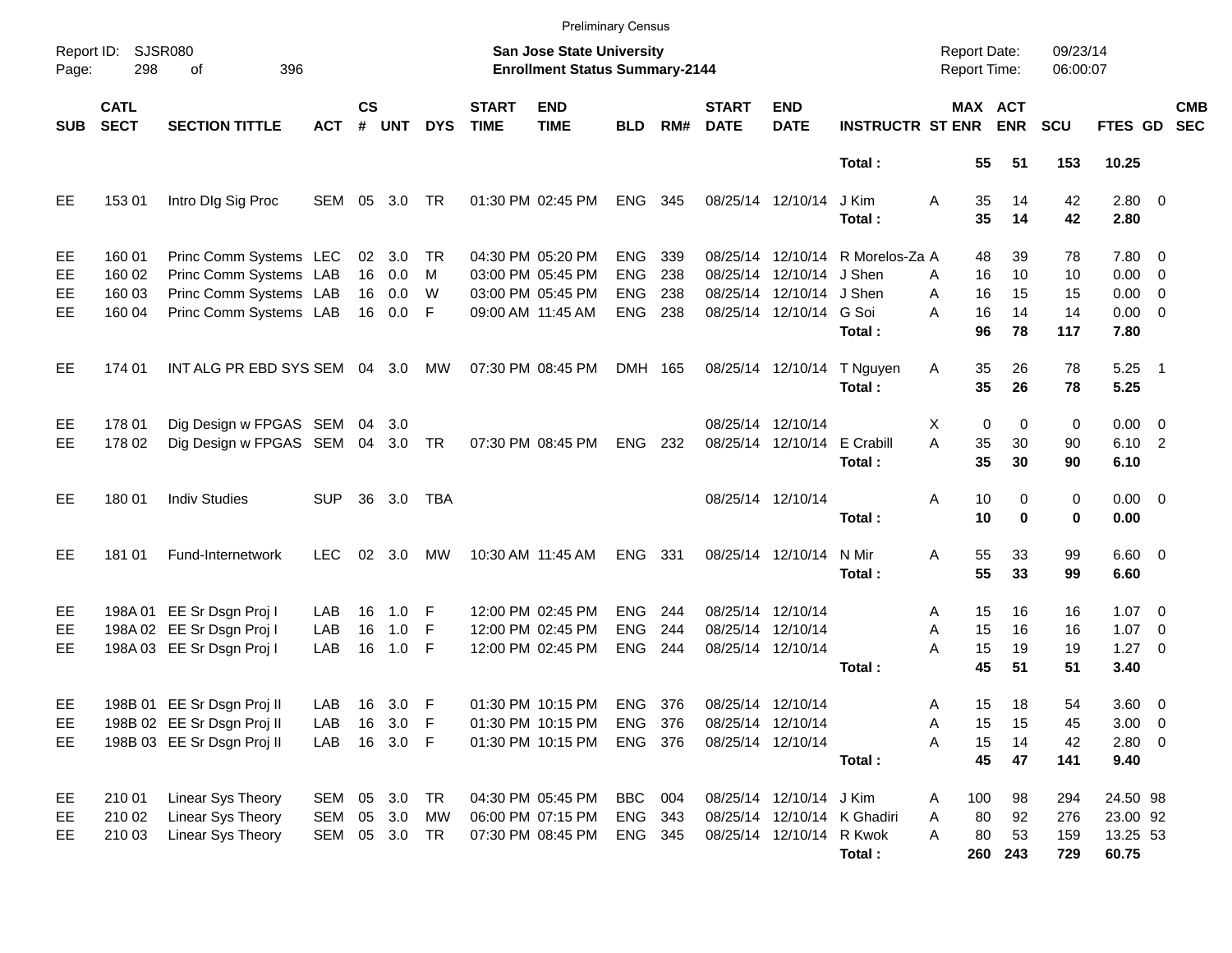Preliminary Census

Report ID: SJSR080
Page: 298 of 396

**San Jose State University**
**Enrollment Status Summary-2144**

Report Date: 09/23/14
Report Time: 06:00:07

| SUB | CATL SECT | SECTION TITTLE | ACT | CS # | UNT | DYS | START TIME | END TIME | BLD | RM# | START DATE | END DATE | INSTRUCTR | ST | MAX ENR | ACT ENR | SCU | FTES | GD | CMB SEC |
|---|---|---|---|---|---|---|---|---|---|---|---|---|---|---|---|---|---|---|---|---|
| | | | | | | | | | | | | | **Total :** | | **55** | **51** | **153** | **10.25** | | |
| EE | 153 01 | Intro DIg Sig Proc | SEM | 05 | 3.0 | TR | 01:30 PM | 02:45 PM | ENG | 345 | 08/25/14 | 12/10/14 | J Kim | A | 35 | 14 | 42 | 2.80 | 0 | |
| | | | | | | | | | | | | | **Total :** | | **35** | **14** | **42** | **2.80** | | |
| EE | 160 01 | Princ Comm Systems | LEC | 02 | 3.0 | TR | 04:30 PM | 05:20 PM | ENG | 339 | 08/25/14 | 12/10/14 | R Morelos-Za | A | 48 | 39 | 78 | 7.80 | 0 | |
| EE | 160 02 | Princ Comm Systems | LAB | 16 | 0.0 | M | 03:00 PM | 05:45 PM | ENG | 238 | 08/25/14 | 12/10/14 | J Shen | A | 16 | 10 | 10 | 0.00 | 0 | |
| EE | 160 03 | Princ Comm Systems | LAB | 16 | 0.0 | W | 03:00 PM | 05:45 PM | ENG | 238 | 08/25/14 | 12/10/14 | J Shen | A | 16 | 15 | 15 | 0.00 | 0 | |
| EE | 160 04 | Princ Comm Systems | LAB | 16 | 0.0 | F | 09:00 AM | 11:45 AM | ENG | 238 | 08/25/14 | 12/10/14 | G Soi | A | 16 | 14 | 14 | 0.00 | 0 | |
| | | | | | | | | | | | | | **Total :** | | **96** | **78** | **117** | **7.80** | | |
| EE | 174 01 | INT ALG PR EBD SYS | SEM | 04 | 3.0 | MW | 07:30 PM | 08:45 PM | DMH | 165 | 08/25/14 | 12/10/14 | T Nguyen | A | 35 | 26 | 78 | 5.25 | 1 | |
| | | | | | | | | | | | | | **Total :** | | **35** | **26** | **78** | **5.25** | | |
| EE | 178 01 | Dig Design w FPGAS | SEM | 04 | 3.0 | | | | | | 08/25/14 | 12/10/14 | | X | 0 | 0 | 0 | 0.00 | 0 | |
| EE | 178 02 | Dig Design w FPGAS | SEM | 04 | 3.0 | TR | 07:30 PM | 08:45 PM | ENG | 232 | 08/25/14 | 12/10/14 | E Crabill | A | 35 | 30 | 90 | 6.10 | 2 | |
| | | | | | | | | | | | | | **Total :** | | **35** | **30** | **90** | **6.10** | | |
| EE | 180 01 | Indiv Studies | SUP | 36 | 3.0 | TBA | | | | | 08/25/14 | 12/10/14 | | A | 10 | 0 | 0 | 0.00 | 0 | |
| | | | | | | | | | | | | | **Total :** | | **10** | **0** | **0** | **0.00** | | |
| EE | 181 01 | Fund-Internetwork | LEC | 02 | 3.0 | MW | 10:30 AM | 11:45 AM | ENG | 331 | 08/25/14 | 12/10/14 | N Mir | A | 55 | 33 | 99 | 6.60 | 0 | |
| | | | | | | | | | | | | | **Total :** | | **55** | **33** | **99** | **6.60** | | |
| EE | 198A 01 | EE Sr Dsgn Proj I | LAB | 16 | 1.0 | F | 12:00 PM | 02:45 PM | ENG | 244 | 08/25/14 | 12/10/14 | | A | 15 | 16 | 16 | 1.07 | 0 | |
| EE | 198A 02 | EE Sr Dsgn Proj I | LAB | 16 | 1.0 | F | 12:00 PM | 02:45 PM | ENG | 244 | 08/25/14 | 12/10/14 | | A | 15 | 16 | 16 | 1.07 | 0 | |
| EE | 198A 03 | EE Sr Dsgn Proj I | LAB | 16 | 1.0 | F | 12:00 PM | 02:45 PM | ENG | 244 | 08/25/14 | 12/10/14 | | A | 15 | 19 | 19 | 1.27 | 0 | |
| | | | | | | | | | | | | | **Total :** | | **45** | **51** | **51** | **3.40** | | |
| EE | 198B 01 | EE Sr Dsgn Proj II | LAB | 16 | 3.0 | F | 01:30 PM | 10:15 PM | ENG | 376 | 08/25/14 | 12/10/14 | | A | 15 | 18 | 54 | 3.60 | 0 | |
| EE | 198B 02 | EE Sr Dsgn Proj II | LAB | 16 | 3.0 | F | 01:30 PM | 10:15 PM | ENG | 376 | 08/25/14 | 12/10/14 | | A | 15 | 15 | 45 | 3.00 | 0 | |
| EE | 198B 03 | EE Sr Dsgn Proj II | LAB | 16 | 3.0 | F | 01:30 PM | 10:15 PM | ENG | 376 | 08/25/14 | 12/10/14 | | A | 15 | 14 | 42 | 2.80 | 0 | |
| | | | | | | | | | | | | | **Total :** | | **45** | **47** | **141** | **9.40** | | |
| EE | 210 01 | Linear Sys Theory | SEM | 05 | 3.0 | TR | 04:30 PM | 05:45 PM | BBC | 004 | 08/25/14 | 12/10/14 | J Kim | A | 100 | 98 | 294 | 24.50 | 98 | |
| EE | 210 02 | Linear Sys Theory | SEM | 05 | 3.0 | MW | 06:00 PM | 07:15 PM | ENG | 343 | 08/25/14 | 12/10/14 | K Ghadiri | A | 80 | 92 | 276 | 23.00 | 92 | |
| EE | 210 03 | Linear Sys Theory | SEM | 05 | 3.0 | TR | 07:30 PM | 08:45 PM | ENG | 345 | 08/25/14 | 12/10/14 | R Kwok | A | 80 | 53 | 159 | 13.25 | 53 | |
| | | | | | | | | | | | | | **Total :** | | **260** | **243** | **729** | **60.75** | | |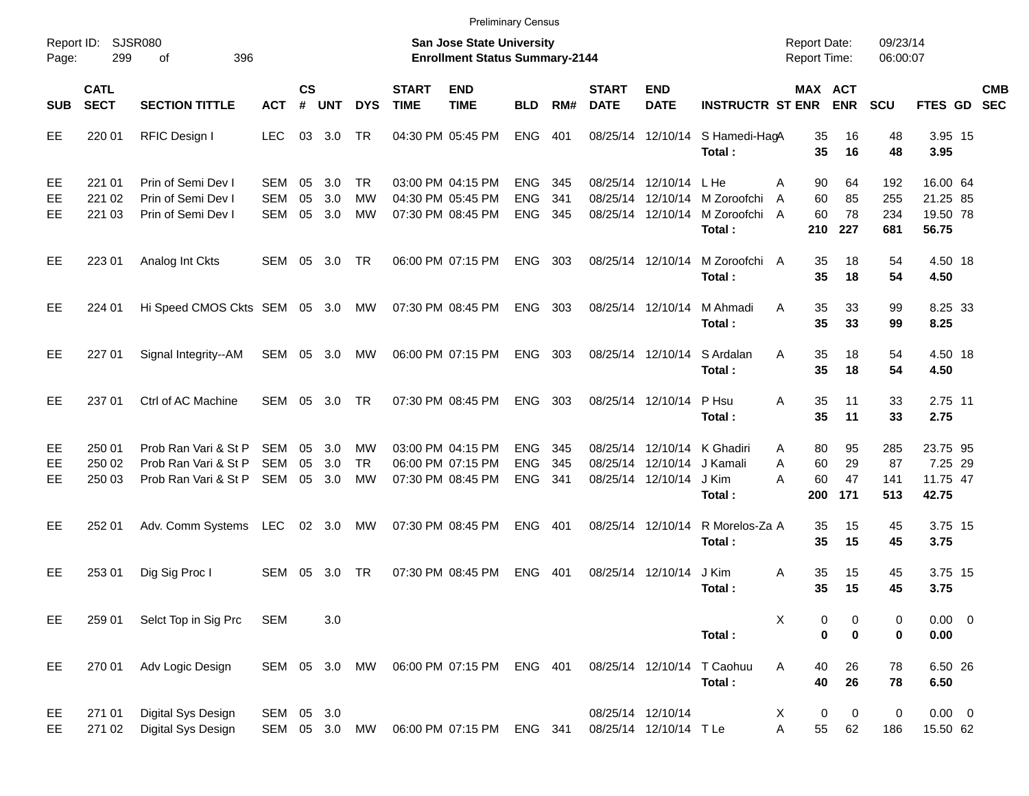Preliminary Census

Report ID: SJSR080

**San Jose State University**
**Enrollment Status Summary-2144**

Report Date: 09/23/14
Report Time: 06:00:07

| SUB | CATL SECT | SECTION TITTLE | ACT | CS # | UNT | DYS | START TIME | END TIME | BLD | RM# | START DATE | END DATE | INSTRUCTR | ST | MAX ENR | ACT ENR | SCU | FTES | GD | CMB SEC |
|---|---|---|---|---|---|---|---|---|---|---|---|---|---|---|---|---|---|---|---|---|
| EE | 220 01 | RFIC Design I | LEC | 03 | 3.0 | TR | 04:30 PM | 05:45 PM | ENG | 401 | 08/25/14 | 12/10/14 | S Hamedi-Hag | A | 35 | 16 | 48 | 3.95 | 15 | |
| | | | | | | | | | | | | | **Total :** | | **35** | **16** | **48** | **3.95** | | |
| EE | 221 01 | Prin of Semi Dev I | SEM | 05 | 3.0 | TR | 03:00 PM | 04:15 PM | ENG | 345 | 08/25/14 | 12/10/14 | L He | A | 90 | 64 | 192 | 16.00 | 64 | |
| EE | 221 02 | Prin of Semi Dev I | SEM | 05 | 3.0 | MW | 04:30 PM | 05:45 PM | ENG | 341 | 08/25/14 | 12/10/14 | M Zoroofchi | A | 60 | 85 | 255 | 21.25 | 85 | |
| EE | 221 03 | Prin of Semi Dev I | SEM | 05 | 3.0 | MW | 07:30 PM | 08:45 PM | ENG | 345 | 08/25/14 | 12/10/14 | M Zoroofchi | A | 60 | 78 | 234 | 19.50 | 78 | |
| | | | | | | | | | | | | | **Total :** | | **210** | **227** | **681** | **56.75** | | |
| EE | 223 01 | Analog Int Ckts | SEM | 05 | 3.0 | TR | 06:00 PM | 07:15 PM | ENG | 303 | 08/25/14 | 12/10/14 | M Zoroofchi | A | 35 | 18 | 54 | 4.50 | 18 | |
| | | | | | | | | | | | | | **Total :** | | **35** | **18** | **54** | **4.50** | | |
| EE | 224 01 | Hi Speed CMOS Ckts | SEM | 05 | 3.0 | MW | 07:30 PM | 08:45 PM | ENG | 303 | 08/25/14 | 12/10/14 | M Ahmadi | A | 35 | 33 | 99 | 8.25 | 33 | |
| | | | | | | | | | | | | | **Total :** | | **35** | **33** | **99** | **8.25** | | |
| EE | 227 01 | Signal Integrity--AM | SEM | 05 | 3.0 | MW | 06:00 PM | 07:15 PM | ENG | 303 | 08/25/14 | 12/10/14 | S Ardalan | A | 35 | 18 | 54 | 4.50 | 18 | |
| | | | | | | | | | | | | | **Total :** | | **35** | **18** | **54** | **4.50** | | |
| EE | 237 01 | Ctrl of AC Machine | SEM | 05 | 3.0 | TR | 07:30 PM | 08:45 PM | ENG | 303 | 08/25/14 | 12/10/14 | P Hsu | A | 35 | 11 | 33 | 2.75 | 11 | |
| | | | | | | | | | | | | | **Total :** | | **35** | **11** | **33** | **2.75** | | |
| EE | 250 01 | Prob Ran Vari & St P | SEM | 05 | 3.0 | MW | 03:00 PM | 04:15 PM | ENG | 345 | 08/25/14 | 12/10/14 | K Ghadiri | A | 80 | 95 | 285 | 23.75 | 95 | |
| EE | 250 02 | Prob Ran Vari & St P | SEM | 05 | 3.0 | TR | 06:00 PM | 07:15 PM | ENG | 345 | 08/25/14 | 12/10/14 | J Kamali | A | 60 | 29 | 87 | 7.25 | 29 | |
| EE | 250 03 | Prob Ran Vari & St P | SEM | 05 | 3.0 | MW | 07:30 PM | 08:45 PM | ENG | 341 | 08/25/14 | 12/10/14 | J Kim | A | 60 | 47 | 141 | 11.75 | 47 | |
| | | | | | | | | | | | | | **Total :** | | **200** | **171** | **513** | **42.75** | | |
| EE | 252 01 | Adv. Comm Systems | LEC | 02 | 3.0 | MW | 07:30 PM | 08:45 PM | ENG | 401 | 08/25/14 | 12/10/14 | R Morelos-Za | A | 35 | 15 | 45 | 3.75 | 15 | |
| | | | | | | | | | | | | | **Total :** | | **35** | **15** | **45** | **3.75** | | |
| EE | 253 01 | Dig Sig Proc I | SEM | 05 | 3.0 | TR | 07:30 PM | 08:45 PM | ENG | 401 | 08/25/14 | 12/10/14 | J Kim | A | 35 | 15 | 45 | 3.75 | 15 | |
| | | | | | | | | | | | | | **Total :** | | **35** | **15** | **45** | **3.75** | | |
| EE | 259 01 | Selct Top in Sig Prc | SEM | | 3.0 | | | | | | | | | X | 0 | 0 | 0 | 0.00 | 0 | |
| | | | | | | | | | | | | | **Total :** | | **0** | **0** | **0** | **0.00** | | |
| EE | 270 01 | Adv Logic Design | SEM | 05 | 3.0 | MW | 06:00 PM | 07:15 PM | ENG | 401 | 08/25/14 | 12/10/14 | T Caohuu | A | 40 | 26 | 78 | 6.50 | 26 | |
| | | | | | | | | | | | | | **Total :** | | **40** | **26** | **78** | **6.50** | | |
| EE | 271 01 | Digital Sys Design | SEM | 05 | 3.0 | | | | | | 08/25/14 | 12/10/14 | | X | 0 | 0 | 0 | 0.00 | 0 | |
| EE | 271 02 | Digital Sys Design | SEM | 05 | 3.0 | MW | 06:00 PM | 07:15 PM | ENG | 341 | 08/25/14 | 12/10/14 | T Le | A | 55 | 62 | 186 | 15.50 | 62 | |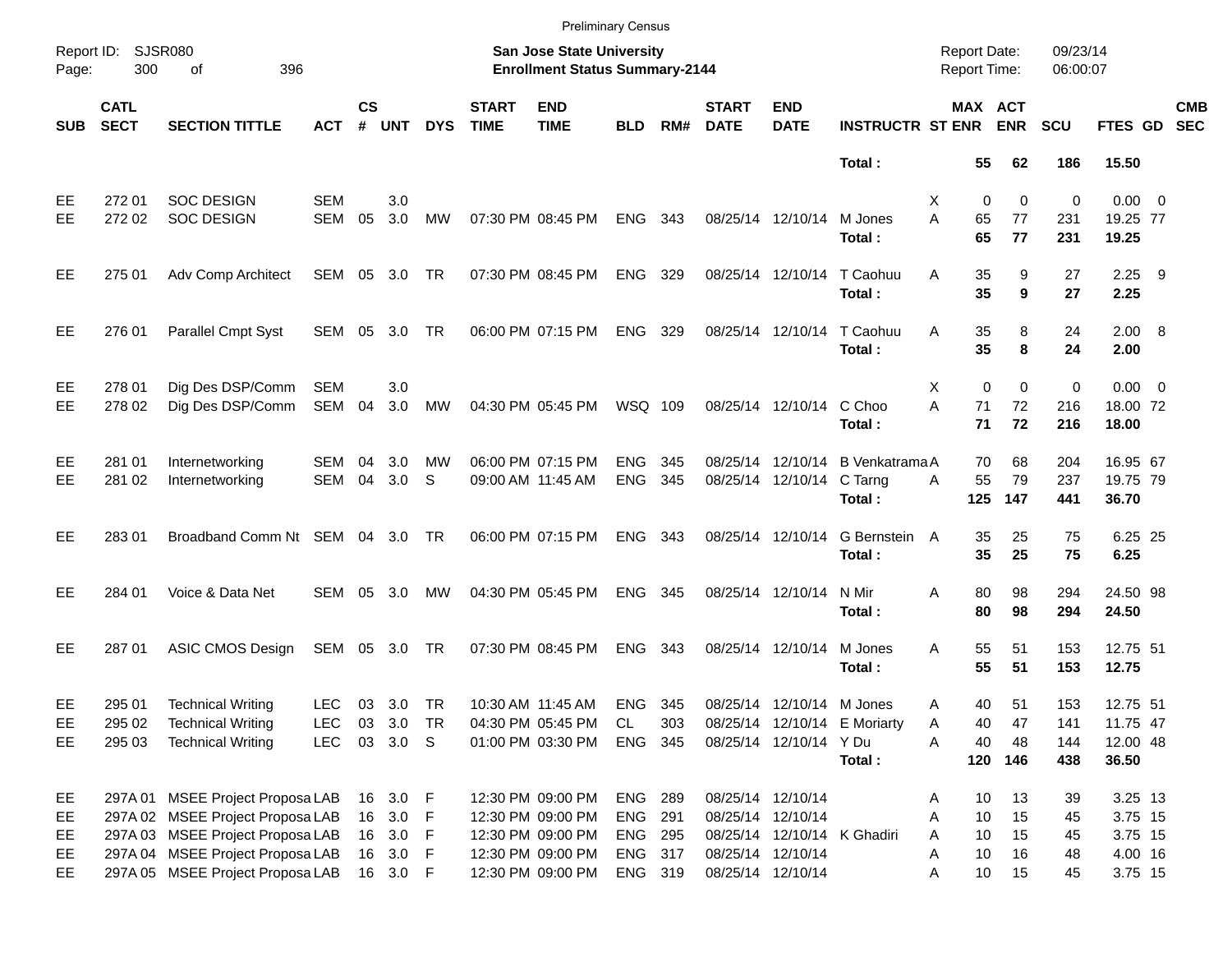Preliminary Census

Report ID: SJSR080

**San Jose State University**
**Enrollment Status Summary-2144**

Report Date: 09/23/14
Report Time: 06:00:07

| SUB | CATL SECT | SECTION TITTLE | ACT | CS # | UNT | DYS | START TIME | END TIME | BLD | RM# | START DATE | END DATE | INSTRUCTR | ST | MAX ENR | ACT ENR | SCU | FTES | GD | CMB SEC |
|---|---|---|---|---|---|---|---|---|---|---|---|---|---|---|---|---|---|---|---|---|
| | | | | | | | | | | | | | **Total :** | | **55** | **62** | **186** | **15.50** | | |
| EE | 272 01 | SOC DESIGN | SEM | | 3.0 | | | | | | | | | X | 0 | 0 | 0 | 0.00 | 0 | |
| EE | 272 02 | SOC DESIGN | SEM | 05 | 3.0 | MW | 07:30 PM | 08:45 PM | ENG | 343 | 08/25/14 | 12/10/14 | M Jones | A | 65 | 77 | 231 | 19.25 | 77 | |
| | | | | | | | | | | | | | **Total :** | | **65** | **77** | **231** | **19.25** | | |
| EE | 275 01 | Adv Comp Architect | SEM | 05 | 3.0 | TR | 07:30 PM | 08:45 PM | ENG | 329 | 08/25/14 | 12/10/14 | T Caohuu | A | 35 | 9 | 27 | 2.25 | 9 | |
| | | | | | | | | | | | | | **Total :** | | **35** | **9** | **27** | **2.25** | | |
| EE | 276 01 | Parallel Cmpt Syst | SEM | 05 | 3.0 | TR | 06:00 PM | 07:15 PM | ENG | 329 | 08/25/14 | 12/10/14 | T Caohuu | A | 35 | 8 | 24 | 2.00 | 8 | |
| | | | | | | | | | | | | | **Total :** | | **35** | **8** | **24** | **2.00** | | |
| EE | 278 01 | Dig Des DSP/Comm | SEM | | 3.0 | | | | | | | | | X | 0 | 0 | 0 | 0.00 | 0 | |
| EE | 278 02 | Dig Des DSP/Comm | SEM | 04 | 3.0 | MW | 04:30 PM | 05:45 PM | WSQ | 109 | 08/25/14 | 12/10/14 | C Choo | A | 71 | 72 | 216 | 18.00 | 72 | |
| | | | | | | | | | | | | | **Total :** | | **71** | **72** | **216** | **18.00** | | |
| EE | 281 01 | Internetworking | SEM | 04 | 3.0 | MW | 06:00 PM | 07:15 PM | ENG | 345 | 08/25/14 | 12/10/14 | B Venkatrama | A | 70 | 68 | 204 | 16.95 | 67 | |
| EE | 281 02 | Internetworking | SEM | 04 | 3.0 | S | 09:00 AM | 11:45 AM | ENG | 345 | 08/25/14 | 12/10/14 | C Tarng | A | 55 | 79 | 237 | 19.75 | 79 | |
| | | | | | | | | | | | | | **Total :** | | **125** | **147** | **441** | **36.70** | | |
| EE | 283 01 | Broadband Comm Nt | SEM | 04 | 3.0 | TR | 06:00 PM | 07:15 PM | ENG | 343 | 08/25/14 | 12/10/14 | G Bernstein | A | 35 | 25 | 75 | 6.25 | 25 | |
| | | | | | | | | | | | | | **Total :** | | **35** | **25** | **75** | **6.25** | | |
| EE | 284 01 | Voice & Data Net | SEM | 05 | 3.0 | MW | 04:30 PM | 05:45 PM | ENG | 345 | 08/25/14 | 12/10/14 | N Mir | A | 80 | 98 | 294 | 24.50 | 98 | |
| | | | | | | | | | | | | | **Total :** | | **80** | **98** | **294** | **24.50** | | |
| EE | 287 01 | ASIC CMOS Design | SEM | 05 | 3.0 | TR | 07:30 PM | 08:45 PM | ENG | 343 | 08/25/14 | 12/10/14 | M Jones | A | 55 | 51 | 153 | 12.75 | 51 | |
| | | | | | | | | | | | | | **Total :** | | **55** | **51** | **153** | **12.75** | | |
| EE | 295 01 | Technical Writing | LEC | 03 | 3.0 | TR | 10:30 AM | 11:45 AM | ENG | 345 | 08/25/14 | 12/10/14 | M Jones | A | 40 | 51 | 153 | 12.75 | 51 | |
| EE | 295 02 | Technical Writing | LEC | 03 | 3.0 | TR | 04:30 PM | 05:45 PM | CL | 303 | 08/25/14 | 12/10/14 | E Moriarty | A | 40 | 47 | 141 | 11.75 | 47 | |
| EE | 295 03 | Technical Writing | LEC | 03 | 3.0 | S | 01:00 PM | 03:30 PM | ENG | 345 | 08/25/14 | 12/10/14 | Y Du | A | 40 | 48 | 144 | 12.00 | 48 | |
| | | | | | | | | | | | | | **Total :** | | **120** | **146** | **438** | **36.50** | | |
| EE | 297A 01 | MSEE Project Proposa | LAB | 16 | 3.0 | F | 12:30 PM | 09:00 PM | ENG | 289 | 08/25/14 | 12/10/14 | | A | 10 | 13 | 39 | 3.25 | 13 | |
| EE | 297A 02 | MSEE Project Proposa | LAB | 16 | 3.0 | F | 12:30 PM | 09:00 PM | ENG | 291 | 08/25/14 | 12/10/14 | | A | 10 | 15 | 45 | 3.75 | 15 | |
| EE | 297A 03 | MSEE Project Proposa | LAB | 16 | 3.0 | F | 12:30 PM | 09:00 PM | ENG | 295 | 08/25/14 | 12/10/14 | K Ghadiri | A | 10 | 15 | 45 | 3.75 | 15 | |
| EE | 297A 04 | MSEE Project Proposa | LAB | 16 | 3.0 | F | 12:30 PM | 09:00 PM | ENG | 317 | 08/25/14 | 12/10/14 | | A | 10 | 16 | 48 | 4.00 | 16 | |
| EE | 297A 05 | MSEE Project Proposa | LAB | 16 | 3.0 | F | 12:30 PM | 09:00 PM | ENG | 319 | 08/25/14 | 12/10/14 | | A | 10 | 15 | 45 | 3.75 | 15 | |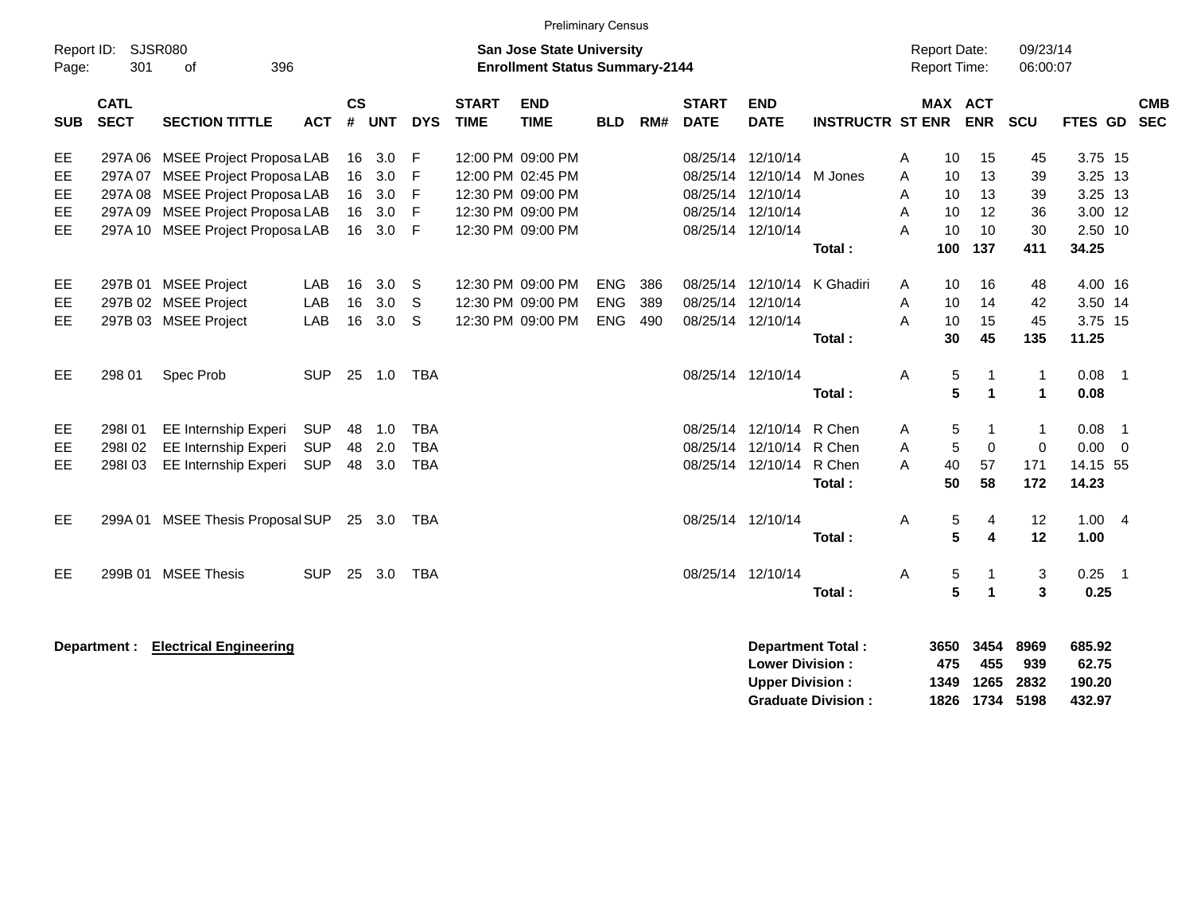Preliminary Census

Report ID: SJSR080

**San Jose State University**
**Enrollment Status Summary-2144**

Report Date: 09/23/14
Report Time: 06:00:07

| SUB | CATL SECT | SECTION TITTLE | ACT | CS # | UNT | DYS | START TIME | END TIME | BLD | RM# | START DATE | END DATE | INSTRUCTR | ST | MAX ENR | ACT ENR | SCU | FTES | GD | CMB SEC |
|---|---|---|---|---|---|---|---|---|---|---|---|---|---|---|---|---|---|---|---|---|
| EE | 297A 06 | MSEE Project Proposa | LAB | 16 | 3.0 | F | 12:00 PM | 09:00 PM | | | 08/25/14 | 12/10/14 | | A | 10 | 15 | 45 | 3.75 | 15 | |
| EE | 297A 07 | MSEE Project Proposa | LAB | 16 | 3.0 | F | 12:00 PM | 02:45 PM | | | 08/25/14 | 12/10/14 | M Jones | A | 10 | 13 | 39 | 3.25 | 13 | |
| EE | 297A 08 | MSEE Project Proposa | LAB | 16 | 3.0 | F | 12:30 PM | 09:00 PM | | | 08/25/14 | 12/10/14 | | A | 10 | 13 | 39 | 3.25 | 13 | |
| EE | 297A 09 | MSEE Project Proposa | LAB | 16 | 3.0 | F | 12:30 PM | 09:00 PM | | | 08/25/14 | 12/10/14 | | A | 10 | 12 | 36 | 3.00 | 12 | |
| EE | 297A 10 | MSEE Project Proposa | LAB | 16 | 3.0 | F | 12:30 PM | 09:00 PM | | | 08/25/14 | 12/10/14 | | A | 10 | 10 | 30 | 2.50 | 10 | |
| | | | | | | | | | | | | | **Total :** | | **100** | **137** | **411** | **34.25** | | |
| EE | 297B 01 | MSEE Project | LAB | 16 | 3.0 | S | 12:30 PM | 09:00 PM | ENG | 386 | 08/25/14 | 12/10/14 | K Ghadiri | A | 10 | 16 | 48 | 4.00 | 16 | |
| EE | 297B 02 | MSEE Project | LAB | 16 | 3.0 | S | 12:30 PM | 09:00 PM | ENG | 389 | 08/25/14 | 12/10/14 | | A | 10 | 14 | 42 | 3.50 | 14 | |
| EE | 297B 03 | MSEE Project | LAB | 16 | 3.0 | S | 12:30 PM | 09:00 PM | ENG | 490 | 08/25/14 | 12/10/14 | | A | 10 | 15 | 45 | 3.75 | 15 | |
| | | | | | | | | | | | | | **Total :** | | **30** | **45** | **135** | **11.25** | | |
| EE | 298 01 | Spec Prob | SUP | 25 | 1.0 | TBA | | | | | 08/25/14 | 12/10/14 | | A | 5 | 1 | 1 | 0.08 | 1 | |
| | | | | | | | | | | | | | **Total :** | | **5** | **1** | **1** | **0.08** | | |
| EE | 298I 01 | EE Internship Experi | SUP | 48 | 1.0 | TBA | | | | | 08/25/14 | 12/10/14 | R Chen | A | 5 | 1 | 1 | 0.08 | 1 | |
| EE | 298I 02 | EE Internship Experi | SUP | 48 | 2.0 | TBA | | | | | 08/25/14 | 12/10/14 | R Chen | A | 5 | 0 | 0 | 0.00 | 0 | |
| EE | 298I 03 | EE Internship Experi | SUP | 48 | 3.0 | TBA | | | | | 08/25/14 | 12/10/14 | R Chen | A | 40 | 57 | 171 | 14.15 | 55 | |
| | | | | | | | | | | | | | **Total :** | | **50** | **58** | **172** | **14.23** | | |
| EE | 299A 01 | MSEE Thesis Proposal | SUP | 25 | 3.0 | TBA | | | | | 08/25/14 | 12/10/14 | | A | 5 | 4 | 12 | 1.00 | 4 | |
| | | | | | | | | | | | | | **Total :** | | **5** | **4** | **12** | **1.00** | | |
| EE | 299B 01 | MSEE Thesis | SUP | 25 | 3.0 | TBA | | | | | 08/25/14 | 12/10/14 | | A | 5 | 1 | 3 | 0.25 | 1 | |
| | | | | | | | | | | | | | **Total :** | | **5** | **1** | **3** | **0.25** | | |

**Department :** **Electrical Engineering**

| | MAX ENR | ACT ENR | SCU | FTES |
|---|---|---|---|---|
| **Department Total :** | **3650** | **3454** | **8969** | **685.92** |
| **Lower Division :** | **475** | **455** | **939** | **62.75** |
| **Upper Division :** | **1349** | **1265** | **2832** | **190.20** |
| **Graduate Division :** | **1826** | **1734** | **5198** | **432.97** |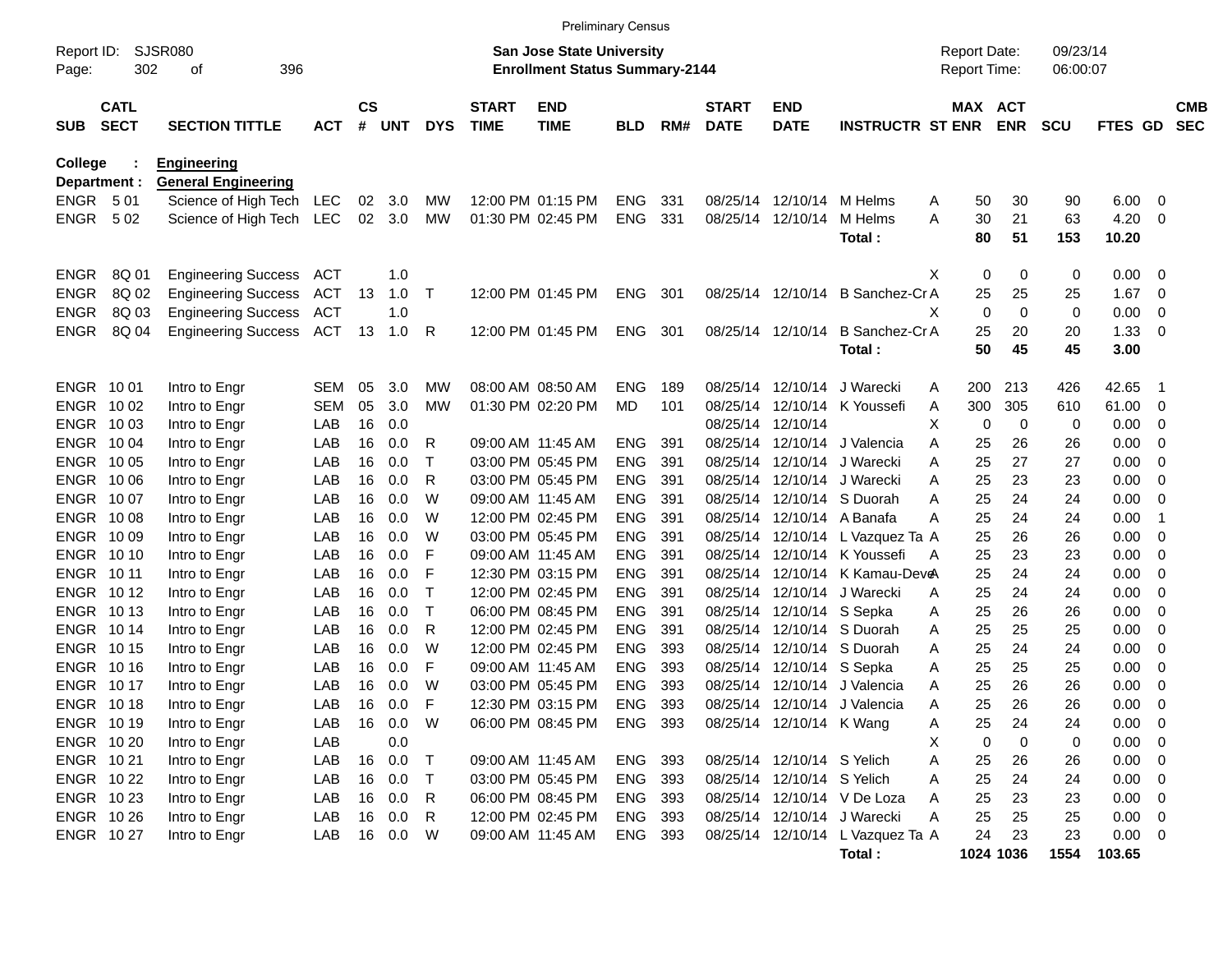Preliminary Census

Report ID: SJSR080
Page: 302 of 396

**San Jose State University**
**Enrollment Status Summary-2144**

Report Date: 09/23/14
Report Time: 06:00:07

**College : Engineering**
**Department : General Engineering**

| SUB | CATL SECT | SECTION TITTLE | ACT | CS # | UNT | DYS | START TIME | END TIME | BLD | RM# | START DATE | END DATE | INSTRUCTR | ST | MAX ENR | ACT ENR | SCU | FTES | GD | CMB SEC |
|---|---|---|---|---|---|---|---|---|---|---|---|---|---|---|---|---|---|---|---|---|
| ENGR | 5 01 | Science of High Tech | LEC | 02 | 3.0 | MW | 12:00 PM | 01:15 PM | ENG | 331 | 08/25/14 | 12/10/14 | M Helms | A | 50 | 30 | 90 | 6.00 | 0 | |
| ENGR | 5 02 | Science of High Tech | LEC | 02 | 3.0 | MW | 01:30 PM | 02:45 PM | ENG | 331 | 08/25/14 | 12/10/14 | M Helms | A | 30 | 21 | 63 | 4.20 | 0 | |
| | | | | | | | | | | | | | **Total :** | | **80** | **51** | **153** | **10.20** | | |
| ENGR | 8Q 01 | Engineering Success | ACT | | 1.0 | | | | | | | | | X | 0 | 0 | 0 | 0.00 | 0 | |
| ENGR | 8Q 02 | Engineering Success | ACT | 13 | 1.0 | T | 12:00 PM | 01:45 PM | ENG | 301 | 08/25/14 | 12/10/14 | B Sanchez-Cr | A | 25 | 25 | 25 | 1.67 | 0 | |
| ENGR | 8Q 03 | Engineering Success | ACT | | 1.0 | | | | | | | | | X | 0 | 0 | 0 | 0.00 | 0 | |
| ENGR | 8Q 04 | Engineering Success | ACT | 13 | 1.0 | R | 12:00 PM | 01:45 PM | ENG | 301 | 08/25/14 | 12/10/14 | B Sanchez-Cr | A | 25 | 20 | 20 | 1.33 | 0 | |
| | | | | | | | | | | | | | **Total :** | | **50** | **45** | **45** | **3.00** | | |
| ENGR | 10 01 | Intro to Engr | SEM | 05 | 3.0 | MW | 08:00 AM | 08:50 AM | ENG | 189 | 08/25/14 | 12/10/14 | J Warecki | A | 200 | 213 | 426 | 42.65 | 1 | |
| ENGR | 10 02 | Intro to Engr | SEM | 05 | 3.0 | MW | 01:30 PM | 02:20 PM | MD | 101 | 08/25/14 | 12/10/14 | K Youssefi | A | 300 | 305 | 610 | 61.00 | 0 | |
| ENGR | 10 03 | Intro to Engr | LAB | 16 | 0.0 | | | | | | 08/25/14 | 12/10/14 | | X | 0 | 0 | 0 | 0.00 | 0 | |
| ENGR | 10 04 | Intro to Engr | LAB | 16 | 0.0 | R | 09:00 AM | 11:45 AM | ENG | 391 | 08/25/14 | 12/10/14 | J Valencia | A | 25 | 26 | 26 | 0.00 | 0 | |
| ENGR | 10 05 | Intro to Engr | LAB | 16 | 0.0 | T | 03:00 PM | 05:45 PM | ENG | 391 | 08/25/14 | 12/10/14 | J Warecki | A | 25 | 27 | 27 | 0.00 | 0 | |
| ENGR | 10 06 | Intro to Engr | LAB | 16 | 0.0 | R | 03:00 PM | 05:45 PM | ENG | 391 | 08/25/14 | 12/10/14 | J Warecki | A | 25 | 23 | 23 | 0.00 | 0 | |
| ENGR | 10 07 | Intro to Engr | LAB | 16 | 0.0 | W | 09:00 AM | 11:45 AM | ENG | 391 | 08/25/14 | 12/10/14 | S Duorah | A | 25 | 24 | 24 | 0.00 | 0 | |
| ENGR | 10 08 | Intro to Engr | LAB | 16 | 0.0 | W | 12:00 PM | 02:45 PM | ENG | 391 | 08/25/14 | 12/10/14 | A Banafa | A | 25 | 24 | 24 | 0.00 | 1 | |
| ENGR | 10 09 | Intro to Engr | LAB | 16 | 0.0 | W | 03:00 PM | 05:45 PM | ENG | 391 | 08/25/14 | 12/10/14 | L Vazquez Ta | A | 25 | 26 | 26 | 0.00 | 0 | |
| ENGR | 10 10 | Intro to Engr | LAB | 16 | 0.0 | F | 09:00 AM | 11:45 AM | ENG | 391 | 08/25/14 | 12/10/14 | K Youssefi | A | 25 | 23 | 23 | 0.00 | 0 | |
| ENGR | 10 11 | Intro to Engr | LAB | 16 | 0.0 | F | 12:30 PM | 03:15 PM | ENG | 391 | 08/25/14 | 12/10/14 | K Kamau-Deve | A | 25 | 24 | 24 | 0.00 | 0 | |
| ENGR | 10 12 | Intro to Engr | LAB | 16 | 0.0 | T | 12:00 PM | 02:45 PM | ENG | 391 | 08/25/14 | 12/10/14 | J Warecki | A | 25 | 24 | 24 | 0.00 | 0 | |
| ENGR | 10 13 | Intro to Engr | LAB | 16 | 0.0 | T | 06:00 PM | 08:45 PM | ENG | 391 | 08/25/14 | 12/10/14 | S Sepka | A | 25 | 26 | 26 | 0.00 | 0 | |
| ENGR | 10 14 | Intro to Engr | LAB | 16 | 0.0 | R | 12:00 PM | 02:45 PM | ENG | 391 | 08/25/14 | 12/10/14 | S Duorah | A | 25 | 25 | 25 | 0.00 | 0 | |
| ENGR | 10 15 | Intro to Engr | LAB | 16 | 0.0 | W | 12:00 PM | 02:45 PM | ENG | 393 | 08/25/14 | 12/10/14 | S Duorah | A | 25 | 24 | 24 | 0.00 | 0 | |
| ENGR | 10 16 | Intro to Engr | LAB | 16 | 0.0 | F | 09:00 AM | 11:45 AM | ENG | 393 | 08/25/14 | 12/10/14 | S Sepka | A | 25 | 25 | 25 | 0.00 | 0 | |
| ENGR | 10 17 | Intro to Engr | LAB | 16 | 0.0 | W | 03:00 PM | 05:45 PM | ENG | 393 | 08/25/14 | 12/10/14 | J Valencia | A | 25 | 26 | 26 | 0.00 | 0 | |
| ENGR | 10 18 | Intro to Engr | LAB | 16 | 0.0 | F | 12:30 PM | 03:15 PM | ENG | 393 | 08/25/14 | 12/10/14 | J Valencia | A | 25 | 26 | 26 | 0.00 | 0 | |
| ENGR | 10 19 | Intro to Engr | LAB | 16 | 0.0 | W | 06:00 PM | 08:45 PM | ENG | 393 | 08/25/14 | 12/10/14 | K Wang | A | 25 | 24 | 24 | 0.00 | 0 | |
| ENGR | 10 20 | Intro to Engr | LAB | | 0.0 | | | | | | | | | X | 0 | 0 | 0 | 0.00 | 0 | |
| ENGR | 10 21 | Intro to Engr | LAB | 16 | 0.0 | T | 09:00 AM | 11:45 AM | ENG | 393 | 08/25/14 | 12/10/14 | S Yelich | A | 25 | 26 | 26 | 0.00 | 0 | |
| ENGR | 10 22 | Intro to Engr | LAB | 16 | 0.0 | T | 03:00 PM | 05:45 PM | ENG | 393 | 08/25/14 | 12/10/14 | S Yelich | A | 25 | 24 | 24 | 0.00 | 0 | |
| ENGR | 10 23 | Intro to Engr | LAB | 16 | 0.0 | R | 06:00 PM | 08:45 PM | ENG | 393 | 08/25/14 | 12/10/14 | V De Loza | A | 25 | 23 | 23 | 0.00 | 0 | |
| ENGR | 10 26 | Intro to Engr | LAB | 16 | 0.0 | R | 12:00 PM | 02:45 PM | ENG | 393 | 08/25/14 | 12/10/14 | J Warecki | A | 25 | 25 | 25 | 0.00 | 0 | |
| ENGR | 10 27 | Intro to Engr | LAB | 16 | 0.0 | W | 09:00 AM | 11:45 AM | ENG | 393 | 08/25/14 | 12/10/14 | L Vazquez Ta | A | 24 | 23 | 23 | 0.00 | 0 | |
| | | | | | | | | | | | | | **Total :** | | **1024** | **1036** | **1554** | **103.65** | | |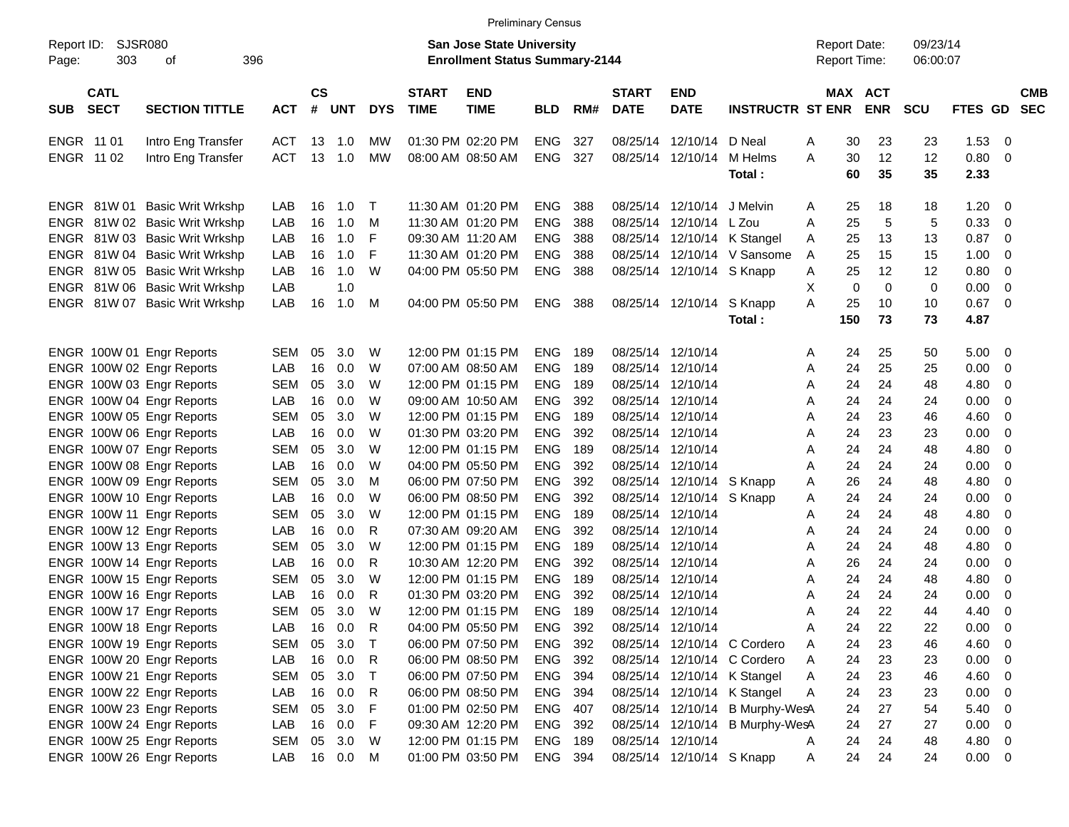Preliminary Census

Report ID: SJSR080
Page: 303 of 396

**San Jose State University**
**Enrollment Status Summary-2144**

Report Date: 09/23/14
Report Time: 06:00:07

| SUB | CATL SECT | SECTION TITTLE | ACT | CS # | UNT | DYS | START TIME | END TIME | BLD | RM# | START DATE | END DATE | INSTRUCTR | ST | MAX ENR | ACT ENR | SCU | FTES | GD | CMB SEC |
|---|---|---|---|---|---|---|---|---|---|---|---|---|---|---|---|---|---|---|---|---|
| ENGR | 11 01 | Intro Eng Transfer | ACT | 13 | 1.0 | MW | 01:30 PM | 02:20 PM | ENG | 327 | 08/25/14 | 12/10/14 | D Neal | A | 30 | 23 | 23 | 1.53 | 0 | |
| ENGR | 11 02 | Intro Eng Transfer | ACT | 13 | 1.0 | MW | 08:00 AM | 08:50 AM | ENG | 327 | 08/25/14 | 12/10/14 | M Helms | A | 30 | 12 | 12 | 0.80 | 0 | |
| | | | | | | | | | | | | | **Total :** | | **60** | **35** | **35** | **2.33** | | |
| ENGR | 81W 01 | Basic Writ Wrkshp | LAB | 16 | 1.0 | T | 11:30 AM | 01:20 PM | ENG | 388 | 08/25/14 | 12/10/14 | J Melvin | A | 25 | 18 | 18 | 1.20 | 0 | |
| ENGR | 81W 02 | Basic Writ Wrkshp | LAB | 16 | 1.0 | M | 11:30 AM | 01:20 PM | ENG | 388 | 08/25/14 | 12/10/14 | L Zou | A | 25 | 5 | 5 | 0.33 | 0 | |
| ENGR | 81W 03 | Basic Writ Wrkshp | LAB | 16 | 1.0 | F | 09:30 AM | 11:20 AM | ENG | 388 | 08/25/14 | 12/10/14 | K Stangel | A | 25 | 13 | 13 | 0.87 | 0 | |
| ENGR | 81W 04 | Basic Writ Wrkshp | LAB | 16 | 1.0 | F | 11:30 AM | 01:20 PM | ENG | 388 | 08/25/14 | 12/10/14 | V Sansome | A | 25 | 15 | 15 | 1.00 | 0 | |
| ENGR | 81W 05 | Basic Writ Wrkshp | LAB | 16 | 1.0 | W | 04:00 PM | 05:50 PM | ENG | 388 | 08/25/14 | 12/10/14 | S Knapp | A | 25 | 12 | 12 | 0.80 | 0 | |
| ENGR | 81W 06 | Basic Writ Wrkshp | LAB | | 1.0 | | | | | | | | | X | 0 | 0 | 0 | 0.00 | 0 | |
| ENGR | 81W 07 | Basic Writ Wrkshp | LAB | 16 | 1.0 | M | 04:00 PM | 05:50 PM | ENG | 388 | 08/25/14 | 12/10/14 | S Knapp | A | 25 | 10 | 10 | 0.67 | 0 | |
| | | | | | | | | | | | | | **Total :** | | **150** | **73** | **73** | **4.87** | | |
| ENGR | 100W 01 | Engr Reports | SEM | 05 | 3.0 | W | 12:00 PM | 01:15 PM | ENG | 189 | 08/25/14 | 12/10/14 | | A | 24 | 25 | 50 | 5.00 | 0 | |
| ENGR | 100W 02 | Engr Reports | LAB | 16 | 0.0 | W | 07:00 AM | 08:50 AM | ENG | 189 | 08/25/14 | 12/10/14 | | A | 24 | 25 | 25 | 0.00 | 0 | |
| ENGR | 100W 03 | Engr Reports | SEM | 05 | 3.0 | W | 12:00 PM | 01:15 PM | ENG | 189 | 08/25/14 | 12/10/14 | | A | 24 | 24 | 48 | 4.80 | 0 | |
| ENGR | 100W 04 | Engr Reports | LAB | 16 | 0.0 | W | 09:00 AM | 10:50 AM | ENG | 392 | 08/25/14 | 12/10/14 | | A | 24 | 24 | 24 | 0.00 | 0 | |
| ENGR | 100W 05 | Engr Reports | SEM | 05 | 3.0 | W | 12:00 PM | 01:15 PM | ENG | 189 | 08/25/14 | 12/10/14 | | A | 24 | 23 | 46 | 4.60 | 0 | |
| ENGR | 100W 06 | Engr Reports | LAB | 16 | 0.0 | W | 01:30 PM | 03:20 PM | ENG | 392 | 08/25/14 | 12/10/14 | | A | 24 | 23 | 23 | 0.00 | 0 | |
| ENGR | 100W 07 | Engr Reports | SEM | 05 | 3.0 | W | 12:00 PM | 01:15 PM | ENG | 189 | 08/25/14 | 12/10/14 | | A | 24 | 24 | 48 | 4.80 | 0 | |
| ENGR | 100W 08 | Engr Reports | LAB | 16 | 0.0 | W | 04:00 PM | 05:50 PM | ENG | 392 | 08/25/14 | 12/10/14 | | A | 24 | 24 | 24 | 0.00 | 0 | |
| ENGR | 100W 09 | Engr Reports | SEM | 05 | 3.0 | M | 06:00 PM | 07:50 PM | ENG | 392 | 08/25/14 | 12/10/14 | S Knapp | A | 26 | 24 | 48 | 4.80 | 0 | |
| ENGR | 100W 10 | Engr Reports | LAB | 16 | 0.0 | W | 06:00 PM | 08:50 PM | ENG | 392 | 08/25/14 | 12/10/14 | S Knapp | A | 24 | 24 | 24 | 0.00 | 0 | |
| ENGR | 100W 11 | Engr Reports | SEM | 05 | 3.0 | W | 12:00 PM | 01:15 PM | ENG | 189 | 08/25/14 | 12/10/14 | | A | 24 | 24 | 48 | 4.80 | 0 | |
| ENGR | 100W 12 | Engr Reports | LAB | 16 | 0.0 | R | 07:30 AM | 09:20 AM | ENG | 392 | 08/25/14 | 12/10/14 | | A | 24 | 24 | 24 | 0.00 | 0 | |
| ENGR | 100W 13 | Engr Reports | SEM | 05 | 3.0 | W | 12:00 PM | 01:15 PM | ENG | 189 | 08/25/14 | 12/10/14 | | A | 24 | 24 | 48 | 4.80 | 0 | |
| ENGR | 100W 14 | Engr Reports | LAB | 16 | 0.0 | R | 10:30 AM | 12:20 PM | ENG | 392 | 08/25/14 | 12/10/14 | | A | 26 | 24 | 24 | 0.00 | 0 | |
| ENGR | 100W 15 | Engr Reports | SEM | 05 | 3.0 | W | 12:00 PM | 01:15 PM | ENG | 189 | 08/25/14 | 12/10/14 | | A | 24 | 24 | 48 | 4.80 | 0 | |
| ENGR | 100W 16 | Engr Reports | LAB | 16 | 0.0 | R | 01:30 PM | 03:20 PM | ENG | 392 | 08/25/14 | 12/10/14 | | A | 24 | 24 | 24 | 0.00 | 0 | |
| ENGR | 100W 17 | Engr Reports | SEM | 05 | 3.0 | W | 12:00 PM | 01:15 PM | ENG | 189 | 08/25/14 | 12/10/14 | | A | 24 | 22 | 44 | 4.40 | 0 | |
| ENGR | 100W 18 | Engr Reports | LAB | 16 | 0.0 | R | 04:00 PM | 05:50 PM | ENG | 392 | 08/25/14 | 12/10/14 | | A | 24 | 22 | 22 | 0.00 | 0 | |
| ENGR | 100W 19 | Engr Reports | SEM | 05 | 3.0 | T | 06:00 PM | 07:50 PM | ENG | 392 | 08/25/14 | 12/10/14 | C Cordero | A | 24 | 23 | 46 | 4.60 | 0 | |
| ENGR | 100W 20 | Engr Reports | LAB | 16 | 0.0 | R | 06:00 PM | 08:50 PM | ENG | 392 | 08/25/14 | 12/10/14 | C Cordero | A | 24 | 23 | 23 | 0.00 | 0 | |
| ENGR | 100W 21 | Engr Reports | SEM | 05 | 3.0 | T | 06:00 PM | 07:50 PM | ENG | 394 | 08/25/14 | 12/10/14 | K Stangel | A | 24 | 23 | 46 | 4.60 | 0 | |
| ENGR | 100W 22 | Engr Reports | LAB | 16 | 0.0 | R | 06:00 PM | 08:50 PM | ENG | 394 | 08/25/14 | 12/10/14 | K Stangel | A | 24 | 23 | 23 | 0.00 | 0 | |
| ENGR | 100W 23 | Engr Reports | SEM | 05 | 3.0 | F | 01:00 PM | 02:50 PM | ENG | 407 | 08/25/14 | 12/10/14 | B Murphy-Wes | A | 24 | 27 | 54 | 5.40 | 0 | |
| ENGR | 100W 24 | Engr Reports | LAB | 16 | 0.0 | F | 09:30 AM | 12:20 PM | ENG | 392 | 08/25/14 | 12/10/14 | B Murphy-Wes | A | 24 | 27 | 27 | 0.00 | 0 | |
| ENGR | 100W 25 | Engr Reports | SEM | 05 | 3.0 | W | 12:00 PM | 01:15 PM | ENG | 189 | 08/25/14 | 12/10/14 | | A | 24 | 24 | 48 | 4.80 | 0 | |
| ENGR | 100W 26 | Engr Reports | LAB | 16 | 0.0 | M | 01:00 PM | 03:50 PM | ENG | 394 | 08/25/14 | 12/10/14 | S Knapp | A | 24 | 24 | 24 | 0.00 | 0 | |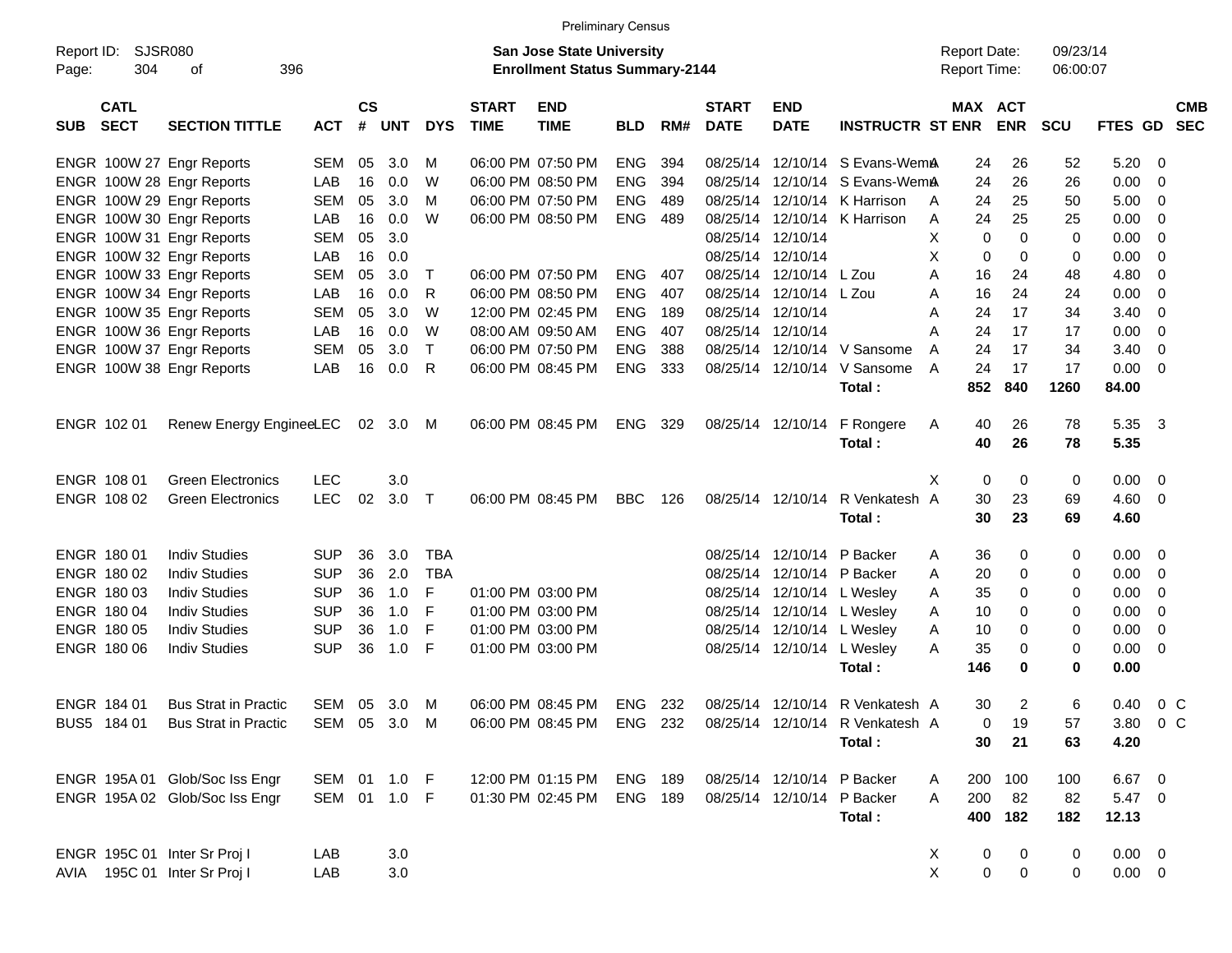Preliminary Census

Report ID: SJSR080

**San Jose State University**
**Enrollment Status Summary-2144**

Report Date: 09/23/14
Report Time: 06:00:07

| SUB | CATL SECT | SECTION TITTLE | ACT | CS # | UNT | DYS | START TIME | END TIME | BLD | RM# | START DATE | END DATE | INSTRUCTR | ST | MAX ENR | ACT ENR | SCU | FTES | GD | CMB SEC |
|---|---|---|---|---|---|---|---|---|---|---|---|---|---|---|---|---|---|---|---|---|
| ENGR | 100W 27 | Engr Reports | SEM | 05 | 3.0 | M | 06:00 PM | 07:50 PM | ENG | 394 | 08/25/14 | 12/10/14 | S Evans-Wemi | A | 24 | 26 | 52 | 5.20 | 0 | |
| ENGR | 100W 28 | Engr Reports | LAB | 16 | 0.0 | W | 06:00 PM | 08:50 PM | ENG | 394 | 08/25/14 | 12/10/14 | S Evans-Wemi | A | 24 | 26 | 26 | 0.00 | 0 | |
| ENGR | 100W 29 | Engr Reports | SEM | 05 | 3.0 | M | 06:00 PM | 07:50 PM | ENG | 489 | 08/25/14 | 12/10/14 | K Harrison | A | 24 | 25 | 50 | 5.00 | 0 | |
| ENGR | 100W 30 | Engr Reports | LAB | 16 | 0.0 | W | 06:00 PM | 08:50 PM | ENG | 489 | 08/25/14 | 12/10/14 | K Harrison | A | 24 | 25 | 25 | 0.00 | 0 | |
| ENGR | 100W 31 | Engr Reports | SEM | 05 | 3.0 | | | | | | 08/25/14 | 12/10/14 | | X | 0 | 0 | 0 | 0.00 | 0 | |
| ENGR | 100W 32 | Engr Reports | LAB | 16 | 0.0 | | | | | | 08/25/14 | 12/10/14 | | X | 0 | 0 | 0 | 0.00 | 0 | |
| ENGR | 100W 33 | Engr Reports | SEM | 05 | 3.0 | T | 06:00 PM | 07:50 PM | ENG | 407 | 08/25/14 | 12/10/14 | L Zou | A | 16 | 24 | 48 | 4.80 | 0 | |
| ENGR | 100W 34 | Engr Reports | LAB | 16 | 0.0 | R | 06:00 PM | 08:50 PM | ENG | 407 | 08/25/14 | 12/10/14 | L Zou | A | 16 | 24 | 24 | 0.00 | 0 | |
| ENGR | 100W 35 | Engr Reports | SEM | 05 | 3.0 | W | 12:00 PM | 02:45 PM | ENG | 189 | 08/25/14 | 12/10/14 | | A | 24 | 17 | 34 | 3.40 | 0 | |
| ENGR | 100W 36 | Engr Reports | LAB | 16 | 0.0 | W | 08:00 AM | 09:50 AM | ENG | 407 | 08/25/14 | 12/10/14 | | A | 24 | 17 | 17 | 0.00 | 0 | |
| ENGR | 100W 37 | Engr Reports | SEM | 05 | 3.0 | T | 06:00 PM | 07:50 PM | ENG | 388 | 08/25/14 | 12/10/14 | V Sansome | A | 24 | 17 | 34 | 3.40 | 0 | |
| ENGR | 100W 38 | Engr Reports | LAB | 16 | 0.0 | R | 06:00 PM | 08:45 PM | ENG | 333 | 08/25/14 | 12/10/14 | V Sansome | A | 24 | 17 | 17 | 0.00 | 0 | |
| | | | | | | | | | | | | | **Total :** | | **852** | **840** | **1260** | **84.00** | | |
| ENGR | 102 01 | Renew Energy Enginee | LEC | 02 | 3.0 | M | 06:00 PM | 08:45 PM | ENG | 329 | 08/25/14 | 12/10/14 | F Rongere | A | 40 | 26 | 78 | 5.35 | 3 | |
| | | | | | | | | | | | | | **Total :** | | **40** | **26** | **78** | **5.35** | | |
| ENGR | 108 01 | Green Electronics | LEC | | 3.0 | | | | | | | | | X | 0 | 0 | 0 | 0.00 | 0 | |
| ENGR | 108 02 | Green Electronics | LEC | 02 | 3.0 | T | 06:00 PM | 08:45 PM | BBC | 126 | 08/25/14 | 12/10/14 | R Venkatesh | A | 30 | 23 | 69 | 4.60 | 0 | |
| | | | | | | | | | | | | | **Total :** | | **30** | **23** | **69** | **4.60** | | |
| ENGR | 180 01 | Indiv Studies | SUP | 36 | 3.0 | TBA | | | | | 08/25/14 | 12/10/14 | P Backer | A | 36 | 0 | 0 | 0.00 | 0 | |
| ENGR | 180 02 | Indiv Studies | SUP | 36 | 2.0 | TBA | | | | | 08/25/14 | 12/10/14 | P Backer | A | 20 | 0 | 0 | 0.00 | 0 | |
| ENGR | 180 03 | Indiv Studies | SUP | 36 | 1.0 | F | 01:00 PM | 03:00 PM | | | 08/25/14 | 12/10/14 | L Wesley | A | 35 | 0 | 0 | 0.00 | 0 | |
| ENGR | 180 04 | Indiv Studies | SUP | 36 | 1.0 | F | 01:00 PM | 03:00 PM | | | 08/25/14 | 12/10/14 | L Wesley | A | 10 | 0 | 0 | 0.00 | 0 | |
| ENGR | 180 05 | Indiv Studies | SUP | 36 | 1.0 | F | 01:00 PM | 03:00 PM | | | 08/25/14 | 12/10/14 | L Wesley | A | 10 | 0 | 0 | 0.00 | 0 | |
| ENGR | 180 06 | Indiv Studies | SUP | 36 | 1.0 | F | 01:00 PM | 03:00 PM | | | 08/25/14 | 12/10/14 | L Wesley | A | 35 | 0 | 0 | 0.00 | 0 | |
| | | | | | | | | | | | | | **Total :** | | **146** | **0** | **0** | **0.00** | | |
| ENGR | 184 01 | Bus Strat in Practic | SEM | 05 | 3.0 | M | 06:00 PM | 08:45 PM | ENG | 232 | 08/25/14 | 12/10/14 | R Venkatesh | A | 30 | 2 | 6 | 0.40 | 0 | C |
| BUS5 | 184 01 | Bus Strat in Practic | SEM | 05 | 3.0 | M | 06:00 PM | 08:45 PM | ENG | 232 | 08/25/14 | 12/10/14 | R Venkatesh | A | 0 | 19 | 57 | 3.80 | 0 | C |
| | | | | | | | | | | | | | **Total :** | | **30** | **21** | **63** | **4.20** | | |
| ENGR | 195A 01 | Glob/Soc Iss Engr | SEM | 01 | 1.0 | F | 12:00 PM | 01:15 PM | ENG | 189 | 08/25/14 | 12/10/14 | P Backer | A | 200 | 100 | 100 | 6.67 | 0 | |
| ENGR | 195A 02 | Glob/Soc Iss Engr | SEM | 01 | 1.0 | F | 01:30 PM | 02:45 PM | ENG | 189 | 08/25/14 | 12/10/14 | P Backer | A | 200 | 82 | 82 | 5.47 | 0 | |
| | | | | | | | | | | | | | **Total :** | | **400** | **182** | **182** | **12.13** | | |
| ENGR | 195C 01 | Inter Sr Proj I | LAB | | 3.0 | | | | | | | | | X | 0 | 0 | 0 | 0.00 | 0 | |
| AVIA | 195C 01 | Inter Sr Proj I | LAB | | 3.0 | | | | | | | | | X | 0 | 0 | 0 | 0.00 | 0 | |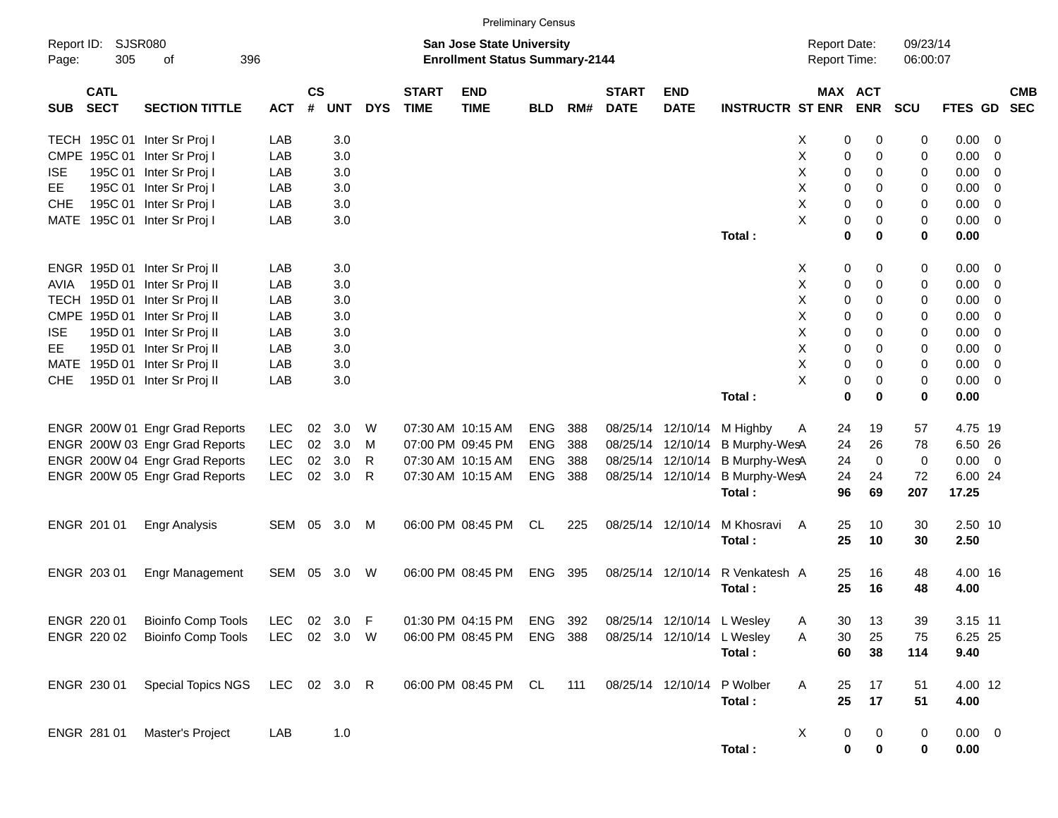Preliminary Census

Report ID: SJSR080
Page: 305 of 396

**San Jose State University**
**Enrollment Status Summary-2144**

Report Date: 09/23/14
Report Time: 06:00:07

| SUB | CATL SECT | SECTION TITTLE | ACT | CS # | UNT | DYS | START TIME | END TIME | BLD | RM# | START DATE | END DATE | INSTRUCTR | ST | MAX ENR | ACT ENR | SCU | FTES | GD | CMB SEC |
|---|---|---|---|---|---|---|---|---|---|---|---|---|---|---|---|---|---|---|---|---|
| TECH | 195C 01 | Inter Sr Proj I | LAB | | 3.0 | | | | | | | | | X | 0 | 0 | 0 | 0.00 | 0 | |
| CMPE | 195C 01 | Inter Sr Proj I | LAB | | 3.0 | | | | | | | | | X | 0 | 0 | 0 | 0.00 | 0 | |
| ISE | 195C 01 | Inter Sr Proj I | LAB | | 3.0 | | | | | | | | | X | 0 | 0 | 0 | 0.00 | 0 | |
| EE | 195C 01 | Inter Sr Proj I | LAB | | 3.0 | | | | | | | | | X | 0 | 0 | 0 | 0.00 | 0 | |
| CHE | 195C 01 | Inter Sr Proj I | LAB | | 3.0 | | | | | | | | | X | 0 | 0 | 0 | 0.00 | 0 | |
| MATE | 195C 01 | Inter Sr Proj I | LAB | | 3.0 | | | | | | | | | X | 0 | 0 | 0 | 0.00 | 0 | |
| | | | | | | | | | | | | | **Total :** | | **0** | **0** | **0** | **0.00** | | |
| ENGR | 195D 01 | Inter Sr Proj II | LAB | | 3.0 | | | | | | | | | X | 0 | 0 | 0 | 0.00 | 0 | |
| AVIA | 195D 01 | Inter Sr Proj II | LAB | | 3.0 | | | | | | | | | X | 0 | 0 | 0 | 0.00 | 0 | |
| TECH | 195D 01 | Inter Sr Proj II | LAB | | 3.0 | | | | | | | | | X | 0 | 0 | 0 | 0.00 | 0 | |
| CMPE | 195D 01 | Inter Sr Proj II | LAB | | 3.0 | | | | | | | | | X | 0 | 0 | 0 | 0.00 | 0 | |
| ISE | 195D 01 | Inter Sr Proj II | LAB | | 3.0 | | | | | | | | | X | 0 | 0 | 0 | 0.00 | 0 | |
| EE | 195D 01 | Inter Sr Proj II | LAB | | 3.0 | | | | | | | | | X | 0 | 0 | 0 | 0.00 | 0 | |
| MATE | 195D 01 | Inter Sr Proj II | LAB | | 3.0 | | | | | | | | | X | 0 | 0 | 0 | 0.00 | 0 | |
| CHE | 195D 01 | Inter Sr Proj II | LAB | | 3.0 | | | | | | | | | X | 0 | 0 | 0 | 0.00 | 0 | |
| | | | | | | | | | | | | | **Total :** | | **0** | **0** | **0** | **0.00** | | |
| ENGR | 200W 01 | Engr Grad Reports | LEC | 02 | 3.0 | W | 07:30 AM | 10:15 AM | ENG | 388 | 08/25/14 | 12/10/14 | M Highby | A | 24 | 19 | 57 | 4.75 | 19 | |
| ENGR | 200W 03 | Engr Grad Reports | LEC | 02 | 3.0 | M | 07:00 PM | 09:45 PM | ENG | 388 | 08/25/14 | 12/10/14 | B Murphy-Wes | A | 24 | 26 | 78 | 6.50 | 26 | |
| ENGR | 200W 04 | Engr Grad Reports | LEC | 02 | 3.0 | R | 07:30 AM | 10:15 AM | ENG | 388 | 08/25/14 | 12/10/14 | B Murphy-Wes | A | 24 | 0 | 0 | 0.00 | 0 | |
| ENGR | 200W 05 | Engr Grad Reports | LEC | 02 | 3.0 | R | 07:30 AM | 10:15 AM | ENG | 388 | 08/25/14 | 12/10/14 | B Murphy-Wes | A | 24 | 24 | 72 | 6.00 | 24 | |
| | | | | | | | | | | | | | **Total :** | | **96** | **69** | **207** | **17.25** | | |
| ENGR | 201 01 | Engr Analysis | SEM | 05 | 3.0 | M | 06:00 PM | 08:45 PM | CL | 225 | 08/25/14 | 12/10/14 | M Khosravi | A | 25 | 10 | 30 | 2.50 | 10 | |
| | | | | | | | | | | | | | **Total :** | | **25** | **10** | **30** | **2.50** | | |
| ENGR | 203 01 | Engr Management | SEM | 05 | 3.0 | W | 06:00 PM | 08:45 PM | ENG | 395 | 08/25/14 | 12/10/14 | R Venkatesh | A | 25 | 16 | 48 | 4.00 | 16 | |
| | | | | | | | | | | | | | **Total :** | | **25** | **16** | **48** | **4.00** | | |
| ENGR | 220 01 | Bioinfo Comp Tools | LEC | 02 | 3.0 | F | 01:30 PM | 04:15 PM | ENG | 392 | 08/25/14 | 12/10/14 | L Wesley | A | 30 | 13 | 39 | 3.15 | 11 | |
| ENGR | 220 02 | Bioinfo Comp Tools | LEC | 02 | 3.0 | W | 06:00 PM | 08:45 PM | ENG | 388 | 08/25/14 | 12/10/14 | L Wesley | A | 30 | 25 | 75 | 6.25 | 25 | |
| | | | | | | | | | | | | | **Total :** | | **60** | **38** | **114** | **9.40** | | |
| ENGR | 230 01 | Special Topics NGS | LEC | 02 | 3.0 | R | 06:00 PM | 08:45 PM | CL | 111 | 08/25/14 | 12/10/14 | P Wolber | A | 25 | 17 | 51 | 4.00 | 12 | |
| | | | | | | | | | | | | | **Total :** | | **25** | **17** | **51** | **4.00** | | |
| ENGR | 281 01 | Master's Project | LAB | | 1.0 | | | | | | | | | X | 0 | 0 | 0 | 0.00 | 0 | |
| | | | | | | | | | | | | | **Total :** | | **0** | **0** | **0** | **0.00** | | |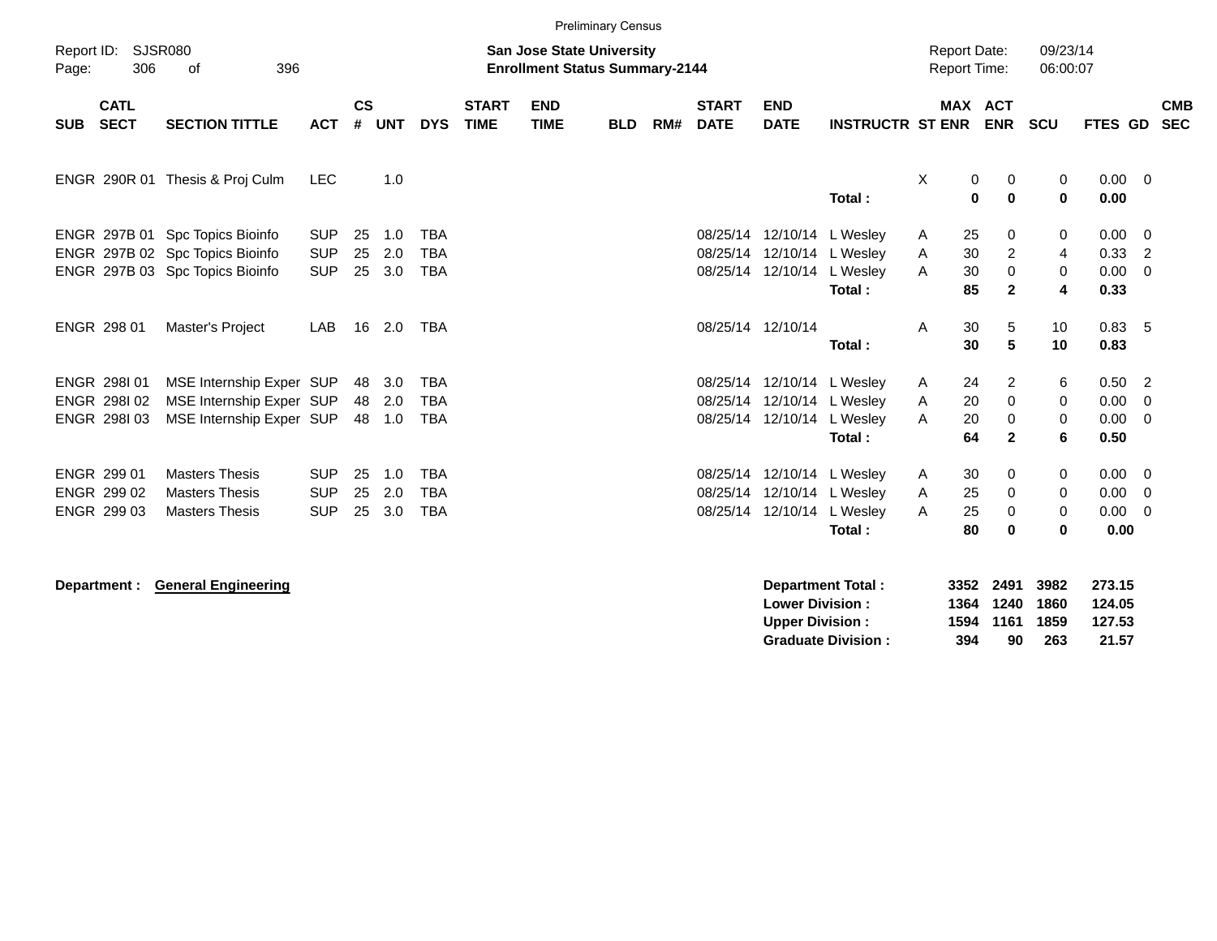Preliminary Census

Report ID: SJSR080
Page: 306 of 396

**San Jose State University**
**Enrollment Status Summary-2144**

Report Date: 09/23/14
Report Time: 06:00:07

| SUB | CATL SECT | SECTION TITTLE | ACT | CS # | UNT | DYS | START TIME | END TIME | BLD | RM# | START DATE | END DATE | INSTRUCTR | ST | MAX ENR | ACT ENR | SCU | FTES | GD | CMB SEC |
|---|---|---|---|---|---|---|---|---|---|---|---|---|---|---|---|---|---|---|---|---|
| ENGR | 290R 01 | Thesis & Proj Culm | LEC | | 1.0 | | | | | | | | | X | 0 | 0 | 0 | 0.00 | 0 | |
| | | | | | | | | | | | | | **Total :** | | **0** | **0** | **0** | **0.00** | | |
| ENGR | 297B 01 | Spc Topics Bioinfo | SUP | 25 | 1.0 | TBA | | | | | 08/25/14 | 12/10/14 | L Wesley | A | 25 | 0 | 0 | 0.00 | 0 | |
| ENGR | 297B 02 | Spc Topics Bioinfo | SUP | 25 | 2.0 | TBA | | | | | 08/25/14 | 12/10/14 | L Wesley | A | 30 | 2 | 4 | 0.33 | 2 | |
| ENGR | 297B 03 | Spc Topics Bioinfo | SUP | 25 | 3.0 | TBA | | | | | 08/25/14 | 12/10/14 | L Wesley | A | 30 | 0 | 0 | 0.00 | 0 | |
| | | | | | | | | | | | | | **Total :** | | **85** | **2** | **4** | **0.33** | | |
| ENGR | 298 01 | Master's Project | LAB | 16 | 2.0 | TBA | | | | | 08/25/14 | 12/10/14 | | A | 30 | 5 | 10 | 0.83 | 5 | |
| | | | | | | | | | | | | | **Total :** | | **30** | **5** | **10** | **0.83** | | |
| ENGR | 298I 01 | MSE Internship Exper | SUP | 48 | 3.0 | TBA | | | | | 08/25/14 | 12/10/14 | L Wesley | A | 24 | 2 | 6 | 0.50 | 2 | |
| ENGR | 298I 02 | MSE Internship Exper | SUP | 48 | 2.0 | TBA | | | | | 08/25/14 | 12/10/14 | L Wesley | A | 20 | 0 | 0 | 0.00 | 0 | |
| ENGR | 298I 03 | MSE Internship Exper | SUP | 48 | 1.0 | TBA | | | | | 08/25/14 | 12/10/14 | L Wesley | A | 20 | 0 | 0 | 0.00 | 0 | |
| | | | | | | | | | | | | | **Total :** | | **64** | **2** | **6** | **0.50** | | |
| ENGR | 299 01 | Masters Thesis | SUP | 25 | 1.0 | TBA | | | | | 08/25/14 | 12/10/14 | L Wesley | A | 30 | 0 | 0 | 0.00 | 0 | |
| ENGR | 299 02 | Masters Thesis | SUP | 25 | 2.0 | TBA | | | | | 08/25/14 | 12/10/14 | L Wesley | A | 25 | 0 | 0 | 0.00 | 0 | |
| ENGR | 299 03 | Masters Thesis | SUP | 25 | 3.0 | TBA | | | | | 08/25/14 | 12/10/14 | L Wesley | A | 25 | 0 | 0 | 0.00 | 0 | |
| | | | | | | | | | | | | | **Total :** | | **80** | **0** | **0** | **0.00** | | |

**Department : General Engineering**

| | MAX ENR | ACT ENR | SCU | FTES |
|---|---|---|---|---|
| **Department Total :** | **3352** | **2491** | **3982** | **273.15** |
| **Lower Division :** | **1364** | **1240** | **1860** | **124.05** |
| **Upper Division :** | **1594** | **1161** | **1859** | **127.53** |
| **Graduate Division :** | **394** | **90** | **263** | **21.57** |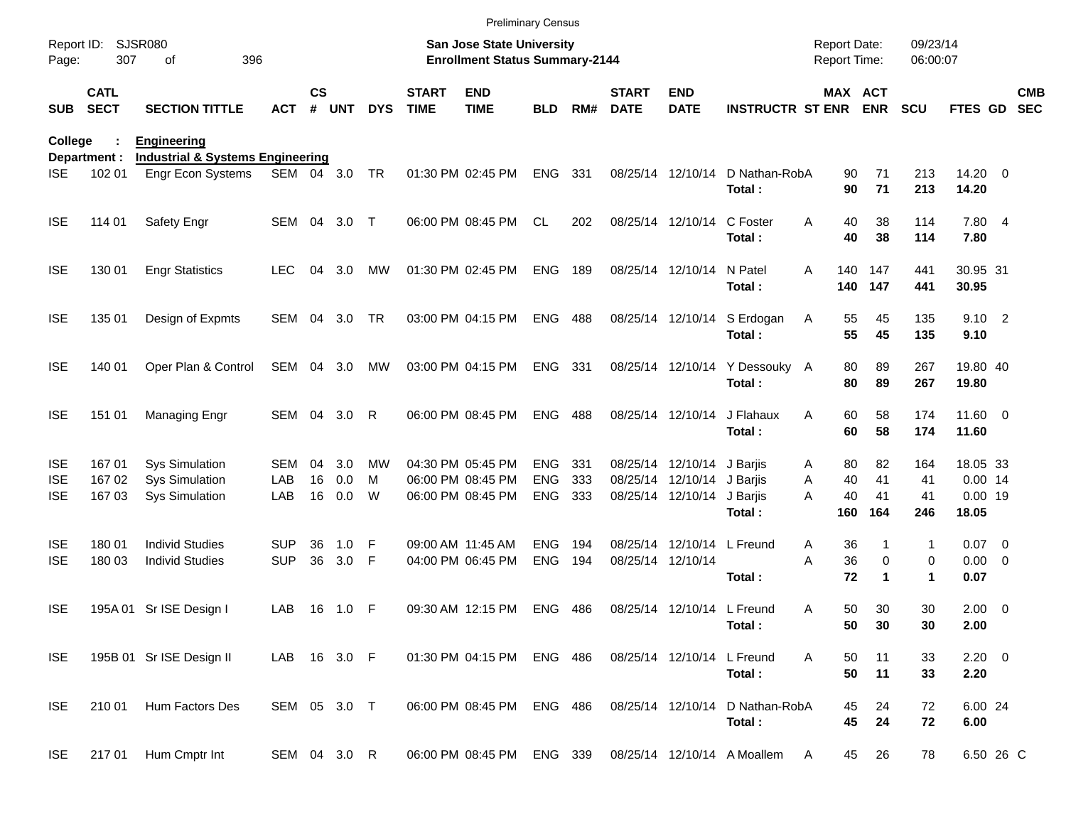Preliminary Census

Report ID: SJSR080
Page: 307 of 396

**San Jose State University**
**Enrollment Status Summary-2144**

Report Date: 09/23/14
Report Time: 06:00:07

**College : Engineering**
**Department : Industrial & Systems Engineering**

| SUB | CATL SECT | SECTION TITTLE | ACT | CS # | UNT | DYS | START TIME | END TIME | BLD | RM# | START DATE | END DATE | INSTRUCTR | ST | MAX ENR | ACT ENR | SCU | FTES | GD | CMB SEC |
|---|---|---|---|---|---|---|---|---|---|---|---|---|---|---|---|---|---|---|---|---|
| ISE | 102 01 | Engr Econ Systems | SEM | 04 | 3.0 | TR | 01:30 PM | 02:45 PM | ENG | 331 | 08/25/14 | 12/10/14 | D Nathan-Rob | A | 90 | 71 | 213 | 14.20 | 0 | |
| | | | | | | | | | | | | | **Total :** | | **90** | **71** | **213** | **14.20** | | |
| ISE | 114 01 | Safety Engr | SEM | 04 | 3.0 | T | 06:00 PM | 08:45 PM | CL | 202 | 08/25/14 | 12/10/14 | C Foster | A | 40 | 38 | 114 | 7.80 | 4 | |
| | | | | | | | | | | | | | **Total :** | | **40** | **38** | **114** | **7.80** | | |
| ISE | 130 01 | Engr Statistics | LEC | 04 | 3.0 | MW | 01:30 PM | 02:45 PM | ENG | 189 | 08/25/14 | 12/10/14 | N Patel | A | 140 | 147 | 441 | 30.95 | 31 | |
| | | | | | | | | | | | | | **Total :** | | **140** | **147** | **441** | **30.95** | | |
| ISE | 135 01 | Design of Expmts | SEM | 04 | 3.0 | TR | 03:00 PM | 04:15 PM | ENG | 488 | 08/25/14 | 12/10/14 | S Erdogan | A | 55 | 45 | 135 | 9.10 | 2 | |
| | | | | | | | | | | | | | **Total :** | | **55** | **45** | **135** | **9.10** | | |
| ISE | 140 01 | Oper Plan & Control | SEM | 04 | 3.0 | MW | 03:00 PM | 04:15 PM | ENG | 331 | 08/25/14 | 12/10/14 | Y Dessouky | A | 80 | 89 | 267 | 19.80 | 40 | |
| | | | | | | | | | | | | | **Total :** | | **80** | **89** | **267** | **19.80** | | |
| ISE | 151 01 | Managing Engr | SEM | 04 | 3.0 | R | 06:00 PM | 08:45 PM | ENG | 488 | 08/25/14 | 12/10/14 | J Flahaux | A | 60 | 58 | 174 | 11.60 | 0 | |
| | | | | | | | | | | | | | **Total :** | | **60** | **58** | **174** | **11.60** | | |
| ISE | 167 01 | Sys Simulation | SEM | 04 | 3.0 | MW | 04:30 PM | 05:45 PM | ENG | 331 | 08/25/14 | 12/10/14 | J Barjis | A | 80 | 82 | 164 | 18.05 | 33 | |
| ISE | 167 02 | Sys Simulation | LAB | 16 | 0.0 | M | 06:00 PM | 08:45 PM | ENG | 333 | 08/25/14 | 12/10/14 | J Barjis | A | 40 | 41 | 41 | 0.00 | 14 | |
| ISE | 167 03 | Sys Simulation | LAB | 16 | 0.0 | W | 06:00 PM | 08:45 PM | ENG | 333 | 08/25/14 | 12/10/14 | J Barjis | A | 40 | 41 | 41 | 0.00 | 19 | |
| | | | | | | | | | | | | | **Total :** | | **160** | **164** | **246** | **18.05** | | |
| ISE | 180 01 | Individ Studies | SUP | 36 | 1.0 | F | 09:00 AM | 11:45 AM | ENG | 194 | 08/25/14 | 12/10/14 | L Freund | A | 36 | 1 | 1 | 0.07 | 0 | |
| ISE | 180 03 | Individ Studies | SUP | 36 | 3.0 | F | 04:00 PM | 06:45 PM | ENG | 194 | 08/25/14 | 12/10/14 | | A | 36 | 0 | 0 | 0.00 | 0 | |
| | | | | | | | | | | | | | **Total :** | | **72** | **1** | **1** | **0.07** | | |
| ISE | 195A 01 | Sr ISE Design I | LAB | 16 | 1.0 | F | 09:30 AM | 12:15 PM | ENG | 486 | 08/25/14 | 12/10/14 | L Freund | A | 50 | 30 | 30 | 2.00 | 0 | |
| | | | | | | | | | | | | | **Total :** | | **50** | **30** | **30** | **2.00** | | |
| ISE | 195B 01 | Sr ISE Design II | LAB | 16 | 3.0 | F | 01:30 PM | 04:15 PM | ENG | 486 | 08/25/14 | 12/10/14 | L Freund | A | 50 | 11 | 33 | 2.20 | 0 | |
| | | | | | | | | | | | | | **Total :** | | **50** | **11** | **33** | **2.20** | | |
| ISE | 210 01 | Hum Factors Des | SEM | 05 | 3.0 | T | 06:00 PM | 08:45 PM | ENG | 486 | 08/25/14 | 12/10/14 | D Nathan-Rob | A | 45 | 24 | 72 | 6.00 | 24 | |
| | | | | | | | | | | | | | **Total :** | | **45** | **24** | **72** | **6.00** | | |
| ISE | 217 01 | Hum Cmptr Int | SEM | 04 | 3.0 | R | 06:00 PM | 08:45 PM | ENG | 339 | 08/25/14 | 12/10/14 | A Moallem | A | 45 | 26 | 78 | 6.50 | 26 | C |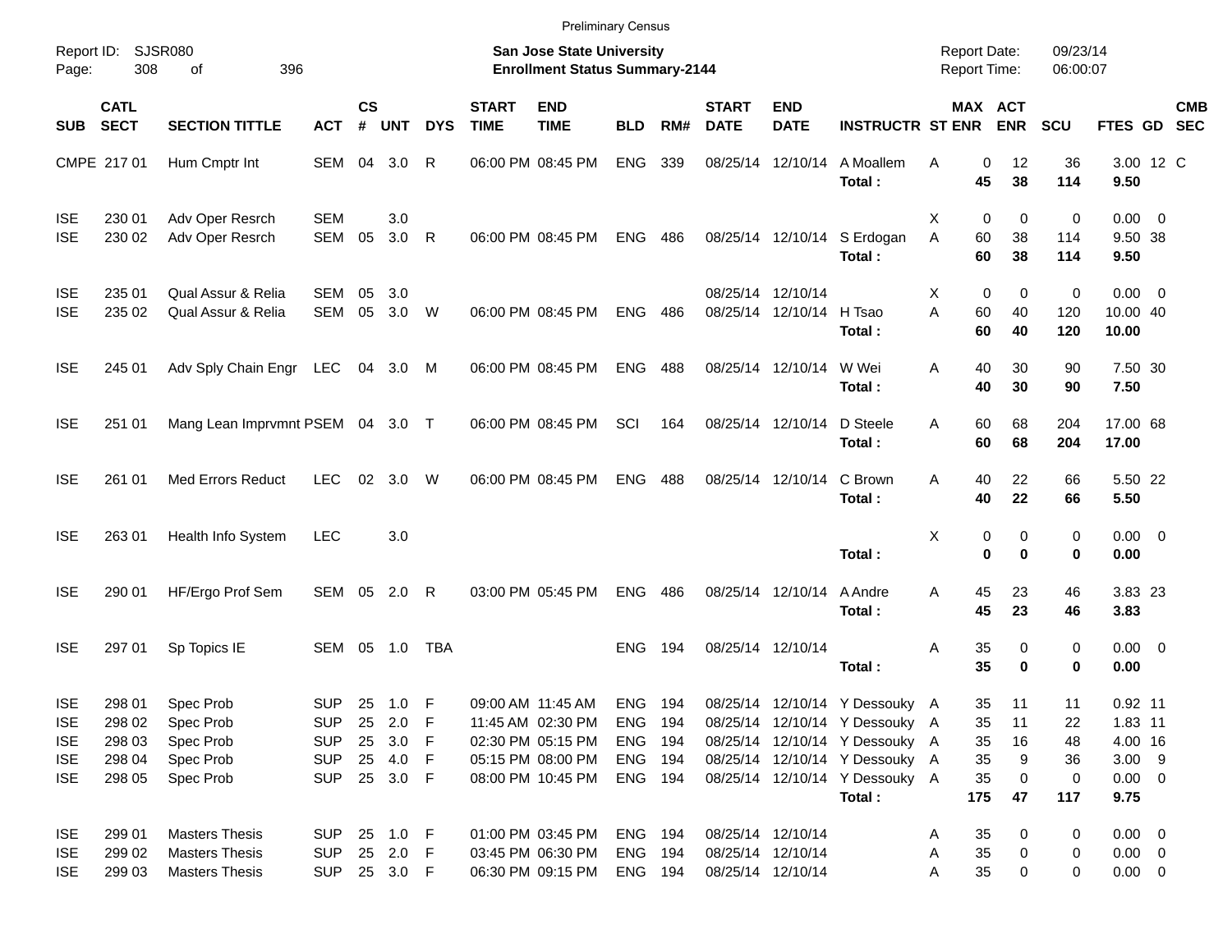Preliminary Census

Report ID: SJSR080

**San Jose State University**
**Enrollment Status Summary-2144**

Report Date: 09/23/14
Report Time: 06:00:07

| SUB | CATL SECT | SECTION TITTLE | ACT | CS # | UNT | DYS | START TIME | END TIME | BLD | RM# | START DATE | END DATE | INSTRUCTR | ST | MAX ENR | ACT ENR | SCU | FTES | GD | CMB SEC |
|---|---|---|---|---|---|---|---|---|---|---|---|---|---|---|---|---|---|---|---|---|
| CMPE | 217 01 | Hum Cmptr Int | SEM | 04 | 3.0 | R | 06:00 PM | 08:45 PM | ENG | 339 | 08/25/14 | 12/10/14 | A Moallem | A | 0 | 12 | 36 | 3.00 | 12 | C |
| | | | | | | | | | | | | | **Total :** | | **45** | **38** | **114** | **9.50** | | |
| ISE | 230 01 | Adv Oper Resrch | SEM | | 3.0 | | | | | | | | | X | 0 | 0 | 0 | 0.00 | 0 | |
| ISE | 230 02 | Adv Oper Resrch | SEM | 05 | 3.0 | R | 06:00 PM | 08:45 PM | ENG | 486 | 08/25/14 | 12/10/14 | S Erdogan | A | 60 | 38 | 114 | 9.50 | 38 | |
| | | | | | | | | | | | | | **Total :** | | **60** | **38** | **114** | **9.50** | | |
| ISE | 235 01 | Qual Assur & Relia | SEM | 05 | 3.0 | | | | | | 08/25/14 | 12/10/14 | | X | 0 | 0 | 0 | 0.00 | 0 | |
| ISE | 235 02 | Qual Assur & Relia | SEM | 05 | 3.0 | W | 06:00 PM | 08:45 PM | ENG | 486 | 08/25/14 | 12/10/14 | H Tsao | A | 60 | 40 | 120 | 10.00 | 40 | |
| | | | | | | | | | | | | | **Total :** | | **60** | **40** | **120** | **10.00** | | |
| ISE | 245 01 | Adv Sply Chain Engr | LEC | 04 | 3.0 | M | 06:00 PM | 08:45 PM | ENG | 488 | 08/25/14 | 12/10/14 | W Wei | A | 40 | 30 | 90 | 7.50 | 30 | |
| | | | | | | | | | | | | | **Total :** | | **40** | **30** | **90** | **7.50** | | |
| ISE | 251 01 | Mang Lean Imprvmnt P | SEM | 04 | 3.0 | T | 06:00 PM | 08:45 PM | SCI | 164 | 08/25/14 | 12/10/14 | D Steele | A | 60 | 68 | 204 | 17.00 | 68 | |
| | | | | | | | | | | | | | **Total :** | | **60** | **68** | **204** | **17.00** | | |
| ISE | 261 01 | Med Errors Reduct | LEC | 02 | 3.0 | W | 06:00 PM | 08:45 PM | ENG | 488 | 08/25/14 | 12/10/14 | C Brown | A | 40 | 22 | 66 | 5.50 | 22 | |
| | | | | | | | | | | | | | **Total :** | | **40** | **22** | **66** | **5.50** | | |
| ISE | 263 01 | Health Info System | LEC | | 3.0 | | | | | | | | | X | 0 | 0 | 0 | 0.00 | 0 | |
| | | | | | | | | | | | | | **Total :** | | **0** | **0** | **0** | **0.00** | | |
| ISE | 290 01 | HF/Ergo Prof Sem | SEM | 05 | 2.0 | R | 03:00 PM | 05:45 PM | ENG | 486 | 08/25/14 | 12/10/14 | A Andre | A | 45 | 23 | 46 | 3.83 | 23 | |
| | | | | | | | | | | | | | **Total :** | | **45** | **23** | **46** | **3.83** | | |
| ISE | 297 01 | Sp Topics IE | SEM | 05 | 1.0 | TBA | | | ENG | 194 | 08/25/14 | 12/10/14 | | A | 35 | 0 | 0 | 0.00 | 0 | |
| | | | | | | | | | | | | | **Total :** | | **35** | **0** | **0** | **0.00** | | |
| ISE | 298 01 | Spec Prob | SUP | 25 | 1.0 | F | 09:00 AM | 11:45 AM | ENG | 194 | 08/25/14 | 12/10/14 | Y Dessouky | A | 35 | 11 | 11 | 0.92 | 11 | |
| ISE | 298 02 | Spec Prob | SUP | 25 | 2.0 | F | 11:45 AM | 02:30 PM | ENG | 194 | 08/25/14 | 12/10/14 | Y Dessouky | A | 35 | 11 | 22 | 1.83 | 11 | |
| ISE | 298 03 | Spec Prob | SUP | 25 | 3.0 | F | 02:30 PM | 05:15 PM | ENG | 194 | 08/25/14 | 12/10/14 | Y Dessouky | A | 35 | 16 | 48 | 4.00 | 16 | |
| ISE | 298 04 | Spec Prob | SUP | 25 | 4.0 | F | 05:15 PM | 08:00 PM | ENG | 194 | 08/25/14 | 12/10/14 | Y Dessouky | A | 35 | 9 | 36 | 3.00 | 9 | |
| ISE | 298 05 | Spec Prob | SUP | 25 | 3.0 | F | 08:00 PM | 10:45 PM | ENG | 194 | 08/25/14 | 12/10/14 | Y Dessouky | A | 35 | 0 | 0 | 0.00 | 0 | |
| | | | | | | | | | | | | | **Total :** | | **175** | **47** | **117** | **9.75** | | |
| ISE | 299 01 | Masters Thesis | SUP | 25 | 1.0 | F | 01:00 PM | 03:45 PM | ENG | 194 | 08/25/14 | 12/10/14 | | A | 35 | 0 | 0 | 0.00 | 0 | |
| ISE | 299 02 | Masters Thesis | SUP | 25 | 2.0 | F | 03:45 PM | 06:30 PM | ENG | 194 | 08/25/14 | 12/10/14 | | A | 35 | 0 | 0 | 0.00 | 0 | |
| ISE | 299 03 | Masters Thesis | SUP | 25 | 3.0 | F | 06:30 PM | 09:15 PM | ENG | 194 | 08/25/14 | 12/10/14 | | A | 35 | 0 | 0 | 0.00 | 0 | |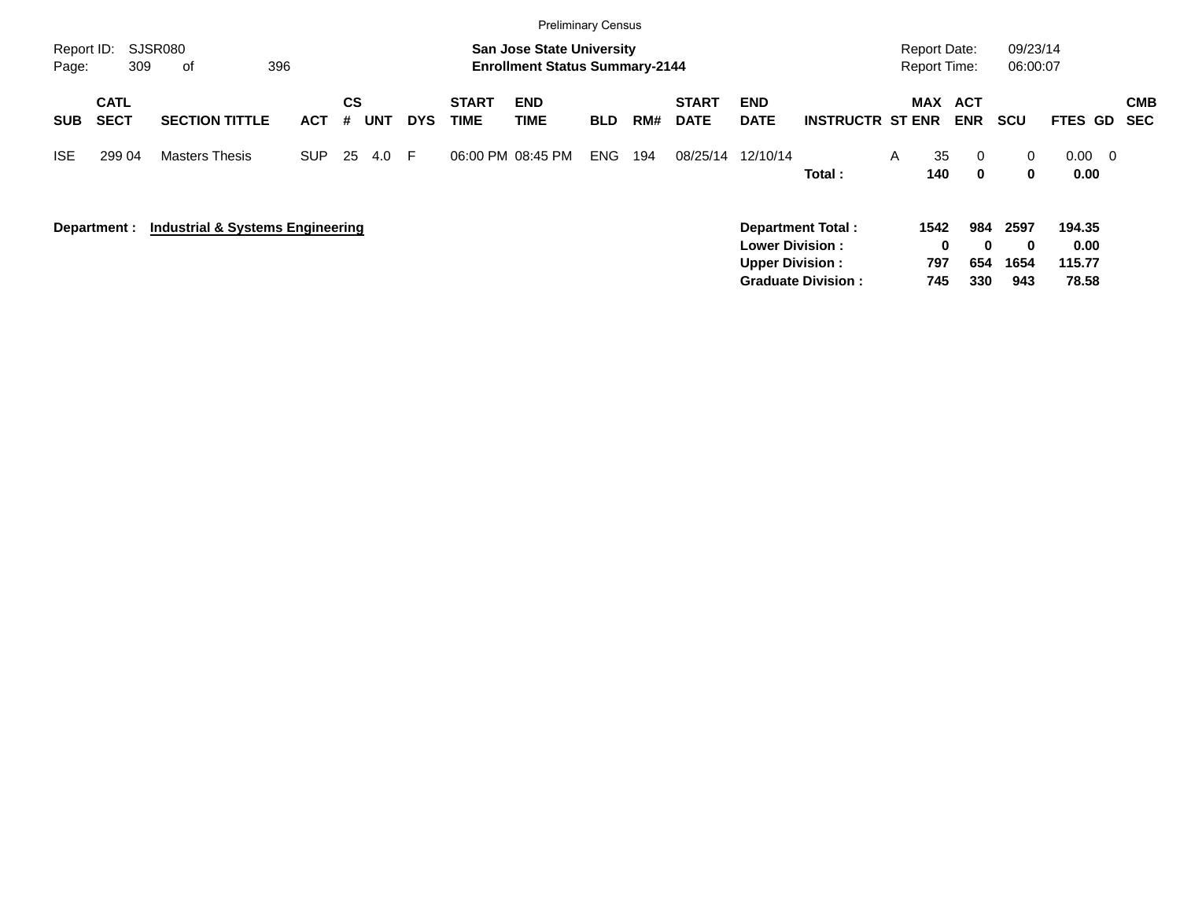Preliminary Census

Report ID: SJSR080
Page: 309 of 396

**San Jose State University**
**Enrollment Status Summary-2144**

Report Date: 09/23/14
Report Time: 06:00:07

| SUB | CATL SECT | SECTION TITTLE | ACT | CS # | UNT | DYS | START TIME | END TIME | BLD | RM# | START DATE | END DATE | INSTRUCTR | ST | MAX ENR | ACT ENR | SCU | FTES | GD | CMB SEC |
|---|---|---|---|---|---|---|---|---|---|---|---|---|---|---|---|---|---|---|---|---|
| ISE | 299 04 | Masters Thesis | SUP | 25 | 4.0 | F | 06:00 PM | 08:45 PM | ENG | 194 | 08/25/14 | 12/10/14 | | A | 35 | 0 | 0 | 0.00 | 0 | |
| | | | | | | | | | | | | | **Total :** | | **140** | **0** | **0** | **0.00** | | |

**Department :** **Industrial & Systems Engineering**

| | MAX ENR | ACT ENR | SCU | FTES |
|---|---|---|---|---|
| **Department Total :** | **1542** | **984** | **2597** | **194.35** |
| **Lower Division :** | **0** | **0** | **0** | **0.00** |
| **Upper Division :** | **797** | **654** | **1654** | **115.77** |
| **Graduate Division :** | **745** | **330** | **943** | **78.58** |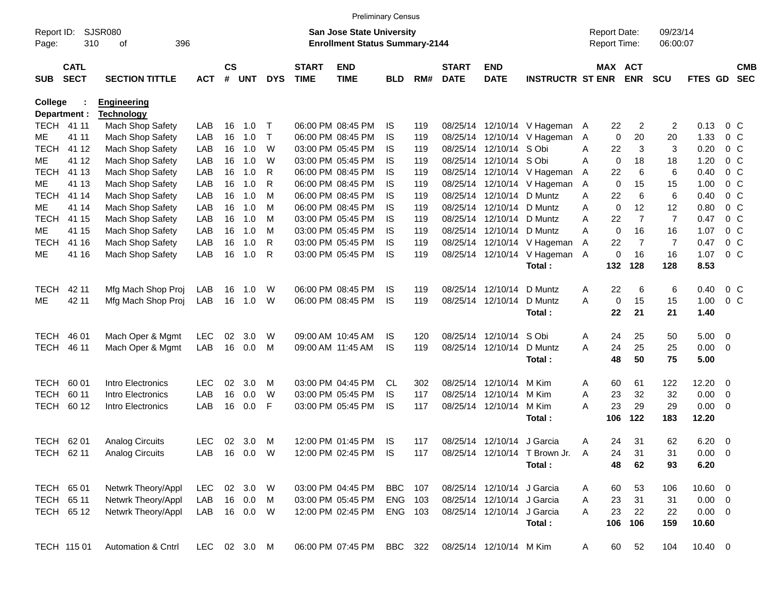Preliminary Census

Report ID: SJSR080
Page: 310 of 396

**San Jose State University**
**Enrollment Status Summary-2144**

Report Date: 09/23/14
Report Time: 06:00:07

College : **Engineering**
Department : **Technology**

| SUB | CATL SECT | SECTION TITTLE | ACT | CS # | UNT | DYS | START TIME | END TIME | BLD | RM# | START DATE | END DATE | INSTRUCTR | ST | MAX ENR | ACT ENR | SCU | FTES | GD | CMB SEC |
|---|---|---|---|---|---|---|---|---|---|---|---|---|---|---|---|---|---|---|---|---|
| TECH | 41 11 | Mach Shop Safety | LAB | 16 | 1.0 | T | 06:00 PM | 08:45 PM | IS | 119 | 08/25/14 | 12/10/14 | V Hageman | A | 22 | 2 | 2 | 0.13 | 0 | C |
| ME | 41 11 | Mach Shop Safety | LAB | 16 | 1.0 | T | 06:00 PM | 08:45 PM | IS | 119 | 08/25/14 | 12/10/14 | V Hageman | A | 0 | 20 | 20 | 1.33 | 0 | C |
| TECH | 41 12 | Mach Shop Safety | LAB | 16 | 1.0 | W | 03:00 PM | 05:45 PM | IS | 119 | 08/25/14 | 12/10/14 | S Obi | A | 22 | 3 | 3 | 0.20 | 0 | C |
| ME | 41 12 | Mach Shop Safety | LAB | 16 | 1.0 | W | 03:00 PM | 05:45 PM | IS | 119 | 08/25/14 | 12/10/14 | S Obi | A | 0 | 18 | 18 | 1.20 | 0 | C |
| TECH | 41 13 | Mach Shop Safety | LAB | 16 | 1.0 | R | 06:00 PM | 08:45 PM | IS | 119 | 08/25/14 | 12/10/14 | V Hageman | A | 22 | 6 | 6 | 0.40 | 0 | C |
| ME | 41 13 | Mach Shop Safety | LAB | 16 | 1.0 | R | 06:00 PM | 08:45 PM | IS | 119 | 08/25/14 | 12/10/14 | V Hageman | A | 0 | 15 | 15 | 1.00 | 0 | C |
| TECH | 41 14 | Mach Shop Safety | LAB | 16 | 1.0 | M | 06:00 PM | 08:45 PM | IS | 119 | 08/25/14 | 12/10/14 | D Muntz | A | 22 | 6 | 6 | 0.40 | 0 | C |
| ME | 41 14 | Mach Shop Safety | LAB | 16 | 1.0 | M | 06:00 PM | 08:45 PM | IS | 119 | 08/25/14 | 12/10/14 | D Muntz | A | 0 | 12 | 12 | 0.80 | 0 | C |
| TECH | 41 15 | Mach Shop Safety | LAB | 16 | 1.0 | M | 03:00 PM | 05:45 PM | IS | 119 | 08/25/14 | 12/10/14 | D Muntz | A | 22 | 7 | 7 | 0.47 | 0 | C |
| ME | 41 15 | Mach Shop Safety | LAB | 16 | 1.0 | M | 03:00 PM | 05:45 PM | IS | 119 | 08/25/14 | 12/10/14 | D Muntz | A | 0 | 16 | 16 | 1.07 | 0 | C |
| TECH | 41 16 | Mach Shop Safety | LAB | 16 | 1.0 | R | 03:00 PM | 05:45 PM | IS | 119 | 08/25/14 | 12/10/14 | V Hageman | A | 22 | 7 | 7 | 0.47 | 0 | C |
| ME | 41 16 | Mach Shop Safety | LAB | 16 | 1.0 | R | 03:00 PM | 05:45 PM | IS | 119 | 08/25/14 | 12/10/14 | V Hageman | A | 0 | 16 | 16 | 1.07 | 0 | C |
| | | | | | | | | | | | | | **Total :** | | **132** | **128** | **128** | **8.53** | | |
| TECH | 42 11 | Mfg Mach Shop Proj | LAB | 16 | 1.0 | W | 06:00 PM | 08:45 PM | IS | 119 | 08/25/14 | 12/10/14 | D Muntz | A | 22 | 6 | 6 | 0.40 | 0 | C |
| ME | 42 11 | Mfg Mach Shop Proj | LAB | 16 | 1.0 | W | 06:00 PM | 08:45 PM | IS | 119 | 08/25/14 | 12/10/14 | D Muntz | A | 0 | 15 | 15 | 1.00 | 0 | C |
| | | | | | | | | | | | | | **Total :** | | **22** | **21** | **21** | **1.40** | | |
| TECH | 46 01 | Mach Oper & Mgmt | LEC | 02 | 3.0 | W | 09:00 AM | 10:45 AM | IS | 120 | 08/25/14 | 12/10/14 | S Obi | A | 24 | 25 | 50 | 5.00 | 0 | |
| TECH | 46 11 | Mach Oper & Mgmt | LAB | 16 | 0.0 | M | 09:00 AM | 11:45 AM | IS | 119 | 08/25/14 | 12/10/14 | D Muntz | A | 24 | 25 | 25 | 0.00 | 0 | |
| | | | | | | | | | | | | | **Total :** | | **48** | **50** | **75** | **5.00** | | |
| TECH | 60 01 | Intro Electronics | LEC | 02 | 3.0 | M | 03:00 PM | 04:45 PM | CL | 302 | 08/25/14 | 12/10/14 | M Kim | A | 60 | 61 | 122 | 12.20 | 0 | |
| TECH | 60 11 | Intro Electronics | LAB | 16 | 0.0 | W | 03:00 PM | 05:45 PM | IS | 117 | 08/25/14 | 12/10/14 | M Kim | A | 23 | 32 | 32 | 0.00 | 0 | |
| TECH | 60 12 | Intro Electronics | LAB | 16 | 0.0 | F | 03:00 PM | 05:45 PM | IS | 117 | 08/25/14 | 12/10/14 | M Kim | A | 23 | 29 | 29 | 0.00 | 0 | |
| | | | | | | | | | | | | | **Total :** | | **106** | **122** | **183** | **12.20** | | |
| TECH | 62 01 | Analog Circuits | LEC | 02 | 3.0 | M | 12:00 PM | 01:45 PM | IS | 117 | 08/25/14 | 12/10/14 | J Garcia | A | 24 | 31 | 62 | 6.20 | 0 | |
| TECH | 62 11 | Analog Circuits | LAB | 16 | 0.0 | W | 12:00 PM | 02:45 PM | IS | 117 | 08/25/14 | 12/10/14 | T Brown Jr. | A | 24 | 31 | 31 | 0.00 | 0 | |
| | | | | | | | | | | | | | **Total :** | | **48** | **62** | **93** | **6.20** | | |
| TECH | 65 01 | Netwrk Theory/Appl | LEC | 02 | 3.0 | W | 03:00 PM | 04:45 PM | BBC | 107 | 08/25/14 | 12/10/14 | J Garcia | A | 60 | 53 | 106 | 10.60 | 0 | |
| TECH | 65 11 | Netwrk Theory/Appl | LAB | 16 | 0.0 | M | 03:00 PM | 05:45 PM | ENG | 103 | 08/25/14 | 12/10/14 | J Garcia | A | 23 | 31 | 31 | 0.00 | 0 | |
| TECH | 65 12 | Netwrk Theory/Appl | LAB | 16 | 0.0 | W | 12:00 PM | 02:45 PM | ENG | 103 | 08/25/14 | 12/10/14 | J Garcia | A | 23 | 22 | 22 | 0.00 | 0 | |
| | | | | | | | | | | | | | **Total :** | | **106** | **106** | **159** | **10.60** | | |
| TECH | 115 01 | Automation & Cntrl | LEC | 02 | 3.0 | M | 06:00 PM | 07:45 PM | BBC | 322 | 08/25/14 | 12/10/14 | M Kim | A | 60 | 52 | 104 | 10.40 | 0 | |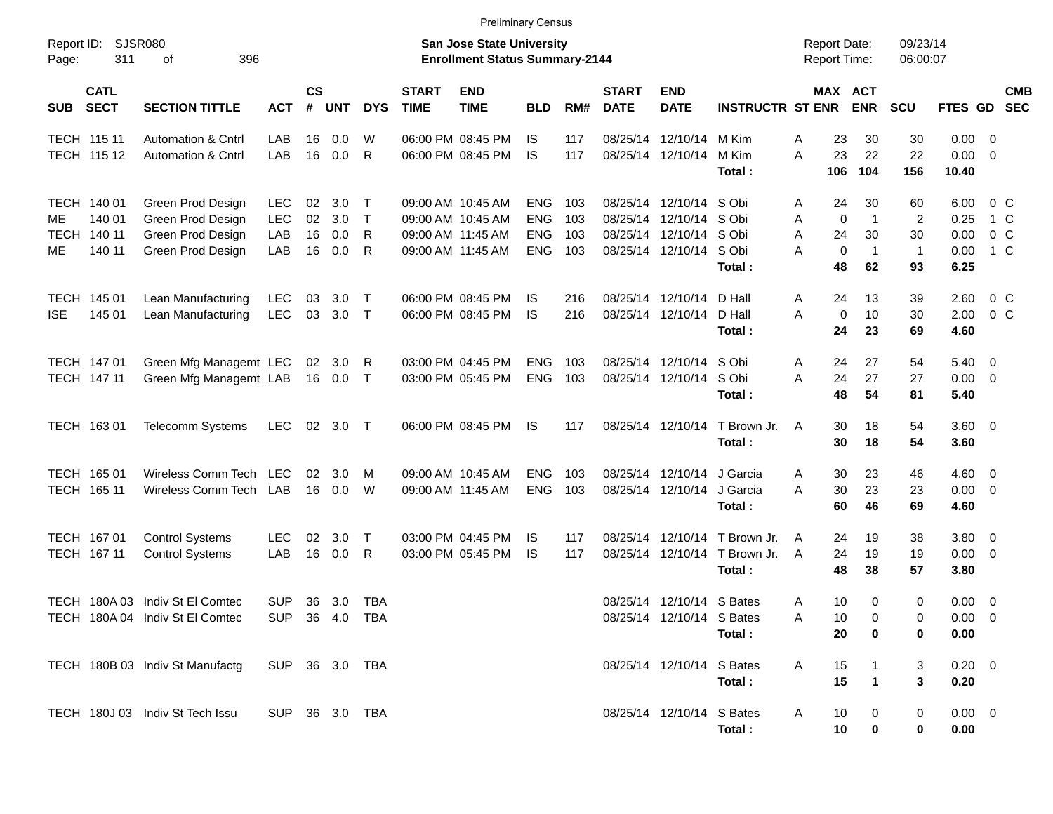Preliminary Census

Report ID: SJSR080

**San Jose State University**
**Enrollment Status Summary-2144**

Report Date: 09/23/14
Report Time: 06:00:07

| SUB | CATL SECT | SECTION TITTLE | ACT | CS # | UNT | DYS | START TIME | END TIME | BLD | RM# | START DATE | END DATE | INSTRUCTR | ST | MAX ENR | ACT ENR | SCU | FTES | GD | CMB SEC |
|---|---|---|---|---|---|---|---|---|---|---|---|---|---|---|---|---|---|---|---|---|
| TECH | 115 11 | Automation & Cntrl | LAB | 16 | 0.0 | W | 06:00 PM | 08:45 PM | IS | 117 | 08/25/14 | 12/10/14 | M Kim | A | 23 | 30 | 30 | 0.00 | 0 | |
| TECH | 115 12 | Automation & Cntrl | LAB | 16 | 0.0 | R | 06:00 PM | 08:45 PM | IS | 117 | 08/25/14 | 12/10/14 | M Kim | A | 23 | 22 | 22 | 0.00 | 0 | |
| | | | | | | | | | | | | | **Total :** | | **106** | **104** | **156** | **10.40** | | |
| TECH | 140 01 | Green Prod Design | LEC | 02 | 3.0 | T | 09:00 AM | 10:45 AM | ENG | 103 | 08/25/14 | 12/10/14 | S Obi | A | 24 | 30 | 60 | 6.00 | 0 | C |
| ME | 140 01 | Green Prod Design | LEC | 02 | 3.0 | T | 09:00 AM | 10:45 AM | ENG | 103 | 08/25/14 | 12/10/14 | S Obi | A | 0 | 1 | 2 | 0.25 | 1 | C |
| TECH | 140 11 | Green Prod Design | LAB | 16 | 0.0 | R | 09:00 AM | 11:45 AM | ENG | 103 | 08/25/14 | 12/10/14 | S Obi | A | 24 | 30 | 30 | 0.00 | 0 | C |
| ME | 140 11 | Green Prod Design | LAB | 16 | 0.0 | R | 09:00 AM | 11:45 AM | ENG | 103 | 08/25/14 | 12/10/14 | S Obi | A | 0 | 1 | 1 | 0.00 | 1 | C |
| | | | | | | | | | | | | | **Total :** | | **48** | **62** | **93** | **6.25** | | |
| TECH | 145 01 | Lean Manufacturing | LEC | 03 | 3.0 | T | 06:00 PM | 08:45 PM | IS | 216 | 08/25/14 | 12/10/14 | D Hall | A | 24 | 13 | 39 | 2.60 | 0 | C |
| ISE | 145 01 | Lean Manufacturing | LEC | 03 | 3.0 | T | 06:00 PM | 08:45 PM | IS | 216 | 08/25/14 | 12/10/14 | D Hall | A | 0 | 10 | 30 | 2.00 | 0 | C |
| | | | | | | | | | | | | | **Total :** | | **24** | **23** | **69** | **4.60** | | |
| TECH | 147 01 | Green Mfg Managemt | LEC | 02 | 3.0 | R | 03:00 PM | 04:45 PM | ENG | 103 | 08/25/14 | 12/10/14 | S Obi | A | 24 | 27 | 54 | 5.40 | 0 | |
| TECH | 147 11 | Green Mfg Managemt | LAB | 16 | 0.0 | T | 03:00 PM | 05:45 PM | ENG | 103 | 08/25/14 | 12/10/14 | S Obi | A | 24 | 27 | 27 | 0.00 | 0 | |
| | | | | | | | | | | | | | **Total :** | | **48** | **54** | **81** | **5.40** | | |
| TECH | 163 01 | Telecomm Systems | LEC | 02 | 3.0 | T | 06:00 PM | 08:45 PM | IS | 117 | 08/25/14 | 12/10/14 | T Brown Jr. | A | 30 | 18 | 54 | 3.60 | 0 | |
| | | | | | | | | | | | | | **Total :** | | **30** | **18** | **54** | **3.60** | | |
| TECH | 165 01 | Wireless Comm Tech | LEC | 02 | 3.0 | M | 09:00 AM | 10:45 AM | ENG | 103 | 08/25/14 | 12/10/14 | J Garcia | A | 30 | 23 | 46 | 4.60 | 0 | |
| TECH | 165 11 | Wireless Comm Tech | LAB | 16 | 0.0 | W | 09:00 AM | 11:45 AM | ENG | 103 | 08/25/14 | 12/10/14 | J Garcia | A | 30 | 23 | 23 | 0.00 | 0 | |
| | | | | | | | | | | | | | **Total :** | | **60** | **46** | **69** | **4.60** | | |
| TECH | 167 01 | Control Systems | LEC | 02 | 3.0 | T | 03:00 PM | 04:45 PM | IS | 117 | 08/25/14 | 12/10/14 | T Brown Jr. | A | 24 | 19 | 38 | 3.80 | 0 | |
| TECH | 167 11 | Control Systems | LAB | 16 | 0.0 | R | 03:00 PM | 05:45 PM | IS | 117 | 08/25/14 | 12/10/14 | T Brown Jr. | A | 24 | 19 | 19 | 0.00 | 0 | |
| | | | | | | | | | | | | | **Total :** | | **48** | **38** | **57** | **3.80** | | |
| TECH | 180A 03 | Indiv St El Comtec | SUP | 36 | 3.0 | TBA | | | | | 08/25/14 | 12/10/14 | S Bates | A | 10 | 0 | 0 | 0.00 | 0 | |
| TECH | 180A 04 | Indiv St El Comtec | SUP | 36 | 4.0 | TBA | | | | | 08/25/14 | 12/10/14 | S Bates | A | 10 | 0 | 0 | 0.00 | 0 | |
| | | | | | | | | | | | | | **Total :** | | **20** | **0** | **0** | **0.00** | | |
| TECH | 180B 03 | Indiv St Manufactg | SUP | 36 | 3.0 | TBA | | | | | 08/25/14 | 12/10/14 | S Bates | A | 15 | 1 | 3 | 0.20 | 0 | |
| | | | | | | | | | | | | | **Total :** | | **15** | **1** | **3** | **0.20** | | |
| TECH | 180J 03 | Indiv St Tech Issu | SUP | 36 | 3.0 | TBA | | | | | 08/25/14 | 12/10/14 | S Bates | A | 10 | 0 | 0 | 0.00 | 0 | |
| | | | | | | | | | | | | | **Total :** | | **10** | **0** | **0** | **0.00** | | |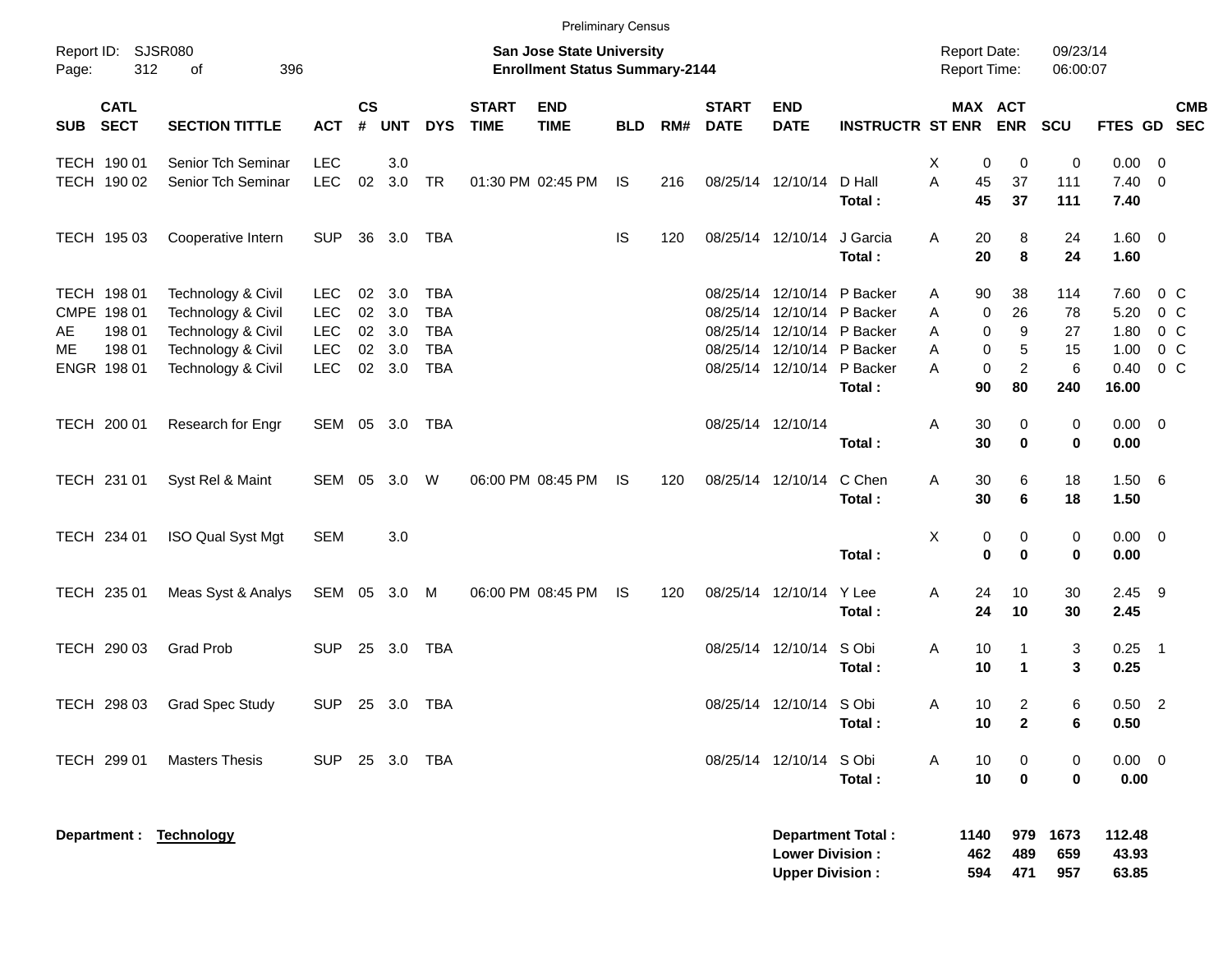Preliminary Census

Report ID: SJSR080
Page: 312 of 396

**San Jose State University**
**Enrollment Status Summary-2144**

Report Date: 09/23/14
Report Time: 06:00:07

| SUB | CATL SECT | SECTION TITTLE | ACT | CS # | UNT | DYS | START TIME | END TIME | BLD | RM# | START DATE | END DATE | INSTRUCTR | ST | MAX ENR | ACT ENR | SCU | FTES | GD | CMB SEC |
|---|---|---|---|---|---|---|---|---|---|---|---|---|---|---|---|---|---|---|---|---|
| TECH | 190 01 | Senior Tch Seminar | LEC | | 3.0 | | | | | | | | | X | 0 | 0 | 0 | 0.00 | 0 | |
| TECH | 190 02 | Senior Tch Seminar | LEC | 02 | 3.0 | TR | 01:30 PM | 02:45 PM | IS | 216 | 08/25/14 | 12/10/14 | D Hall | A | 45 | 37 | 111 | 7.40 | 0 | |
| | | | | | | | | | | | | | **Total :** | | **45** | **37** | **111** | **7.40** | | |
| TECH | 195 03 | Cooperative Intern | SUP | 36 | 3.0 | TBA | | | IS | 120 | 08/25/14 | 12/10/14 | J Garcia | A | 20 | 8 | 24 | 1.60 | 0 | |
| | | | | | | | | | | | | | **Total :** | | **20** | **8** | **24** | **1.60** | | |
| TECH | 198 01 | Technology & Civil | LEC | 02 | 3.0 | TBA | | | | | 08/25/14 | 12/10/14 | P Backer | A | 90 | 38 | 114 | 7.60 | 0 | C |
| CMPE | 198 01 | Technology & Civil | LEC | 02 | 3.0 | TBA | | | | | 08/25/14 | 12/10/14 | P Backer | A | 0 | 26 | 78 | 5.20 | 0 | C |
| AE | 198 01 | Technology & Civil | LEC | 02 | 3.0 | TBA | | | | | 08/25/14 | 12/10/14 | P Backer | A | 0 | 9 | 27 | 1.80 | 0 | C |
| ME | 198 01 | Technology & Civil | LEC | 02 | 3.0 | TBA | | | | | 08/25/14 | 12/10/14 | P Backer | A | 0 | 5 | 15 | 1.00 | 0 | C |
| ENGR | 198 01 | Technology & Civil | LEC | 02 | 3.0 | TBA | | | | | 08/25/14 | 12/10/14 | P Backer | A | 0 | 2 | 6 | 0.40 | 0 | C |
| | | | | | | | | | | | | | **Total :** | | **90** | **80** | **240** | **16.00** | | |
| TECH | 200 01 | Research for Engr | SEM | 05 | 3.0 | TBA | | | | | 08/25/14 | 12/10/14 | | A | 30 | 0 | 0 | 0.00 | 0 | |
| | | | | | | | | | | | | | **Total :** | | **30** | **0** | **0** | **0.00** | | |
| TECH | 231 01 | Syst Rel & Maint | SEM | 05 | 3.0 | W | 06:00 PM | 08:45 PM | IS | 120 | 08/25/14 | 12/10/14 | C Chen | A | 30 | 6 | 18 | 1.50 | 6 | |
| | | | | | | | | | | | | | **Total :** | | **30** | **6** | **18** | **1.50** | | |
| TECH | 234 01 | ISO Qual Syst Mgt | SEM | | 3.0 | | | | | | | | | X | 0 | 0 | 0 | 0.00 | 0 | |
| | | | | | | | | | | | | | **Total :** | | **0** | **0** | **0** | **0.00** | | |
| TECH | 235 01 | Meas Syst & Analys | SEM | 05 | 3.0 | M | 06:00 PM | 08:45 PM | IS | 120 | 08/25/14 | 12/10/14 | Y Lee | A | 24 | 10 | 30 | 2.45 | 9 | |
| | | | | | | | | | | | | | **Total :** | | **24** | **10** | **30** | **2.45** | | |
| TECH | 290 03 | Grad Prob | SUP | 25 | 3.0 | TBA | | | | | 08/25/14 | 12/10/14 | S Obi | A | 10 | 1 | 3 | 0.25 | 1 | |
| | | | | | | | | | | | | | **Total :** | | **10** | **1** | **3** | **0.25** | | |
| TECH | 298 03 | Grad Spec Study | SUP | 25 | 3.0 | TBA | | | | | 08/25/14 | 12/10/14 | S Obi | A | 10 | 2 | 6 | 0.50 | 2 | |
| | | | | | | | | | | | | | **Total :** | | **10** | **2** | **6** | **0.50** | | |
| TECH | 299 01 | Masters Thesis | SUP | 25 | 3.0 | TBA | | | | | 08/25/14 | 12/10/14 | S Obi | A | 10 | 0 | 0 | 0.00 | 0 | |
| | | | | | | | | | | | | | **Total :** | | **10** | **0** | **0** | **0.00** | | |

**Department :** **Technology**

| | MAX ENR | ACT ENR | SCU | FTES |
|---|---|---|---|---|
| **Department Total :** | **1140** | **979** | **1673** | **112.48** |
| **Lower Division :** | **462** | **489** | **659** | **43.93** |
| **Upper Division :** | **594** | **471** | **957** | **63.85** |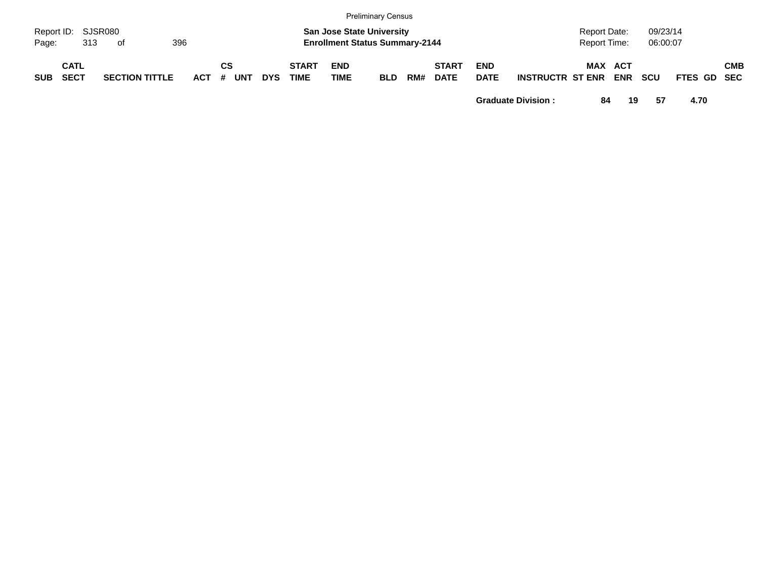| SUB | CATL SECT | SECTION TITTLE | ACT | CS # | UNT | DYS | START TIME | END TIME | BLD | RM# | START DATE | END DATE | INSTRUCTR | ST | MAX ENR | ACT ENR | SCU | FTES | GD | CMB SEC |
|---|---|---|---|---|---|---|---|---|---|---|---|---|---|---|---|---|---|---|---|---|
| | | | | | | | | | | | | **Graduate Division :** | | | **84** | **19** | **57** | **4.70** | | |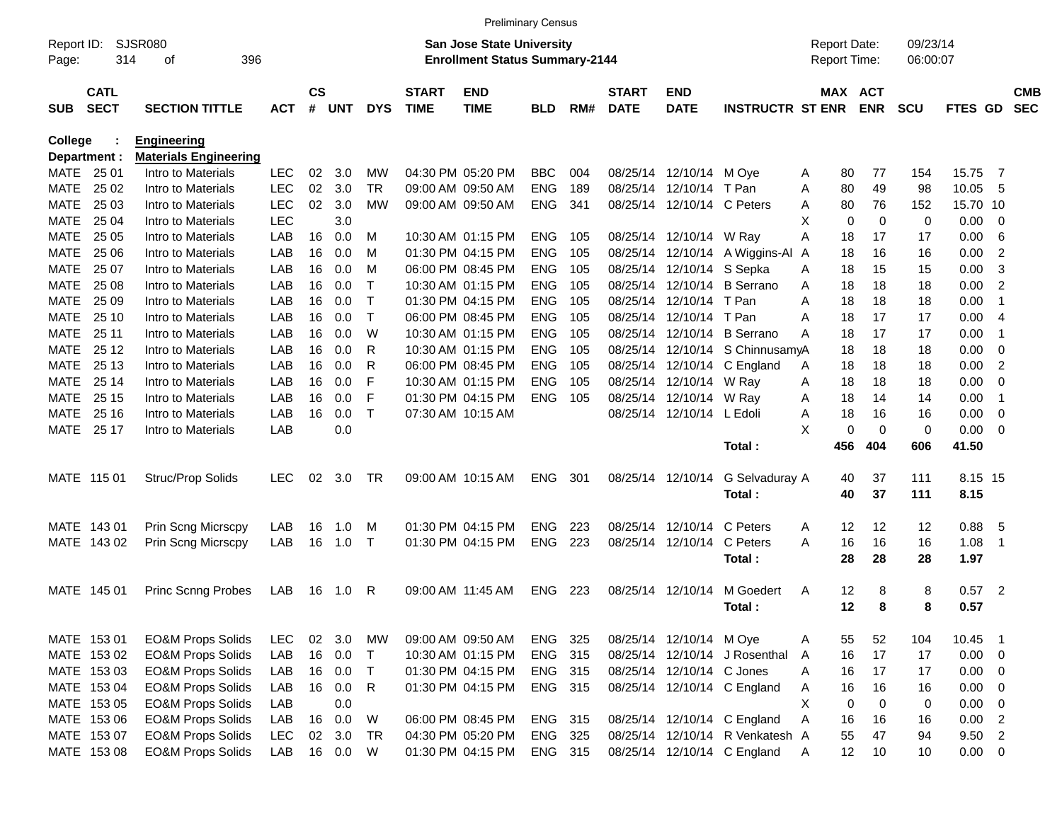Preliminary Census

Report ID: SJSR080

**San Jose State University**
**Enrollment Status Summary-2144**

Report Date: 09/23/14
Report Time: 06:00:07

**College : Engineering**
**Department : Materials Engineering**

| SUB | CATL SECT | SECTION TITTLE | ACT | CS # | UNT | DYS | START TIME | END TIME | BLD | RM# | START DATE | END DATE | INSTRUCTR | ST | MAX ENR | ACT ENR | SCU | FTES | GD | CMB SEC |
|---|---|---|---|---|---|---|---|---|---|---|---|---|---|---|---|---|---|---|---|---|
| MATE | 25 01 | Intro to Materials | LEC | 02 | 3.0 | MW | 04:30 PM | 05:20 PM | BBC | 004 | 08/25/14 | 12/10/14 | M Oye | A | 80 | 77 | 154 | 15.75 | 7 | |
| MATE | 25 02 | Intro to Materials | LEC | 02 | 3.0 | TR | 09:00 AM | 09:50 AM | ENG | 189 | 08/25/14 | 12/10/14 | T Pan | A | 80 | 49 | 98 | 10.05 | 5 | |
| MATE | 25 03 | Intro to Materials | LEC | 02 | 3.0 | MW | 09:00 AM | 09:50 AM | ENG | 341 | 08/25/14 | 12/10/14 | C Peters | A | 80 | 76 | 152 | 15.70 | 10 | |
| MATE | 25 04 | Intro to Materials | LEC | | 3.0 | | | | | | | | | X | 0 | 0 | 0 | 0.00 | 0 | |
| MATE | 25 05 | Intro to Materials | LAB | 16 | 0.0 | M | 10:30 AM | 01:15 PM | ENG | 105 | 08/25/14 | 12/10/14 | W Ray | A | 18 | 17 | 17 | 0.00 | 6 | |
| MATE | 25 06 | Intro to Materials | LAB | 16 | 0.0 | M | 01:30 PM | 04:15 PM | ENG | 105 | 08/25/14 | 12/10/14 | A Wiggins-Al | A | 18 | 16 | 16 | 0.00 | 2 | |
| MATE | 25 07 | Intro to Materials | LAB | 16 | 0.0 | M | 06:00 PM | 08:45 PM | ENG | 105 | 08/25/14 | 12/10/14 | S Sepka | A | 18 | 15 | 15 | 0.00 | 3 | |
| MATE | 25 08 | Intro to Materials | LAB | 16 | 0.0 | T | 10:30 AM | 01:15 PM | ENG | 105 | 08/25/14 | 12/10/14 | B Serrano | A | 18 | 18 | 18 | 0.00 | 2 | |
| MATE | 25 09 | Intro to Materials | LAB | 16 | 0.0 | T | 01:30 PM | 04:15 PM | ENG | 105 | 08/25/14 | 12/10/14 | T Pan | A | 18 | 18 | 18 | 0.00 | 1 | |
| MATE | 25 10 | Intro to Materials | LAB | 16 | 0.0 | T | 06:00 PM | 08:45 PM | ENG | 105 | 08/25/14 | 12/10/14 | T Pan | A | 18 | 17 | 17 | 0.00 | 4 | |
| MATE | 25 11 | Intro to Materials | LAB | 16 | 0.0 | W | 10:30 AM | 01:15 PM | ENG | 105 | 08/25/14 | 12/10/14 | B Serrano | A | 18 | 17 | 17 | 0.00 | 1 | |
| MATE | 25 12 | Intro to Materials | LAB | 16 | 0.0 | R | 10:30 AM | 01:15 PM | ENG | 105 | 08/25/14 | 12/10/14 | S Chinnusamy | A | 18 | 18 | 18 | 0.00 | 0 | |
| MATE | 25 13 | Intro to Materials | LAB | 16 | 0.0 | R | 06:00 PM | 08:45 PM | ENG | 105 | 08/25/14 | 12/10/14 | C England | A | 18 | 18 | 18 | 0.00 | 2 | |
| MATE | 25 14 | Intro to Materials | LAB | 16 | 0.0 | F | 10:30 AM | 01:15 PM | ENG | 105 | 08/25/14 | 12/10/14 | W Ray | A | 18 | 18 | 18 | 0.00 | 0 | |
| MATE | 25 15 | Intro to Materials | LAB | 16 | 0.0 | F | 01:30 PM | 04:15 PM | ENG | 105 | 08/25/14 | 12/10/14 | W Ray | A | 18 | 14 | 14 | 0.00 | 1 | |
| MATE | 25 16 | Intro to Materials | LAB | 16 | 0.0 | T | 07:30 AM | 10:15 AM | | | 08/25/14 | 12/10/14 | L Edoli | A | 18 | 16 | 16 | 0.00 | 0 | |
| MATE | 25 17 | Intro to Materials | LAB | | 0.0 | | | | | | | | | X | 0 | 0 | 0 | 0.00 | 0 | |
| | | | | | | | | | | | | | **Total :** | | **456** | **404** | **606** | **41.50** | | |
| MATE | 115 01 | Struc/Prop Solids | LEC | 02 | 3.0 | TR | 09:00 AM | 10:15 AM | ENG | 301 | 08/25/14 | 12/10/14 | G Selvaduray | A | 40 | 37 | 111 | 8.15 | 15 | |
| | | | | | | | | | | | | | **Total :** | | **40** | **37** | **111** | **8.15** | | |
| MATE | 143 01 | Prin Scng Micrscpy | LAB | 16 | 1.0 | M | 01:30 PM | 04:15 PM | ENG | 223 | 08/25/14 | 12/10/14 | C Peters | A | 12 | 12 | 12 | 0.88 | 5 | |
| MATE | 143 02 | Prin Scng Micrscpy | LAB | 16 | 1.0 | T | 01:30 PM | 04:15 PM | ENG | 223 | 08/25/14 | 12/10/14 | C Peters | A | 16 | 16 | 16 | 1.08 | 1 | |
| | | | | | | | | | | | | | **Total :** | | **28** | **28** | **28** | **1.97** | | |
| MATE | 145 01 | Princ Scnng Probes | LAB | 16 | 1.0 | R | 09:00 AM | 11:45 AM | ENG | 223 | 08/25/14 | 12/10/14 | M Goedert | A | 12 | 8 | 8 | 0.57 | 2 | |
| | | | | | | | | | | | | | **Total :** | | **12** | **8** | **8** | **0.57** | | |
| MATE | 153 01 | EO&M Props Solids | LEC | 02 | 3.0 | MW | 09:00 AM | 09:50 AM | ENG | 325 | 08/25/14 | 12/10/14 | M Oye | A | 55 | 52 | 104 | 10.45 | 1 | |
| MATE | 153 02 | EO&M Props Solids | LAB | 16 | 0.0 | T | 10:30 AM | 01:15 PM | ENG | 315 | 08/25/14 | 12/10/14 | J Rosenthal | A | 16 | 17 | 17 | 0.00 | 0 | |
| MATE | 153 03 | EO&M Props Solids | LAB | 16 | 0.0 | T | 01:30 PM | 04:15 PM | ENG | 315 | 08/25/14 | 12/10/14 | C Jones | A | 16 | 17 | 17 | 0.00 | 0 | |
| MATE | 153 04 | EO&M Props Solids | LAB | 16 | 0.0 | R | 01:30 PM | 04:15 PM | ENG | 315 | 08/25/14 | 12/10/14 | C England | A | 16 | 16 | 16 | 0.00 | 0 | |
| MATE | 153 05 | EO&M Props Solids | LAB | | 0.0 | | | | | | | | | X | 0 | 0 | 0 | 0.00 | 0 | |
| MATE | 153 06 | EO&M Props Solids | LAB | 16 | 0.0 | W | 06:00 PM | 08:45 PM | ENG | 315 | 08/25/14 | 12/10/14 | C England | A | 16 | 16 | 16 | 0.00 | 2 | |
| MATE | 153 07 | EO&M Props Solids | LEC | 02 | 3.0 | TR | 04:30 PM | 05:20 PM | ENG | 325 | 08/25/14 | 12/10/14 | R Venkatesh | A | 55 | 47 | 94 | 9.50 | 2 | |
| MATE | 153 08 | EO&M Props Solids | LAB | 16 | 0.0 | W | 01:30 PM | 04:15 PM | ENG | 315 | 08/25/14 | 12/10/14 | C England | A | 12 | 10 | 10 | 0.00 | 0 | |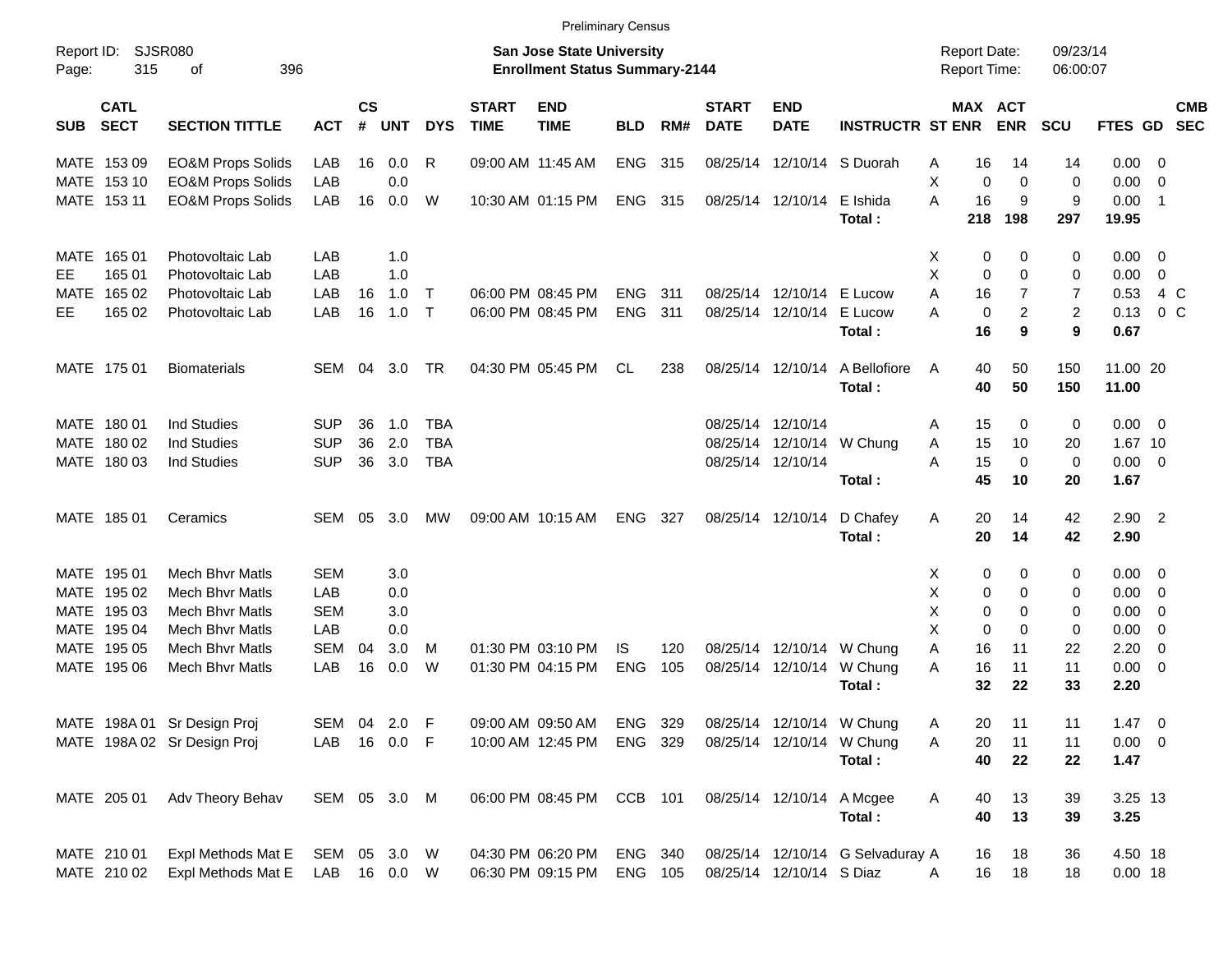Preliminary Census

Report ID: SJSR080

**San Jose State University**
**Enrollment Status Summary-2144**

Report Date: 09/23/14
Report Time: 06:00:07

| SUB | CATL SECT | SECTION TITTLE | ACT | CS # | UNT | DYS | START TIME | END TIME | BLD | RM# | START DATE | END DATE | INSTRUCTR | ST | MAX ENR | ACT ENR | SCU | FTES | GD | CMB SEC |
|---|---|---|---|---|---|---|---|---|---|---|---|---|---|---|---|---|---|---|---|---|
| MATE | 153 09 | EO&M Props Solids | LAB | 16 | 0.0 | R | 09:00 AM | 11:45 AM | ENG | 315 | 08/25/14 | 12/10/14 | S Duorah | A | 16 | 14 | 14 | 0.00 | 0 | |
| MATE | 153 10 | EO&M Props Solids | LAB | | 0.0 | | | | | | | | | X | 0 | 0 | 0 | 0.00 | 0 | |
| MATE | 153 11 | EO&M Props Solids | LAB | 16 | 0.0 | W | 10:30 AM | 01:15 PM | ENG | 315 | 08/25/14 | 12/10/14 | E Ishida | A | 16 | 9 | 9 | 0.00 | 1 | |
| | | | | | | | | | | | | | **Total :** | | **218** | **198** | **297** | **19.95** | | |
| MATE | 165 01 | Photovoltaic Lab | LAB | | 1.0 | | | | | | | | | X | 0 | 0 | 0 | 0.00 | 0 | |
| EE | 165 01 | Photovoltaic Lab | LAB | | 1.0 | | | | | | | | | X | 0 | 0 | 0 | 0.00 | 0 | |
| MATE | 165 02 | Photovoltaic Lab | LAB | 16 | 1.0 | T | 06:00 PM | 08:45 PM | ENG | 311 | 08/25/14 | 12/10/14 | E Lucow | A | 16 | 7 | 7 | 0.53 | 4 | C |
| EE | 165 02 | Photovoltaic Lab | LAB | 16 | 1.0 | T | 06:00 PM | 08:45 PM | ENG | 311 | 08/25/14 | 12/10/14 | E Lucow | A | 0 | 2 | 2 | 0.13 | 0 | C |
| | | | | | | | | | | | | | **Total :** | | **16** | **9** | **9** | **0.67** | | |
| MATE | 175 01 | Biomaterials | SEM | 04 | 3.0 | TR | 04:30 PM | 05:45 PM | CL | 238 | 08/25/14 | 12/10/14 | A Bellofiore | A | 40 | 50 | 150 | 11.00 | 20 | |
| | | | | | | | | | | | | | **Total :** | | **40** | **50** | **150** | **11.00** | | |
| MATE | 180 01 | Ind Studies | SUP | 36 | 1.0 | TBA | | | | | 08/25/14 | 12/10/14 | | A | 15 | 0 | 0 | 0.00 | 0 | |
| MATE | 180 02 | Ind Studies | SUP | 36 | 2.0 | TBA | | | | | 08/25/14 | 12/10/14 | W Chung | A | 15 | 10 | 20 | 1.67 | 10 | |
| MATE | 180 03 | Ind Studies | SUP | 36 | 3.0 | TBA | | | | | 08/25/14 | 12/10/14 | | A | 15 | 0 | 0 | 0.00 | 0 | |
| | | | | | | | | | | | | | **Total :** | | **45** | **10** | **20** | **1.67** | | |
| MATE | 185 01 | Ceramics | SEM | 05 | 3.0 | MW | 09:00 AM | 10:15 AM | ENG | 327 | 08/25/14 | 12/10/14 | D Chafey | A | 20 | 14 | 42 | 2.90 | 2 | |
| | | | | | | | | | | | | | **Total :** | | **20** | **14** | **42** | **2.90** | | |
| MATE | 195 01 | Mech Bhvr Matls | SEM | | 3.0 | | | | | | | | | X | 0 | 0 | 0 | 0.00 | 0 | |
| MATE | 195 02 | Mech Bhvr Matls | LAB | | 0.0 | | | | | | | | | X | 0 | 0 | 0 | 0.00 | 0 | |
| MATE | 195 03 | Mech Bhvr Matls | SEM | | 3.0 | | | | | | | | | X | 0 | 0 | 0 | 0.00 | 0 | |
| MATE | 195 04 | Mech Bhvr Matls | LAB | | 0.0 | | | | | | | | | X | 0 | 0 | 0 | 0.00 | 0 | |
| MATE | 195 05 | Mech Bhvr Matls | SEM | 04 | 3.0 | M | 01:30 PM | 03:10 PM | IS | 120 | 08/25/14 | 12/10/14 | W Chung | A | 16 | 11 | 22 | 2.20 | 0 | |
| MATE | 195 06 | Mech Bhvr Matls | LAB | 16 | 0.0 | W | 01:30 PM | 04:15 PM | ENG | 105 | 08/25/14 | 12/10/14 | W Chung | A | 16 | 11 | 11 | 0.00 | 0 | |
| | | | | | | | | | | | | | **Total :** | | **32** | **22** | **33** | **2.20** | | |
| MATE | 198A 01 | Sr Design Proj | SEM | 04 | 2.0 | F | 09:00 AM | 09:50 AM | ENG | 329 | 08/25/14 | 12/10/14 | W Chung | A | 20 | 11 | 11 | 1.47 | 0 | |
| MATE | 198A 02 | Sr Design Proj | LAB | 16 | 0.0 | F | 10:00 AM | 12:45 PM | ENG | 329 | 08/25/14 | 12/10/14 | W Chung | A | 20 | 11 | 11 | 0.00 | 0 | |
| | | | | | | | | | | | | | **Total :** | | **40** | **22** | **22** | **1.47** | | |
| MATE | 205 01 | Adv Theory Behav | SEM | 05 | 3.0 | M | 06:00 PM | 08:45 PM | CCB | 101 | 08/25/14 | 12/10/14 | A Mcgee | A | 40 | 13 | 39 | 3.25 | 13 | |
| | | | | | | | | | | | | | **Total :** | | **40** | **13** | **39** | **3.25** | | |
| MATE | 210 01 | Expl Methods Mat E | SEM | 05 | 3.0 | W | 04:30 PM | 06:20 PM | ENG | 340 | 08/25/14 | 12/10/14 | G Selvaduray | A | 16 | 18 | 36 | 4.50 | 18 | |
| MATE | 210 02 | Expl Methods Mat E | LAB | 16 | 0.0 | W | 06:30 PM | 09:15 PM | ENG | 105 | 08/25/14 | 12/10/14 | S Diaz | A | 16 | 18 | 18 | 0.00 | 18 | |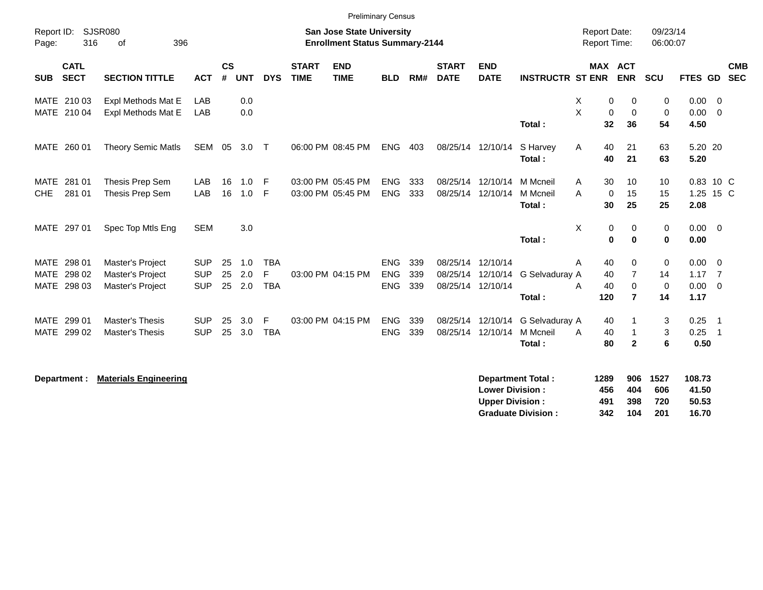Preliminary Census

Report ID: SJSR080
Page: 316 of 396

**San Jose State University**
**Enrollment Status Summary-2144**

Report Date: 09/23/14
Report Time: 06:00:07

| SUB | CATL SECT | SECTION TITTLE | ACT | CS # | UNT | DYS | START TIME | END TIME | BLD | RM# | START DATE | END DATE | INSTRUCTR | ST | MAX ENR | ACT ENR | SCU | FTES | GD | CMB SEC |
|---|---|---|---|---|---|---|---|---|---|---|---|---|---|---|---|---|---|---|---|---|
| MATE | 210 03 | Expl Methods Mat E | LAB | | 0.0 | | | | | | | | | X | 0 | 0 | 0 | 0.00 | 0 | |
| MATE | 210 04 | Expl Methods Mat E | LAB | | 0.0 | | | | | | | | | X | 0 | 0 | 0 | 0.00 | 0 | |
| | | | | | | | | | | | | | **Total :** | | **32** | **36** | **54** | **4.50** | | |
| MATE | 260 01 | Theory Semic Matls | SEM | 05 | 3.0 | T | 06:00 PM | 08:45 PM | ENG | 403 | 08/25/14 | 12/10/14 | S Harvey | A | 40 | 21 | 63 | 5.20 | 20 | |
| | | | | | | | | | | | | | **Total :** | | **40** | **21** | **63** | **5.20** | | |
| MATE | 281 01 | Thesis Prep Sem | LAB | 16 | 1.0 | F | 03:00 PM | 05:45 PM | ENG | 333 | 08/25/14 | 12/10/14 | M Mcneil | A | 30 | 10 | 10 | 0.83 | 10 | C |
| CHE | 281 01 | Thesis Prep Sem | LAB | 16 | 1.0 | F | 03:00 PM | 05:45 PM | ENG | 333 | 08/25/14 | 12/10/14 | M Mcneil | A | 0 | 15 | 15 | 1.25 | 15 | C |
| | | | | | | | | | | | | | **Total :** | | **30** | **25** | **25** | **2.08** | | |
| MATE | 297 01 | Spec Top Mtls Eng | SEM | | 3.0 | | | | | | | | | X | 0 | 0 | 0 | 0.00 | 0 | |
| | | | | | | | | | | | | | **Total :** | | **0** | **0** | **0** | **0.00** | | |
| MATE | 298 01 | Master's Project | SUP | 25 | 1.0 | TBA | | | ENG | 339 | 08/25/14 | 12/10/14 | | A | 40 | 0 | 0 | 0.00 | 0 | |
| MATE | 298 02 | Master's Project | SUP | 25 | 2.0 | F | 03:00 PM | 04:15 PM | ENG | 339 | 08/25/14 | 12/10/14 | G Selvaduray | A | 40 | 7 | 14 | 1.17 | 7 | |
| MATE | 298 03 | Master's Project | SUP | 25 | 2.0 | TBA | | | ENG | 339 | 08/25/14 | 12/10/14 | | A | 40 | 0 | 0 | 0.00 | 0 | |
| | | | | | | | | | | | | | **Total :** | | **120** | **7** | **14** | **1.17** | | |
| MATE | 299 01 | Master's Thesis | SUP | 25 | 3.0 | F | 03:00 PM | 04:15 PM | ENG | 339 | 08/25/14 | 12/10/14 | G Selvaduray | A | 40 | 1 | 3 | 0.25 | 1 | |
| MATE | 299 02 | Master's Thesis | SUP | 25 | 3.0 | TBA | | | ENG | 339 | 08/25/14 | 12/10/14 | M Mcneil | A | 40 | 1 | 3 | 0.25 | 1 | |
| | | | | | | | | | | | | | **Total :** | | **80** | **2** | **6** | **0.50** | | |

**Department :** **Materials Engineering**

| | MAX ENR | ACT ENR | SCU | FTES |
|---|---|---|---|---|
| **Department Total :** | **1289** | **906** | **1527** | **108.73** |
| **Lower Division :** | **456** | **404** | **606** | **41.50** |
| **Upper Division :** | **491** | **398** | **720** | **50.53** |
| **Graduate Division :** | **342** | **104** | **201** | **16.70** |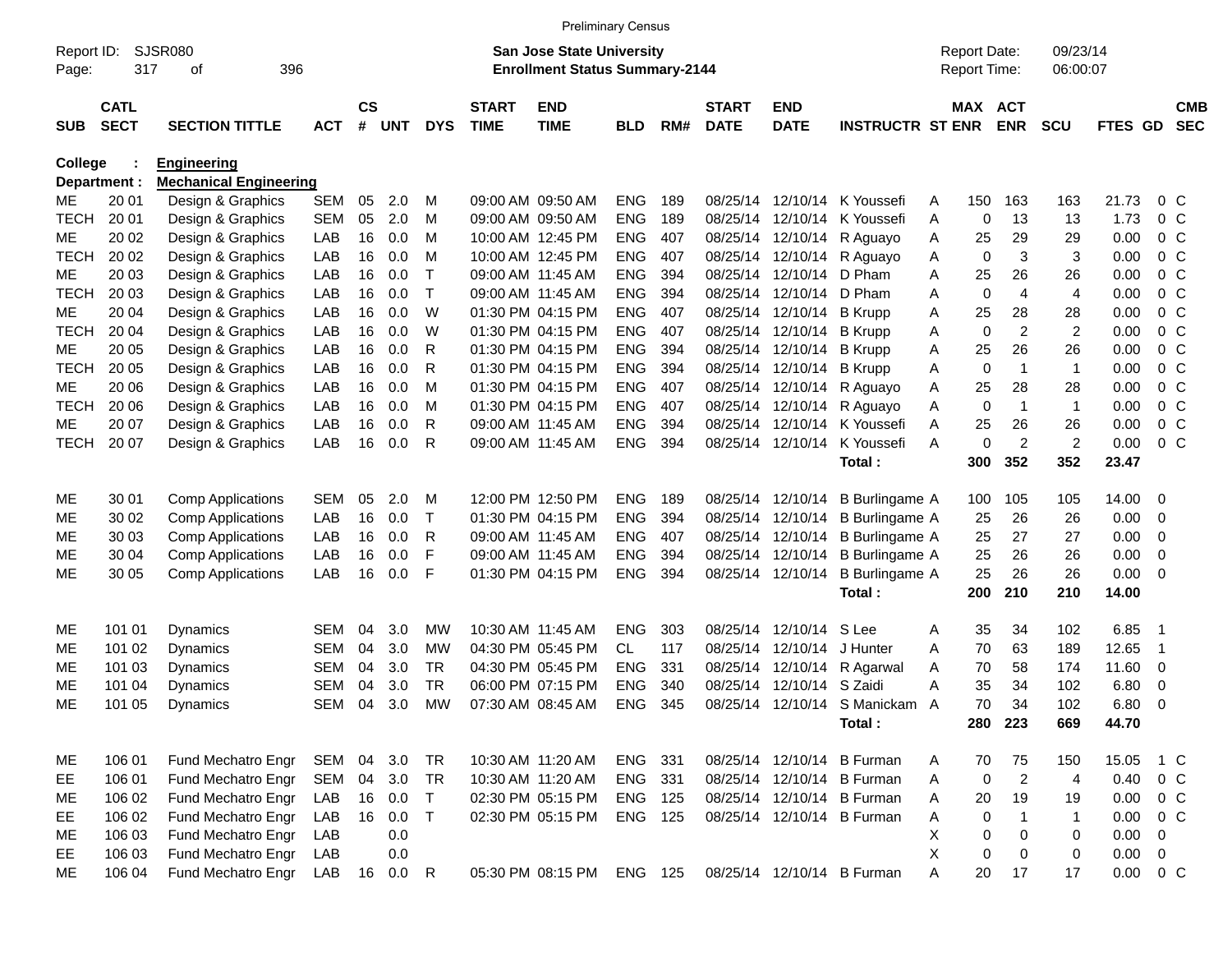Preliminary Census

Report ID: SJSR080
Page: 317 of 396

**San Jose State University**
**Enrollment Status Summary-2144**

Report Date: 09/23/14
Report Time: 06:00:07

| SUB | CATL SECT | SECTION TITTLE | ACT | CS # | UNT | DYS | START TIME | END TIME | BLD | RM# | START DATE | END DATE | INSTRUCTR | ST | MAX ENR | ACT ENR | SCU | FTES | GD | CMB SEC |
|---|---|---|---|---|---|---|---|---|---|---|---|---|---|---|---|---|---|---|---|---|
| **College : Engineering** | | | | | | | | | | | | | | | | | | | | |
| **Department : Mechanical Engineering** | | | | | | | | | | | | | | | | | | | | |
| ME | 20 01 | Design & Graphics | SEM | 05 | 2.0 | M | 09:00 AM | 09:50 AM | ENG | 189 | 08/25/14 | 12/10/14 | K Youssefi | A | 150 | 163 | 163 | 21.73 | 0 | C |
| TECH | 20 01 | Design & Graphics | SEM | 05 | 2.0 | M | 09:00 AM | 09:50 AM | ENG | 189 | 08/25/14 | 12/10/14 | K Youssefi | A | 0 | 13 | 13 | 1.73 | 0 | C |
| ME | 20 02 | Design & Graphics | LAB | 16 | 0.0 | M | 10:00 AM | 12:45 PM | ENG | 407 | 08/25/14 | 12/10/14 | R Aguayo | A | 25 | 29 | 29 | 0.00 | 0 | C |
| TECH | 20 02 | Design & Graphics | LAB | 16 | 0.0 | M | 10:00 AM | 12:45 PM | ENG | 407 | 08/25/14 | 12/10/14 | R Aguayo | A | 0 | 3 | 3 | 0.00 | 0 | C |
| ME | 20 03 | Design & Graphics | LAB | 16 | 0.0 | T | 09:00 AM | 11:45 AM | ENG | 394 | 08/25/14 | 12/10/14 | D Pham | A | 25 | 26 | 26 | 0.00 | 0 | C |
| TECH | 20 03 | Design & Graphics | LAB | 16 | 0.0 | T | 09:00 AM | 11:45 AM | ENG | 394 | 08/25/14 | 12/10/14 | D Pham | A | 0 | 4 | 4 | 0.00 | 0 | C |
| ME | 20 04 | Design & Graphics | LAB | 16 | 0.0 | W | 01:30 PM | 04:15 PM | ENG | 407 | 08/25/14 | 12/10/14 | B Krupp | A | 25 | 28 | 28 | 0.00 | 0 | C |
| TECH | 20 04 | Design & Graphics | LAB | 16 | 0.0 | W | 01:30 PM | 04:15 PM | ENG | 407 | 08/25/14 | 12/10/14 | B Krupp | A | 0 | 2 | 2 | 0.00 | 0 | C |
| ME | 20 05 | Design & Graphics | LAB | 16 | 0.0 | R | 01:30 PM | 04:15 PM | ENG | 394 | 08/25/14 | 12/10/14 | B Krupp | A | 25 | 26 | 26 | 0.00 | 0 | C |
| TECH | 20 05 | Design & Graphics | LAB | 16 | 0.0 | R | 01:30 PM | 04:15 PM | ENG | 394 | 08/25/14 | 12/10/14 | B Krupp | A | 0 | 1 | 1 | 0.00 | 0 | C |
| ME | 20 06 | Design & Graphics | LAB | 16 | 0.0 | M | 01:30 PM | 04:15 PM | ENG | 407 | 08/25/14 | 12/10/14 | R Aguayo | A | 25 | 28 | 28 | 0.00 | 0 | C |
| TECH | 20 06 | Design & Graphics | LAB | 16 | 0.0 | M | 01:30 PM | 04:15 PM | ENG | 407 | 08/25/14 | 12/10/14 | R Aguayo | A | 0 | 1 | 1 | 0.00 | 0 | C |
| ME | 20 07 | Design & Graphics | LAB | 16 | 0.0 | R | 09:00 AM | 11:45 AM | ENG | 394 | 08/25/14 | 12/10/14 | K Youssefi | A | 25 | 26 | 26 | 0.00 | 0 | C |
| TECH | 20 07 | Design & Graphics | LAB | 16 | 0.0 | R | 09:00 AM | 11:45 AM | ENG | 394 | 08/25/14 | 12/10/14 | K Youssefi | A | 0 | 2 | 2 | 0.00 | 0 | C |
| | | | | | | | | | | | | | **Total :** | | **300** | **352** | **352** | **23.47** | | |
| ME | 30 01 | Comp Applications | SEM | 05 | 2.0 | M | 12:00 PM | 12:50 PM | ENG | 189 | 08/25/14 | 12/10/14 | B Burlingame | A | 100 | 105 | 105 | 14.00 | 0 | |
| ME | 30 02 | Comp Applications | LAB | 16 | 0.0 | T | 01:30 PM | 04:15 PM | ENG | 394 | 08/25/14 | 12/10/14 | B Burlingame | A | 25 | 26 | 26 | 0.00 | 0 | |
| ME | 30 03 | Comp Applications | LAB | 16 | 0.0 | R | 09:00 AM | 11:45 AM | ENG | 407 | 08/25/14 | 12/10/14 | B Burlingame | A | 25 | 27 | 27 | 0.00 | 0 | |
| ME | 30 04 | Comp Applications | LAB | 16 | 0.0 | F | 09:00 AM | 11:45 AM | ENG | 394 | 08/25/14 | 12/10/14 | B Burlingame | A | 25 | 26 | 26 | 0.00 | 0 | |
| ME | 30 05 | Comp Applications | LAB | 16 | 0.0 | F | 01:30 PM | 04:15 PM | ENG | 394 | 08/25/14 | 12/10/14 | B Burlingame | A | 25 | 26 | 26 | 0.00 | 0 | |
| | | | | | | | | | | | | | **Total :** | | **200** | **210** | **210** | **14.00** | | |
| ME | 101 01 | Dynamics | SEM | 04 | 3.0 | MW | 10:30 AM | 11:45 AM | ENG | 303 | 08/25/14 | 12/10/14 | S Lee | A | 35 | 34 | 102 | 6.85 | 1 | |
| ME | 101 02 | Dynamics | SEM | 04 | 3.0 | MW | 04:30 PM | 05:45 PM | CL | 117 | 08/25/14 | 12/10/14 | J Hunter | A | 70 | 63 | 189 | 12.65 | 1 | |
| ME | 101 03 | Dynamics | SEM | 04 | 3.0 | TR | 04:30 PM | 05:45 PM | ENG | 331 | 08/25/14 | 12/10/14 | R Agarwal | A | 70 | 58 | 174 | 11.60 | 0 | |
| ME | 101 04 | Dynamics | SEM | 04 | 3.0 | TR | 06:00 PM | 07:15 PM | ENG | 340 | 08/25/14 | 12/10/14 | S Zaidi | A | 35 | 34 | 102 | 6.80 | 0 | |
| ME | 101 05 | Dynamics | SEM | 04 | 3.0 | MW | 07:30 AM | 08:45 AM | ENG | 345 | 08/25/14 | 12/10/14 | S Manickam | A | 70 | 34 | 102 | 6.80 | 0 | |
| | | | | | | | | | | | | | **Total :** | | **280** | **223** | **669** | **44.70** | | |
| ME | 106 01 | Fund Mechatro Engr | SEM | 04 | 3.0 | TR | 10:30 AM | 11:20 AM | ENG | 331 | 08/25/14 | 12/10/14 | B Furman | A | 70 | 75 | 150 | 15.05 | 1 | C |
| EE | 106 01 | Fund Mechatro Engr | SEM | 04 | 3.0 | TR | 10:30 AM | 11:20 AM | ENG | 331 | 08/25/14 | 12/10/14 | B Furman | A | 0 | 2 | 4 | 0.40 | 0 | C |
| ME | 106 02 | Fund Mechatro Engr | LAB | 16 | 0.0 | T | 02:30 PM | 05:15 PM | ENG | 125 | 08/25/14 | 12/10/14 | B Furman | A | 20 | 19 | 19 | 0.00 | 0 | C |
| EE | 106 02 | Fund Mechatro Engr | LAB | 16 | 0.0 | T | 02:30 PM | 05:15 PM | ENG | 125 | 08/25/14 | 12/10/14 | B Furman | A | 0 | 1 | 1 | 0.00 | 0 | C |
| ME | 106 03 | Fund Mechatro Engr | LAB | | 0.0 | | | | | | | | | X | 0 | 0 | 0 | 0.00 | 0 | |
| EE | 106 03 | Fund Mechatro Engr | LAB | | 0.0 | | | | | | | | | X | 0 | 0 | 0 | 0.00 | 0 | |
| ME | 106 04 | Fund Mechatro Engr | LAB | 16 | 0.0 | R | 05:30 PM | 08:15 PM | ENG | 125 | 08/25/14 | 12/10/14 | B Furman | A | 20 | 17 | 17 | 0.00 | 0 | C |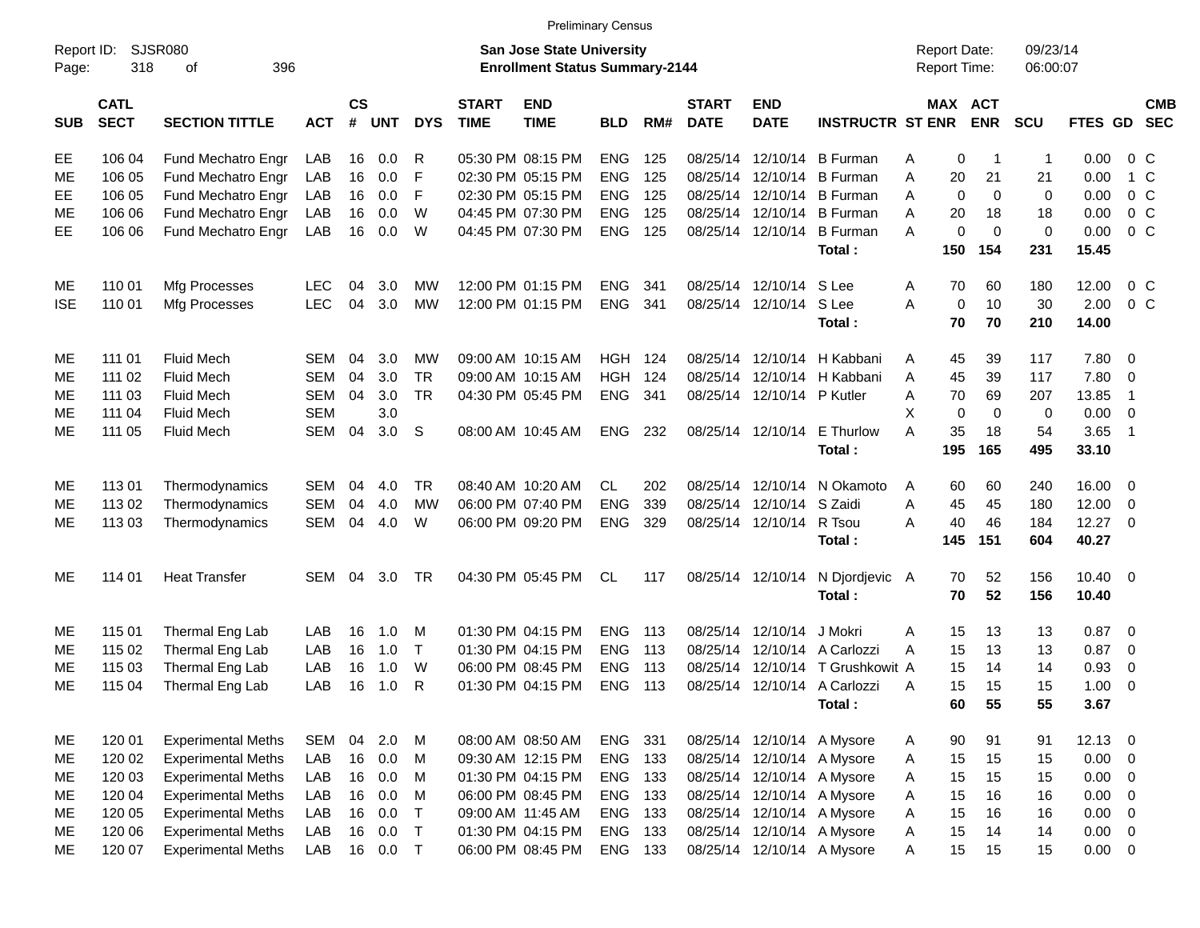Preliminary Census

Report ID: SJSR080
Page: 318 of 396

**San Jose State University**
**Enrollment Status Summary-2144**

Report Date: 09/23/14
Report Time: 06:00:07

| SUB | CATL SECT | SECTION TITTLE | ACT | CS # | UNT | DYS | START TIME | END TIME | BLD | RM# | START DATE | END DATE | INSTRUCTR | ST | MAX ENR | ACT ENR | SCU | FTES | GD | CMB SEC |
|---|---|---|---|---|---|---|---|---|---|---|---|---|---|---|---|---|---|---|---|---|
| EE | 106 04 | Fund Mechatro Engr | LAB | 16 | 0.0 | R | 05:30 PM | 08:15 PM | ENG | 125 | 08/25/14 | 12/10/14 | B Furman | A | 0 | 1 | 1 | 0.00 | 0 | C |
| ME | 106 05 | Fund Mechatro Engr | LAB | 16 | 0.0 | F | 02:30 PM | 05:15 PM | ENG | 125 | 08/25/14 | 12/10/14 | B Furman | A | 20 | 21 | 21 | 0.00 | 1 | C |
| EE | 106 05 | Fund Mechatro Engr | LAB | 16 | 0.0 | F | 02:30 PM | 05:15 PM | ENG | 125 | 08/25/14 | 12/10/14 | B Furman | A | 0 | 0 | 0 | 0.00 | 0 | C |
| ME | 106 06 | Fund Mechatro Engr | LAB | 16 | 0.0 | W | 04:45 PM | 07:30 PM | ENG | 125 | 08/25/14 | 12/10/14 | B Furman | A | 20 | 18 | 18 | 0.00 | 0 | C |
| EE | 106 06 | Fund Mechatro Engr | LAB | 16 | 0.0 | W | 04:45 PM | 07:30 PM | ENG | 125 | 08/25/14 | 12/10/14 | B Furman | A | 0 | 0 | 0 | 0.00 | 0 | C |
| | | | | | | | | | | | | | **Total :** | | **150** | **154** | **231** | **15.45** | | |
| ME | 110 01 | Mfg Processes | LEC | 04 | 3.0 | MW | 12:00 PM | 01:15 PM | ENG | 341 | 08/25/14 | 12/10/14 | S Lee | A | 70 | 60 | 180 | 12.00 | 0 | C |
| ISE | 110 01 | Mfg Processes | LEC | 04 | 3.0 | MW | 12:00 PM | 01:15 PM | ENG | 341 | 08/25/14 | 12/10/14 | S Lee | A | 0 | 10 | 30 | 2.00 | 0 | C |
| | | | | | | | | | | | | | **Total :** | | **70** | **70** | **210** | **14.00** | | |
| ME | 111 01 | Fluid Mech | SEM | 04 | 3.0 | MW | 09:00 AM | 10:15 AM | HGH | 124 | 08/25/14 | 12/10/14 | H Kabbani | A | 45 | 39 | 117 | 7.80 | 0 | |
| ME | 111 02 | Fluid Mech | SEM | 04 | 3.0 | TR | 09:00 AM | 10:15 AM | HGH | 124 | 08/25/14 | 12/10/14 | H Kabbani | A | 45 | 39 | 117 | 7.80 | 0 | |
| ME | 111 03 | Fluid Mech | SEM | 04 | 3.0 | TR | 04:30 PM | 05:45 PM | ENG | 341 | 08/25/14 | 12/10/14 | P Kutler | A | 70 | 69 | 207 | 13.85 | 1 | |
| ME | 111 04 | Fluid Mech | SEM | | 3.0 | | | | | | | | | X | 0 | 0 | 0 | 0.00 | 0 | |
| ME | 111 05 | Fluid Mech | SEM | 04 | 3.0 | S | 08:00 AM | 10:45 AM | ENG | 232 | 08/25/14 | 12/10/14 | E Thurlow | A | 35 | 18 | 54 | 3.65 | 1 | |
| | | | | | | | | | | | | | **Total :** | | **195** | **165** | **495** | **33.10** | | |
| ME | 113 01 | Thermodynamics | SEM | 04 | 4.0 | TR | 08:40 AM | 10:20 AM | CL | 202 | 08/25/14 | 12/10/14 | N Okamoto | A | 60 | 60 | 240 | 16.00 | 0 | |
| ME | 113 02 | Thermodynamics | SEM | 04 | 4.0 | MW | 06:00 PM | 07:40 PM | ENG | 339 | 08/25/14 | 12/10/14 | S Zaidi | A | 45 | 45 | 180 | 12.00 | 0 | |
| ME | 113 03 | Thermodynamics | SEM | 04 | 4.0 | W | 06:00 PM | 09:20 PM | ENG | 329 | 08/25/14 | 12/10/14 | R Tsou | A | 40 | 46 | 184 | 12.27 | 0 | |
| | | | | | | | | | | | | | **Total :** | | **145** | **151** | **604** | **40.27** | | |
| ME | 114 01 | Heat Transfer | SEM | 04 | 3.0 | TR | 04:30 PM | 05:45 PM | CL | 117 | 08/25/14 | 12/10/14 | N Djordjevic | A | 70 | 52 | 156 | 10.40 | 0 | |
| | | | | | | | | | | | | | **Total :** | | **70** | **52** | **156** | **10.40** | | |
| ME | 115 01 | Thermal Eng Lab | LAB | 16 | 1.0 | M | 01:30 PM | 04:15 PM | ENG | 113 | 08/25/14 | 12/10/14 | J Mokri | A | 15 | 13 | 13 | 0.87 | 0 | |
| ME | 115 02 | Thermal Eng Lab | LAB | 16 | 1.0 | T | 01:30 PM | 04:15 PM | ENG | 113 | 08/25/14 | 12/10/14 | A Carlozzi | A | 15 | 13 | 13 | 0.87 | 0 | |
| ME | 115 03 | Thermal Eng Lab | LAB | 16 | 1.0 | W | 06:00 PM | 08:45 PM | ENG | 113 | 08/25/14 | 12/10/14 | T Grushkowit | A | 15 | 14 | 14 | 0.93 | 0 | |
| ME | 115 04 | Thermal Eng Lab | LAB | 16 | 1.0 | R | 01:30 PM | 04:15 PM | ENG | 113 | 08/25/14 | 12/10/14 | A Carlozzi | A | 15 | 15 | 15 | 1.00 | 0 | |
| | | | | | | | | | | | | | **Total :** | | **60** | **55** | **55** | **3.67** | | |
| ME | 120 01 | Experimental Meths | SEM | 04 | 2.0 | M | 08:00 AM | 08:50 AM | ENG | 331 | 08/25/14 | 12/10/14 | A Mysore | A | 90 | 91 | 91 | 12.13 | 0 | |
| ME | 120 02 | Experimental Meths | LAB | 16 | 0.0 | M | 09:30 AM | 12:15 PM | ENG | 133 | 08/25/14 | 12/10/14 | A Mysore | A | 15 | 15 | 15 | 0.00 | 0 | |
| ME | 120 03 | Experimental Meths | LAB | 16 | 0.0 | M | 01:30 PM | 04:15 PM | ENG | 133 | 08/25/14 | 12/10/14 | A Mysore | A | 15 | 15 | 15 | 0.00 | 0 | |
| ME | 120 04 | Experimental Meths | LAB | 16 | 0.0 | M | 06:00 PM | 08:45 PM | ENG | 133 | 08/25/14 | 12/10/14 | A Mysore | A | 15 | 16 | 16 | 0.00 | 0 | |
| ME | 120 05 | Experimental Meths | LAB | 16 | 0.0 | T | 09:00 AM | 11:45 AM | ENG | 133 | 08/25/14 | 12/10/14 | A Mysore | A | 15 | 16 | 16 | 0.00 | 0 | |
| ME | 120 06 | Experimental Meths | LAB | 16 | 0.0 | T | 01:30 PM | 04:15 PM | ENG | 133 | 08/25/14 | 12/10/14 | A Mysore | A | 15 | 14 | 14 | 0.00 | 0 | |
| ME | 120 07 | Experimental Meths | LAB | 16 | 0.0 | T | 06:00 PM | 08:45 PM | ENG | 133 | 08/25/14 | 12/10/14 | A Mysore | A | 15 | 15 | 15 | 0.00 | 0 | |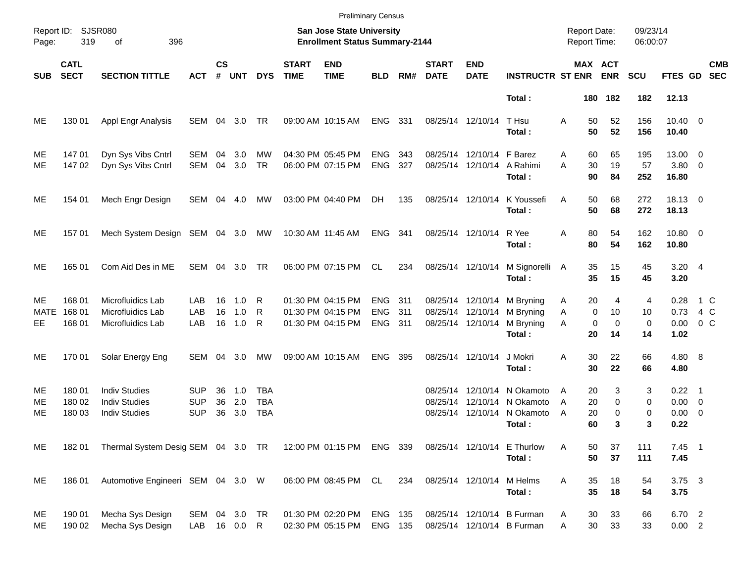Preliminary Census

Report ID: SJSR080
Page: 319 of 396

**San Jose State University**
**Enrollment Status Summary-2144**

Report Date: 09/23/14
Report Time: 06:00:07

| SUB | CATL SECT | SECTION TITTLE | ACT | CS # | UNT | DYS | START TIME | END TIME | BLD | RM# | START DATE | END DATE | INSTRUCTR | ST | MAX ENR | ACT ENR | SCU | FTES | GD | CMB SEC |
|---|---|---|---|---|---|---|---|---|---|---|---|---|---|---|---|---|---|---|---|---|
| | | | | | | | | | | | | | **Total :** | | **180** | **182** | **182** | **12.13** | | |
| ME | 130 01 | Appl Engr Analysis | SEM | 04 | 3.0 | TR | 09:00 AM | 10:15 AM | ENG | 331 | 08/25/14 | 12/10/14 | T Hsu | A | 50 | 52 | 156 | 10.40 | 0 | |
| | | | | | | | | | | | | | **Total :** | | **50** | **52** | **156** | **10.40** | | |
| ME | 147 01 | Dyn Sys Vibs Cntrl | SEM | 04 | 3.0 | MW | 04:30 PM | 05:45 PM | ENG | 343 | 08/25/14 | 12/10/14 | F Barez | A | 60 | 65 | 195 | 13.00 | 0 | |
| ME | 147 02 | Dyn Sys Vibs Cntrl | SEM | 04 | 3.0 | TR | 06:00 PM | 07:15 PM | ENG | 327 | 08/25/14 | 12/10/14 | A Rahimi | A | 30 | 19 | 57 | 3.80 | 0 | |
| | | | | | | | | | | | | | **Total :** | | **90** | **84** | **252** | **16.80** | | |
| ME | 154 01 | Mech Engr Design | SEM | 04 | 4.0 | MW | 03:00 PM | 04:40 PM | DH | 135 | 08/25/14 | 12/10/14 | K Youssefi | A | 50 | 68 | 272 | 18.13 | 0 | |
| | | | | | | | | | | | | | **Total :** | | **50** | **68** | **272** | **18.13** | | |
| ME | 157 01 | Mech System Design | SEM | 04 | 3.0 | MW | 10:30 AM | 11:45 AM | ENG | 341 | 08/25/14 | 12/10/14 | R Yee | A | 80 | 54 | 162 | 10.80 | 0 | |
| | | | | | | | | | | | | | **Total :** | | **80** | **54** | **162** | **10.80** | | |
| ME | 165 01 | Com Aid Des in ME | SEM | 04 | 3.0 | TR | 06:00 PM | 07:15 PM | CL | 234 | 08/25/14 | 12/10/14 | M Signorelli | A | 35 | 15 | 45 | 3.20 | 4 | |
| | | | | | | | | | | | | | **Total :** | | **35** | **15** | **45** | **3.20** | | |
| ME | 168 01 | Microfluidics Lab | LAB | 16 | 1.0 | R | 01:30 PM | 04:15 PM | ENG | 311 | 08/25/14 | 12/10/14 | M Bryning | A | 20 | 4 | 4 | 0.28 | 1 | C |
| MATE | 168 01 | Microfluidics Lab | LAB | 16 | 1.0 | R | 01:30 PM | 04:15 PM | ENG | 311 | 08/25/14 | 12/10/14 | M Bryning | A | 0 | 10 | 10 | 0.73 | 4 | C |
| EE | 168 01 | Microfluidics Lab | LAB | 16 | 1.0 | R | 01:30 PM | 04:15 PM | ENG | 311 | 08/25/14 | 12/10/14 | M Bryning | A | 0 | 0 | 0 | 0.00 | 0 | C |
| | | | | | | | | | | | | | **Total :** | | **20** | **14** | **14** | **1.02** | | |
| ME | 170 01 | Solar Energy Eng | SEM | 04 | 3.0 | MW | 09:00 AM | 10:15 AM | ENG | 395 | 08/25/14 | 12/10/14 | J Mokri | A | 30 | 22 | 66 | 4.80 | 8 | |
| | | | | | | | | | | | | | **Total :** | | **30** | **22** | **66** | **4.80** | | |
| ME | 180 01 | Indiv Studies | SUP | 36 | 1.0 | TBA | | | | | 08/25/14 | 12/10/14 | N Okamoto | A | 20 | 3 | 3 | 0.22 | 1 | |
| ME | 180 02 | Indiv Studies | SUP | 36 | 2.0 | TBA | | | | | 08/25/14 | 12/10/14 | N Okamoto | A | 20 | 0 | 0 | 0.00 | 0 | |
| ME | 180 03 | Indiv Studies | SUP | 36 | 3.0 | TBA | | | | | 08/25/14 | 12/10/14 | N Okamoto | A | 20 | 0 | 0 | 0.00 | 0 | |
| | | | | | | | | | | | | | **Total :** | | **60** | **3** | **3** | **0.22** | | |
| ME | 182 01 | Thermal System Desig | SEM | 04 | 3.0 | TR | 12:00 PM | 01:15 PM | ENG | 339 | 08/25/14 | 12/10/14 | E Thurlow | A | 50 | 37 | 111 | 7.45 | 1 | |
| | | | | | | | | | | | | | **Total :** | | **50** | **37** | **111** | **7.45** | | |
| ME | 186 01 | Automotive Engineeri | SEM | 04 | 3.0 | W | 06:00 PM | 08:45 PM | CL | 234 | 08/25/14 | 12/10/14 | M Helms | A | 35 | 18 | 54 | 3.75 | 3 | |
| | | | | | | | | | | | | | **Total :** | | **35** | **18** | **54** | **3.75** | | |
| ME | 190 01 | Mecha Sys Design | SEM | 04 | 3.0 | TR | 01:30 PM | 02:20 PM | ENG | 135 | 08/25/14 | 12/10/14 | B Furman | A | 30 | 33 | 66 | 6.70 | 2 | |
| ME | 190 02 | Mecha Sys Design | LAB | 16 | 0.0 | R | 02:30 PM | 05:15 PM | ENG | 135 | 08/25/14 | 12/10/14 | B Furman | A | 30 | 33 | 33 | 0.00 | 2 | |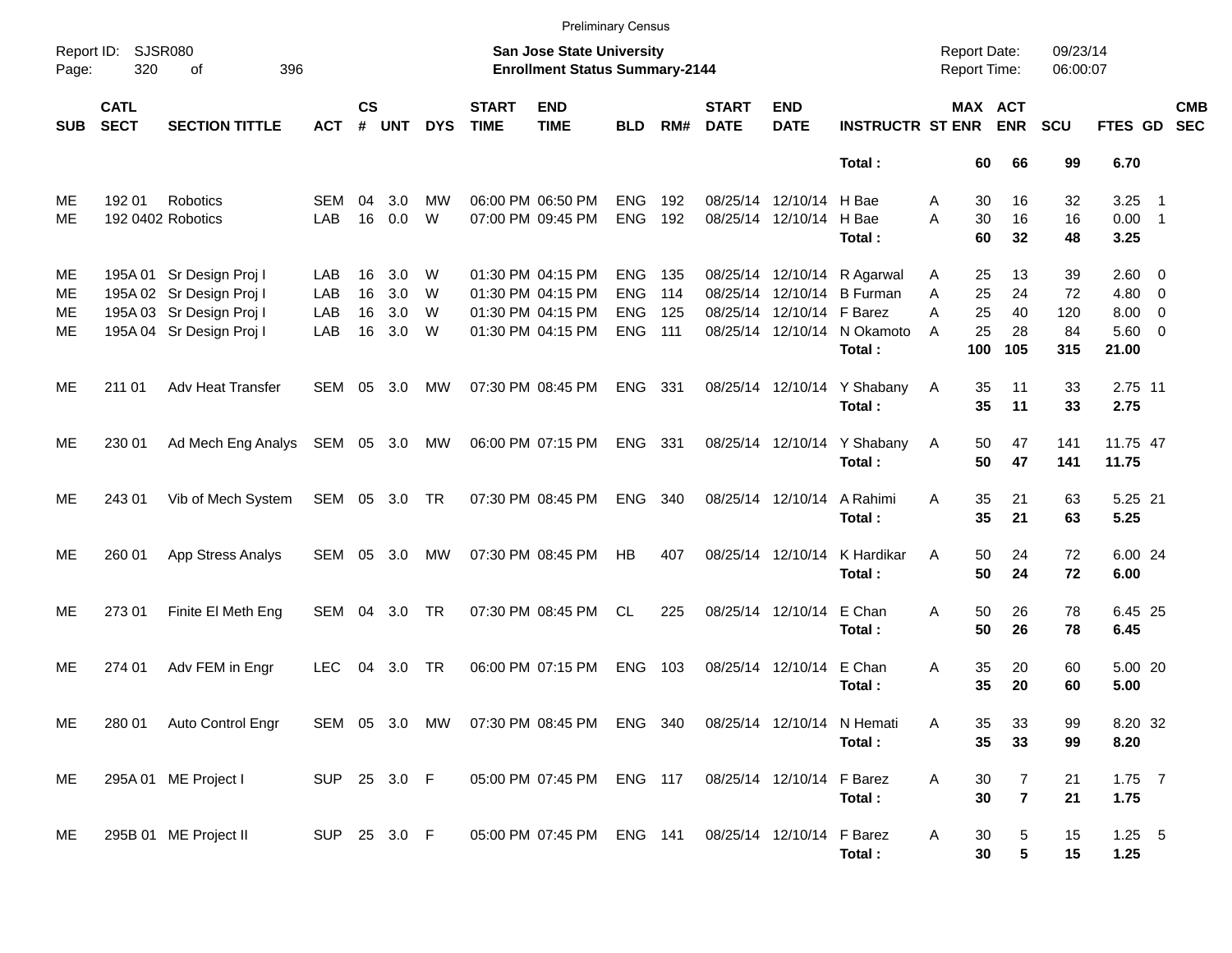Preliminary Census

Report ID: SJSR080
Page: 320 of 396

**San Jose State University**
**Enrollment Status Summary-2144**

Report Date: 09/23/14
Report Time: 06:00:07

| SUB | CATL SECT | SECTION TITTLE | ACT | CS # | UNT | DYS | START TIME | END TIME | BLD | RM# | START DATE | END DATE | INSTRUCTR | ST | MAX ENR | ACT ENR | SCU | FTES | GD | CMB SEC |
|---|---|---|---|---|---|---|---|---|---|---|---|---|---|---|---|---|---|---|---|---|
| | | | | | | | | | | | | | **Total :** | | **60** | **66** | **99** | **6.70** | | |
| ME | 192 01 | Robotics | SEM | 04 | 3.0 | MW | 06:00 PM | 06:50 PM | ENG | 192 | 08/25/14 | 12/10/14 | H Bae | A | 30 | 16 | 32 | 3.25 | 1 | |
| ME | 192 0402 | Robotics | LAB | 16 | 0.0 | W | 07:00 PM | 09:45 PM | ENG | 192 | 08/25/14 | 12/10/14 | H Bae | A | 30 | 16 | 16 | 0.00 | 1 | |
| | | | | | | | | | | | | | **Total :** | | **60** | **32** | **48** | **3.25** | | |
| ME | 195A 01 | Sr Design Proj I | LAB | 16 | 3.0 | W | 01:30 PM | 04:15 PM | ENG | 135 | 08/25/14 | 12/10/14 | R Agarwal | A | 25 | 13 | 39 | 2.60 | 0 | |
| ME | 195A 02 | Sr Design Proj I | LAB | 16 | 3.0 | W | 01:30 PM | 04:15 PM | ENG | 114 | 08/25/14 | 12/10/14 | B Furman | A | 25 | 24 | 72 | 4.80 | 0 | |
| ME | 195A 03 | Sr Design Proj I | LAB | 16 | 3.0 | W | 01:30 PM | 04:15 PM | ENG | 125 | 08/25/14 | 12/10/14 | F Barez | A | 25 | 40 | 120 | 8.00 | 0 | |
| ME | 195A 04 | Sr Design Proj I | LAB | 16 | 3.0 | W | 01:30 PM | 04:15 PM | ENG | 111 | 08/25/14 | 12/10/14 | N Okamoto | A | 25 | 28 | 84 | 5.60 | 0 | |
| | | | | | | | | | | | | | **Total :** | | **100** | **105** | **315** | **21.00** | | |
| ME | 211 01 | Adv Heat Transfer | SEM | 05 | 3.0 | MW | 07:30 PM | 08:45 PM | ENG | 331 | 08/25/14 | 12/10/14 | Y Shabany | A | 35 | 11 | 33 | 2.75 | 11 | |
| | | | | | | | | | | | | | **Total :** | | **35** | **11** | **33** | **2.75** | | |
| ME | 230 01 | Ad Mech Eng Analys | SEM | 05 | 3.0 | MW | 06:00 PM | 07:15 PM | ENG | 331 | 08/25/14 | 12/10/14 | Y Shabany | A | 50 | 47 | 141 | 11.75 | 47 | |
| | | | | | | | | | | | | | **Total :** | | **50** | **47** | **141** | **11.75** | | |
| ME | 243 01 | Vib of Mech System | SEM | 05 | 3.0 | TR | 07:30 PM | 08:45 PM | ENG | 340 | 08/25/14 | 12/10/14 | A Rahimi | A | 35 | 21 | 63 | 5.25 | 21 | |
| | | | | | | | | | | | | | **Total :** | | **35** | **21** | **63** | **5.25** | | |
| ME | 260 01 | App Stress Analys | SEM | 05 | 3.0 | MW | 07:30 PM | 08:45 PM | HB | 407 | 08/25/14 | 12/10/14 | K Hardikar | A | 50 | 24 | 72 | 6.00 | 24 | |
| | | | | | | | | | | | | | **Total :** | | **50** | **24** | **72** | **6.00** | | |
| ME | 273 01 | Finite El Meth Eng | SEM | 04 | 3.0 | TR | 07:30 PM | 08:45 PM | CL | 225 | 08/25/14 | 12/10/14 | E Chan | A | 50 | 26 | 78 | 6.45 | 25 | |
| | | | | | | | | | | | | | **Total :** | | **50** | **26** | **78** | **6.45** | | |
| ME | 274 01 | Adv FEM in Engr | LEC | 04 | 3.0 | TR | 06:00 PM | 07:15 PM | ENG | 103 | 08/25/14 | 12/10/14 | E Chan | A | 35 | 20 | 60 | 5.00 | 20 | |
| | | | | | | | | | | | | | **Total :** | | **35** | **20** | **60** | **5.00** | | |
| ME | 280 01 | Auto Control Engr | SEM | 05 | 3.0 | MW | 07:30 PM | 08:45 PM | ENG | 340 | 08/25/14 | 12/10/14 | N Hemati | A | 35 | 33 | 99 | 8.20 | 32 | |
| | | | | | | | | | | | | | **Total :** | | **35** | **33** | **99** | **8.20** | | |
| ME | 295A 01 | ME Project I | SUP | 25 | 3.0 | F | 05:00 PM | 07:45 PM | ENG | 117 | 08/25/14 | 12/10/14 | F Barez | A | 30 | 7 | 21 | 1.75 | 7 | |
| | | | | | | | | | | | | | **Total :** | | **30** | **7** | **21** | **1.75** | | |
| ME | 295B 01 | ME Project II | SUP | 25 | 3.0 | F | 05:00 PM | 07:45 PM | ENG | 141 | 08/25/14 | 12/10/14 | F Barez | A | 30 | 5 | 15 | 1.25 | 5 | |
| | | | | | | | | | | | | | **Total :** | | **30** | **5** | **15** | **1.25** | | |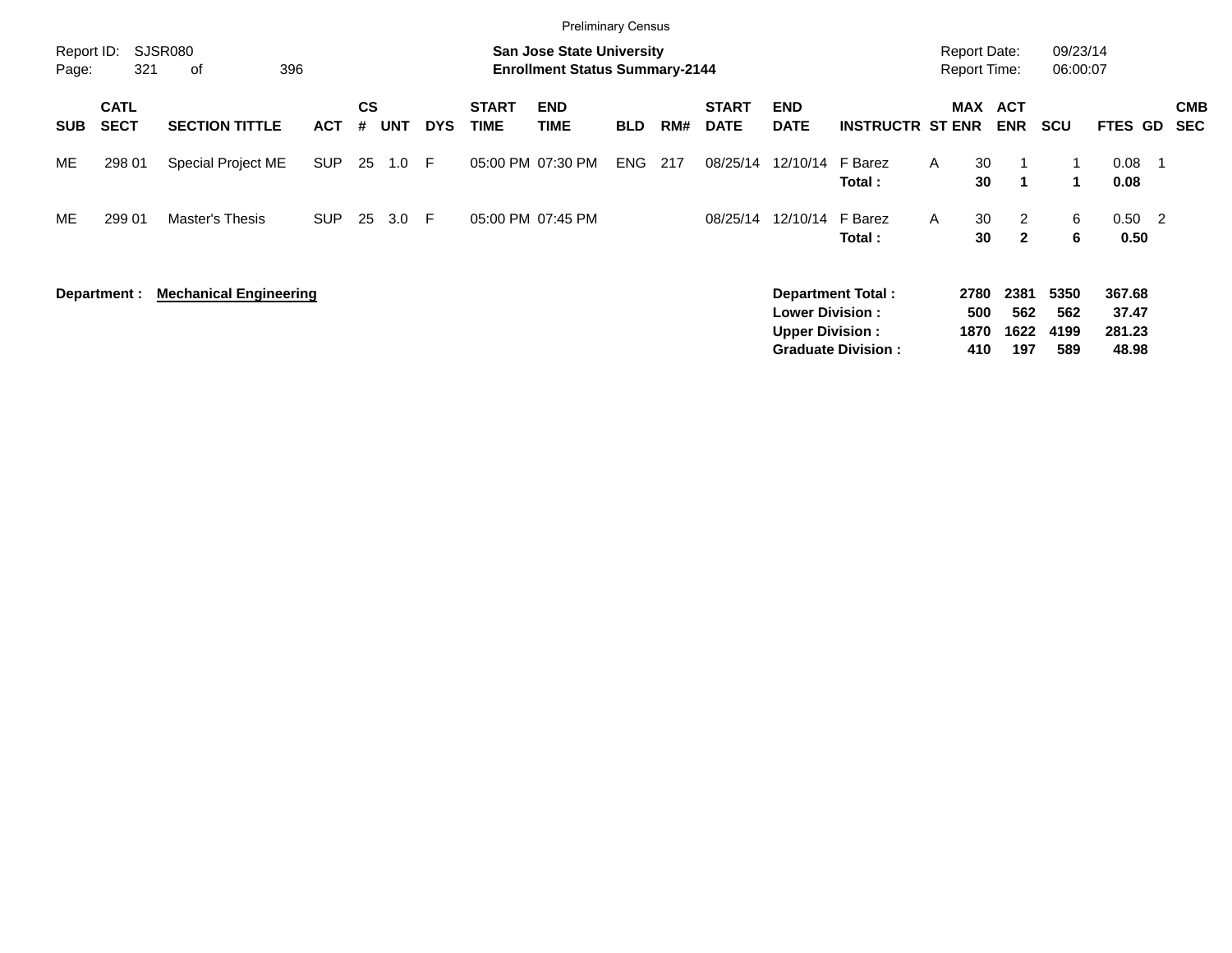Preliminary Census

Report ID: SJSR080
**San Jose State University**
**Enrollment Status Summary-2144**
Report Date: 09/23/14
Report Time: 06:00:07

| SUB | CATL SECT | SECTION TITTLE | ACT | CS # | UNT | DYS | START TIME | END TIME | BLD | RM# | START DATE | END DATE | INSTRUCTR | ST | MAX ENR | ACT ENR | SCU | FTES | GD | CMB SEC |
|---|---|---|---|---|---|---|---|---|---|---|---|---|---|---|---|---|---|---|---|---|
| ME | 298 01 | Special Project ME | SUP | 25 | 1.0 | F | 05:00 PM | 07:30 PM | ENG | 217 | 08/25/14 | 12/10/14 | F Barez | A | 30 | 1 | 1 | 0.08 | 1 | |
| | | | | | | | | | | | | | **Total :** | | **30** | **1** | **1** | **0.08** | | |
| ME | 299 01 | Master's Thesis | SUP | 25 | 3.0 | F | 05:00 PM | 07:45 PM | | | 08/25/14 | 12/10/14 | F Barez | A | 30 | 2 | 6 | 0.50 | 2 | |
| | | | | | | | | | | | | | **Total :** | | **30** | **2** | **6** | **0.50** | | |

**Department :** **Mechanical Engineering**

| | MAX ENR | ACT ENR | SCU | FTES |
|---|---|---|---|---|
| **Department Total :** | **2780** | **2381** | **5350** | **367.68** |
| **Lower Division :** | **500** | **562** | **562** | **37.47** |
| **Upper Division :** | **1870** | **1622** | **4199** | **281.23** |
| **Graduate Division :** | **410** | **197** | **589** | **48.98** |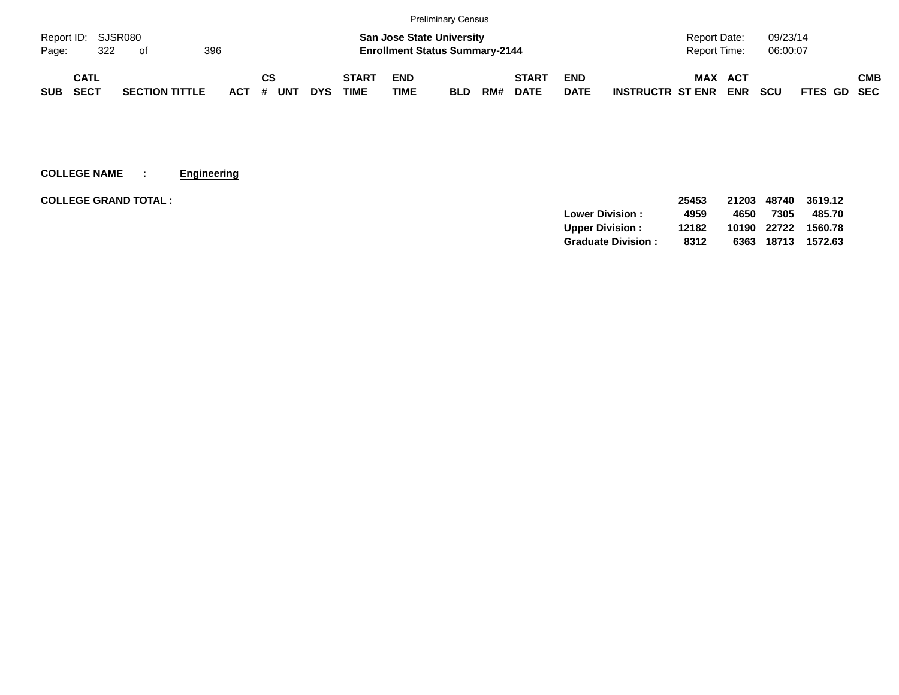Preliminary Census

Report ID: SJSR080

**San Jose State University**
**Enrollment Status Summary-2144**

Report Date: 09/23/14
Report Time: 06:00:07

| SUB | CATL SECT | SECTION TITTLE | ACT | CS # | UNT | DYS | START TIME | END TIME | BLD | RM# | START DATE | END DATE | INSTRUCTR | MAX ST ENR | ACT ENR | SCU | FTES | GD | CMB SEC |
|---|---|---|---|---|---|---|---|---|---|---|---|---|---|---|---|---|---|---|---|

**COLLEGE NAME : <u>Engineering</u>**

**COLLEGE GRAND TOTAL :**

| | MAX ST ENR | ACT ENR | SCU | FTES |
|---|---|---|---|---|
| | **25453** | **21203** | **48740** | **3619.12** |
| **Lower Division :** | **4959** | **4650** | **7305** | **485.70** |
| **Upper Division :** | **12182** | **10190** | **22722** | **1560.78** |
| **Graduate Division :** | **8312** | **6363** | **18713** | **1572.63** |